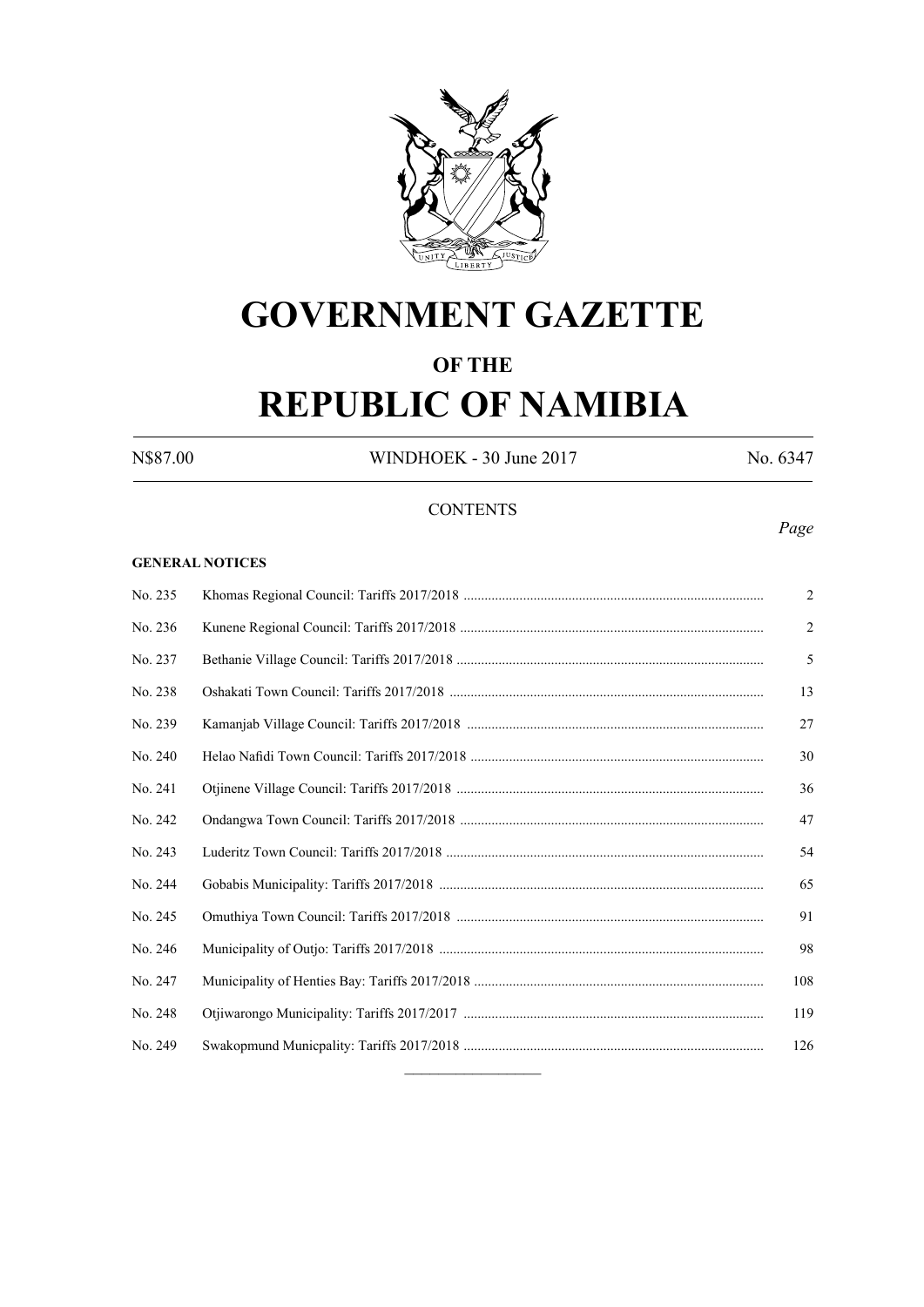# GOVERNMENT GAZETTE

## OF THE

# REPUBLIC OF NAMIBIA

N$87.00 WINDHOEK - 30 June 2017 No. 6347

CONTENTS

*Page*

**GENERAL NOTICES**

| | | |
|---|---|---|
| No. 235 | Khomas Regional Council: Tariffs 2017/2018 | 2 |
| No. 236 | Kunene Regional Council: Tariffs 2017/2018 | 2 |
| No. 237 | Bethanie Village Council: Tariffs 2017/2018 | 5 |
| No. 238 | Oshakati Town Council: Tariffs 2017/2018 | 13 |
| No. 239 | Kamanjab Village Council: Tariffs 2017/2018 | 27 |
| No. 240 | Helao Nafidi Town Council: Tariffs 2017/2018 | 30 |
| No. 241 | Otjinene Village Council: Tariffs 2017/2018 | 36 |
| No. 242 | Ondangwa Town Council: Tariffs 2017/2018 | 47 |
| No. 243 | Luderitz Town Council: Tariffs 2017/2018 | 54 |
| No. 244 | Gobabis Municipality: Tariffs 2017/2018 | 65 |
| No. 245 | Omuthiya Town Council: Tariffs 2017/2018 | 91 |
| No. 246 | Municipality of Outjo: Tariffs 2017/2018 | 98 |
| No. 247 | Municipality of Henties Bay: Tariffs 2017/2018 | 108 |
| No. 248 | Otjiwarongo Municipality: Tariffs 2017/2017 | 119 |
| No. 249 | Swakopmund Municipality: Tariffs 2017/2018 | 126 |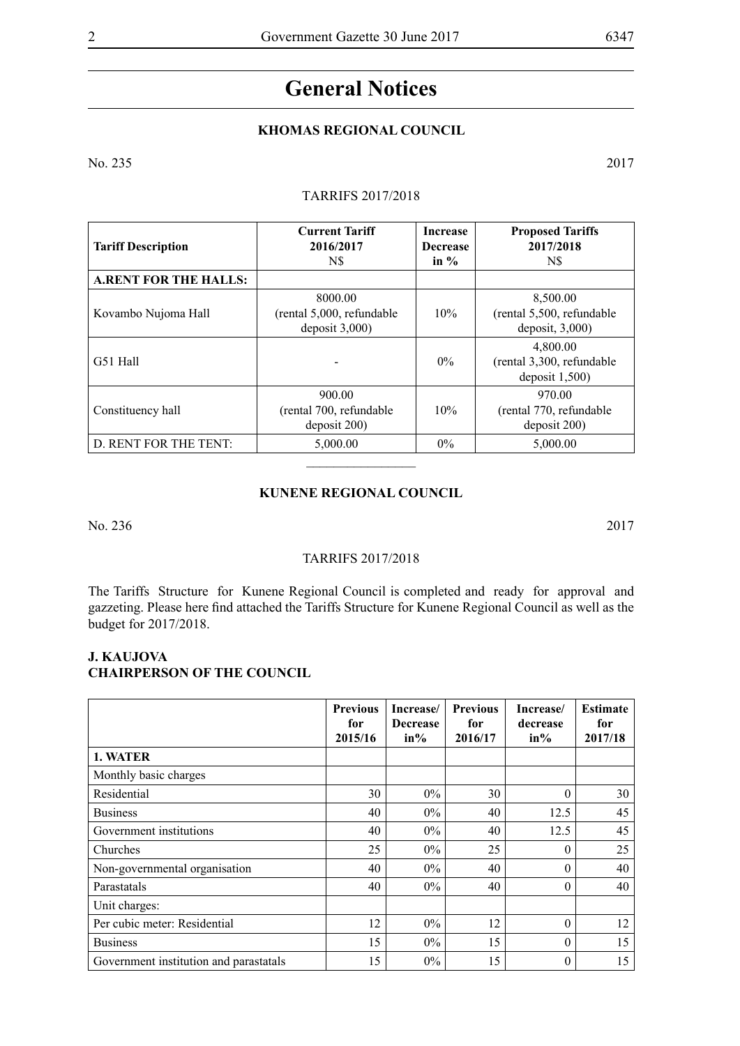# General Notices

## KHOMAS REGIONAL COUNCIL

No. 235 2017

TARRIFS 2017/2018

| Tariff Description | Current Tariff 2016/2017 N$ | Increase Decrease in % | Proposed Tariffs 2017/2018 N$ |
|---|---|---|---|
| **A.RENT FOR THE HALLS:** | | | |
| Kovambo Nujoma Hall | 8000.00 (rental 5,000, refundable deposit 3,000) | 10% | 8,500.00 (rental 5,500, refundable deposit, 3,000) |
| G51 Hall | - | 0% | 4,800.00 (rental 3,300, refundable deposit 1,500) |
| Constituency hall | 900.00 (rental 700, refundable deposit 200) | 10% | 970.00 (rental 770, refundable deposit 200) |
| D. RENT FOR THE TENT: | 5,000.00 | 0% | 5,000.00 |

________________

## KUNENE REGIONAL COUNCIL

No. 236 2017

TARRIFS 2017/2018

The Tariffs Structure for Kunene Regional Council is completed and ready for approval and gazzeting. Please here find attached the Tariffs Structure for Kunene Regional Council as well as the budget for 2017/2018.

**J. KAUJOVA**
**CHAIRPERSON OF THE COUNCIL**

| | Previous for 2015/16 | Increase/ Decrease in% | Previous for 2016/17 | Increase/ decrease in% | Estimate for 2017/18 |
|---|---|---|---|---|---|
| **1. WATER** | | | | | |
| Monthly basic charges | | | | | |
| Residential | 30 | 0% | 30 | 0 | 30 |
| Business | 40 | 0% | 40 | 12.5 | 45 |
| Government institutions | 40 | 0% | 40 | 12.5 | 45 |
| Churches | 25 | 0% | 25 | 0 | 25 |
| Non-governmental organisation | 40 | 0% | 40 | 0 | 40 |
| Parastatals | 40 | 0% | 40 | 0 | 40 |
| Unit charges: | | | | | |
| Per cubic meter: Residential | 12 | 0% | 12 | 0 | 12 |
| Business | 15 | 0% | 15 | 0 | 15 |
| Government institution and parastatals | 15 | 0% | 15 | 0 | 15 |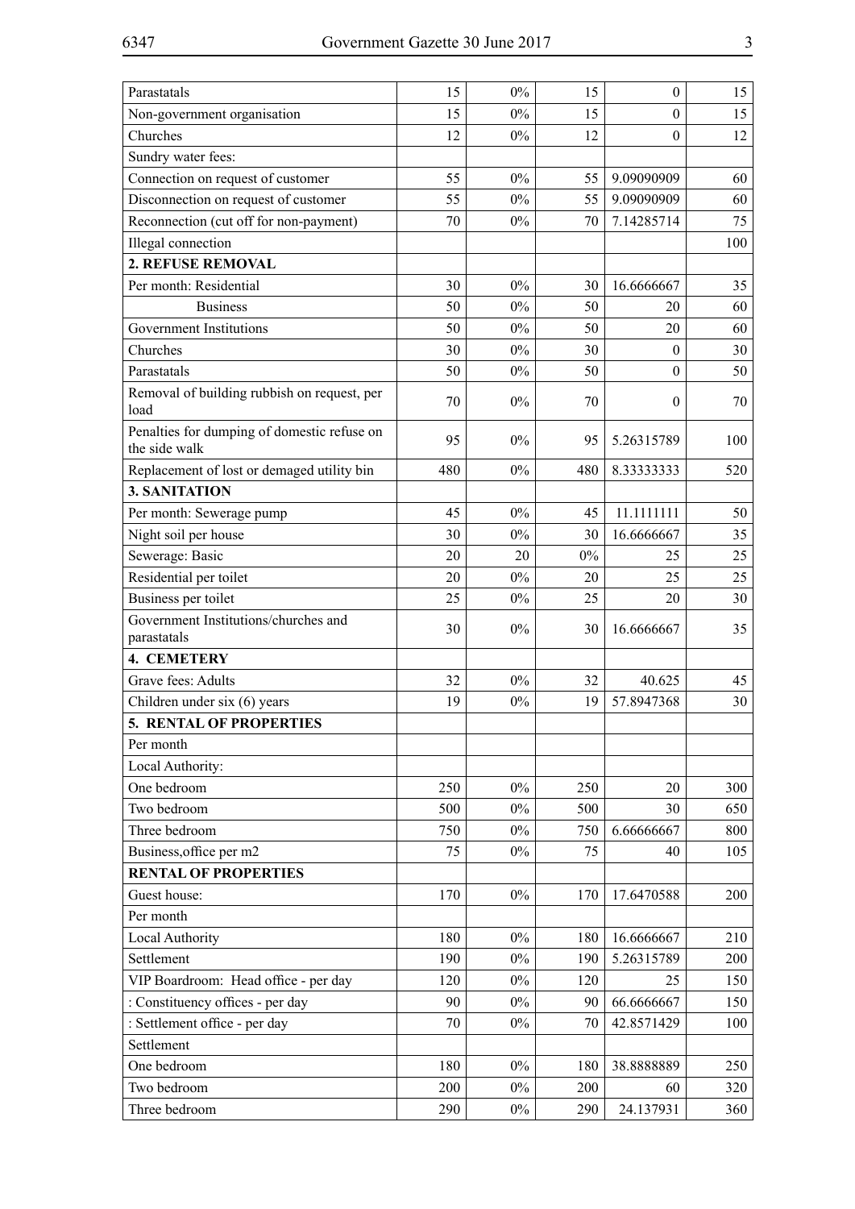| | | | | | |
|---|---|---|---|---|---|
| Parastatals | 15 | 0% | 15 | 0 | 15 |
| Non-government organisation | 15 | 0% | 15 | 0 | 15 |
| Churches | 12 | 0% | 12 | 0 | 12 |
| Sundry water fees: | | | | | |
| Connection on request of customer | 55 | 0% | 55 | 9.09090909 | 60 |
| Disconnection on request of customer | 55 | 0% | 55 | 9.09090909 | 60 |
| Reconnection (cut off for non-payment) | 70 | 0% | 70 | 7.14285714 | 75 |
| Illegal connection | | | | | 100 |
| **2. REFUSE REMOVAL** | | | | | |
| Per month: Residential | 30 | 0% | 30 | 16.6666667 | 35 |
| Business | 50 | 0% | 50 | 20 | 60 |
| Government Institutions | 50 | 0% | 50 | 20 | 60 |
| Churches | 30 | 0% | 30 | 0 | 30 |
| Parastatals | 50 | 0% | 50 | 0 | 50 |
| Removal of building rubbish on request, per load | 70 | 0% | 70 | 0 | 70 |
| Penalties for dumping of domestic refuse on the side walk | 95 | 0% | 95 | 5.26315789 | 100 |
| Replacement of lost or demaged utility bin | 480 | 0% | 480 | 8.33333333 | 520 |
| **3. SANITATION** | | | | | |
| Per month: Sewerage pump | 45 | 0% | 45 | 11.1111111 | 50 |
| Night soil per house | 30 | 0% | 30 | 16.6666667 | 35 |
| Sewerage: Basic | 20 | 20 | 0% | 25 | 25 |
| Residential per toilet | 20 | 0% | 20 | 25 | 25 |
| Business per toilet | 25 | 0% | 25 | 20 | 30 |
| Government Institutions/churches and parastatals | 30 | 0% | 30 | 16.6666667 | 35 |
| **4. CEMETERY** | | | | | |
| Grave fees: Adults | 32 | 0% | 32 | 40.625 | 45 |
| Children under six (6) years | 19 | 0% | 19 | 57.8947368 | 30 |
| **5. RENTAL OF PROPERTIES** | | | | | |
| Per month | | | | | |
| Local Authority: | | | | | |
| One bedroom | 250 | 0% | 250 | 20 | 300 |
| Two bedroom | 500 | 0% | 500 | 30 | 650 |
| Three bedroom | 750 | 0% | 750 | 6.66666667 | 800 |
| Business,office per m2 | 75 | 0% | 75 | 40 | 105 |
| **RENTAL OF PROPERTIES** | | | | | |
| Guest house: | 170 | 0% | 170 | 17.6470588 | 200 |
| Per month | | | | | |
| Local Authority | 180 | 0% | 180 | 16.6666667 | 210 |
| Settlement | 190 | 0% | 190 | 5.26315789 | 200 |
| VIP Boardroom: Head office - per day | 120 | 0% | 120 | 25 | 150 |
| : Constituency offices - per day | 90 | 0% | 90 | 66.6666667 | 150 |
| : Settlement office - per day | 70 | 0% | 70 | 42.8571429 | 100 |
| Settlement | | | | | |
| One bedroom | 180 | 0% | 180 | 38.8888889 | 250 |
| Two bedroom | 200 | 0% | 200 | 60 | 320 |
| Three bedroom | 290 | 0% | 290 | 24.137931 | 360 |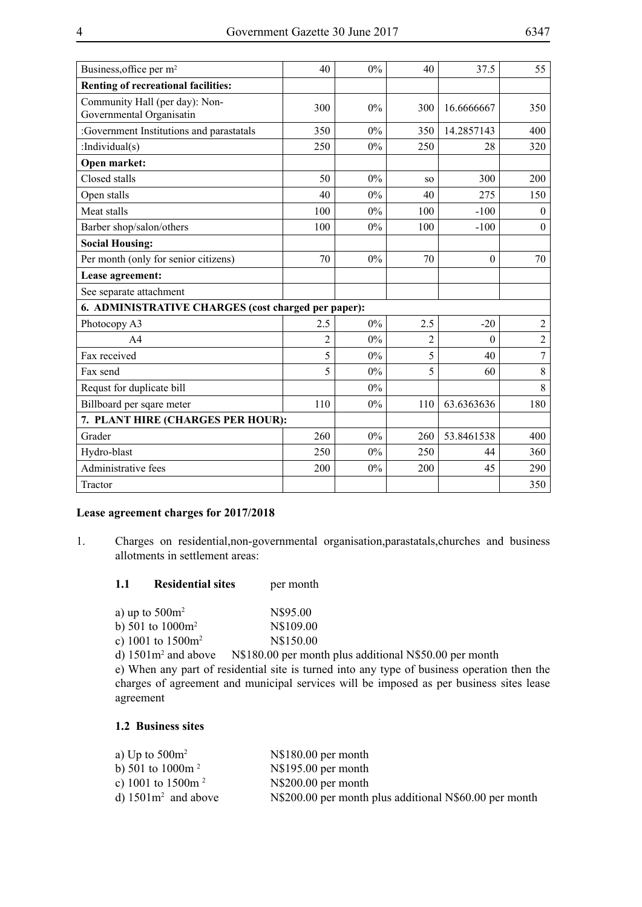| Business,office per m² | 40 | 0% | 40 | 37.5 | 55 |
|---|---|---|---|---|---|
| **Renting of recreational facilities:** | | | | | |
| Community Hall (per day): Non-Governmental Organisatin | 300 | 0% | 300 | 16.6666667 | 350 |
| :Government Institutions and parastatals | 350 | 0% | 350 | 14.2857143 | 400 |
| :Individual(s) | 250 | 0% | 250 | 28 | 320 |
| **Open market:** | | | | | |
| Closed stalls | 50 | 0% | so | 300 | 200 |
| Open stalls | 40 | 0% | 40 | 275 | 150 |
| Meat stalls | 100 | 0% | 100 | -100 | 0 |
| Barber shop/salon/others | 100 | 0% | 100 | -100 | 0 |
| **Social Housing:** | | | | | |
| Per month (only for senior citizens) | 70 | 0% | 70 | 0 | 70 |
| **Lease agreement:** | | | | | |
| See separate attachment | | | | | |
| **6. ADMINISTRATIVE CHARGES (cost charged per paper):** | | | | | |
| Photocopy A3 | 2.5 | 0% | 2.5 | -20 | 2 |
| A4 | 2 | 0% | 2 | 0 | 2 |
| Fax received | 5 | 0% | 5 | 40 | 7 |
| Fax send | 5 | 0% | 5 | 60 | 8 |
| Requst for duplicate bill | | 0% | | | 8 |
| Billboard per sqare meter | 110 | 0% | 110 | 63.6363636 | 180 |
| **7. PLANT HIRE (CHARGES PER HOUR):** | | | | | |
| Grader | 260 | 0% | 260 | 53.8461538 | 400 |
| Hydro-blast | 250 | 0% | 250 | 44 | 360 |
| Administrative fees | 200 | 0% | 200 | 45 | 290 |
| Tractor | | | | | 350 |

**Lease agreement charges for 2017/2018**

1. Charges on residential,non-governmental organisation,parastatals,churches and business allotments in settlement areas:

**1.1 Residential sites** per month

a) up to 500m² N$95.00
b) 501 to 1000m² N$109.00
c) 1001 to 1500m² N$150.00
d) 1501m² and above N$180.00 per month plus additional N$50.00 per month

e) When any part of residential site is turned into any type of business operation then the charges of agreement and municipal services will be imposed as per business sites lease agreement

**1.2 Business sites**

a) Up to 500m² N$180.00 per month
b) 501 to 1000m² N$195.00 per month
c) 1001 to 1500m² N$200.00 per month
d) 1501m² and above N$200.00 per month plus additional N$60.00 per month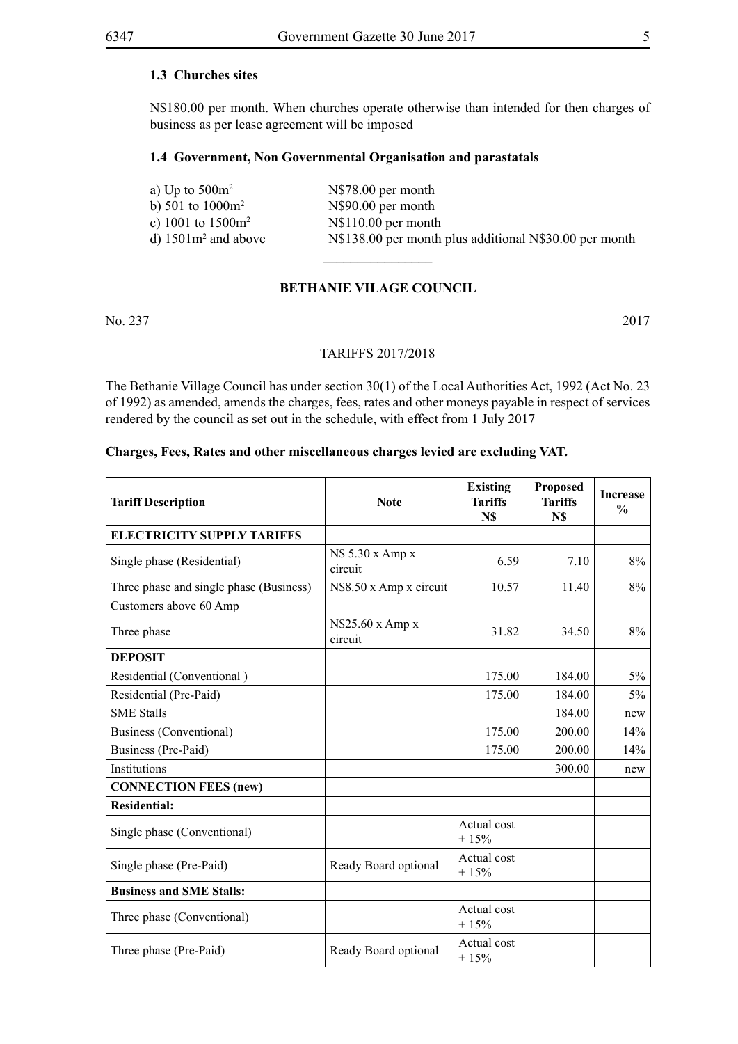### 1.3 Churches sites

N$180.00 per month. When churches operate otherwise than intended for then charges of business as per lease agreement will be imposed

### 1.4 Government, Non Governmental Organisation and parastatals

a) Up to 500m$^2$ N$78.00 per month
b) 501 to 1000m$^2$ N$90.00 per month
c) 1001 to 1500m$^2$ N$110.00 per month
d) 1501m$^2$ and above N$138.00 per month plus additional N$30.00 per month

## BETHANIE VILAGE COUNCIL

No. 237 2017

TARIFFS 2017/2018

The Bethanie Village Council has under section 30(1) of the Local Authorities Act, 1992 (Act No. 23 of 1992) as amended, amends the charges, fees, rates and other moneys payable in respect of services rendered by the council as set out in the schedule, with effect from 1 July 2017

**Charges, Fees, Rates and other miscellaneous charges levied are excluding VAT.**

| Tariff Description | Note | Existing Tariffs N$ | Proposed Tariffs N$ | Increase % |
|---|---|---|---|---|
| **ELECTRICITY SUPPLY TARIFFS** | | | | |
| Single phase (Residential) | N$ 5.30 x Amp x circuit | 6.59 | 7.10 | 8% |
| Three phase and single phase (Business) | N$8.50 x Amp x circuit | 10.57 | 11.40 | 8% |
| Customers above 60 Amp | | | | |
| Three phase | N$25.60 x Amp x circuit | 31.82 | 34.50 | 8% |
| **DEPOSIT** | | | | |
| Residential (Conventional ) | | 175.00 | 184.00 | 5% |
| Residential (Pre-Paid) | | 175.00 | 184.00 | 5% |
| SME Stalls | | | 184.00 | new |
| Business (Conventional) | | 175.00 | 200.00 | 14% |
| Business (Pre-Paid) | | 175.00 | 200.00 | 14% |
| Institutions | | | 300.00 | new |
| **CONNECTION FEES (new)** | | | | |
| **Residential:** | | | | |
| Single phase (Conventional) | | Actual cost + 15% | | |
| Single phase (Pre-Paid) | Ready Board optional | Actual cost + 15% | | |
| **Business and SME Stalls:** | | | | |
| Three phase (Conventional) | | Actual cost + 15% | | |
| Three phase (Pre-Paid) | Ready Board optional | Actual cost + 15% | | |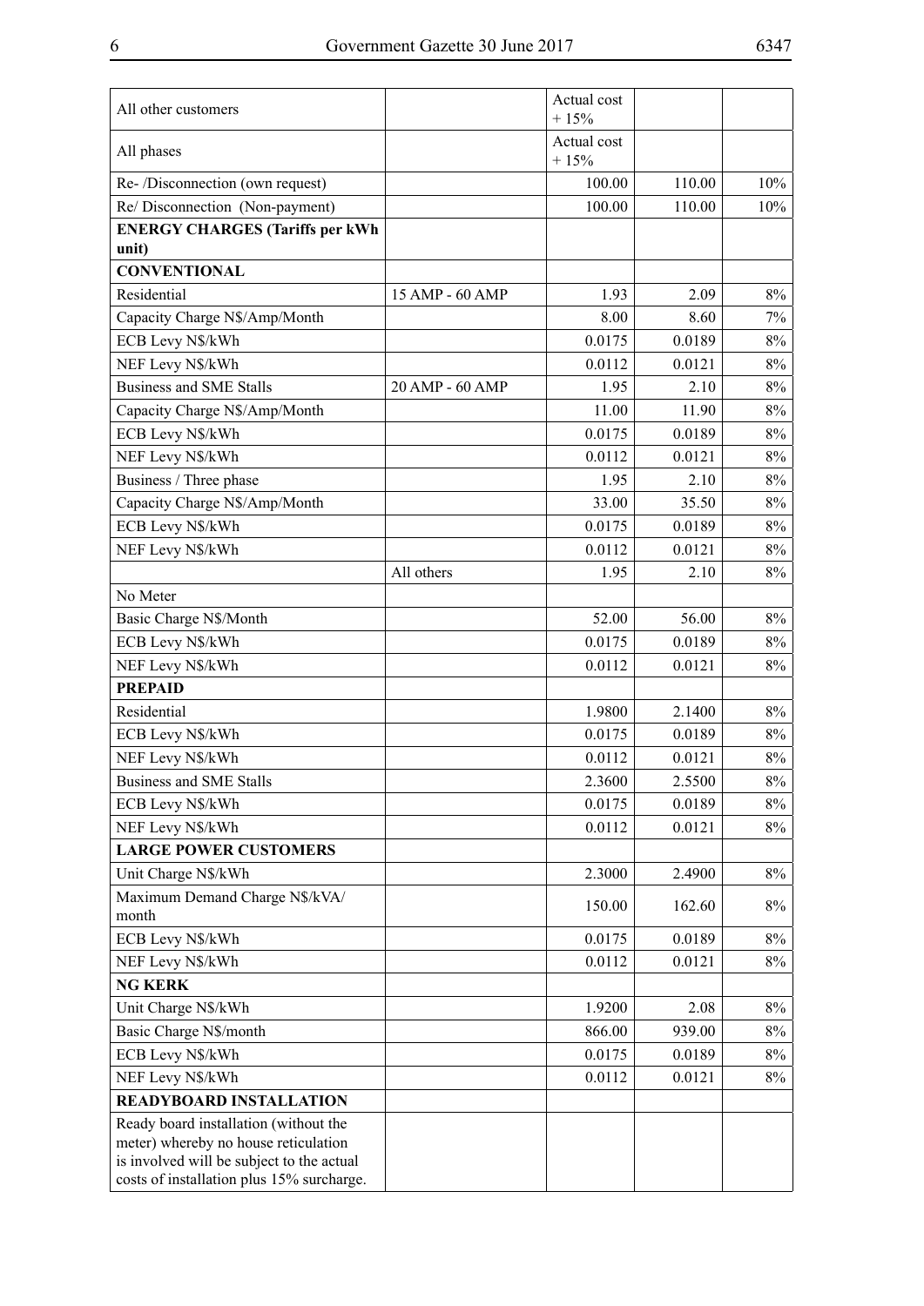| All other customers | | Actual cost + 15% | | |
|---|---|---|---|---|
| All phases | | Actual cost + 15% | | |
| Re- /Disconnection (own request) | | 100.00 | 110.00 | 10% |
| Re/ Disconnection (Non-payment) | | 100.00 | 110.00 | 10% |
| **ENERGY CHARGES (Tariffs per kWh unit)** | | | | |
| **CONVENTIONAL** | | | | |
| Residential | 15 AMP - 60 AMP | 1.93 | 2.09 | 8% |
| Capacity Charge N$/Amp/Month | | 8.00 | 8.60 | 7% |
| ECB Levy N$/kWh | | 0.0175 | 0.0189 | 8% |
| NEF Levy N$/kWh | | 0.0112 | 0.0121 | 8% |
| Business and SME Stalls | 20 AMP - 60 AMP | 1.95 | 2.10 | 8% |
| Capacity Charge N$/Amp/Month | | 11.00 | 11.90 | 8% |
| ECB Levy N$/kWh | | 0.0175 | 0.0189 | 8% |
| NEF Levy N$/kWh | | 0.0112 | 0.0121 | 8% |
| Business / Three phase | | 1.95 | 2.10 | 8% |
| Capacity Charge N$/Amp/Month | | 33.00 | 35.50 | 8% |
| ECB Levy N$/kWh | | 0.0175 | 0.0189 | 8% |
| NEF Levy N$/kWh | | 0.0112 | 0.0121 | 8% |
| | All others | 1.95 | 2.10 | 8% |
| No Meter | | | | |
| Basic Charge N$/Month | | 52.00 | 56.00 | 8% |
| ECB Levy N$/kWh | | 0.0175 | 0.0189 | 8% |
| NEF Levy N$/kWh | | 0.0112 | 0.0121 | 8% |
| **PREPAID** | | | | |
| Residential | | 1.9800 | 2.1400 | 8% |
| ECB Levy N$/kWh | | 0.0175 | 0.0189 | 8% |
| NEF Levy N$/kWh | | 0.0112 | 0.0121 | 8% |
| Business and SME Stalls | | 2.3600 | 2.5500 | 8% |
| ECB Levy N$/kWh | | 0.0175 | 0.0189 | 8% |
| NEF Levy N$/kWh | | 0.0112 | 0.0121 | 8% |
| **LARGE POWER CUSTOMERS** | | | | |
| Unit Charge N$/kWh | | 2.3000 | 2.4900 | 8% |
| Maximum Demand Charge N$/kVA/ month | | 150.00 | 162.60 | 8% |
| ECB Levy N$/kWh | | 0.0175 | 0.0189 | 8% |
| NEF Levy N$/kWh | | 0.0112 | 0.0121 | 8% |
| **NG KERK** | | | | |
| Unit Charge N$/kWh | | 1.9200 | 2.08 | 8% |
| Basic Charge N$/month | | 866.00 | 939.00 | 8% |
| ECB Levy N$/kWh | | 0.0175 | 0.0189 | 8% |
| NEF Levy N$/kWh | | 0.0112 | 0.0121 | 8% |
| **READYBOARD INSTALLATION** | | | | |
| Ready board installation (without the meter) whereby no house reticulation is involved will be subject to the actual costs of installation plus 15% surcharge. | | | | |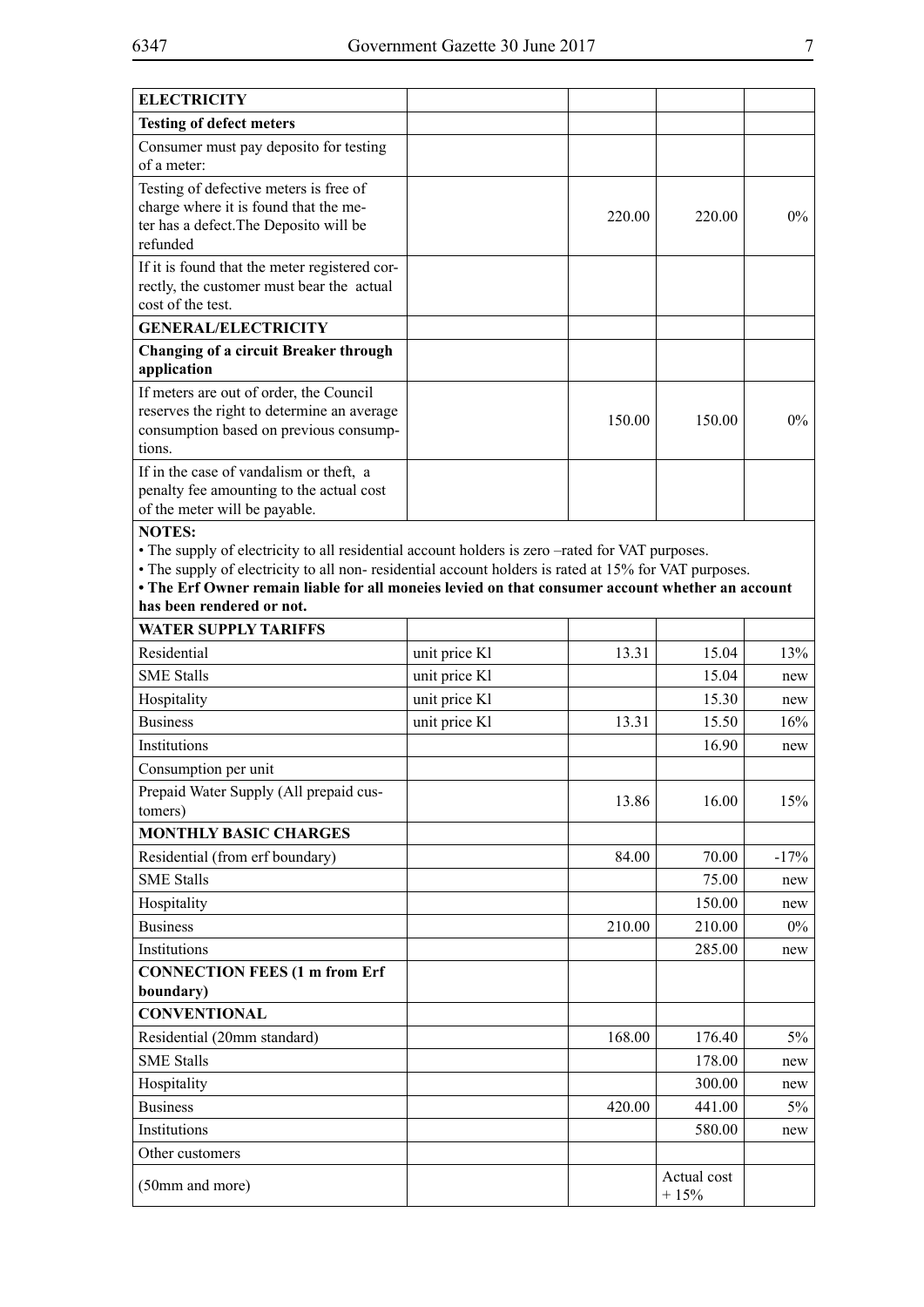| **ELECTRICITY** | | | | |
|---|---|---|---|---|
| **Testing of defect meters** | | | | |
| Consumer must pay deposito for testing of a meter: | | | | |
| Testing of defective meters is free of charge where it is found that the meter has a defect.The Deposito will be refunded | | 220.00 | 220.00 | 0% |
| If it is found that the meter registered correctly, the customer must bear the actual cost of the test. | | | | |
| **GENERAL/ELECTRICITY** | | | | |
| **Changing of a circuit Breaker through application** | | | | |
| If meters are out of order, the Council reserves the right to determine an average consumption based on previous consumptions. | | 150.00 | 150.00 | 0% |
| If in the case of vandalism or theft, a penalty fee amounting to the actual cost of the meter will be payable. | | | | |

**NOTES:**

- The supply of electricity to all residential account holders is zero –rated for VAT purposes.
- The supply of electricity to all non- residential account holders is rated at 15% for VAT purposes.
- **The Erf Owner remain liable for all moneies levied on that consumer account whether an account has been rendered or not.**

| **WATER SUPPLY TARIFFS** | | | | |
|---|---|---|---|---|
| Residential | unit price Kl | 13.31 | 15.04 | 13% |
| SME Stalls | unit price Kl | | 15.04 | new |
| Hospitality | unit price Kl | | 15.30 | new |
| Business | unit price Kl | 13.31 | 15.50 | 16% |
| Institutions | | | 16.90 | new |
| Consumption per unit | | | | |
| Prepaid Water Supply (All prepaid customers) | | 13.86 | 16.00 | 15% |
| **MONTHLY BASIC CHARGES** | | | | |
| Residential (from erf boundary) | | 84.00 | 70.00 | -17% |
| SME Stalls | | | 75.00 | new |
| Hospitality | | | 150.00 | new |
| Business | | 210.00 | 210.00 | 0% |
| Institutions | | | 285.00 | new |
| **CONNECTION FEES (1 m from Erf boundary)** | | | | |
| **CONVENTIONAL** | | | | |
| Residential (20mm standard) | | 168.00 | 176.40 | 5% |
| SME Stalls | | | 178.00 | new |
| Hospitality | | | 300.00 | new |
| Business | | 420.00 | 441.00 | 5% |
| Institutions | | | 580.00 | new |
| Other customers | | | | |
| (50mm and more) | | | Actual cost + 15% | |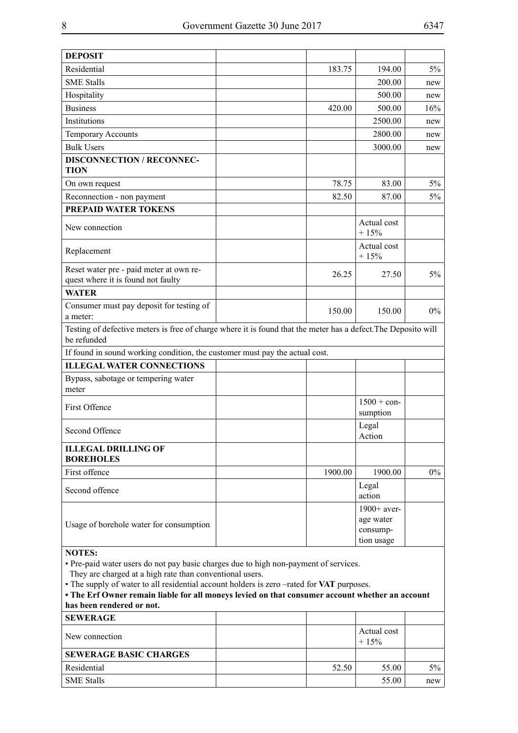| **DEPOSIT** | | | | |
|---|---|---|---|---|
| Residential | | 183.75 | 194.00 | 5% |
| SME Stalls | | | 200.00 | new |
| Hospitality | | | 500.00 | new |
| Business | | 420.00 | 500.00 | 16% |
| Institutions | | | 2500.00 | new |
| Temporary Accounts | | | 2800.00 | new |
| Bulk Users | | | 3000.00 | new |
| **DISCONNECTION / RECONNECTION** | | | | |
| On own request | | 78.75 | 83.00 | 5% |
| Reconnection - non payment | | 82.50 | 87.00 | 5% |
| **PREPAID WATER TOKENS** | | | | |
| New connection | | | Actual cost + 15% | |
| Replacement | | | Actual cost + 15% | |
| Reset water pre - paid meter at own request where it is found not faulty | | 26.25 | 27.50 | 5% |
| **WATER** | | | | |
| Consumer must pay deposit for testing of a meter: | | 150.00 | 150.00 | 0% |
| Testing of defective meters is free of charge where it is found that the meter has a defect.The Deposito will be refunded | | | | |
| If found in sound working condition, the customer must pay the actual cost. | | | | |
| **ILLEGAL WATER CONNECTIONS** | | | | |
| Bypass, sabotage or tempering water meter | | | | |
| First Offence | | | 1500 + consumption | |
| Second Offence | | | Legal Action | |
| **ILLEGAL DRILLING OF BOREHOLES** | | | | |
| First offence | | 1900.00 | 1900.00 | 0% |
| Second offence | | | Legal action | |
| Usage of borehole water for consumption | | | 1900+ average water consumption usage | |

**NOTES:**

- Pre-paid water users do not pay basic charges due to high non-payment of services. They are charged at a high rate than conventional users.
- The supply of water to all residential account holders is zero –rated for **VAT** purposes.
- **The Erf Owner remain liable for all moneys levied on that consumer account whether an account has been rendered or not.**

| **SEWERAGE** | | | | |
|---|---|---|---|---|
| New connection | | | Actual cost + 15% | |
| **SEWERAGE BASIC CHARGES** | | | | |
| Residential | | 52.50 | 55.00 | 5% |
| SME Stalls | | | 55.00 | new |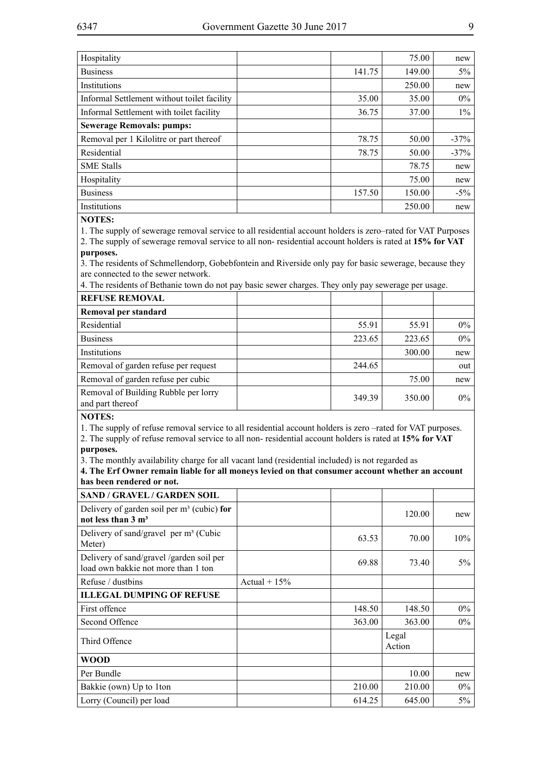| | | | | |
|---|---|---|---|---|
| Hospitality | | | 75.00 | new |
| Business | | 141.75 | 149.00 | 5% |
| Institutions | | | 250.00 | new |
| Informal Settlement without toilet facility | | 35.00 | 35.00 | 0% |
| Informal Settlement with toilet facility | | 36.75 | 37.00 | 1% |
| **Sewerage Removals: pumps:** | | | | |
| Removal per 1 Kilolitre or part thereof | | 78.75 | 50.00 | -37% |
| Residential | | 78.75 | 50.00 | -37% |
| SME Stalls | | | 78.75 | new |
| Hospitality | | | 75.00 | new |
| Business | | 157.50 | 150.00 | -5% |
| Institutions | | | 250.00 | new |

**NOTES:**

1. The supply of sewerage removal service to all residential account holders is zero–rated for VAT Purposes
2. The supply of sewerage removal service to all non- residential account holders is rated at **15% for VAT purposes.**
3. The residents of Schmellendorp, Gobebfontein and Riverside only pay for basic sewerage, because they are connected to the sewer network.
4. The residents of Bethanie town do not pay basic sewer charges. They only pay sewerage per usage.

| | | | | |
|---|---|---|---|---|
| **REFUSE REMOVAL** | | | | |
| **Removal per standard** | | | | |
| Residential | | 55.91 | 55.91 | 0% |
| Business | | 223.65 | 223.65 | 0% |
| Institutions | | | 300.00 | new |
| Removal of garden refuse per request | | 244.65 | | out |
| Removal of garden refuse per cubic | | | 75.00 | new |
| Removal of Building Rubble per lorry and part thereof | | 349.39 | 350.00 | 0% |

**NOTES:**

1. The supply of refuse removal service to all residential account holders is zero –rated for VAT purposes.
2. The supply of refuse removal service to all non- residential account holders is rated at **15% for VAT purposes.**
3. The monthly availability charge for all vacant land (residential included) is not regarded as
4. **The Erf Owner remain liable for all moneys levied on that consumer account whether an account has been rendered or not.**

| | | | | |
|---|---|---|---|---|
| **SAND / GRAVEL / GARDEN SOIL** | | | | |
| Delivery of garden soil per m³ (cubic) **for not less than 3 m³** | | | 120.00 | new |
| Delivery of sand/gravel per m³ (Cubic Meter) | | 63.53 | 70.00 | 10% |
| Delivery of sand/gravel /garden soil per load own bakkie not more than 1 ton | | 69.88 | 73.40 | 5% |
| Refuse / dustbins | Actual + 15% | | | |
| **ILLEGAL DUMPING OF REFUSE** | | | | |
| First offence | | 148.50 | 148.50 | 0% |
| Second Offence | | 363.00 | 363.00 | 0% |
| Third Offence | | | Legal Action | |
| **WOOD** | | | | |
| Per Bundle | | | 10.00 | new |
| Bakkie (own) Up to 1ton | | 210.00 | 210.00 | 0% |
| Lorry (Council) per load | | 614.25 | 645.00 | 5% |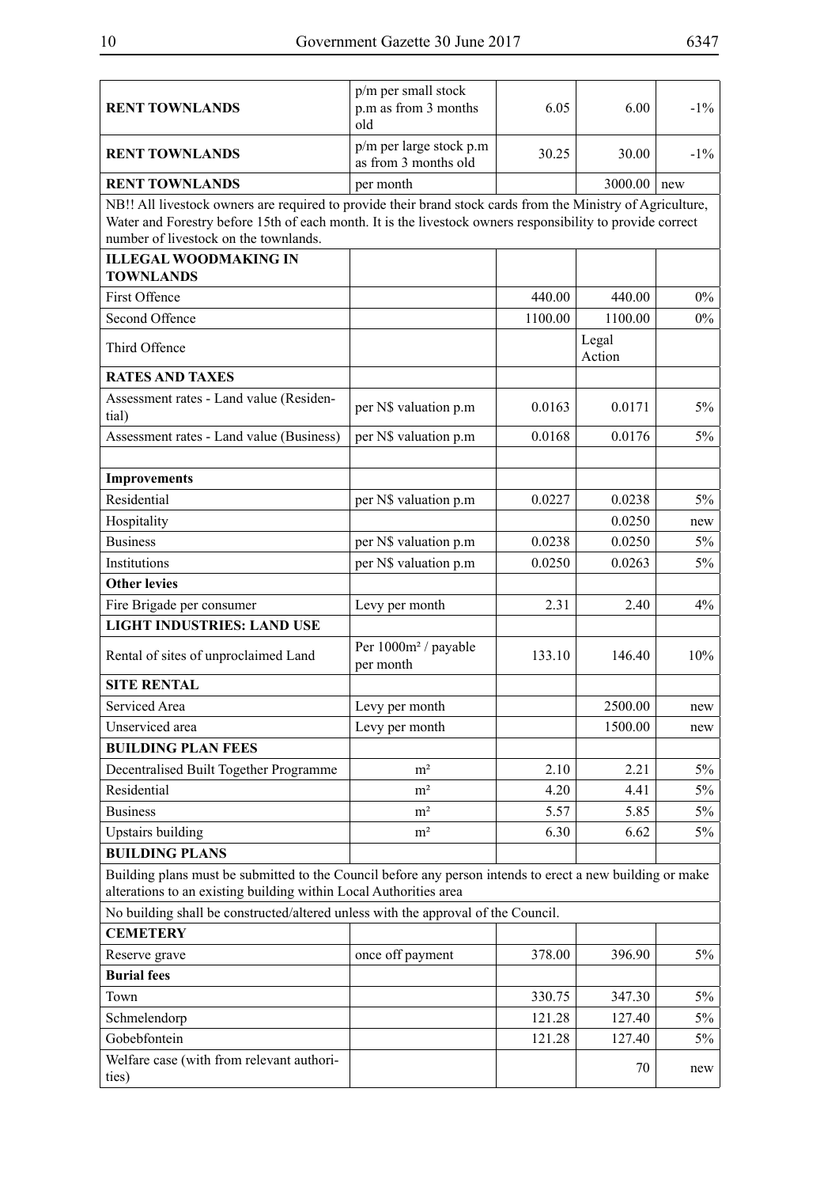| | | | | |
|---|---|---|---|---|
| **RENT TOWNLANDS** | p/m per small stock p.m as from 3 months old | 6.05 | 6.00 | -1% |
| **RENT TOWNLANDS** | p/m per large stock p.m as from 3 months old | 30.25 | 30.00 | -1% |
| **RENT TOWNLANDS** | per month | | 3000.00 | new |
| NB!! All livestock owners are required to provide their brand stock cards from the Ministry of Agriculture, Water and Forestry before 15th of each month. It is the livestock owners responsibility to provide correct number of livestock on the townlands. | | | | |
| **ILLEGAL WOODMAKING IN TOWNLANDS** | | | | |
| First Offence | | 440.00 | 440.00 | 0% |
| Second Offence | | 1100.00 | 1100.00 | 0% |
| Third Offence | | | Legal Action | |
| **RATES AND TAXES** | | | | |
| Assessment rates - Land value (Residential) | per N$ valuation p.m | 0.0163 | 0.0171 | 5% |
| Assessment rates - Land value (Business) | per N$ valuation p.m | 0.0168 | 0.0176 | 5% |
| | | | | |
| **Improvements** | | | | |
| Residential | per N$ valuation p.m | 0.0227 | 0.0238 | 5% |
| Hospitality | | | 0.0250 | new |
| Business | per N$ valuation p.m | 0.0238 | 0.0250 | 5% |
| Institutions | per N$ valuation p.m | 0.0250 | 0.0263 | 5% |
| **Other levies** | | | | |
| Fire Brigade per consumer | Levy per month | 2.31 | 2.40 | 4% |
| **LIGHT INDUSTRIES: LAND USE** | | | | |
| Rental of sites of unproclaimed Land | Per 1000m² / payable per month | 133.10 | 146.40 | 10% |
| **SITE RENTAL** | | | | |
| Serviced Area | Levy per month | | 2500.00 | new |
| Unserviced area | Levy per month | | 1500.00 | new |
| **BUILDING PLAN FEES** | | | | |
| Decentralised Built Together Programme | m² | 2.10 | 2.21 | 5% |
| Residential | m² | 4.20 | 4.41 | 5% |
| Business | m² | 5.57 | 5.85 | 5% |
| Upstairs building | m² | 6.30 | 6.62 | 5% |
| **BUILDING PLANS** | | | | |
| Building plans must be submitted to the Council before any person intends to erect a new building or make alterations to an existing building within Local Authorities area | | | | |
| No building shall be constructed/altered unless with the approval of the Council. | | | | |
| **CEMETERY** | | | | |
| Reserve grave | once off payment | 378.00 | 396.90 | 5% |
| **Burial fees** | | | | |
| Town | | 330.75 | 347.30 | 5% |
| Schmelendorp | | 121.28 | 127.40 | 5% |
| Gobebfontein | | 121.28 | 127.40 | 5% |
| Welfare case (with from relevant authorities) | | | 70 | new |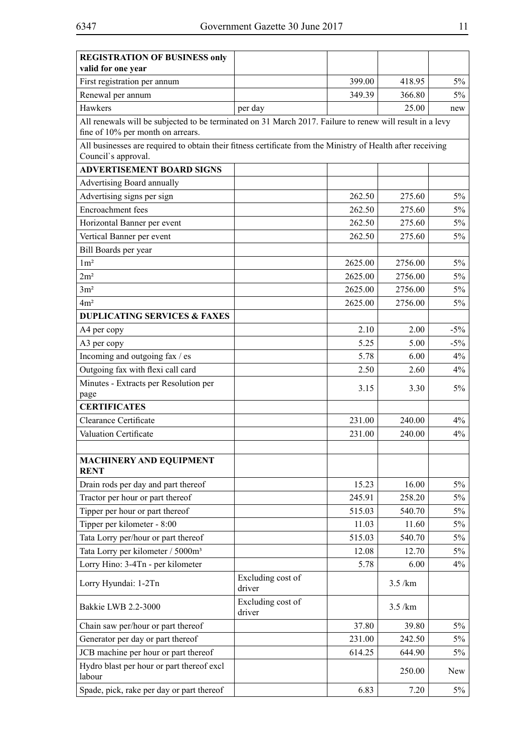| REGISTRATION OF BUSINESS only valid for one year | | | | |
|---|---|---|---|---|
| First registration per annum | | 399.00 | 418.95 | 5% |
| Renewal per annum | | 349.39 | 366.80 | 5% |
| Hawkers | per day | | 25.00 | new |
| All renewals will be subjected to be terminated on 31 March 2017. Failure to renew will result in a levy fine of 10% per month on arrears. | | | | |
| All businesses are required to obtain their fitness certificate from the Ministry of Health after receiving Council`s approval. | | | | |
| **ADVERTISEMENT BOARD SIGNS** | | | | |
| Advertising Board annually | | | | |
| Advertising signs per sign | | 262.50 | 275.60 | 5% |
| Encroachment fees | | 262.50 | 275.60 | 5% |
| Horizontal Banner per event | | 262.50 | 275.60 | 5% |
| Vertical Banner per event | | 262.50 | 275.60 | 5% |
| Bill Boards per year | | | | |
| 1m² | | 2625.00 | 2756.00 | 5% |
| 2m² | | 2625.00 | 2756.00 | 5% |
| 3m² | | 2625.00 | 2756.00 | 5% |
| 4m² | | 2625.00 | 2756.00 | 5% |
| **DUPLICATING SERVICES & FAXES** | | | | |
| A4 per copy | | 2.10 | 2.00 | -5% |
| A3 per copy | | 5.25 | 5.00 | -5% |
| Incoming and outgoing fax / es | | 5.78 | 6.00 | 4% |
| Outgoing fax with flexi call card | | 2.50 | 2.60 | 4% |
| Minutes - Extracts per Resolution per page | | 3.15 | 3.30 | 5% |
| **CERTIFICATES** | | | | |
| Clearance Certificate | | 231.00 | 240.00 | 4% |
| Valuation Certificate | | 231.00 | 240.00 | 4% |
| | | | | |
| **MACHINERY AND EQUIPMENT RENT** | | | | |
| Drain rods per day and part thereof | | 15.23 | 16.00 | 5% |
| Tractor per hour or part thereof | | 245.91 | 258.20 | 5% |
| Tipper per hour or part thereof | | 515.03 | 540.70 | 5% |
| Tipper per kilometer - 8:00 | | 11.03 | 11.60 | 5% |
| Tata Lorry per/hour or part thereof | | 515.03 | 540.70 | 5% |
| Tata Lorry per kilometer / 5000m³ | | 12.08 | 12.70 | 5% |
| Lorry Hino: 3-4Tn - per kilometer | | 5.78 | 6.00 | 4% |
| Lorry Hyundai: 1-2Tn | Excluding cost of driver | | 3.5 /km | |
| Bakkie LWB 2.2-3000 | Excluding cost of driver | | 3.5 /km | |
| Chain saw per/hour or part thereof | | 37.80 | 39.80 | 5% |
| Generator per day or part thereof | | 231.00 | 242.50 | 5% |
| JCB machine per hour or part thereof | | 614.25 | 644.90 | 5% |
| Hydro blast per hour or part thereof excl labour | | | 250.00 | New |
| Spade, pick, rake per day or part thereof | | 6.83 | 7.20 | 5% |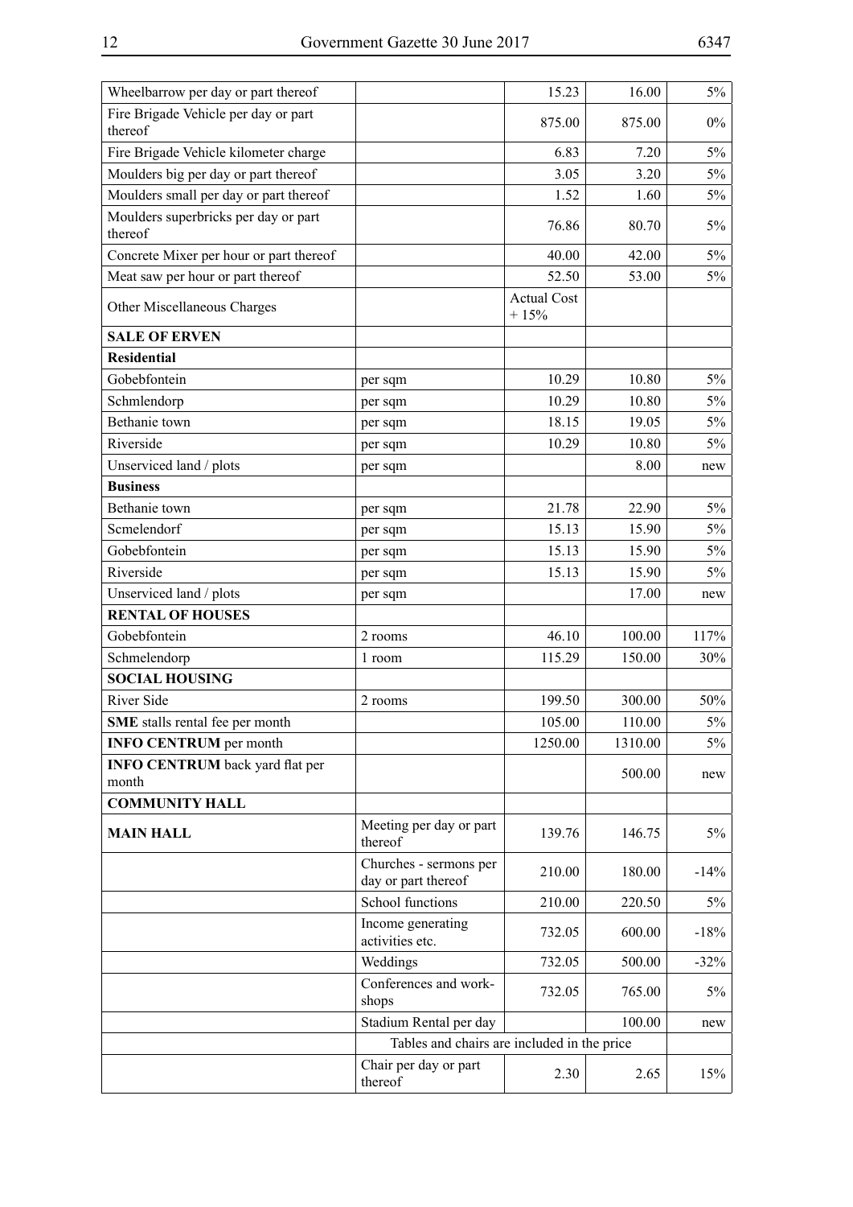| | | | | |
|---|---|---|---|---|
| Wheelbarrow per day or part thereof | | 15.23 | 16.00 | 5% |
| Fire Brigade Vehicle per day or part thereof | | 875.00 | 875.00 | 0% |
| Fire Brigade Vehicle kilometer charge | | 6.83 | 7.20 | 5% |
| Moulders big per day or part thereof | | 3.05 | 3.20 | 5% |
| Moulders small per day or part thereof | | 1.52 | 1.60 | 5% |
| Moulders superbricks per day or part thereof | | 76.86 | 80.70 | 5% |
| Concrete Mixer per hour or part thereof | | 40.00 | 42.00 | 5% |
| Meat saw per hour or part thereof | | 52.50 | 53.00 | 5% |
| Other Miscellaneous Charges | | Actual Cost + 15% | | |
| **SALE OF ERVEN** | | | | |
| **Residential** | | | | |
| Gobebfontein | per sqm | 10.29 | 10.80 | 5% |
| Schmlendorp | per sqm | 10.29 | 10.80 | 5% |
| Bethanie town | per sqm | 18.15 | 19.05 | 5% |
| Riverside | per sqm | 10.29 | 10.80 | 5% |
| Unserviced land / plots | per sqm | | 8.00 | new |
| **Business** | | | | |
| Bethanie town | per sqm | 21.78 | 22.90 | 5% |
| Scmelendorf | per sqm | 15.13 | 15.90 | 5% |
| Gobebfontein | per sqm | 15.13 | 15.90 | 5% |
| Riverside | per sqm | 15.13 | 15.90 | 5% |
| Unserviced land / plots | per sqm | | 17.00 | new |
| **RENTAL OF HOUSES** | | | | |
| Gobebfontein | 2 rooms | 46.10 | 100.00 | 117% |
| Schmelendorp | 1 room | 115.29 | 150.00 | 30% |
| **SOCIAL HOUSING** | | | | |
| River Side | 2 rooms | 199.50 | 300.00 | 50% |
| **SME** stalls rental fee per month | | 105.00 | 110.00 | 5% |
| **INFO CENTRUM** per month | | 1250.00 | 1310.00 | 5% |
| **INFO CENTRUM** back yard flat per month | | | 500.00 | new |
| **COMMUNITY HALL** | | | | |
| **MAIN HALL** | Meeting per day or part thereof | 139.76 | 146.75 | 5% |
| | Churches - sermons per day or part thereof | 210.00 | 180.00 | -14% |
| | School functions | 210.00 | 220.50 | 5% |
| | Income generating activities etc. | 732.05 | 600.00 | -18% |
| | Weddings | 732.05 | 500.00 | -32% |
| | Conferences and workshops | 732.05 | 765.00 | 5% |
| | Stadium Rental per day | | 100.00 | new |
| | Tables and chairs are included in the price | | | |
| | Chair per day or part thereof | 2.30 | 2.65 | 15% |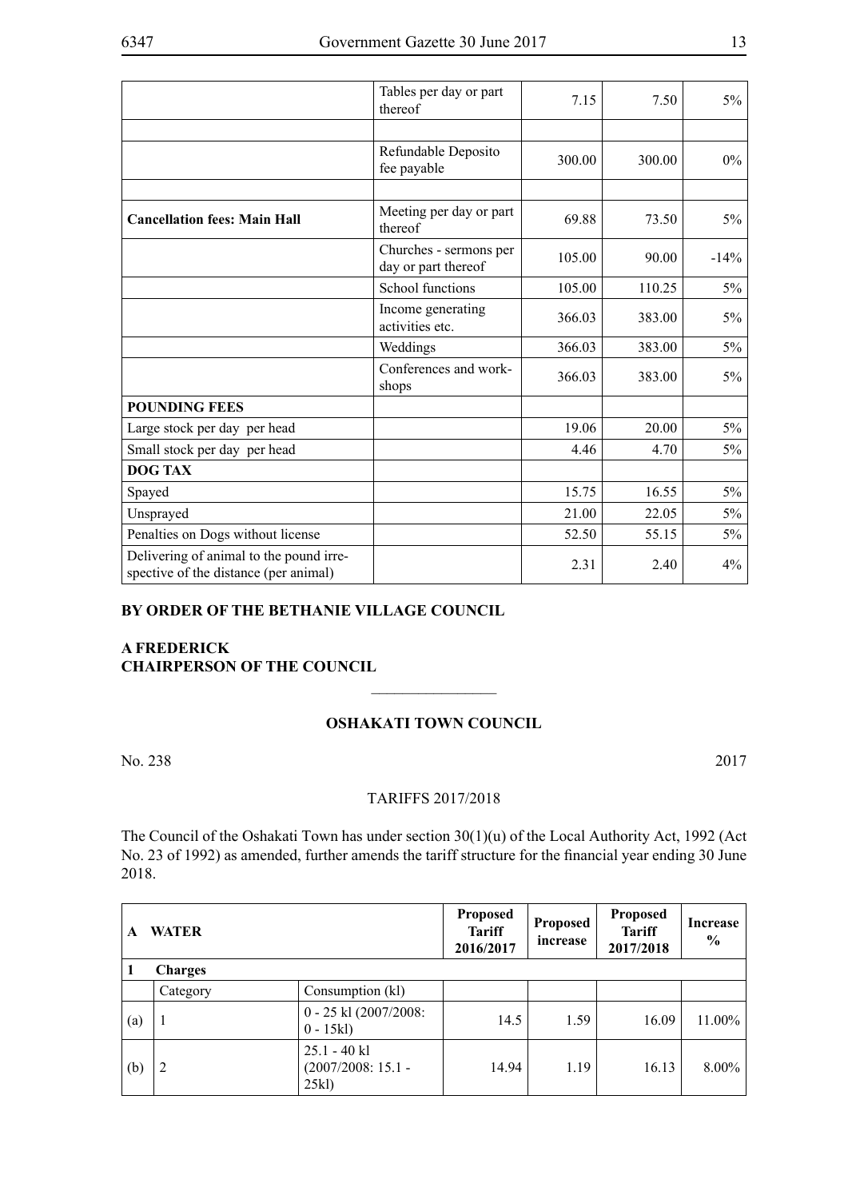| | | | | |
|---|---|---|---|---|
| | Tables per day or part thereof | 7.15 | 7.50 | 5% |
| | | | | |
| | Refundable Deposito fee payable | 300.00 | 300.00 | 0% |
| | | | | |
| **Cancellation fees: Main Hall** | Meeting per day or part thereof | 69.88 | 73.50 | 5% |
| | Churches - sermons per day or part thereof | 105.00 | 90.00 | -14% |
| | School functions | 105.00 | 110.25 | 5% |
| | Income generating activities etc. | 366.03 | 383.00 | 5% |
| | Weddings | 366.03 | 383.00 | 5% |
| | Conferences and workshops | 366.03 | 383.00 | 5% |
| **POUNDING FEES** | | | | |
| Large stock per day per head | | 19.06 | 20.00 | 5% |
| Small stock per day per head | | 4.46 | 4.70 | 5% |
| **DOG TAX** | | | | |
| Spayed | | 15.75 | 16.55 | 5% |
| Unsprayed | | 21.00 | 22.05 | 5% |
| Penalties on Dogs without license | | 52.50 | 55.15 | 5% |
| Delivering of animal to the pound irrespective of the distance (per animal) | | 2.31 | 2.40 | 4% |

**BY ORDER OF THE BETHANIE VILLAGE COUNCIL**

**A FREDERICK**
**CHAIRPERSON OF THE COUNCIL**

---

**OSHAKATI TOWN COUNCIL**

No. 238 2017

TARIFFS 2017/2018

The Council of the Oshakati Town has under section 30(1)(u) of the Local Authority Act, 1992 (Act No. 23 of 1992) as amended, further amends the tariff structure for the financial year ending 30 June 2018.

| **A** | **WATER** | | **Proposed Tariff 2016/2017** | **Proposed increase** | **Proposed Tariff 2017/2018** | **Increase %** |
|---|---|---|---|---|---|---|
| **1** | **Charges** | | | | | |
| | Category | Consumption (kl) | | | | |
| (a) | 1 | 0 - 25 kl (2007/2008: 0 - 15kl) | 14.5 | 1.59 | 16.09 | 11.00% |
| (b) | 2 | 25.1 - 40 kl (2007/2008: 15.1 - 25kl) | 14.94 | 1.19 | 16.13 | 8.00% |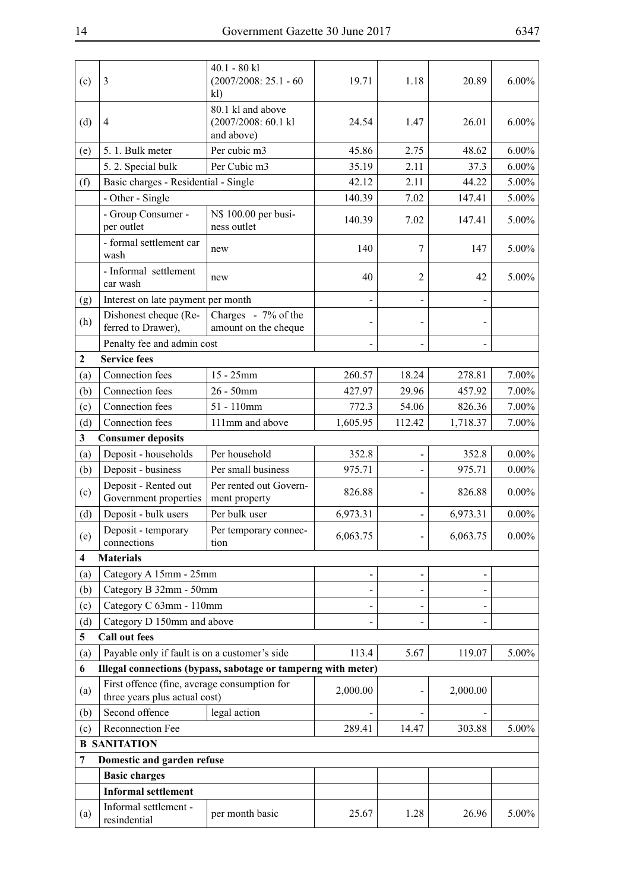| | | | | | | |
|---|---|---|---|---|---|---|
| (c) | 3 | 40.1 - 80 kl (2007/2008: 25.1 - 60 kl) | 19.71 | 1.18 | 20.89 | 6.00% |
| (d) | 4 | 80.1 kl and above (2007/2008: 60.1 kl and above) | 24.54 | 1.47 | 26.01 | 6.00% |
| (e) | 5. 1. Bulk meter | Per cubic m3 | 45.86 | 2.75 | 48.62 | 6.00% |
| | 5. 2. Special bulk | Per Cubic m3 | 35.19 | 2.11 | 37.3 | 6.00% |
| (f) | Basic charges - Residential - Single | | 42.12 | 2.11 | 44.22 | 5.00% |
| | - Other - Single | | 140.39 | 7.02 | 147.41 | 5.00% |
| | - Group Consumer - per outlet | N$ 100.00 per business outlet | 140.39 | 7.02 | 147.41 | 5.00% |
| | - formal settlement car wash | new | 140 | 7 | 147 | 5.00% |
| | - Informal settlement car wash | new | 40 | 2 | 42 | 5.00% |
| (g) | Interest on late payment per month | | - | - | - | |
| (h) | Dishonest cheque (Referred to Drawer), | Charges - 7% of the amount on the cheque | - | - | - | |
| | Penalty fee and admin cost | | - | - | - | |
| **2** | **Service fees** | | | | | |
| (a) | Connection fees | 15 - 25mm | 260.57 | 18.24 | 278.81 | 7.00% |
| (b) | Connection fees | 26 - 50mm | 427.97 | 29.96 | 457.92 | 7.00% |
| (c) | Connection fees | 51 - 110mm | 772.3 | 54.06 | 826.36 | 7.00% |
| (d) | Connection fees | 111mm and above | 1,605.95 | 112.42 | 1,718.37 | 7.00% |
| **3** | **Consumer deposits** | | | | | |
| (a) | Deposit - households | Per household | 352.8 | - | 352.8 | 0.00% |
| (b) | Deposit - business | Per small business | 975.71 | - | 975.71 | 0.00% |
| (c) | Deposit - Rented out Government properties | Per rented out Government property | 826.88 | - | 826.88 | 0.00% |
| (d) | Deposit - bulk users | Per bulk user | 6,973.31 | - | 6,973.31 | 0.00% |
| (e) | Deposit - temporary connections | Per temporary connection | 6,063.75 | - | 6,063.75 | 0.00% |
| **4** | **Materials** | | | | | |
| (a) | Category A 15mm - 25mm | | - | - | - | |
| (b) | Category B 32mm - 50mm | | - | - | - | |
| (c) | Category C 63mm - 110mm | | - | - | - | |
| (d) | Category D 150mm and above | | - | - | - | |
| **5** | **Call out fees** | | | | | |
| (a) | Payable only if fault is on a customer's side | | 113.4 | 5.67 | 119.07 | 5.00% |
| **6** | **Illegal connections (bypass, sabotage or tamperng with meter)** | | | | | |
| (a) | First offence (fine, average consumption for three years plus actual cost) | | 2,000.00 | - | 2,000.00 | |
| (b) | Second offence | legal action | - | - | - | |
| (c) | Reconnection Fee | | 289.41 | 14.47 | 303.88 | 5.00% |
| **B** | **SANITATION** | | | | | |
| **7** | **Domestic and garden refuse** | | | | | |
| | **Basic charges** | | | | | |
| | **Informal settlement** | | | | | |
| (a) | Informal settlement - resindential | per month basic | 25.67 | 1.28 | 26.96 | 5.00% |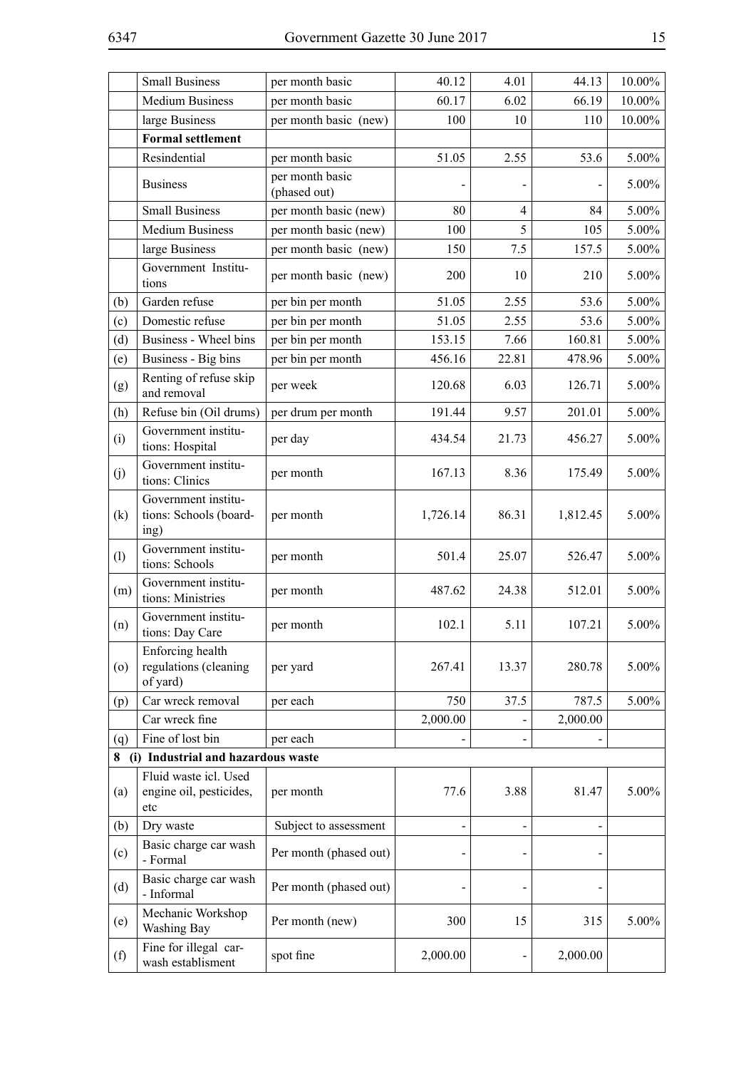|  |  |  |  |  |  |  |
|---|---|---|---|---|---|---|
|  | Small Business | per month basic | 40.12 | 4.01 | 44.13 | 10.00% |
|  | Medium Business | per month basic | 60.17 | 6.02 | 66.19 | 10.00% |
|  | large Business | per month basic (new) | 100 | 10 | 110 | 10.00% |
|  | **Formal settlement** |  |  |  |  |  |
|  | Resindential | per month basic | 51.05 | 2.55 | 53.6 | 5.00% |
|  | Business | per month basic (phased out) | - | - | - | 5.00% |
|  | Small Business | per month basic (new) | 80 | 4 | 84 | 5.00% |
|  | Medium Business | per month basic (new) | 100 | 5 | 105 | 5.00% |
|  | large Business | per month basic (new) | 150 | 7.5 | 157.5 | 5.00% |
|  | Government Institutions | per month basic (new) | 200 | 10 | 210 | 5.00% |
| (b) | Garden refuse | per bin per month | 51.05 | 2.55 | 53.6 | 5.00% |
| (c) | Domestic refuse | per bin per month | 51.05 | 2.55 | 53.6 | 5.00% |
| (d) | Business - Wheel bins | per bin per month | 153.15 | 7.66 | 160.81 | 5.00% |
| (e) | Business - Big bins | per bin per month | 456.16 | 22.81 | 478.96 | 5.00% |
| (g) | Renting of refuse skip and removal | per week | 120.68 | 6.03 | 126.71 | 5.00% |
| (h) | Refuse bin (Oil drums) | per drum per month | 191.44 | 9.57 | 201.01 | 5.00% |
| (i) | Government institutions: Hospital | per day | 434.54 | 21.73 | 456.27 | 5.00% |
| (j) | Government institutions: Clinics | per month | 167.13 | 8.36 | 175.49 | 5.00% |
| (k) | Government institutions: Schools (boarding) | per month | 1,726.14 | 86.31 | 1,812.45 | 5.00% |
| (l) | Government institutions: Schools | per month | 501.4 | 25.07 | 526.47 | 5.00% |
| (m) | Government institutions: Ministries | per month | 487.62 | 24.38 | 512.01 | 5.00% |
| (n) | Government institutions: Day Care | per month | 102.1 | 5.11 | 107.21 | 5.00% |
| (o) | Enforcing health regulations (cleaning of yard) | per yard | 267.41 | 13.37 | 280.78 | 5.00% |
| (p) | Car wreck removal | per each | 750 | 37.5 | 787.5 | 5.00% |
|  | Car wreck fine |  | 2,000.00 | - | 2,000.00 |  |
| (q) | Fine of lost bin | per each | - | - | - |  |
| **8** | **(i) Industrial and hazardous waste** |  |  |  |  |  |
| (a) | Fluid waste icl. Used engine oil, pesticides, etc | per month | 77.6 | 3.88 | 81.47 | 5.00% |
| (b) | Dry waste | Subject to assessment | - | - | - |  |
| (c) | Basic charge car wash - Formal | Per month (phased out) | - | - | - |  |
| (d) | Basic charge car wash - Informal | Per month (phased out) | - | - | - |  |
| (e) | Mechanic Workshop Washing Bay | Per month (new) | 300 | 15 | 315 | 5.00% |
| (f) | Fine for illegal carwash establisment | spot fine | 2,000.00 | - | 2,000.00 |  |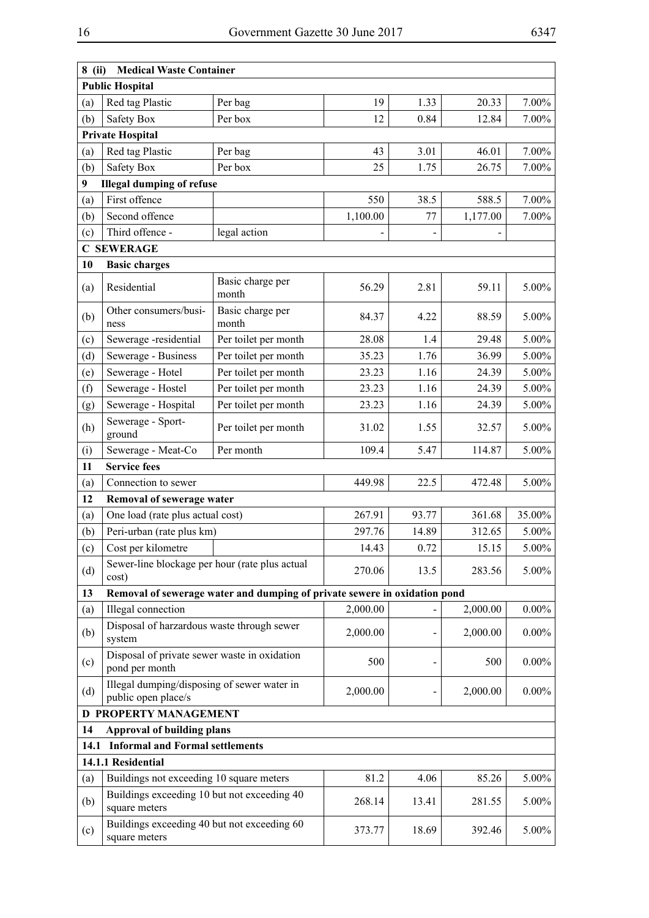| 8 (ii) | Medical Waste Container | | | | | |
|---|---|---|---|---|---|---|
| **Public Hospital** | | | | | | |
| (a) | Red tag Plastic | Per bag | 19 | 1.33 | 20.33 | 7.00% |
| (b) | Safety Box | Per box | 12 | 0.84 | 12.84 | 7.00% |
| **Private Hospital** | | | | | | |
| (a) | Red tag Plastic | Per bag | 43 | 3.01 | 46.01 | 7.00% |
| (b) | Safety Box | Per box | 25 | 1.75 | 26.75 | 7.00% |
| **9** | **Illegal dumping of refuse** | | | | | |
| (a) | First offence | | 550 | 38.5 | 588.5 | 7.00% |
| (b) | Second offence | | 1,100.00 | 77 | 1,177.00 | 7.00% |
| (c) | Third offence - | legal action | - | - | - | |
| **C SEWERAGE** | | | | | | |
| **10** | **Basic charges** | | | | | |
| (a) | Residential | Basic charge per month | 56.29 | 2.81 | 59.11 | 5.00% |
| (b) | Other consumers/business | Basic charge per month | 84.37 | 4.22 | 88.59 | 5.00% |
| (c) | Sewerage -residential | Per toilet per month | 28.08 | 1.4 | 29.48 | 5.00% |
| (d) | Sewerage - Business | Per toilet per month | 35.23 | 1.76 | 36.99 | 5.00% |
| (e) | Sewerage - Hotel | Per toilet per month | 23.23 | 1.16 | 24.39 | 5.00% |
| (f) | Sewerage - Hostel | Per toilet per month | 23.23 | 1.16 | 24.39 | 5.00% |
| (g) | Sewerage - Hospital | Per toilet per month | 23.23 | 1.16 | 24.39 | 5.00% |
| (h) | Sewerage - Sportground | Per toilet per month | 31.02 | 1.55 | 32.57 | 5.00% |
| (i) | Sewerage - Meat-Co | Per month | 109.4 | 5.47 | 114.87 | 5.00% |
| **11** | **Service fees** | | | | | |
| (a) | Connection to sewer | | 449.98 | 22.5 | 472.48 | 5.00% |
| **12** | **Removal of sewerage water** | | | | | |
| (a) | One load (rate plus actual cost) | | 267.91 | 93.77 | 361.68 | 35.00% |
| (b) | Peri-urban (rate plus km) | | 297.76 | 14.89 | 312.65 | 5.00% |
| (c) | Cost per kilometre | | 14.43 | 0.72 | 15.15 | 5.00% |
| (d) | Sewer-line blockage per hour (rate plus actual cost) | | 270.06 | 13.5 | 283.56 | 5.00% |
| **13** | **Removal of sewerage water and dumping of private sewere in oxidation pond** | | | | | |
| (a) | Illegal connection | | 2,000.00 | - | 2,000.00 | 0.00% |
| (b) | Disposal of harzardous waste through sewer system | | 2,000.00 | - | 2,000.00 | 0.00% |
| (c) | Disposal of private sewer waste in oxidation pond per month | | 500 | - | 500 | 0.00% |
| (d) | Illegal dumping/disposing of sewer water in public open place/s | | 2,000.00 | - | 2,000.00 | 0.00% |
| **D PROPERTY MANAGEMENT** | | | | | | |
| **14** | **Approval of building plans** | | | | | |
| **14.1** | **Informal and Formal settlements** | | | | | |
| **14.1.1 Residential** | | | | | | |
| (a) | Buildings not exceeding 10 square meters | | 81.2 | 4.06 | 85.26 | 5.00% |
| (b) | Buildings exceeding 10 but not exceeding 40 square meters | | 268.14 | 13.41 | 281.55 | 5.00% |
| (c) | Buildings exceeding 40 but not exceeding 60 square meters | | 373.77 | 18.69 | 392.46 | 5.00% |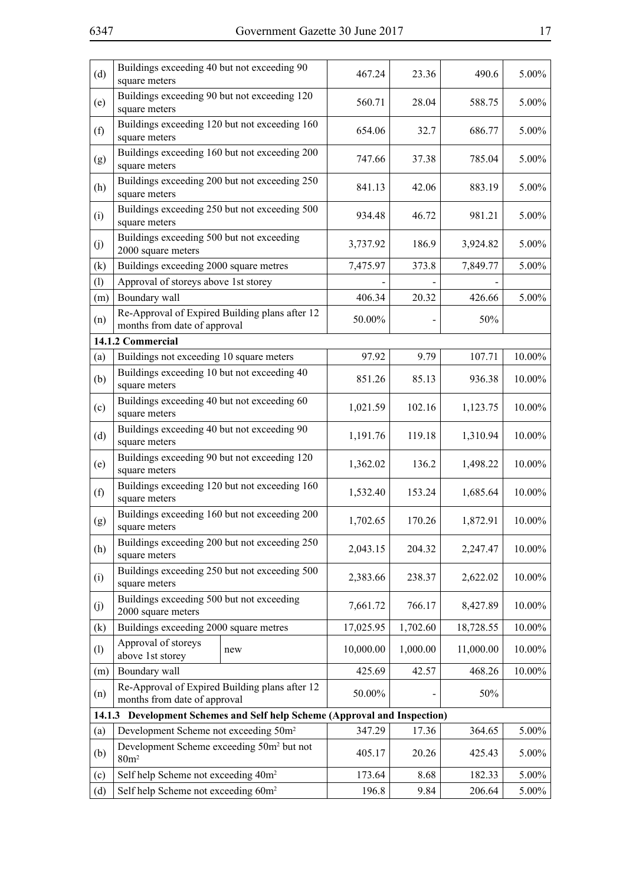| | | | | | |
|---|---|---|---|---|---|
| (d) | Buildings exceeding 40 but not exceeding 90 square meters | 467.24 | 23.36 | 490.6 | 5.00% |
| (e) | Buildings exceeding 90 but not exceeding 120 square meters | 560.71 | 28.04 | 588.75 | 5.00% |
| (f) | Buildings exceeding 120 but not exceeding 160 square meters | 654.06 | 32.7 | 686.77 | 5.00% |
| (g) | Buildings exceeding 160 but not exceeding 200 square meters | 747.66 | 37.38 | 785.04 | 5.00% |
| (h) | Buildings exceeding 200 but not exceeding 250 square meters | 841.13 | 42.06 | 883.19 | 5.00% |
| (i) | Buildings exceeding 250 but not exceeding 500 square meters | 934.48 | 46.72 | 981.21 | 5.00% |
| (j) | Buildings exceeding 500 but not exceeding 2000 square meters | 3,737.92 | 186.9 | 3,924.82 | 5.00% |
| (k) | Buildings exceeding 2000 square metres | 7,475.97 | 373.8 | 7,849.77 | 5.00% |
| (l) | Approval of storeys above 1st storey | - | - | - | |
| (m) | Boundary wall | 406.34 | 20.32 | 426.66 | 5.00% |
| (n) | Re-Approval of Expired Building plans after 12 months from date of approval | 50.00% | - | 50% | |
| **14.1.2 Commercial** | | | | | |
| (a) | Buildings not exceeding 10 square meters | 97.92 | 9.79 | 107.71 | 10.00% |
| (b) | Buildings exceeding 10 but not exceeding 40 square meters | 851.26 | 85.13 | 936.38 | 10.00% |
| (c) | Buildings exceeding 40 but not exceeding 60 square meters | 1,021.59 | 102.16 | 1,123.75 | 10.00% |
| (d) | Buildings exceeding 40 but not exceeding 90 square meters | 1,191.76 | 119.18 | 1,310.94 | 10.00% |
| (e) | Buildings exceeding 90 but not exceeding 120 square meters | 1,362.02 | 136.2 | 1,498.22 | 10.00% |
| (f) | Buildings exceeding 120 but not exceeding 160 square meters | 1,532.40 | 153.24 | 1,685.64 | 10.00% |
| (g) | Buildings exceeding 160 but not exceeding 200 square meters | 1,702.65 | 170.26 | 1,872.91 | 10.00% |
| (h) | Buildings exceeding 200 but not exceeding 250 square meters | 2,043.15 | 204.32 | 2,247.47 | 10.00% |
| (i) | Buildings exceeding 250 but not exceeding 500 square meters | 2,383.66 | 238.37 | 2,622.02 | 10.00% |
| (j) | Buildings exceeding 500 but not exceeding 2000 square meters | 7,661.72 | 766.17 | 8,427.89 | 10.00% |
| (k) | Buildings exceeding 2000 square metres | 17,025.95 | 1,702.60 | 18,728.55 | 10.00% |
| (l) | Approval of storeys above 1st storey — new | 10,000.00 | 1,000.00 | 11,000.00 | 10.00% |
| (m) | Boundary wall | 425.69 | 42.57 | 468.26 | 10.00% |
| (n) | Re-Approval of Expired Building plans after 12 months from date of approval | 50.00% | - | 50% | |
| **14.1.3 Development Schemes and Self help Scheme (Approval and Inspection)** | | | | | |
| (a) | Development Scheme not exceeding 50m² | 347.29 | 17.36 | 364.65 | 5.00% |
| (b) | Development Scheme exceeding 50m² but not 80m² | 405.17 | 20.26 | 425.43 | 5.00% |
| (c) | Self help Scheme not exceeding 40m² | 173.64 | 8.68 | 182.33 | 5.00% |
| (d) | Self help Scheme not exceeding 60m² | 196.8 | 9.84 | 206.64 | 5.00% |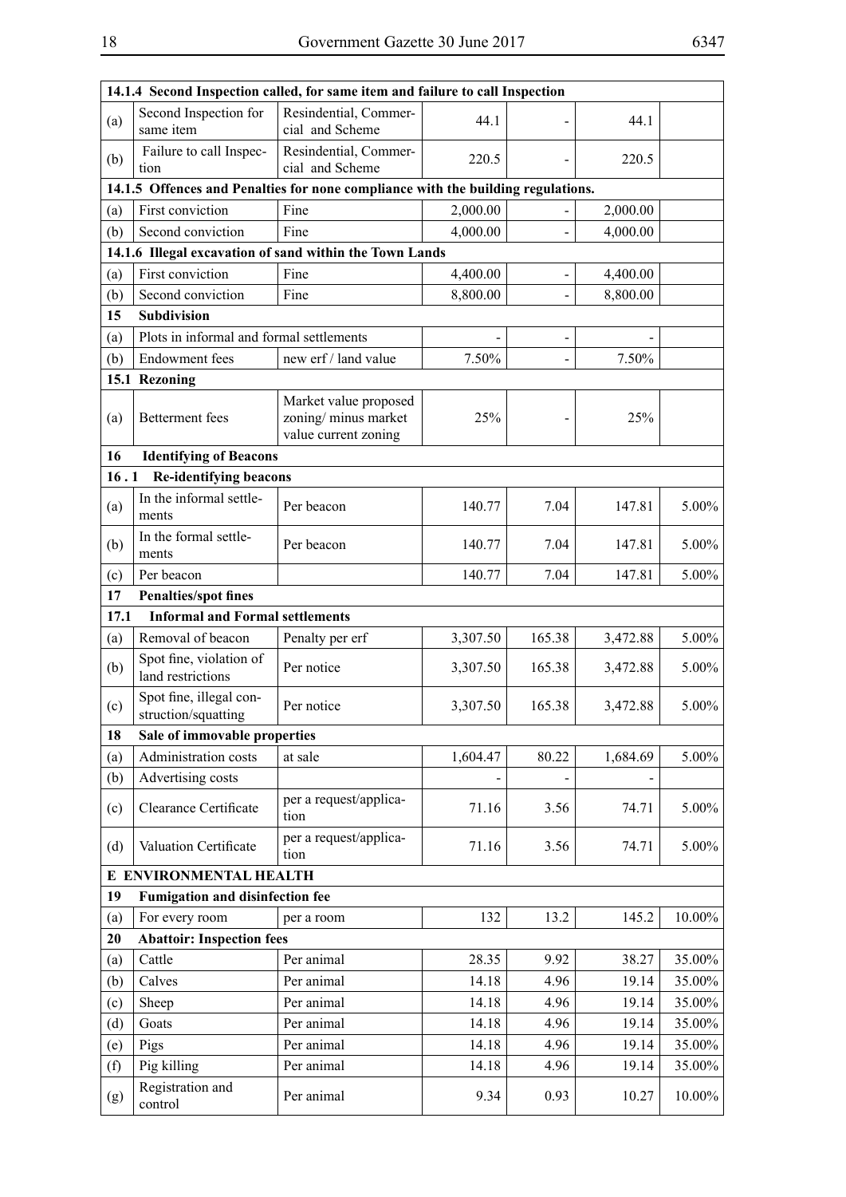| | | | | | | |
|---|---|---|---|---|---|---|
| **14.1.4 Second Inspection called, for same item and failure to call Inspection** | | | | | | |
| (a) | Second Inspection for same item | Resindential, Commercial and Scheme | 44.1 | - | 44.1 | |
| (b) | Failure to call Inspection | Resindential, Commercial and Scheme | 220.5 | - | 220.5 | |
| **14.1.5 Offences and Penalties for none compliance with the building regulations.** | | | | | | |
| (a) | First conviction | Fine | 2,000.00 | - | 2,000.00 | |
| (b) | Second conviction | Fine | 4,000.00 | - | 4,000.00 | |
| **14.1.6 Illegal excavation of sand within the Town Lands** | | | | | | |
| (a) | First conviction | Fine | 4,400.00 | - | 4,400.00 | |
| (b) | Second conviction | Fine | 8,800.00 | - | 8,800.00 | |
| **15** | **Subdivision** | | | | | |
| (a) | Plots in informal and formal settlements | | - | - | - | |
| (b) | Endowment fees | new erf / land value | 7.50% | - | 7.50% | |
| **15.1 Rezoning** | | | | | | |
| (a) | Betterment fees | Market value proposed zoning/ minus market value current zoning | 25% | - | 25% | |
| **16** | **Identifying of Beacons** | | | | | |
| **16 . 1** | **Re-identifying beacons** | | | | | |
| (a) | In the informal settlements | Per beacon | 140.77 | 7.04 | 147.81 | 5.00% |
| (b) | In the formal settlements | Per beacon | 140.77 | 7.04 | 147.81 | 5.00% |
| (c) | Per beacon | | 140.77 | 7.04 | 147.81 | 5.00% |
| **17** | **Penalties/spot fines** | | | | | |
| **17.1** | **Informal and Formal settlements** | | | | | |
| (a) | Removal of beacon | Penalty per erf | 3,307.50 | 165.38 | 3,472.88 | 5.00% |
| (b) | Spot fine, violation of land restrictions | Per notice | 3,307.50 | 165.38 | 3,472.88 | 5.00% |
| (c) | Spot fine, illegal construction/squatting | Per notice | 3,307.50 | 165.38 | 3,472.88 | 5.00% |
| **18** | **Sale of immovable properties** | | | | | |
| (a) | Administration costs | at sale | 1,604.47 | 80.22 | 1,684.69 | 5.00% |
| (b) | Advertising costs | | - | - | - | |
| (c) | Clearance Certificate | per a request/application | 71.16 | 3.56 | 74.71 | 5.00% |
| (d) | Valuation Certificate | per a request/application | 71.16 | 3.56 | 74.71 | 5.00% |
| **E ENVIRONMENTAL HEALTH** | | | | | | |
| **19** | **Fumigation and disinfection fee** | | | | | |
| (a) | For every room | per a room | 132 | 13.2 | 145.2 | 10.00% |
| **20** | **Abattoir: Inspection fees** | | | | | |
| (a) | Cattle | Per animal | 28.35 | 9.92 | 38.27 | 35.00% |
| (b) | Calves | Per animal | 14.18 | 4.96 | 19.14 | 35.00% |
| (c) | Sheep | Per animal | 14.18 | 4.96 | 19.14 | 35.00% |
| (d) | Goats | Per animal | 14.18 | 4.96 | 19.14 | 35.00% |
| (e) | Pigs | Per animal | 14.18 | 4.96 | 19.14 | 35.00% |
| (f) | Pig killing | Per animal | 14.18 | 4.96 | 19.14 | 35.00% |
| (g) | Registration and control | Per animal | 9.34 | 0.93 | 10.27 | 10.00% |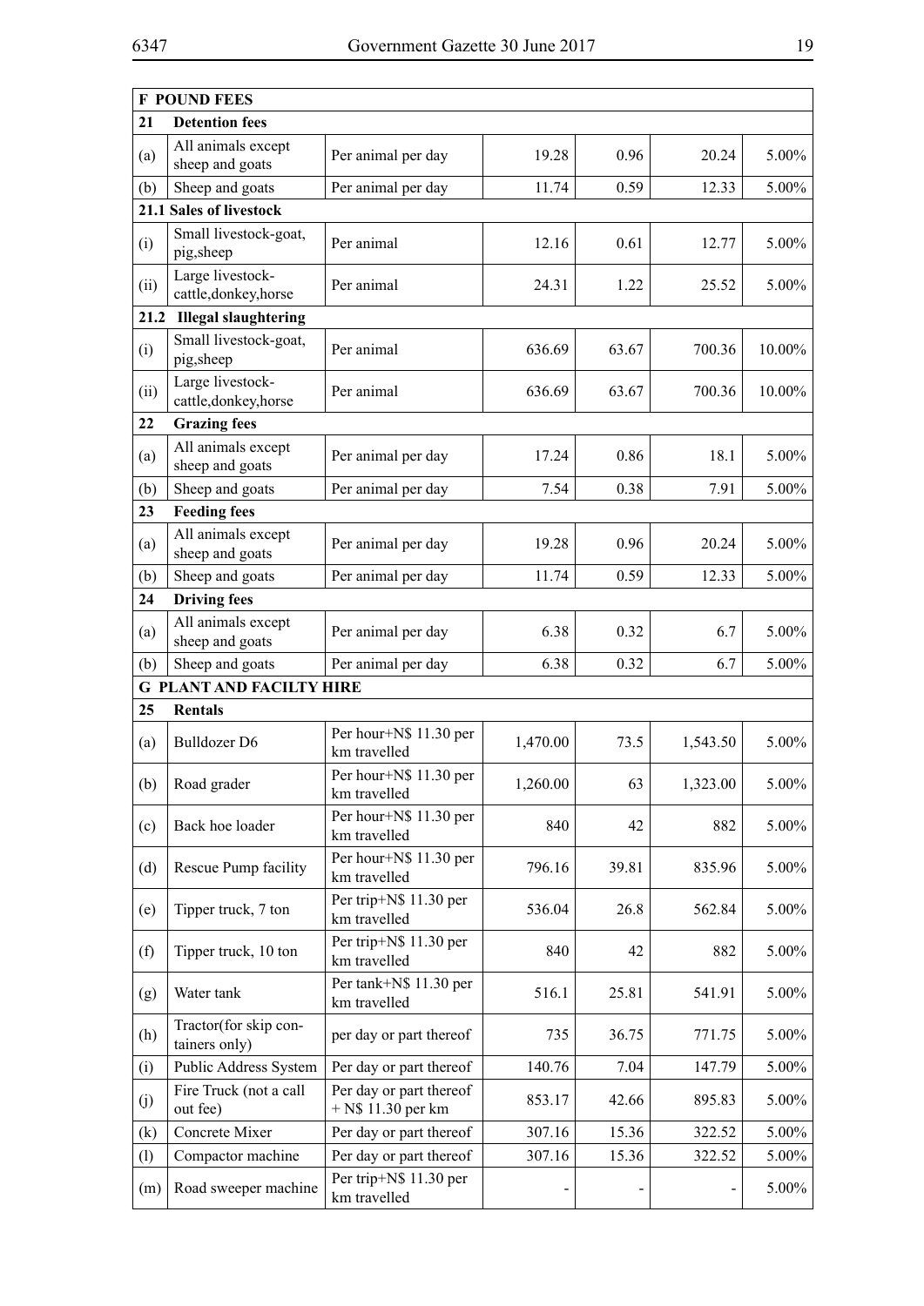| F POUND FEES | | | | | | |
|---|---|---|---|---|---|---|
| **21** | **Detention fees** | | | | | |
| (a) | All animals except sheep and goats | Per animal per day | 19.28 | 0.96 | 20.24 | 5.00% |
| (b) | Sheep and goats | Per animal per day | 11.74 | 0.59 | 12.33 | 5.00% |
| **21.1 Sales of livestock** | | | | | | |
| (i) | Small livestock-goat, pig,sheep | Per animal | 12.16 | 0.61 | 12.77 | 5.00% |
| (ii) | Large livestock-cattle,donkey,horse | Per animal | 24.31 | 1.22 | 25.52 | 5.00% |
| **21.2** | **Illegal slaughtering** | | | | | |
| (i) | Small livestock-goat, pig,sheep | Per animal | 636.69 | 63.67 | 700.36 | 10.00% |
| (ii) | Large livestock-cattle,donkey,horse | Per animal | 636.69 | 63.67 | 700.36 | 10.00% |
| **22** | **Grazing fees** | | | | | |
| (a) | All animals except sheep and goats | Per animal per day | 17.24 | 0.86 | 18.1 | 5.00% |
| (b) | Sheep and goats | Per animal per day | 7.54 | 0.38 | 7.91 | 5.00% |
| **23** | **Feeding fees** | | | | | |
| (a) | All animals except sheep and goats | Per animal per day | 19.28 | 0.96 | 20.24 | 5.00% |
| (b) | Sheep and goats | Per animal per day | 11.74 | 0.59 | 12.33 | 5.00% |
| **24** | **Driving fees** | | | | | |
| (a) | All animals except sheep and goats | Per animal per day | 6.38 | 0.32 | 6.7 | 5.00% |
| (b) | Sheep and goats | Per animal per day | 6.38 | 0.32 | 6.7 | 5.00% |
| **G PLANT AND FACILTY HIRE** | | | | | | |
| **25** | **Rentals** | | | | | |
| (a) | Bulldozer D6 | Per hour+N$ 11.30 per km travelled | 1,470.00 | 73.5 | 1,543.50 | 5.00% |
| (b) | Road grader | Per hour+N$ 11.30 per km travelled | 1,260.00 | 63 | 1,323.00 | 5.00% |
| (c) | Back hoe loader | Per hour+N$ 11.30 per km travelled | 840 | 42 | 882 | 5.00% |
| (d) | Rescue Pump facility | Per hour+N$ 11.30 per km travelled | 796.16 | 39.81 | 835.96 | 5.00% |
| (e) | Tipper truck, 7 ton | Per trip+N$ 11.30 per km travelled | 536.04 | 26.8 | 562.84 | 5.00% |
| (f) | Tipper truck, 10 ton | Per trip+N$ 11.30 per km travelled | 840 | 42 | 882 | 5.00% |
| (g) | Water tank | Per tank+N$ 11.30 per km travelled | 516.1 | 25.81 | 541.91 | 5.00% |
| (h) | Tractor(for skip containers only) | per day or part thereof | 735 | 36.75 | 771.75 | 5.00% |
| (i) | Public Address System | Per day or part thereof | 140.76 | 7.04 | 147.79 | 5.00% |
| (j) | Fire Truck (not a call out fee) | Per day or part thereof + N$ 11.30 per km | 853.17 | 42.66 | 895.83 | 5.00% |
| (k) | Concrete Mixer | Per day or part thereof | 307.16 | 15.36 | 322.52 | 5.00% |
| (l) | Compactor machine | Per day or part thereof | 307.16 | 15.36 | 322.52 | 5.00% |
| (m) | Road sweeper machine | Per trip+N$ 11.30 per km travelled | - | - | - | 5.00% |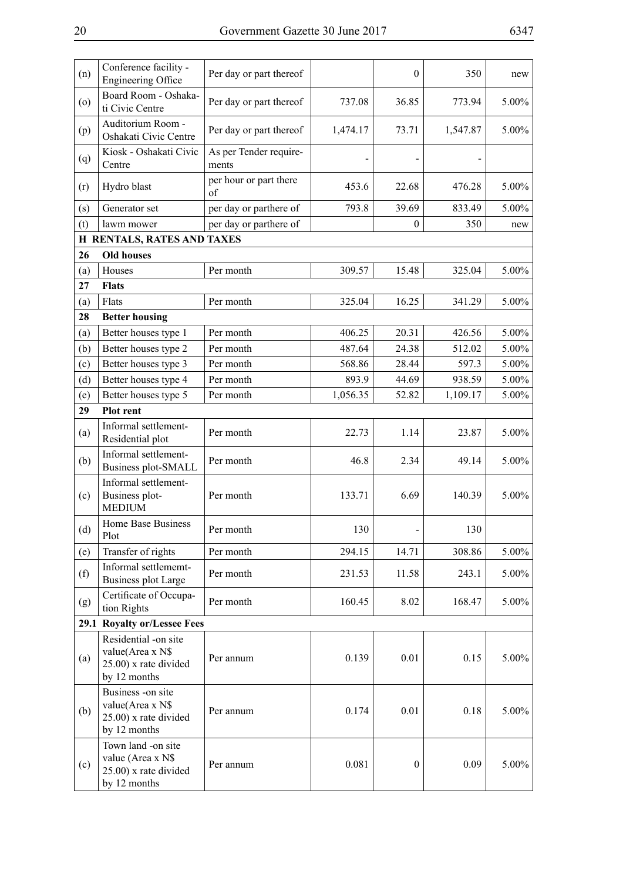| | | | | | | |
|---|---|---|---|---|---|---|
| (n) | Conference facility - Engineering Office | Per day or part thereof | | 0 | 350 | new |
| (o) | Board Room - Oshakati Civic Centre | Per day or part thereof | 737.08 | 36.85 | 773.94 | 5.00% |
| (p) | Auditorium Room - Oshakati Civic Centre | Per day or part thereof | 1,474.17 | 73.71 | 1,547.87 | 5.00% |
| (q) | Kiosk - Oshakati Civic Centre | As per Tender requirements | - | - | - | |
| (r) | Hydro blast | per hour or part there of | 453.6 | 22.68 | 476.28 | 5.00% |
| (s) | Generator set | per day or parthere of | 793.8 | 39.69 | 833.49 | 5.00% |
| (t) | lawm mower | per day or parthere of | | 0 | 350 | new |
| **H** | **RENTALS, RATES AND TAXES** | | | | | |
| **26** | **Old houses** | | | | | |
| (a) | Houses | Per month | 309.57 | 15.48 | 325.04 | 5.00% |
| **27** | **Flats** | | | | | |
| (a) | Flats | Per month | 325.04 | 16.25 | 341.29 | 5.00% |
| **28** | **Better housing** | | | | | |
| (a) | Better houses type 1 | Per month | 406.25 | 20.31 | 426.56 | 5.00% |
| (b) | Better houses type 2 | Per month | 487.64 | 24.38 | 512.02 | 5.00% |
| (c) | Better houses type 3 | Per month | 568.86 | 28.44 | 597.3 | 5.00% |
| (d) | Better houses type 4 | Per month | 893.9 | 44.69 | 938.59 | 5.00% |
| (e) | Better houses type 5 | Per month | 1,056.35 | 52.82 | 1,109.17 | 5.00% |
| **29** | **Plot rent** | | | | | |
| (a) | Informal settlement-Residential plot | Per month | 22.73 | 1.14 | 23.87 | 5.00% |
| (b) | Informal settlement-Business plot-SMALL | Per month | 46.8 | 2.34 | 49.14 | 5.00% |
| (c) | Informal settlement-Business plot-MEDIUM | Per month | 133.71 | 6.69 | 140.39 | 5.00% |
| (d) | Home Base Business Plot | Per month | 130 | - | 130 | |
| (e) | Transfer of rights | Per month | 294.15 | 14.71 | 308.86 | 5.00% |
| (f) | Informal settlememt-Business plot Large | Per month | 231.53 | 11.58 | 243.1 | 5.00% |
| (g) | Certificate of Occupation Rights | Per month | 160.45 | 8.02 | 168.47 | 5.00% |
| **29.1** | **Royalty or/Lessee Fees** | | | | | |
| (a) | Residential -on site value(Area x N$ 25.00) x rate divided by 12 months | Per annum | 0.139 | 0.01 | 0.15 | 5.00% |
| (b) | Business -on site value(Area x N$ 25.00) x rate divided by 12 months | Per annum | 0.174 | 0.01 | 0.18 | 5.00% |
| (c) | Town land -on site value (Area x N$ 25.00) x rate divided by 12 months | Per annum | 0.081 | 0 | 0.09 | 5.00% |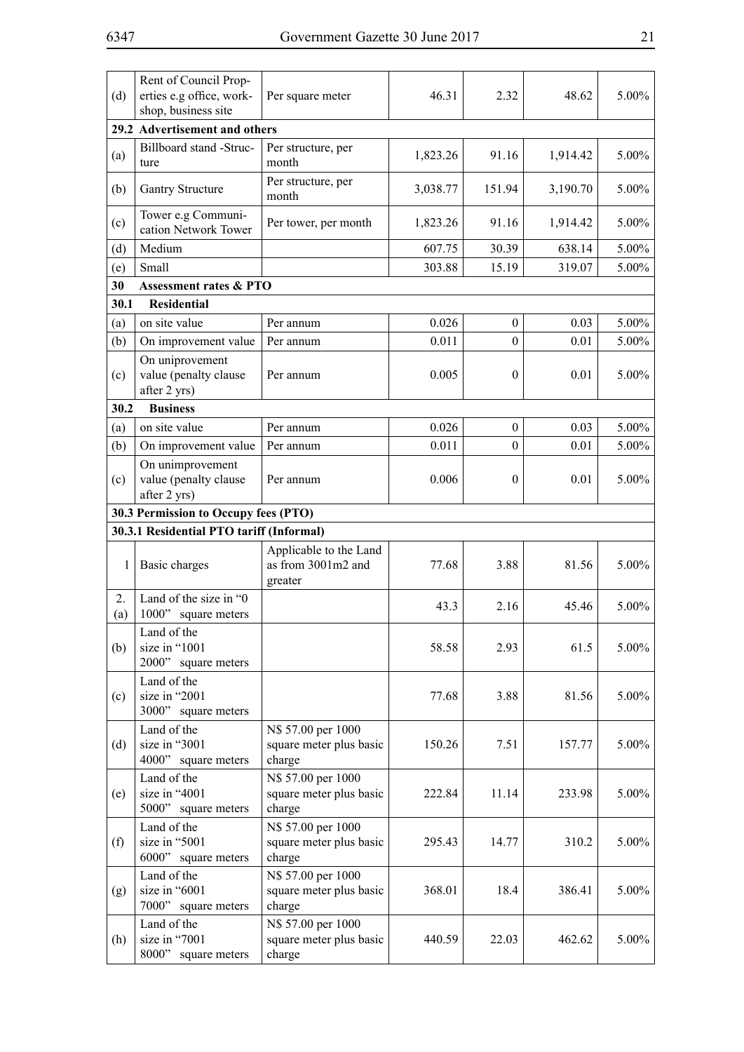| | | | | | | |
|---|---|---|---|---|---|---|
| (d) | Rent of Council Properties e.g office, workshop, business site | Per square meter | 46.31 | 2.32 | 48.62 | 5.00% |
| **29.2 Advertisement and others** | | | | | | |
| (a) | Billboard stand -Structure | Per structure, per month | 1,823.26 | 91.16 | 1,914.42 | 5.00% |
| (b) | Gantry Structure | Per structure, per month | 3,038.77 | 151.94 | 3,190.70 | 5.00% |
| (c) | Tower e.g Communication Network Tower | Per tower, per month | 1,823.26 | 91.16 | 1,914.42 | 5.00% |
| (d) | Medium | | 607.75 | 30.39 | 638.14 | 5.00% |
| (e) | Small | | 303.88 | 15.19 | 319.07 | 5.00% |
| **30** | **Assessment rates & PTO** | | | | | |
| **30.1** | **Residential** | | | | | |
| (a) | on site value | Per annum | 0.026 | 0 | 0.03 | 5.00% |
| (b) | On improvement value | Per annum | 0.011 | 0 | 0.01 | 5.00% |
| (c) | On uniprovement value (penalty clause after 2 yrs) | Per annum | 0.005 | 0 | 0.01 | 5.00% |
| **30.2** | **Business** | | | | | |
| (a) | on site value | Per annum | 0.026 | 0 | 0.03 | 5.00% |
| (b) | On improvement value | Per annum | 0.011 | 0 | 0.01 | 5.00% |
| (c) | On unimprovement value (penalty clause after 2 yrs) | Per annum | 0.006 | 0 | 0.01 | 5.00% |
| **30.3 Permission to Occupy fees (PTO)** | | | | | | |
| **30.3.1 Residential PTO tariff (Informal)** | | | | | | |
| 1 | Basic charges | Applicable to the Land as from 3001m2 and greater | 77.68 | 3.88 | 81.56 | 5.00% |
| 2. (a) | Land of the size in "0 1000" square meters | | 43.3 | 2.16 | 45.46 | 5.00% |
| (b) | Land of the size in "1001 2000" square meters | | 58.58 | 2.93 | 61.5 | 5.00% |
| (c) | Land of the size in "2001 3000" square meters | | 77.68 | 3.88 | 81.56 | 5.00% |
| (d) | Land of the size in "3001 4000" square meters | N$ 57.00 per 1000 square meter plus basic charge | 150.26 | 7.51 | 157.77 | 5.00% |
| (e) | Land of the size in "4001 5000" square meters | N$ 57.00 per 1000 square meter plus basic charge | 222.84 | 11.14 | 233.98 | 5.00% |
| (f) | Land of the size in "5001 6000" square meters | N$ 57.00 per 1000 square meter plus basic charge | 295.43 | 14.77 | 310.2 | 5.00% |
| (g) | Land of the size in "6001 7000" square meters | N$ 57.00 per 1000 square meter plus basic charge | 368.01 | 18.4 | 386.41 | 5.00% |
| (h) | Land of the size in "7001 8000" square meters | N$ 57.00 per 1000 square meter plus basic charge | 440.59 | 22.03 | 462.62 | 5.00% |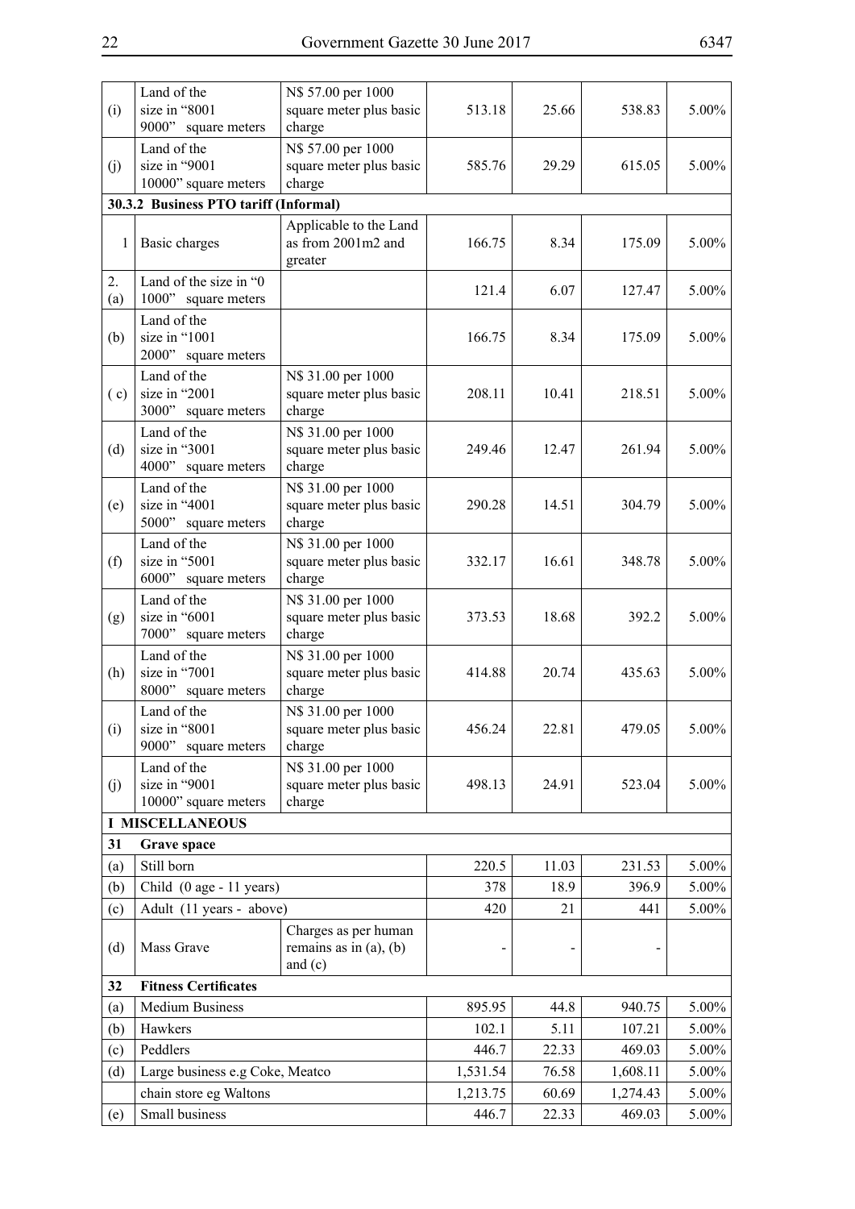| (i) | Land of the size in "8001 9000" square meters | N$ 57.00 per 1000 square meter plus basic charge | 513.18 | 25.66 | 538.83 | 5.00% |
|---|---|---|---|---|---|---|
| (j) | Land of the size in "9001 10000" square meters | N$ 57.00 per 1000 square meter plus basic charge | 585.76 | 29.29 | 615.05 | 5.00% |
| **30.3.2 Business PTO tariff (Informal)** | | | | | | |
| 1 | Basic charges | Applicable to the Land as from 2001m2 and greater | 166.75 | 8.34 | 175.09 | 5.00% |
| 2. (a) | Land of the size in "0 1000" square meters | | 121.4 | 6.07 | 127.47 | 5.00% |
| (b) | Land of the size in "1001 2000" square meters | | 166.75 | 8.34 | 175.09 | 5.00% |
| ( c) | Land of the size in "2001 3000" square meters | N$ 31.00 per 1000 square meter plus basic charge | 208.11 | 10.41 | 218.51 | 5.00% |
| (d) | Land of the size in "3001 4000" square meters | N$ 31.00 per 1000 square meter plus basic charge | 249.46 | 12.47 | 261.94 | 5.00% |
| (e) | Land of the size in "4001 5000" square meters | N$ 31.00 per 1000 square meter plus basic charge | 290.28 | 14.51 | 304.79 | 5.00% |
| (f) | Land of the size in "5001 6000" square meters | N$ 31.00 per 1000 square meter plus basic charge | 332.17 | 16.61 | 348.78 | 5.00% |
| (g) | Land of the size in "6001 7000" square meters | N$ 31.00 per 1000 square meter plus basic charge | 373.53 | 18.68 | 392.2 | 5.00% |
| (h) | Land of the size in "7001 8000" square meters | N$ 31.00 per 1000 square meter plus basic charge | 414.88 | 20.74 | 435.63 | 5.00% |
| (i) | Land of the size in "8001 9000" square meters | N$ 31.00 per 1000 square meter plus basic charge | 456.24 | 22.81 | 479.05 | 5.00% |
| (j) | Land of the size in "9001 10000" square meters | N$ 31.00 per 1000 square meter plus basic charge | 498.13 | 24.91 | 523.04 | 5.00% |
| **I MISCELLANEOUS** | | | | | | |
| **31** | **Grave space** | | | | | |
| (a) | Still born | | 220.5 | 11.03 | 231.53 | 5.00% |
| (b) | Child (0 age - 11 years) | | 378 | 18.9 | 396.9 | 5.00% |
| (c) | Adult (11 years - above) | | 420 | 21 | 441 | 5.00% |
| (d) | Mass Grave | Charges as per human remains as in (a), (b) and (c) | - | - | - | |
| **32** | **Fitness Certificates** | | | | | |
| (a) | Medium Business | | 895.95 | 44.8 | 940.75 | 5.00% |
| (b) | Hawkers | | 102.1 | 5.11 | 107.21 | 5.00% |
| (c) | Peddlers | | 446.7 | 22.33 | 469.03 | 5.00% |
| (d) | Large business e.g Coke, Meatco | | 1,531.54 | 76.58 | 1,608.11 | 5.00% |
| | chain store eg Waltons | | 1,213.75 | 60.69 | 1,274.43 | 5.00% |
| (e) | Small business | | 446.7 | 22.33 | 469.03 | 5.00% |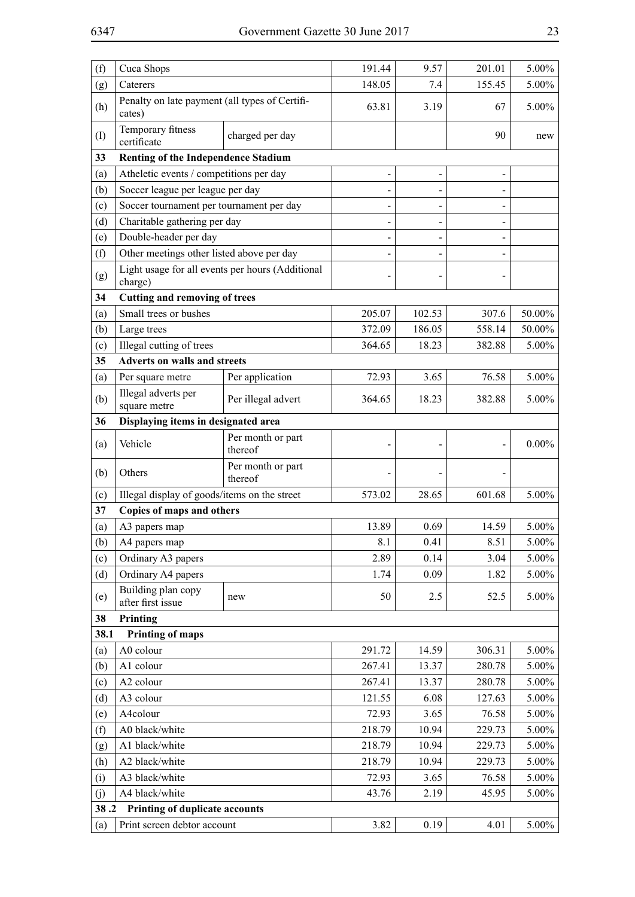| | | | | | | |
|---|---|---|---|---|---|---|
| (f) | Cuca Shops | | 191.44 | 9.57 | 201.01 | 5.00% |
| (g) | Caterers | | 148.05 | 7.4 | 155.45 | 5.00% |
| (h) | Penalty on late payment (all types of Certificates) | | 63.81 | 3.19 | 67 | 5.00% |
| (I) | Temporary fitness certificate | charged per day | | | 90 | new |
| **33** | **Renting of the Independence Stadium** | | | | | |
| (a) | Atheletic events / competitions per day | | - | - | - | |
| (b) | Soccer league per league per day | | - | - | - | |
| (c) | Soccer tournament per tournament per day | | - | - | - | |
| (d) | Charitable gathering per day | | - | - | - | |
| (e) | Double-header per day | | - | - | - | |
| (f) | Other meetings other listed above per day | | - | - | - | |
| (g) | Light usage for all events per hours (Additional charge) | | - | - | - | |
| **34** | **Cutting and removing of trees** | | | | | |
| (a) | Small trees or bushes | | 205.07 | 102.53 | 307.6 | 50.00% |
| (b) | Large trees | | 372.09 | 186.05 | 558.14 | 50.00% |
| (c) | Illegal cutting of trees | | 364.65 | 18.23 | 382.88 | 5.00% |
| **35** | **Adverts on walls and streets** | | | | | |
| (a) | Per square metre | Per application | 72.93 | 3.65 | 76.58 | 5.00% |
| (b) | Illegal adverts per square metre | Per illegal advert | 364.65 | 18.23 | 382.88 | 5.00% |
| **36** | **Displaying items in designated area** | | | | | |
| (a) | Vehicle | Per month or part thereof | - | - | - | 0.00% |
| (b) | Others | Per month or part thereof | - | - | - | |
| (c) | Illegal display of goods/items on the street | | 573.02 | 28.65 | 601.68 | 5.00% |
| **37** | **Copies of maps and others** | | | | | |
| (a) | A3 papers map | | 13.89 | 0.69 | 14.59 | 5.00% |
| (b) | A4 papers map | | 8.1 | 0.41 | 8.51 | 5.00% |
| (c) | Ordinary A3 papers | | 2.89 | 0.14 | 3.04 | 5.00% |
| (d) | Ordinary A4 papers | | 1.74 | 0.09 | 1.82 | 5.00% |
| (e) | Building plan copy after first issue | new | 50 | 2.5 | 52.5 | 5.00% |
| **38** | **Printing** | | | | | |
| **38.1** | **Printing of maps** | | | | | |
| (a) | A0 colour | | 291.72 | 14.59 | 306.31 | 5.00% |
| (b) | A1 colour | | 267.41 | 13.37 | 280.78 | 5.00% |
| (c) | A2 colour | | 267.41 | 13.37 | 280.78 | 5.00% |
| (d) | A3 colour | | 121.55 | 6.08 | 127.63 | 5.00% |
| (e) | A4colour | | 72.93 | 3.65 | 76.58 | 5.00% |
| (f) | A0 black/white | | 218.79 | 10.94 | 229.73 | 5.00% |
| (g) | A1 black/white | | 218.79 | 10.94 | 229.73 | 5.00% |
| (h) | A2 black/white | | 218.79 | 10.94 | 229.73 | 5.00% |
| (i) | A3 black/white | | 72.93 | 3.65 | 76.58 | 5.00% |
| (j) | A4 black/white | | 43.76 | 2.19 | 45.95 | 5.00% |
| **38 .2** | **Printing of duplicate accounts** | | | | | |
| (a) | Print screen debtor account | | 3.82 | 0.19 | 4.01 | 5.00% |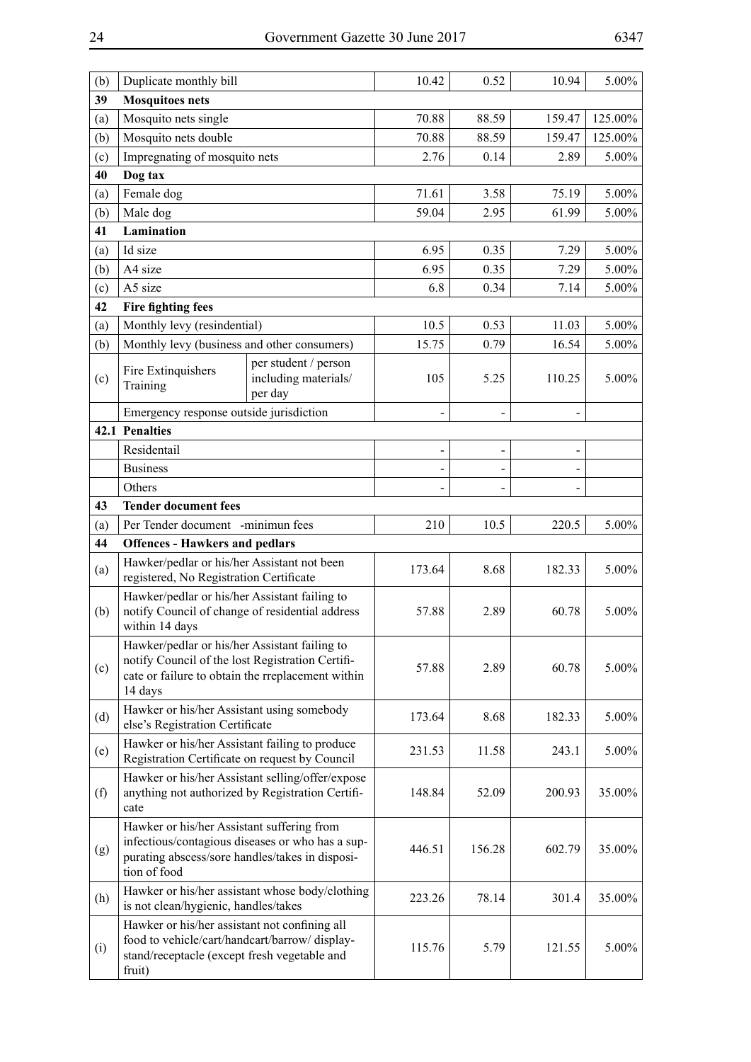| (b) | Duplicate monthly bill | | 10.42 | 0.52 | 10.94 | 5.00% |
|---|---|---|---|---|---|---|
| **39** | **Mosquitoes nets** | | | | | |
| (a) | Mosquito nets single | | 70.88 | 88.59 | 159.47 | 125.00% |
| (b) | Mosquito nets double | | 70.88 | 88.59 | 159.47 | 125.00% |
| (c) | Impregnating of mosquito nets | | 2.76 | 0.14 | 2.89 | 5.00% |
| **40** | **Dog tax** | | | | | |
| (a) | Female dog | | 71.61 | 3.58 | 75.19 | 5.00% |
| (b) | Male dog | | 59.04 | 2.95 | 61.99 | 5.00% |
| **41** | **Lamination** | | | | | |
| (a) | Id size | | 6.95 | 0.35 | 7.29 | 5.00% |
| (b) | A4 size | | 6.95 | 0.35 | 7.29 | 5.00% |
| (c) | A5 size | | 6.8 | 0.34 | 7.14 | 5.00% |
| **42** | **Fire fighting fees** | | | | | |
| (a) | Monthly levy (resindential) | | 10.5 | 0.53 | 11.03 | 5.00% |
| (b) | Monthly levy (business and other consumers) | | 15.75 | 0.79 | 16.54 | 5.00% |
| (c) | Fire Extinquishers Training | per student / person including materials/ per day | 105 | 5.25 | 110.25 | 5.00% |
| | Emergency response outside jurisdiction | | - | - | - | |
| **42.1** | **Penalties** | | | | | |
| | Residentail | | - | - | - | |
| | Business | | - | - | - | |
| | Others | | - | - | - | |
| **43** | **Tender document fees** | | | | | |
| (a) | Per Tender document -minimun fees | | 210 | 10.5 | 220.5 | 5.00% |
| **44** | **Offences - Hawkers and pedlars** | | | | | |
| (a) | Hawker/pedlar or his/her Assistant not been registered, No Registration Certificate | | 173.64 | 8.68 | 182.33 | 5.00% |
| (b) | Hawker/pedlar or his/her Assistant failing to notify Council of change of residential address within 14 days | | 57.88 | 2.89 | 60.78 | 5.00% |
| (c) | Hawker/pedlar or his/her Assistant failing to notify Council of the lost Registration Certificate or failure to obtain the rreplacement within 14 days | | 57.88 | 2.89 | 60.78 | 5.00% |
| (d) | Hawker or his/her Assistant using somebody else's Registration Certificate | | 173.64 | 8.68 | 182.33 | 5.00% |
| (e) | Hawker or his/her Assistant failing to produce Registration Certificate on request by Council | | 231.53 | 11.58 | 243.1 | 5.00% |
| (f) | Hawker or his/her Assistant selling/offer/expose anything not authorized by Registration Certificate | | 148.84 | 52.09 | 200.93 | 35.00% |
| (g) | Hawker or his/her Assistant suffering from infectious/contagious diseases or who has a supurating abscess/sore handles/takes in disposition of food | | 446.51 | 156.28 | 602.79 | 35.00% |
| (h) | Hawker or his/her assistant whose body/clothing is not clean/hygienic, handles/takes | | 223.26 | 78.14 | 301.4 | 35.00% |
| (i) | Hawker or his/her assistant not confining all food to vehicle/cart/handcart/barrow/ display-stand/receptacle (except fresh vegetable and fruit) | | 115.76 | 5.79 | 121.55 | 5.00% |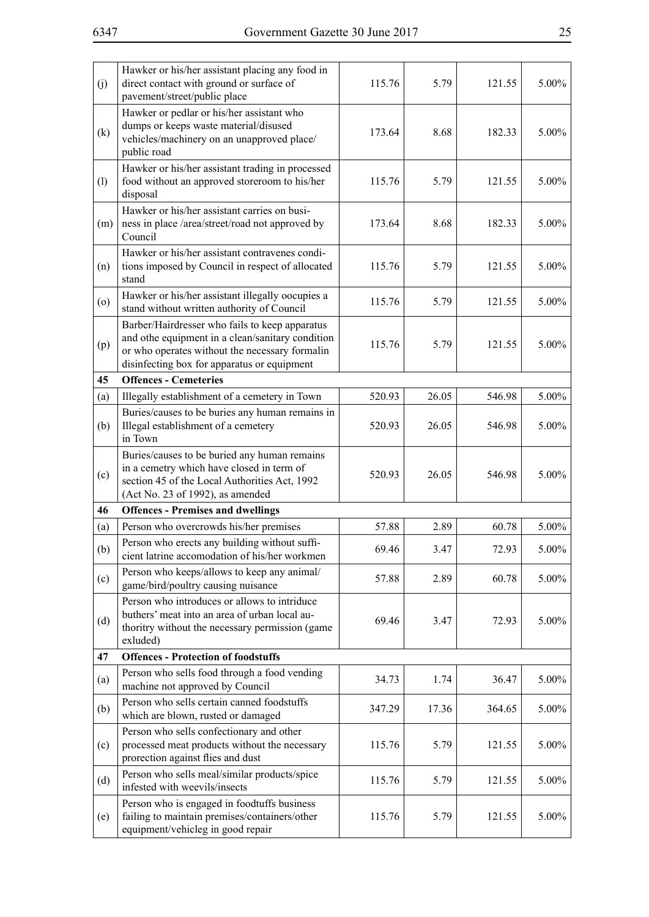| | | | | | |
|---|---|---|---|---|---|
| (j) | Hawker or his/her assistant placing any food in direct contact with ground or surface of pavement/street/public place | 115.76 | 5.79 | 121.55 | 5.00% |
| (k) | Hawker or pedlar or his/her assistant who dumps or keeps waste material/disused vehicles/machinery on an unapproved place/ public road | 173.64 | 8.68 | 182.33 | 5.00% |
| (l) | Hawker or his/her assistant trading in processed food without an approved storeroom to his/her disposal | 115.76 | 5.79 | 121.55 | 5.00% |
| (m) | Hawker or his/her assistant carries on business in place /area/street/road not approved by Council | 173.64 | 8.68 | 182.33 | 5.00% |
| (n) | Hawker or his/her assistant contravenes conditions imposed by Council in respect of allocated stand | 115.76 | 5.79 | 121.55 | 5.00% |
| (o) | Hawker or his/her assistant illegally oocupies a stand without written authority of Council | 115.76 | 5.79 | 121.55 | 5.00% |
| (p) | Barber/Hairdresser who fails to keep apparatus and othe equipment in a clean/sanitary condition or who operates without the necessary formalin disinfecting box for apparatus or equipment | 115.76 | 5.79 | 121.55 | 5.00% |
| **45** | **Offences - Cemeteries** | | | | |
| (a) | Illegally establishment of a cemetery in Town | 520.93 | 26.05 | 546.98 | 5.00% |
| (b) | Buries/causes to be buries any human remains in Illegal establishment of a cemetery in Town | 520.93 | 26.05 | 546.98 | 5.00% |
| (c) | Buries/causes to be buried any human remains in a cemetry which have closed in term of section 45 of the Local Authorities Act, 1992 (Act No. 23 of 1992), as amended | 520.93 | 26.05 | 546.98 | 5.00% |
| **46** | **Offences - Premises and dwellings** | | | | |
| (a) | Person who overcrowds his/her premises | 57.88 | 2.89 | 60.78 | 5.00% |
| (b) | Person who erects any building without sufficient latrine accomodation of his/her workmen | 69.46 | 3.47 | 72.93 | 5.00% |
| (c) | Person who keeps/allows to keep any animal/ game/bird/poultry causing nuisance | 57.88 | 2.89 | 60.78 | 5.00% |
| (d) | Person who introduces or allows to intriduce buthers' meat into an area of urban local authority without the necessary permission (game exluded) | 69.46 | 3.47 | 72.93 | 5.00% |
| **47** | **Offences - Protection of foodstuffs** | | | | |
| (a) | Person who sells food through a food vending machine not approved by Council | 34.73 | 1.74 | 36.47 | 5.00% |
| (b) | Person who sells certain canned foodstuffs which are blown, rusted or damaged | 347.29 | 17.36 | 364.65 | 5.00% |
| (c) | Person who sells confectionary and other processed meat products without the necessary prorection against flies and dust | 115.76 | 5.79 | 121.55 | 5.00% |
| (d) | Person who sells meal/similar products/spice infested with weevils/insects | 115.76 | 5.79 | 121.55 | 5.00% |
| (e) | Person who is engaged in foodtuffs business failing to maintain premises/containers/other equipment/vehicleg in good repair | 115.76 | 5.79 | 121.55 | 5.00% |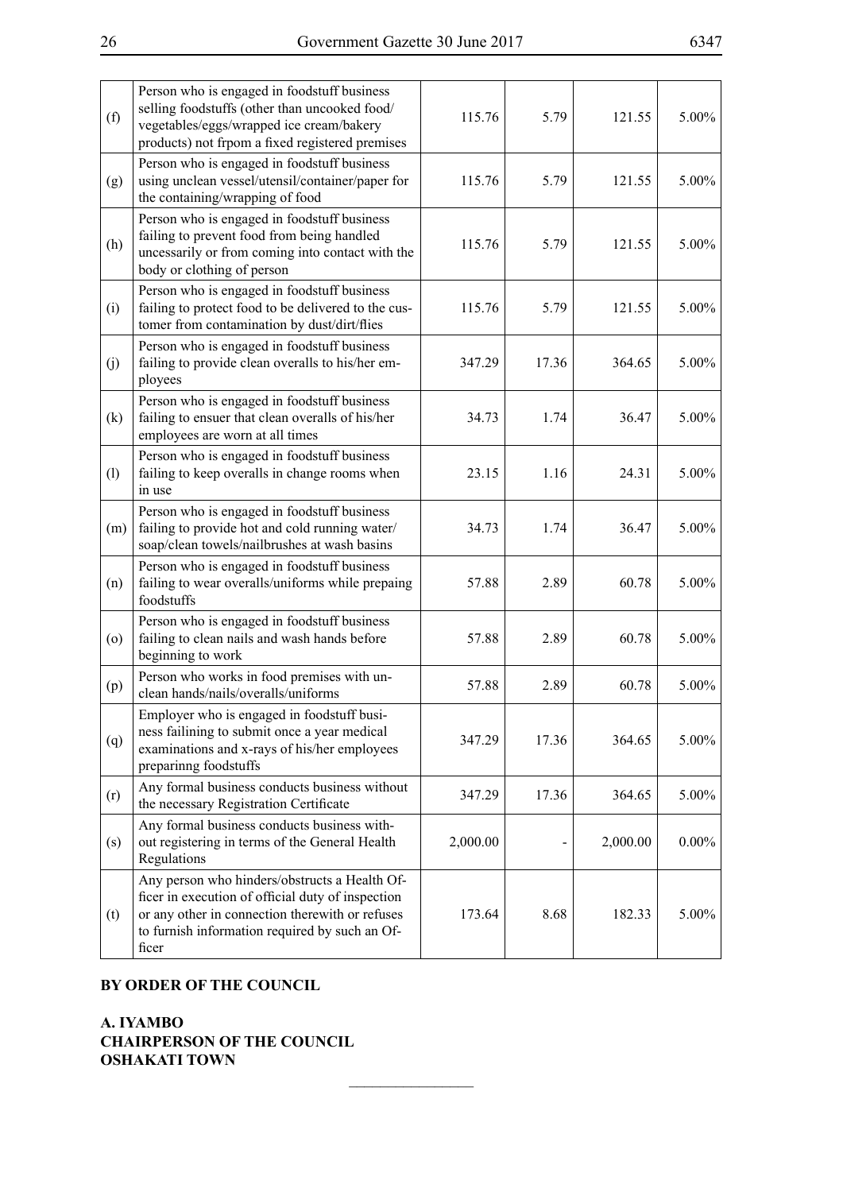| | | | | | |
|---|---|---|---|---|---|
| (f) | Person who is engaged in foodstuff business selling foodstuffs (other than uncooked food/ vegetables/eggs/wrapped ice cream/bakery products) not frpom a fixed registered premises | 115.76 | 5.79 | 121.55 | 5.00% |
| (g) | Person who is engaged in foodstuff business using unclean vessel/utensil/container/paper for the containing/wrapping of food | 115.76 | 5.79 | 121.55 | 5.00% |
| (h) | Person who is engaged in foodstuff business failing to prevent food from being handled uncessarily or from coming into contact with the body or clothing of person | 115.76 | 5.79 | 121.55 | 5.00% |
| (i) | Person who is engaged in foodstuff business failing to protect food to be delivered to the customer from contamination by dust/dirt/flies | 115.76 | 5.79 | 121.55 | 5.00% |
| (j) | Person who is engaged in foodstuff business failing to provide clean overalls to his/her employees | 347.29 | 17.36 | 364.65 | 5.00% |
| (k) | Person who is engaged in foodstuff business failing to ensuer that clean overalls of his/her employees are worn at all times | 34.73 | 1.74 | 36.47 | 5.00% |
| (l) | Person who is engaged in foodstuff business failing to keep overalls in change rooms when in use | 23.15 | 1.16 | 24.31 | 5.00% |
| (m) | Person who is engaged in foodstuff business failing to provide hot and cold running water/ soap/clean towels/nailbrushes at wash basins | 34.73 | 1.74 | 36.47 | 5.00% |
| (n) | Person who is engaged in foodstuff business failing to wear overalls/uniforms while prepaing foodstuffs | 57.88 | 2.89 | 60.78 | 5.00% |
| (o) | Person who is engaged in foodstuff business failing to clean nails and wash hands before beginning to work | 57.88 | 2.89 | 60.78 | 5.00% |
| (p) | Person who works in food premises with unclean hands/nails/overalls/uniforms | 57.88 | 2.89 | 60.78 | 5.00% |
| (q) | Employer who is engaged in foodstuff business failining to submit once a year medical examinations and x-rays of his/her employees preparinng foodstuffs | 347.29 | 17.36 | 364.65 | 5.00% |
| (r) | Any formal business conducts business without the necessary Registration Certificate | 347.29 | 17.36 | 364.65 | 5.00% |
| (s) | Any formal business conducts business without registering in terms of the General Health Regulations | 2,000.00 | - | 2,000.00 | 0.00% |
| (t) | Any person who hinders/obstructs a Health Officer in execution of official duty of inspection or any other in connection therewith or refuses to furnish information required by such an Officer | 173.64 | 8.68 | 182.33 | 5.00% |

**BY ORDER OF THE COUNCIL**

**A. IYAMBO**
**CHAIRPERSON OF THE COUNCIL**
**OSHAKATI TOWN**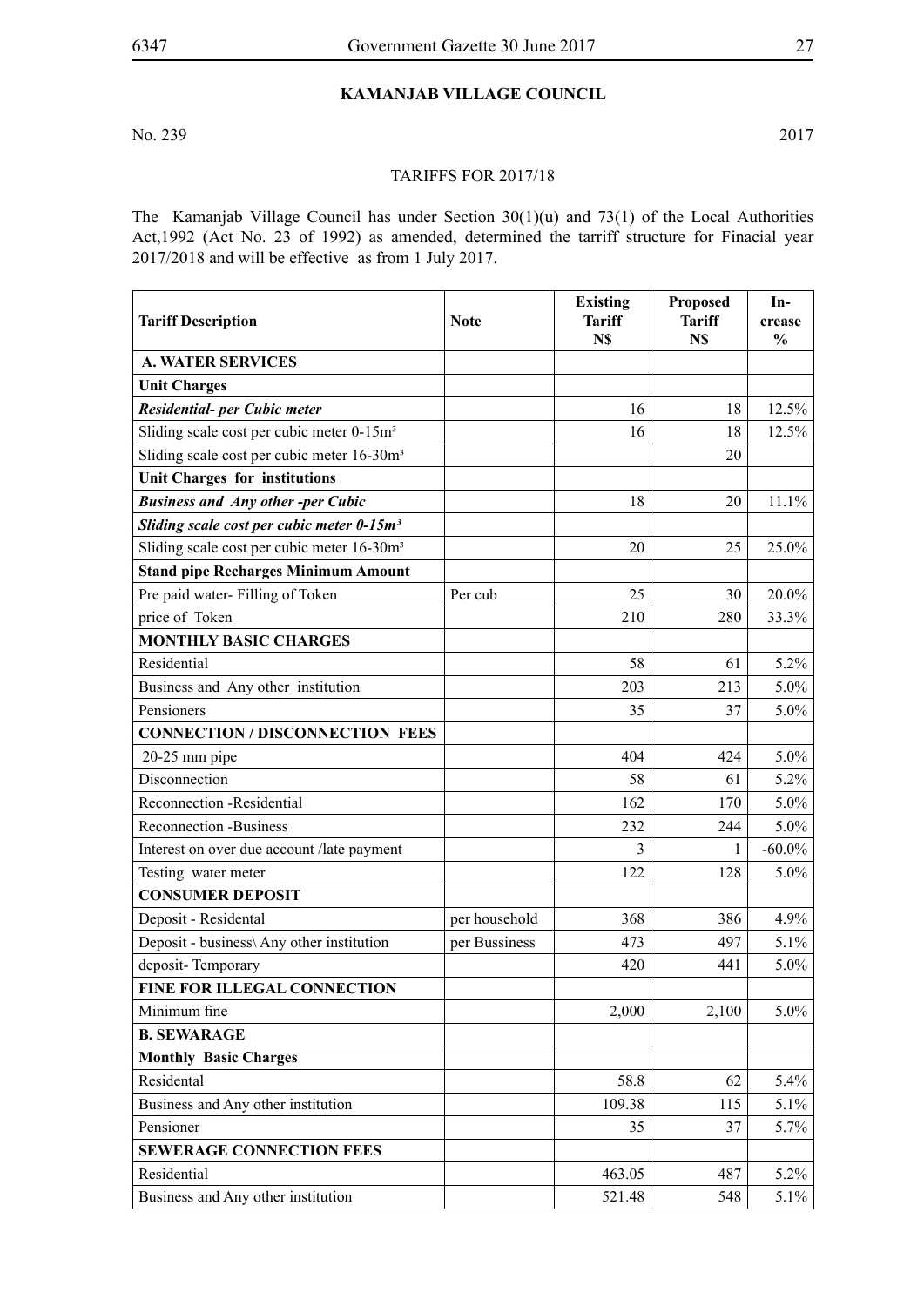## KAMANJAB VILLAGE COUNCIL

No. 239 2017

TARIFFS FOR 2017/18

The Kamanjab Village Council has under Section 30(1)(u) and 73(1) of the Local Authorities Act,1992 (Act No. 23 of 1992) as amended, determined the tarriff structure for Finacial year 2017/2018 and will be effective as from 1 July 2017.

| Tariff Description | Note | Existing Tariff N$ | Proposed Tariff N$ | Increase % |
|---|---|---|---|---|
| **A. WATER SERVICES** | | | | |
| **Unit Charges** | | | | |
| ***Residential- per Cubic meter*** | | 16 | 18 | 12.5% |
| Sliding scale cost per cubic meter 0-15m³ | | 16 | 18 | 12.5% |
| Sliding scale cost per cubic meter 16-30m³ | | | 20 | |
| **Unit Charges for institutions** | | | | |
| ***Business and Any other -per Cubic*** | | 18 | 20 | 11.1% |
| ***Sliding scale cost per cubic meter 0-15m³*** | | | | |
| Sliding scale cost per cubic meter 16-30m³ | | 20 | 25 | 25.0% |
| **Stand pipe Recharges Minimum Amount** | | | | |
| Pre paid water- Filling of Token | Per cub | 25 | 30 | 20.0% |
| price of Token | | 210 | 280 | 33.3% |
| **MONTHLY BASIC CHARGES** | | | | |
| Residential | | 58 | 61 | 5.2% |
| Business and Any other institution | | 203 | 213 | 5.0% |
| Pensioners | | 35 | 37 | 5.0% |
| **CONNECTION / DISCONNECTION FEES** | | | | |
| 20-25 mm pipe | | 404 | 424 | 5.0% |
| Disconnection | | 58 | 61 | 5.2% |
| Reconnection -Residential | | 162 | 170 | 5.0% |
| Reconnection -Business | | 232 | 244 | 5.0% |
| Interest on over due account /late payment | | 3 | 1 | -60.0% |
| Testing water meter | | 122 | 128 | 5.0% |
| **CONSUMER DEPOSIT** | | | | |
| Deposit - Residental | per household | 368 | 386 | 4.9% |
| Deposit - business\ Any other institution | per Bussiness | 473 | 497 | 5.1% |
| deposit- Temporary | | 420 | 441 | 5.0% |
| **FINE FOR ILLEGAL CONNECTION** | | | | |
| Minimum fine | | 2,000 | 2,100 | 5.0% |
| **B. SEWARAGE** | | | | |
| **Monthly Basic Charges** | | | | |
| Residental | | 58.8 | 62 | 5.4% |
| Business and Any other institution | | 109.38 | 115 | 5.1% |
| Pensioner | | 35 | 37 | 5.7% |
| **SEWERAGE CONNECTION FEES** | | | | |
| Residential | | 463.05 | 487 | 5.2% |
| Business and Any other institution | | 521.48 | 548 | 5.1% |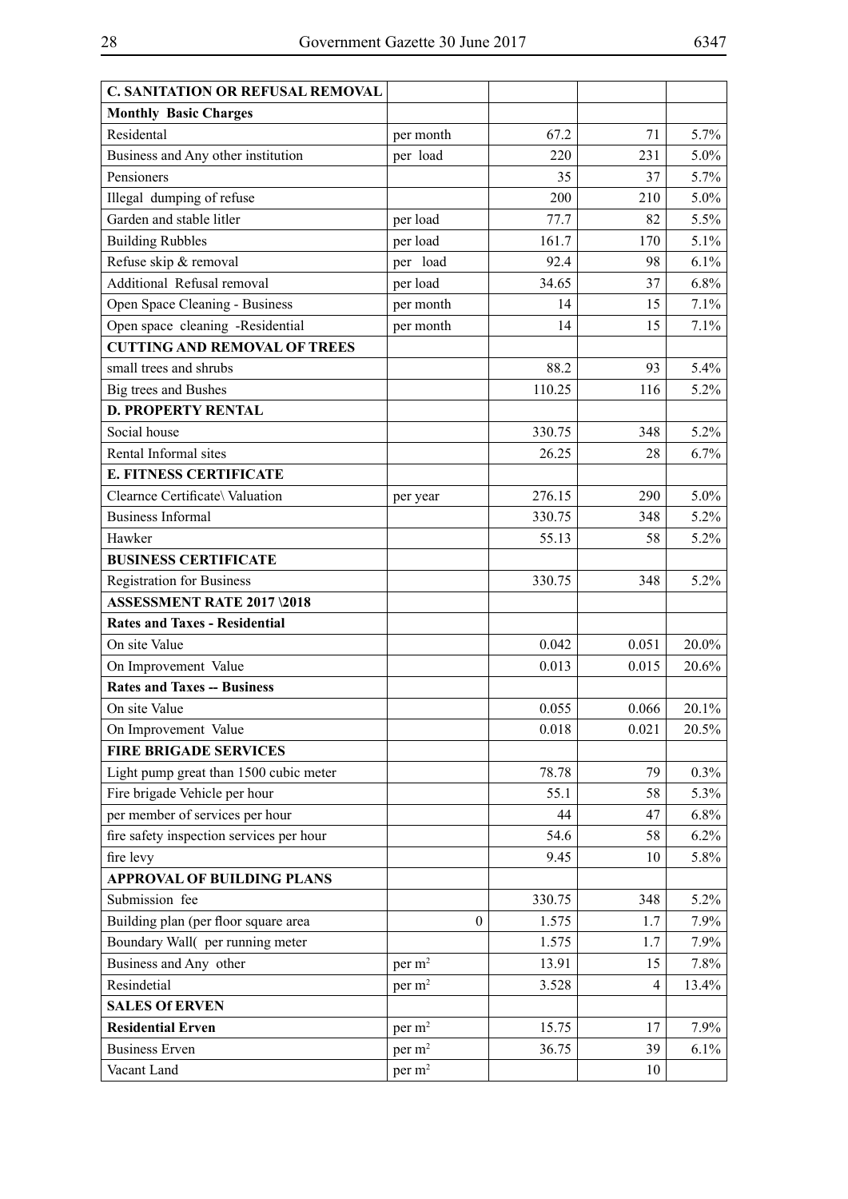| **C. SANITATION OR REFUSAL REMOVAL** | | | | |
|---|---|---|---|---|
| **Monthly Basic Charges** | | | | |
| Residental | per month | 67.2 | 71 | 5.7% |
| Business and Any other institution | per load | 220 | 231 | 5.0% |
| Pensioners | | 35 | 37 | 5.7% |
| Illegal dumping of refuse | | 200 | 210 | 5.0% |
| Garden and stable litler | per load | 77.7 | 82 | 5.5% |
| Building Rubbles | per load | 161.7 | 170 | 5.1% |
| Refuse skip & removal | per load | 92.4 | 98 | 6.1% |
| Additional Refusal removal | per load | 34.65 | 37 | 6.8% |
| Open Space Cleaning - Business | per month | 14 | 15 | 7.1% |
| Open space cleaning -Residential | per month | 14 | 15 | 7.1% |
| **CUTTING AND REMOVAL OF TREES** | | | | |
| small trees and shrubs | | 88.2 | 93 | 5.4% |
| Big trees and Bushes | | 110.25 | 116 | 5.2% |
| **D. PROPERTY RENTAL** | | | | |
| Social house | | 330.75 | 348 | 5.2% |
| Rental Informal sites | | 26.25 | 28 | 6.7% |
| **E. FITNESS CERTIFICATE** | | | | |
| Clearnce Certificate\ Valuation | per year | 276.15 | 290 | 5.0% |
| Business Informal | | 330.75 | 348 | 5.2% |
| Hawker | | 55.13 | 58 | 5.2% |
| **BUSINESS CERTIFICATE** | | | | |
| Registration for Business | | 330.75 | 348 | 5.2% |
| **ASSESSMENT RATE 2017 \2018** | | | | |
| **Rates and Taxes - Residential** | | | | |
| On site Value | | 0.042 | 0.051 | 20.0% |
| On Improvement Value | | 0.013 | 0.015 | 20.6% |
| **Rates and Taxes -- Business** | | | | |
| On site Value | | 0.055 | 0.066 | 20.1% |
| On Improvement Value | | 0.018 | 0.021 | 20.5% |
| **FIRE BRIGADE SERVICES** | | | | |
| Light pump great than 1500 cubic meter | | 78.78 | 79 | 0.3% |
| Fire brigade Vehicle per hour | | 55.1 | 58 | 5.3% |
| per member of services per hour | | 44 | 47 | 6.8% |
| fire safety inspection services per hour | | 54.6 | 58 | 6.2% |
| fire levy | | 9.45 | 10 | 5.8% |
| **APPROVAL OF BUILDING PLANS** | | | | |
| Submission fee | | 330.75 | 348 | 5.2% |
| Building plan (per floor square area | 0 | 1.575 | 1.7 | 7.9% |
| Boundary Wall( per running meter | | 1.575 | 1.7 | 7.9% |
| Business and Any other | per $m^2$ | 13.91 | 15 | 7.8% |
| Resindetial | per $m^2$ | 3.528 | 4 | 13.4% |
| **SALES Of ERVEN** | | | | |
| **Residential Erven** | per $m^2$ | 15.75 | 17 | 7.9% |
| Business Erven | per $m^2$ | 36.75 | 39 | 6.1% |
| Vacant Land | per $m^2$ | | 10 | |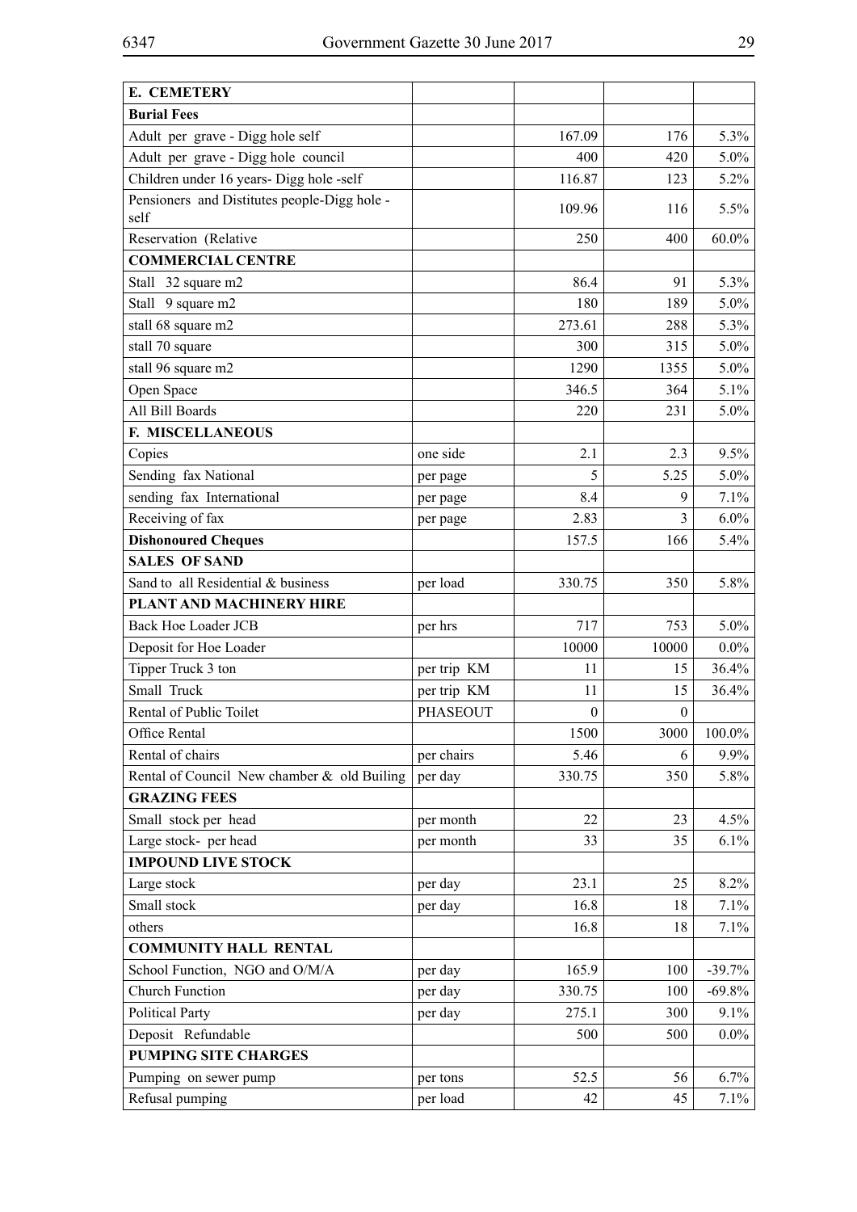| **E. CEMETERY** | | | | |
|---|---|---|---|---|
| **Burial Fees** | | | | |
| Adult per grave - Digg hole self | | 167.09 | 176 | 5.3% |
| Adult per grave - Digg hole council | | 400 | 420 | 5.0% |
| Children under 16 years- Digg hole -self | | 116.87 | 123 | 5.2% |
| Pensioners and Distitutes people-Digg hole - self | | 109.96 | 116 | 5.5% |
| Reservation (Relative | | 250 | 400 | 60.0% |
| **COMMERCIAL CENTRE** | | | | |
| Stall 32 square m2 | | 86.4 | 91 | 5.3% |
| Stall 9 square m2 | | 180 | 189 | 5.0% |
| stall 68 square m2 | | 273.61 | 288 | 5.3% |
| stall 70 square | | 300 | 315 | 5.0% |
| stall 96 square m2 | | 1290 | 1355 | 5.0% |
| Open Space | | 346.5 | 364 | 5.1% |
| All Bill Boards | | 220 | 231 | 5.0% |
| **F. MISCELLANEOUS** | | | | |
| Copies | one side | 2.1 | 2.3 | 9.5% |
| Sending fax National | per page | 5 | 5.25 | 5.0% |
| sending fax International | per page | 8.4 | 9 | 7.1% |
| Receiving of fax | per page | 2.83 | 3 | 6.0% |
| **Dishonoured Cheques** | | 157.5 | 166 | 5.4% |
| **SALES OF SAND** | | | | |
| Sand to all Residential & business | per load | 330.75 | 350 | 5.8% |
| **PLANT AND MACHINERY HIRE** | | | | |
| Back Hoe Loader JCB | per hrs | 717 | 753 | 5.0% |
| Deposit for Hoe Loader | | 10000 | 10000 | 0.0% |
| Tipper Truck 3 ton | per trip KM | 11 | 15 | 36.4% |
| Small Truck | per trip KM | 11 | 15 | 36.4% |
| Rental of Public Toilet | PHASEOUT | 0 | 0 | |
| Office Rental | | 1500 | 3000 | 100.0% |
| Rental of chairs | per chairs | 5.46 | 6 | 9.9% |
| Rental of Council New chamber & old Builing | per day | 330.75 | 350 | 5.8% |
| **GRAZING FEES** | | | | |
| Small stock per head | per month | 22 | 23 | 4.5% |
| Large stock- per head | per month | 33 | 35 | 6.1% |
| **IMPOUND LIVE STOCK** | | | | |
| Large stock | per day | 23.1 | 25 | 8.2% |
| Small stock | per day | 16.8 | 18 | 7.1% |
| others | | 16.8 | 18 | 7.1% |
| **COMMUNITY HALL RENTAL** | | | | |
| School Function, NGO and O/M/A | per day | 165.9 | 100 | -39.7% |
| Church Function | per day | 330.75 | 100 | -69.8% |
| Political Party | per day | 275.1 | 300 | 9.1% |
| Deposit Refundable | | 500 | 500 | 0.0% |
| **PUMPING SITE CHARGES** | | | | |
| Pumping on sewer pump | per tons | 52.5 | 56 | 6.7% |
| Refusal pumping | per load | 42 | 45 | 7.1% |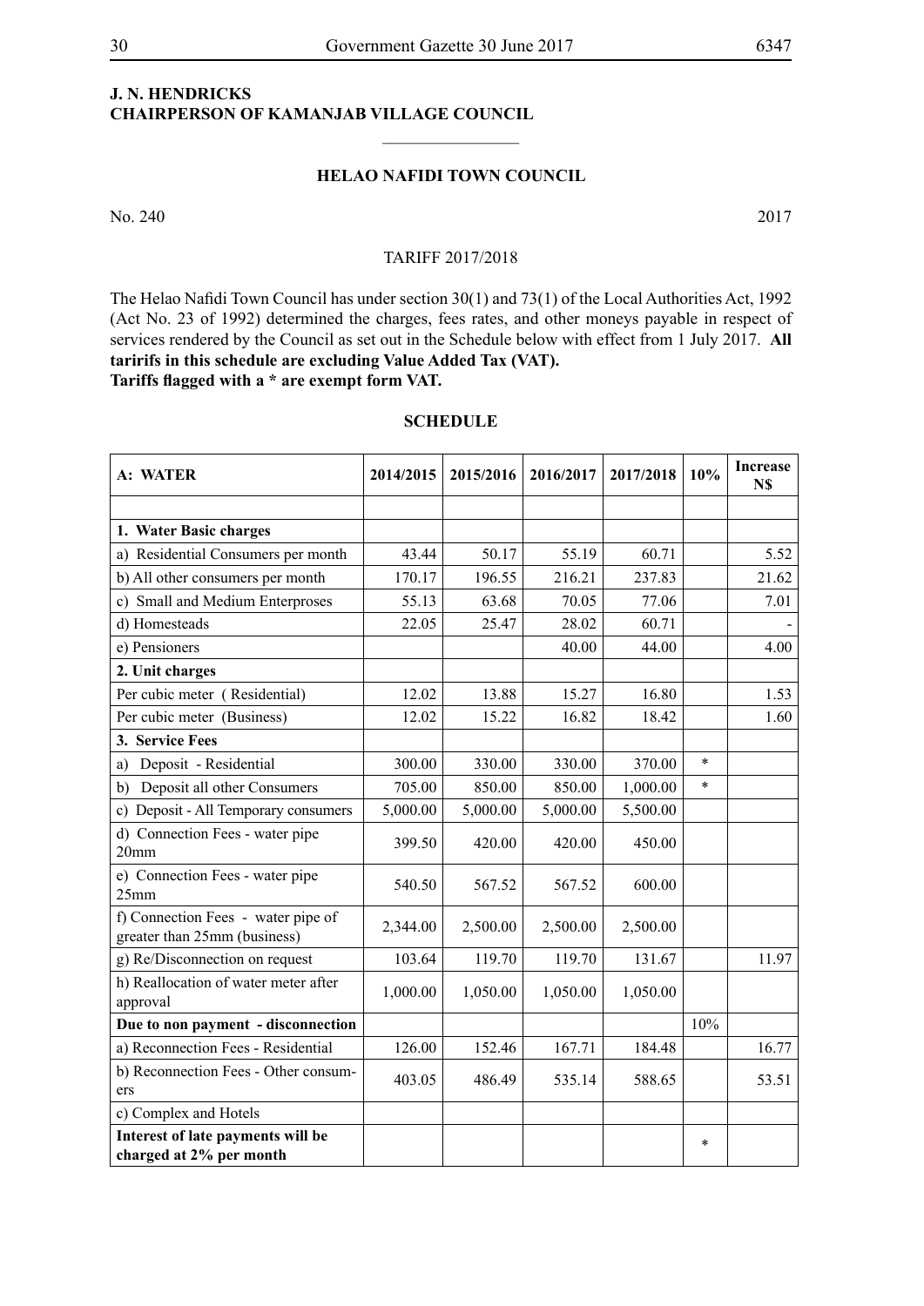**J. N. HENDRICKS**
**CHAIRPERSON OF KAMANJAB VILLAGE COUNCIL**

________________

## HELAO NAFIDI TOWN COUNCIL

No. 240 2017

TARIFF 2017/2018

The Helao Nafidi Town Council has under section 30(1) and 73(1) of the Local Authorities Act, 1992 (Act No. 23 of 1992) determined the charges, fees rates, and other moneys payable in respect of services rendered by the Council as set out in the Schedule below with effect from 1 July 2017. **All taririfs in this schedule are excluding Value Added Tax (VAT).**
**Tariffs flagged with a * are exempt form VAT.**

### SCHEDULE

| A: WATER | 2014/2015 | 2015/2016 | 2016/2017 | 2017/2018 | 10% | Increase N$ |
|---|---|---|---|---|---|---|
| | | | | | | |
| **1. Water Basic charges** | | | | | | |
| a) Residential Consumers per month | 43.44 | 50.17 | 55.19 | 60.71 | | 5.52 |
| b) All other consumers per month | 170.17 | 196.55 | 216.21 | 237.83 | | 21.62 |
| c) Small and Medium Enterproses | 55.13 | 63.68 | 70.05 | 77.06 | | 7.01 |
| d) Homesteads | 22.05 | 25.47 | 28.02 | 60.71 | | - |
| e) Pensioners | | | 40.00 | 44.00 | | 4.00 |
| **2. Unit charges** | | | | | | |
| Per cubic meter ( Residential) | 12.02 | 13.88 | 15.27 | 16.80 | | 1.53 |
| Per cubic meter (Business) | 12.02 | 15.22 | 16.82 | 18.42 | | 1.60 |
| **3. Service Fees** | | | | | | |
| a) Deposit - Residential | 300.00 | 330.00 | 330.00 | 370.00 | * | |
| b) Deposit all other Consumers | 705.00 | 850.00 | 850.00 | 1,000.00 | * | |
| c) Deposit - All Temporary consumers | 5,000.00 | 5,000.00 | 5,000.00 | 5,500.00 | | |
| d) Connection Fees - water pipe 20mm | 399.50 | 420.00 | 420.00 | 450.00 | | |
| e) Connection Fees - water pipe 25mm | 540.50 | 567.52 | 567.52 | 600.00 | | |
| f) Connection Fees - water pipe of greater than 25mm (business) | 2,344.00 | 2,500.00 | 2,500.00 | 2,500.00 | | |
| g) Re/Disconnection on request | 103.64 | 119.70 | 119.70 | 131.67 | | 11.97 |
| h) Reallocation of water meter after approval | 1,000.00 | 1,050.00 | 1,050.00 | 1,050.00 | | |
| **Due to non payment - disconnection** | | | | | 10% | |
| a) Reconnection Fees - Residential | 126.00 | 152.46 | 167.71 | 184.48 | | 16.77 |
| b) Reconnection Fees - Other consumers | 403.05 | 486.49 | 535.14 | 588.65 | | 53.51 |
| c) Complex and Hotels | | | | | | |
| **Interest of late payments will be charged at 2% per month** | | | | | * | |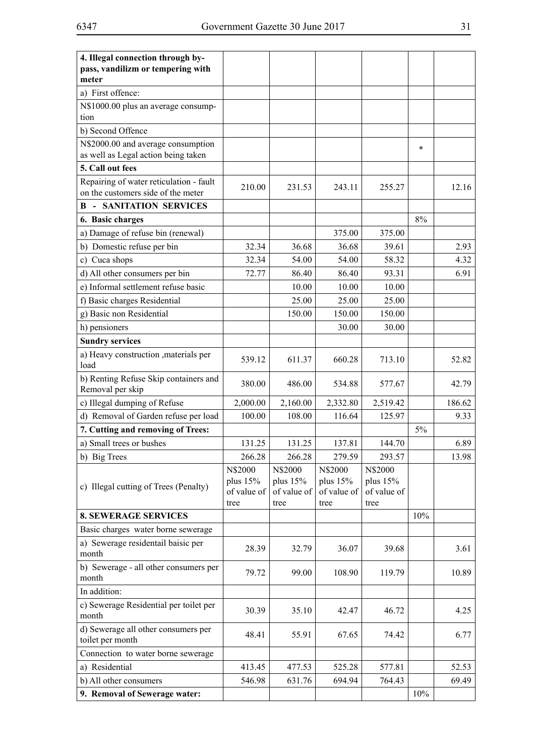| **4. Illegal connection through by-pass, vandilizm or tempering with meter** | | | | | | |
|---|---|---|---|---|---|---|
| a) First offence: | | | | | | |
| N$1000.00 plus an average consumption | | | | | | |
| b) Second Offence | | | | | | |
| N$2000.00 and average consumption as well as Legal action being taken | | | | | * | |
| **5. Call out fees** | | | | | | |
| Repairing of water reticulation - fault on the customers side of the meter | 210.00 | 231.53 | 243.11 | 255.27 | | 12.16 |
| **B - SANITATION SERVICES** | | | | | | |
| **6. Basic charges** | | | | | 8% | |
| a) Damage of refuse bin (renewal) | | | 375.00 | 375.00 | | |
| b) Domestic refuse per bin | 32.34 | 36.68 | 36.68 | 39.61 | | 2.93 |
| c) Cuca shops | 32.34 | 54.00 | 54.00 | 58.32 | | 4.32 |
| d) All other consumers per bin | 72.77 | 86.40 | 86.40 | 93.31 | | 6.91 |
| e) Informal settlement refuse basic | | 10.00 | 10.00 | 10.00 | | |
| f) Basic charges Residential | | 25.00 | 25.00 | 25.00 | | |
| g) Basic non Residential | | 150.00 | 150.00 | 150.00 | | |
| h) pensioners | | | 30.00 | 30.00 | | |
| **Sundry services** | | | | | | |
| a) Heavy construction ,materials per load | 539.12 | 611.37 | 660.28 | 713.10 | | 52.82 |
| b) Renting Refuse Skip containers and Removal per skip | 380.00 | 486.00 | 534.88 | 577.67 | | 42.79 |
| c) Illegal dumping of Refuse | 2,000.00 | 2,160.00 | 2,332.80 | 2,519.42 | | 186.62 |
| d) Removal of Garden refuse per load | 100.00 | 108.00 | 116.64 | 125.97 | | 9.33 |
| **7. Cutting and removing of Trees:** | | | | | 5% | |
| a) Small trees or bushes | 131.25 | 131.25 | 137.81 | 144.70 | | 6.89 |
| b) Big Trees | 266.28 | 266.28 | 279.59 | 293.57 | | 13.98 |
| c) Illegal cutting of Trees (Penalty) | N$2000 plus 15% of value of tree | N$2000 plus 15% of value of tree | N$2000 plus 15% of value of tree | N$2000 plus 15% of value of tree | | |
| **8. SEWERAGE SERVICES** | | | | | 10% | |
| Basic charges water borne sewerage | | | | | | |
| a) Sewerage residentail baisic per month | 28.39 | 32.79 | 36.07 | 39.68 | | 3.61 |
| b) Sewerage - all other consumers per month | 79.72 | 99.00 | 108.90 | 119.79 | | 10.89 |
| In addition: | | | | | | |
| c) Sewerage Residential per toilet per month | 30.39 | 35.10 | 42.47 | 46.72 | | 4.25 |
| d) Sewerage all other consumers per toilet per month | 48.41 | 55.91 | 67.65 | 74.42 | | 6.77 |
| Connection to water borne sewerage | | | | | | |
| a) Residential | 413.45 | 477.53 | 525.28 | 577.81 | | 52.53 |
| b) All other consumers | 546.98 | 631.76 | 694.94 | 764.43 | | 69.49 |
| **9. Removal of Sewerage water:** | | | | | 10% | |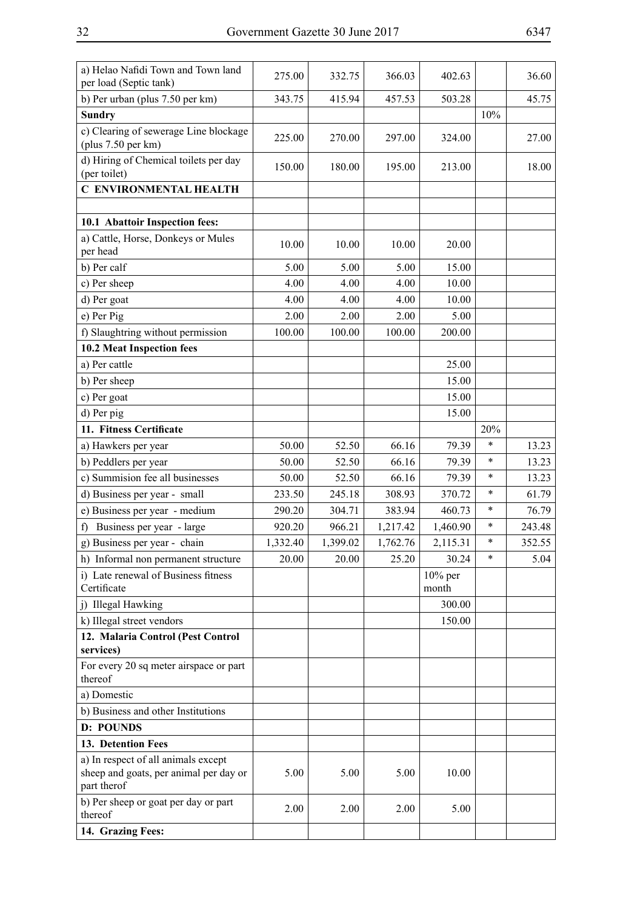| a) Helao Nafidi Town and Town land per load (Septic tank) | 275.00 | 332.75 | 366.03 | 402.63 | | 36.60 |
|---|---|---|---|---|---|---|
| b) Per urban (plus 7.50 per km) | 343.75 | 415.94 | 457.53 | 503.28 | | 45.75 |
| **Sundry** | | | | | 10% | |
| c) Clearing of sewerage Line blockage (plus 7.50 per km) | 225.00 | 270.00 | 297.00 | 324.00 | | 27.00 |
| d) Hiring of Chemical toilets per day (per toilet) | 150.00 | 180.00 | 195.00 | 213.00 | | 18.00 |
| **C ENVIRONMENTAL HEALTH** | | | | | | |
| | | | | | | |
| **10.1 Abattoir Inspection fees:** | | | | | | |
| a) Cattle, Horse, Donkeys or Mules per head | 10.00 | 10.00 | 10.00 | 20.00 | | |
| b) Per calf | 5.00 | 5.00 | 5.00 | 15.00 | | |
| c) Per sheep | 4.00 | 4.00 | 4.00 | 10.00 | | |
| d) Per goat | 4.00 | 4.00 | 4.00 | 10.00 | | |
| e) Per Pig | 2.00 | 2.00 | 2.00 | 5.00 | | |
| f) Slaughtring without permission | 100.00 | 100.00 | 100.00 | 200.00 | | |
| **10.2 Meat Inspection fees** | | | | | | |
| a) Per cattle | | | | 25.00 | | |
| b) Per sheep | | | | 15.00 | | |
| c) Per goat | | | | 15.00 | | |
| d) Per pig | | | | 15.00 | | |
| **11. Fitness Certificate** | | | | | 20% | |
| a) Hawkers per year | 50.00 | 52.50 | 66.16 | 79.39 | * | 13.23 |
| b) Peddlers per year | 50.00 | 52.50 | 66.16 | 79.39 | * | 13.23 |
| c) Summision fee all businesses | 50.00 | 52.50 | 66.16 | 79.39 | * | 13.23 |
| d) Business per year - small | 233.50 | 245.18 | 308.93 | 370.72 | * | 61.79 |
| e) Business per year - medium | 290.20 | 304.71 | 383.94 | 460.73 | * | 76.79 |
| f) Business per year - large | 920.20 | 966.21 | 1,217.42 | 1,460.90 | * | 243.48 |
| g) Business per year - chain | 1,332.40 | 1,399.02 | 1,762.76 | 2,115.31 | * | 352.55 |
| h) Informal non permanent structure | 20.00 | 20.00 | 25.20 | 30.24 | * | 5.04 |
| i) Late renewal of Business fitness Certificate | | | | 10% per month | | |
| j) Illegal Hawking | | | | 300.00 | | |
| k) Illegal street vendors | | | | 150.00 | | |
| **12. Malaria Control (Pest Control services)** | | | | | | |
| For every 20 sq meter airspace or part thereof | | | | | | |
| a) Domestic | | | | | | |
| b) Business and other Institutions | | | | | | |
| **D: POUNDS** | | | | | | |
| **13. Detention Fees** | | | | | | |
| a) In respect of all animals except sheep and goats, per animal per day or part therof | 5.00 | 5.00 | 5.00 | 10.00 | | |
| b) Per sheep or goat per day or part thereof | 2.00 | 2.00 | 2.00 | 5.00 | | |
| **14. Grazing Fees:** | | | | | | |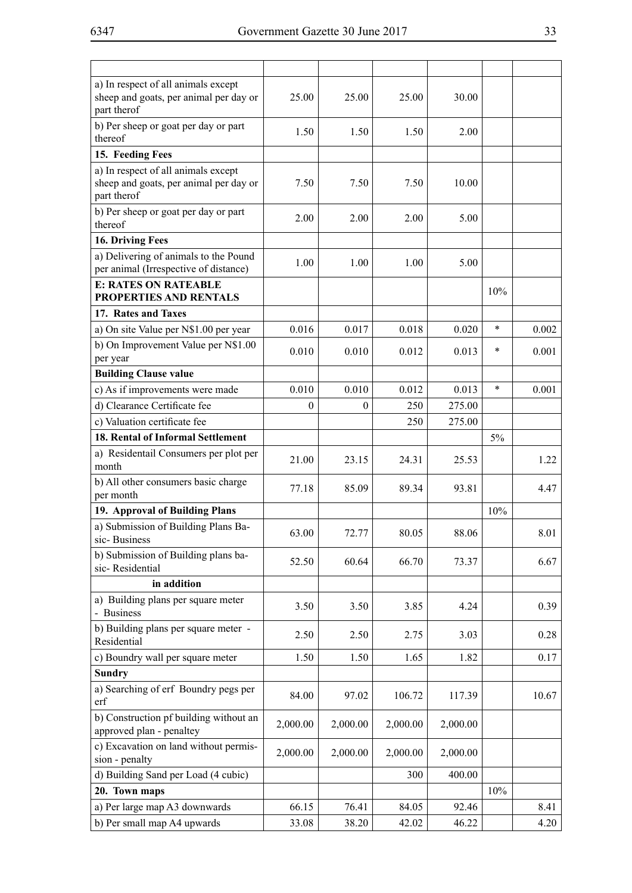| | | | | | | |
|---|---|---|---|---|---|---|
| a) In respect of all animals except sheep and goats, per animal per day or part therof | 25.00 | 25.00 | 25.00 | 30.00 | | |
| b) Per sheep or goat per day or part thereof | 1.50 | 1.50 | 1.50 | 2.00 | | |
| **15. Feeding Fees** | | | | | | |
| a) In respect of all animals except sheep and goats, per animal per day or part therof | 7.50 | 7.50 | 7.50 | 10.00 | | |
| b) Per sheep or goat per day or part thereof | 2.00 | 2.00 | 2.00 | 5.00 | | |
| **16. Driving Fees** | | | | | | |
| a) Delivering of animals to the Pound per animal (Irrespective of distance) | 1.00 | 1.00 | 1.00 | 5.00 | | |
| **E: RATES ON RATEABLE PROPERTIES AND RENTALS** | | | | | 10% | |
| **17. Rates and Taxes** | | | | | | |
| a) On site Value per N$1.00 per year | 0.016 | 0.017 | 0.018 | 0.020 | * | 0.002 |
| b) On Improvement Value per N$1.00 per year | 0.010 | 0.010 | 0.012 | 0.013 | * | 0.001 |
| **Building Clause value** | | | | | | |
| c) As if improvements were made | 0.010 | 0.010 | 0.012 | 0.013 | * | 0.001 |
| d) Clearance Certificate fee | 0 | 0 | 250 | 275.00 | | |
| c) Valuation certificate fee | | | 250 | 275.00 | | |
| **18. Rental of Informal Settlement** | | | | | 5% | |
| a) Residentail Consumers per plot per month | 21.00 | 23.15 | 24.31 | 25.53 | | 1.22 |
| b) All other consumers basic charge per month | 77.18 | 85.09 | 89.34 | 93.81 | | 4.47 |
| **19. Approval of Building Plans** | | | | | 10% | |
| a) Submission of Building Plans Basic- Business | 63.00 | 72.77 | 80.05 | 88.06 | | 8.01 |
| b) Submission of Building plans basic- Residential | 52.50 | 60.64 | 66.70 | 73.37 | | 6.67 |
| **in addition** | | | | | | |
| a) Building plans per square meter - Business | 3.50 | 3.50 | 3.85 | 4.24 | | 0.39 |
| b) Building plans per square meter - Residential | 2.50 | 2.50 | 2.75 | 3.03 | | 0.28 |
| c) Boundry wall per square meter | 1.50 | 1.50 | 1.65 | 1.82 | | 0.17 |
| **Sundry** | | | | | | |
| a) Searching of erf Boundry pegs per erf | 84.00 | 97.02 | 106.72 | 117.39 | | 10.67 |
| b) Construction pf building without an approved plan - penaltey | 2,000.00 | 2,000.00 | 2,000.00 | 2,000.00 | | |
| c) Excavation on land without permission - penalty | 2,000.00 | 2,000.00 | 2,000.00 | 2,000.00 | | |
| d) Building Sand per Load (4 cubic) | | | 300 | 400.00 | | |
| **20. Town maps** | | | | | 10% | |
| a) Per large map A3 downwards | 66.15 | 76.41 | 84.05 | 92.46 | | 8.41 |
| b) Per small map A4 upwards | 33.08 | 38.20 | 42.02 | 46.22 | | 4.20 |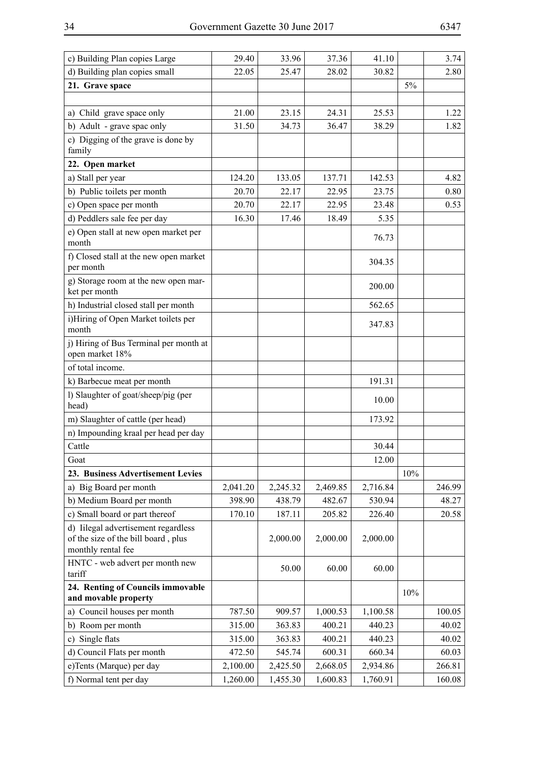| | | | | | | |
|---|---|---|---|---|---|---|
| c) Building Plan copies Large | 29.40 | 33.96 | 37.36 | 41.10 | | 3.74 |
| d) Building plan copies small | 22.05 | 25.47 | 28.02 | 30.82 | | 2.80 |
| **21. Grave space** | | | | | 5% | |
| | | | | | | |
| a) Child grave space only | 21.00 | 23.15 | 24.31 | 25.53 | | 1.22 |
| b) Adult - grave spac only | 31.50 | 34.73 | 36.47 | 38.29 | | 1.82 |
| c) Digging of the grave is done by family | | | | | | |
| **22. Open market** | | | | | | |
| a) Stall per year | 124.20 | 133.05 | 137.71 | 142.53 | | 4.82 |
| b) Public toilets per month | 20.70 | 22.17 | 22.95 | 23.75 | | 0.80 |
| c) Open space per month | 20.70 | 22.17 | 22.95 | 23.48 | | 0.53 |
| d) Peddlers sale fee per day | 16.30 | 17.46 | 18.49 | 5.35 | | |
| e) Open stall at new open market per month | | | | 76.73 | | |
| f) Closed stall at the new open market per month | | | | 304.35 | | |
| g) Storage room at the new open market per month | | | | 200.00 | | |
| h) Industrial closed stall per month | | | | 562.65 | | |
| i)Hiring of Open Market toilets per month | | | | 347.83 | | |
| j) Hiring of Bus Terminal per month at open market 18% | | | | | | |
| of total income. | | | | | | |
| k) Barbecue meat per month | | | | 191.31 | | |
| l) Slaughter of goat/sheep/pig (per head) | | | | 10.00 | | |
| m) Slaughter of cattle (per head) | | | | 173.92 | | |
| n) Impounding kraal per head per day | | | | | | |
| Cattle | | | | 30.44 | | |
| Goat | | | | 12.00 | | |
| **23. Business Advertisement Levies** | | | | | 10% | |
| a) Big Board per month | 2,041.20 | 2,245.32 | 2,469.85 | 2,716.84 | | 246.99 |
| b) Medium Board per month | 398.90 | 438.79 | 482.67 | 530.94 | | 48.27 |
| c) Small board or part thereof | 170.10 | 187.11 | 205.82 | 226.40 | | 20.58 |
| d) Iilegal advertisement regardless of the size of the bill board , plus monthly rental fee | | 2,000.00 | 2,000.00 | 2,000.00 | | |
| HNTC - web advert per month new tariff | | 50.00 | 60.00 | 60.00 | | |
| **24. Renting of Councils immovable and movable property** | | | | | 10% | |
| a) Council houses per month | 787.50 | 909.57 | 1,000.53 | 1,100.58 | | 100.05 |
| b) Room per month | 315.00 | 363.83 | 400.21 | 440.23 | | 40.02 |
| c) Single flats | 315.00 | 363.83 | 400.21 | 440.23 | | 40.02 |
| d) Council Flats per month | 472.50 | 545.74 | 600.31 | 660.34 | | 60.03 |
| e)Tents (Marque) per day | 2,100.00 | 2,425.50 | 2,668.05 | 2,934.86 | | 266.81 |
| f) Normal tent per day | 1,260.00 | 1,455.30 | 1,600.83 | 1,760.91 | | 160.08 |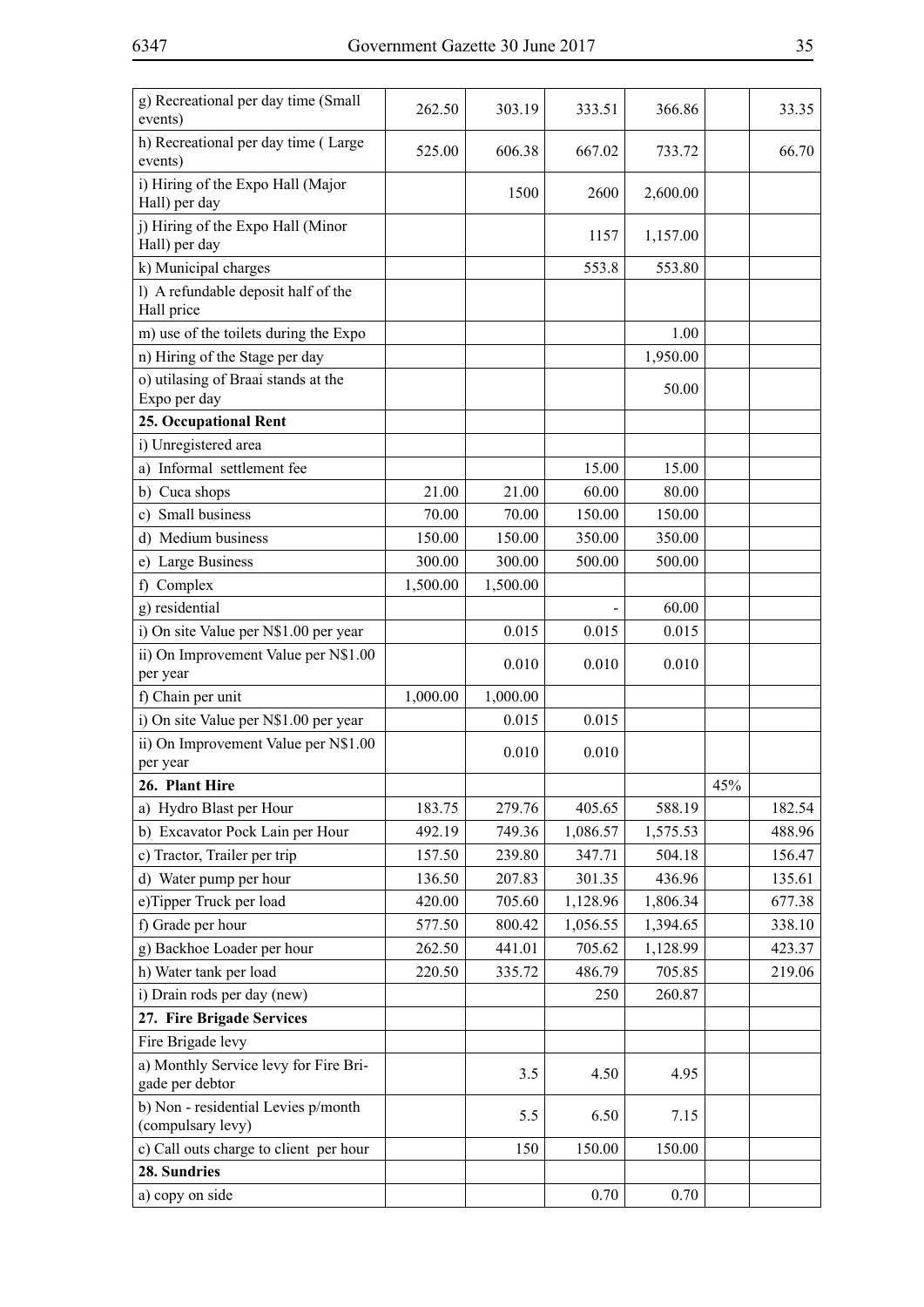| | | | | | | |
|---|---|---|---|---|---|---|
| g) Recreational per day time (Small events) | 262.50 | 303.19 | 333.51 | 366.86 | | 33.35 |
| h) Recreational per day time ( Large events) | 525.00 | 606.38 | 667.02 | 733.72 | | 66.70 |
| i) Hiring of the Expo Hall (Major Hall) per day | | 1500 | 2600 | 2,600.00 | | |
| j) Hiring of the Expo Hall (Minor Hall) per day | | | 1157 | 1,157.00 | | |
| k) Municipal charges | | | 553.8 | 553.80 | | |
| l) A refundable deposit half of the Hall price | | | | | | |
| m) use of the toilets during the Expo | | | | 1.00 | | |
| n) Hiring of the Stage per day | | | | 1,950.00 | | |
| o) utilasing of Braai stands at the Expo per day | | | | 50.00 | | |
| **25. Occupational Rent** | | | | | | |
| i) Unregistered area | | | | | | |
| a) Informal settlement fee | | | 15.00 | 15.00 | | |
| b) Cuca shops | 21.00 | 21.00 | 60.00 | 80.00 | | |
| c) Small business | 70.00 | 70.00 | 150.00 | 150.00 | | |
| d) Medium business | 150.00 | 150.00 | 350.00 | 350.00 | | |
| e) Large Business | 300.00 | 300.00 | 500.00 | 500.00 | | |
| f) Complex | 1,500.00 | 1,500.00 | | | | |
| g) residential | | | - | 60.00 | | |
| i) On site Value per N$1.00 per year | | 0.015 | 0.015 | 0.015 | | |
| ii) On Improvement Value per N$1.00 per year | | 0.010 | 0.010 | 0.010 | | |
| f) Chain per unit | 1,000.00 | 1,000.00 | | | | |
| i) On site Value per N$1.00 per year | | 0.015 | 0.015 | | | |
| ii) On Improvement Value per N$1.00 per year | | 0.010 | 0.010 | | | |
| **26. Plant Hire** | | | | | 45% | |
| a) Hydro Blast per Hour | 183.75 | 279.76 | 405.65 | 588.19 | | 182.54 |
| b) Excavator Pock Lain per Hour | 492.19 | 749.36 | 1,086.57 | 1,575.53 | | 488.96 |
| c) Tractor, Trailer per trip | 157.50 | 239.80 | 347.71 | 504.18 | | 156.47 |
| d) Water pump per hour | 136.50 | 207.83 | 301.35 | 436.96 | | 135.61 |
| e)Tipper Truck per load | 420.00 | 705.60 | 1,128.96 | 1,806.34 | | 677.38 |
| f) Grade per hour | 577.50 | 800.42 | 1,056.55 | 1,394.65 | | 338.10 |
| g) Backhoe Loader per hour | 262.50 | 441.01 | 705.62 | 1,128.99 | | 423.37 |
| h) Water tank per load | 220.50 | 335.72 | 486.79 | 705.85 | | 219.06 |
| i) Drain rods per day (new) | | | 250 | 260.87 | | |
| **27. Fire Brigade Services** | | | | | | |
| Fire Brigade levy | | | | | | |
| a) Monthly Service levy for Fire Brigade per debtor | | 3.5 | 4.50 | 4.95 | | |
| b) Non - residential Levies p/month (compulsary levy) | | 5.5 | 6.50 | 7.15 | | |
| c) Call outs charge to client per hour | | 150 | 150.00 | 150.00 | | |
| **28. Sundries** | | | | | | |
| a) copy on side | | | 0.70 | 0.70 | | |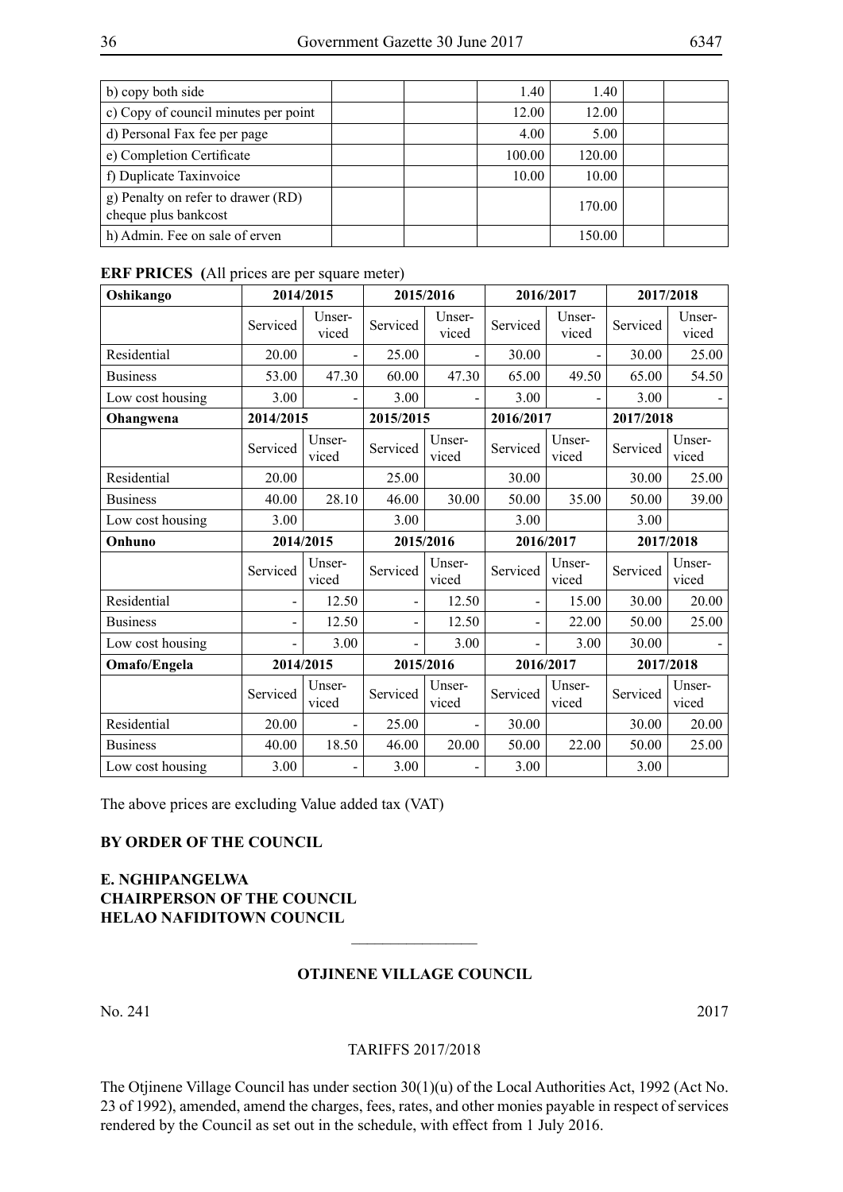| b) copy both side | | | 1.40 | 1.40 | | |
|---|---|---|---|---|---|---|
| c) Copy of council minutes per point | | | 12.00 | 12.00 | | |
| d) Personal Fax fee per page | | | 4.00 | 5.00 | | |
| e) Completion Certificate | | | 100.00 | 120.00 | | |
| f) Duplicate Taxinvoice | | | 10.00 | 10.00 | | |
| g) Penalty on refer to drawer (RD) cheque plus bankcost | | | | 170.00 | | |
| h) Admin. Fee on sale of erven | | | | 150.00 | | |

**ERF PRICES (**All prices are per square meter)

| Oshikango | 2014/2015 | | 2015/2016 | | 2016/2017 | | 2017/2018 | |
|---|---|---|---|---|---|---|---|---|
| | Serviced | Unser-viced | Serviced | Unser-viced | Serviced | Unser-viced | Serviced | Unser-viced |
| Residential | 20.00 | - | 25.00 | - | 30.00 | - | 30.00 | 25.00 |
| Business | 53.00 | 47.30 | 60.00 | 47.30 | 65.00 | 49.50 | 65.00 | 54.50 |
| Low cost housing | 3.00 | - | 3.00 | - | 3.00 | - | 3.00 | - |
| **Ohangwena** | **2014/2015** | | **2015/2015** | | **2016/2017** | | **2017/2018** | |
| | Serviced | Unser-viced | Serviced | Unser-viced | Serviced | Unser-viced | Serviced | Unser-viced |
| Residential | 20.00 | | 25.00 | | 30.00 | | 30.00 | 25.00 |
| Business | 40.00 | 28.10 | 46.00 | 30.00 | 50.00 | 35.00 | 50.00 | 39.00 |
| Low cost housing | 3.00 | | 3.00 | | 3.00 | | 3.00 | |
| **Onhuno** | **2014/2015** | | **2015/2016** | | **2016/2017** | | **2017/2018** | |
| | Serviced | Unser-viced | Serviced | Unser-viced | Serviced | Unser-viced | Serviced | Unser-viced |
| Residential | - | 12.50 | - | 12.50 | - | 15.00 | 30.00 | 20.00 |
| Business | - | 12.50 | - | 12.50 | - | 22.00 | 50.00 | 25.00 |
| Low cost housing | - | 3.00 | - | 3.00 | - | 3.00 | 30.00 | - |
| **Omafo/Engela** | **2014/2015** | | **2015/2016** | | **2016/2017** | | **2017/2018** | |
| | Serviced | Unser-viced | Serviced | Unser-viced | Serviced | Unser-viced | Serviced | Unser-viced |
| Residential | 20.00 | - | 25.00 | - | 30.00 | | 30.00 | 20.00 |
| Business | 40.00 | 18.50 | 46.00 | 20.00 | 50.00 | 22.00 | 50.00 | 25.00 |
| Low cost housing | 3.00 | - | 3.00 | - | 3.00 | | 3.00 | |

The above prices are excluding Value added tax (VAT)

**BY ORDER OF THE COUNCIL**

**E. NGHIPANGELWA**
**CHAIRPERSON OF THE COUNCIL**
**HELAO NAFIDITOWN COUNCIL**

---

**OTJINENE VILLAGE COUNCIL**

No. 241 2017

TARIFFS 2017/2018

The Otjinene Village Council has under section 30(1)(u) of the Local Authorities Act, 1992 (Act No. 23 of 1992), amended, amend the charges, fees, rates, and other monies payable in respect of services rendered by the Council as set out in the schedule, with effect from 1 July 2016.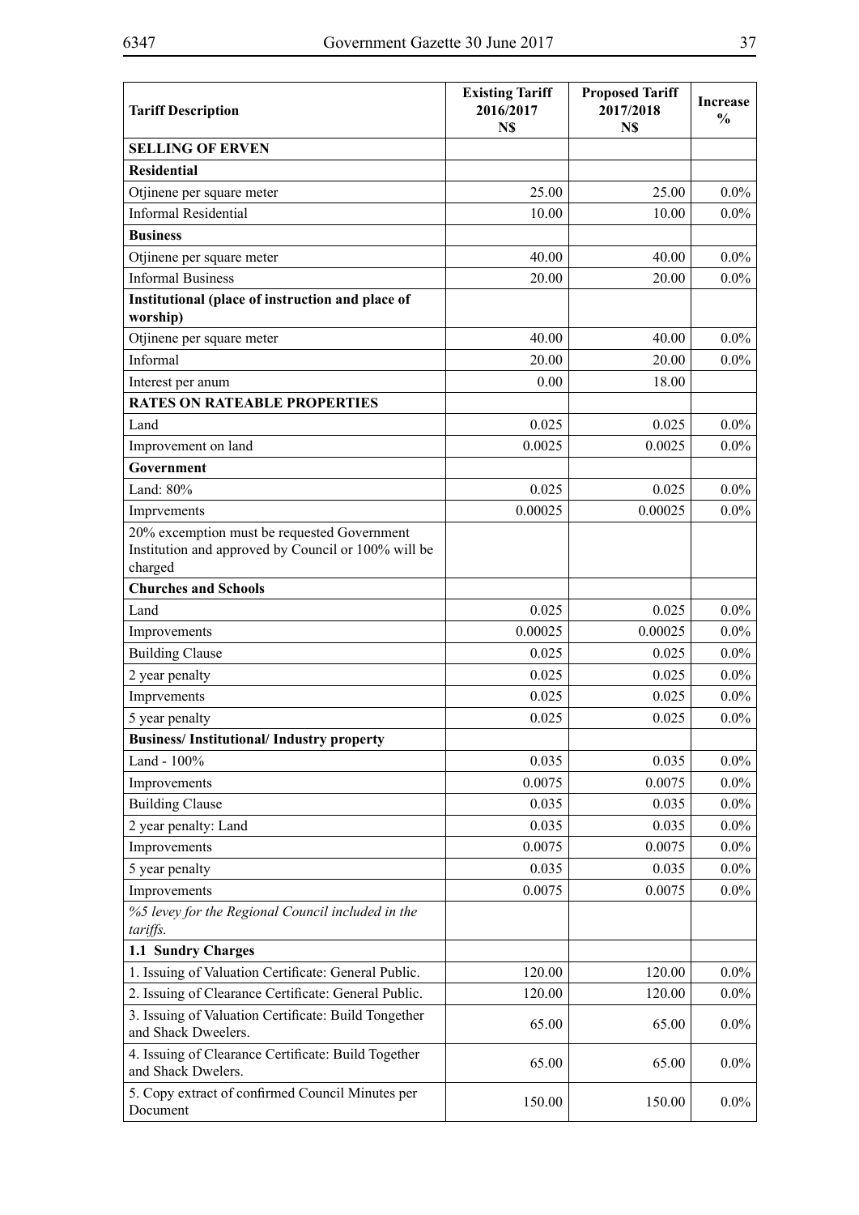| Tariff Description | Existing Tariff 2016/2017 N$ | Proposed Tariff 2017/2018 N$ | Increase % |
|---|---|---|---|
| **SELLING OF ERVEN** | | | |
| **Residential** | | | |
| Otjinene per square meter | 25.00 | 25.00 | 0.0% |
| Informal Residential | 10.00 | 10.00 | 0.0% |
| **Business** | | | |
| Otjinene per square meter | 40.00 | 40.00 | 0.0% |
| Informal Business | 20.00 | 20.00 | 0.0% |
| **Institutional (place of instruction and place of worship)** | | | |
| Otjinene per square meter | 40.00 | 40.00 | 0.0% |
| Informal | 20.00 | 20.00 | 0.0% |
| Interest per anum | 0.00 | 18.00 | |
| **RATES ON RATEABLE PROPERTIES** | | | |
| Land | 0.025 | 0.025 | 0.0% |
| Improvement on land | 0.0025 | 0.0025 | 0.0% |
| **Government** | | | |
| Land: 80% | 0.025 | 0.025 | 0.0% |
| Imprvements | 0.00025 | 0.00025 | 0.0% |
| 20% excemption must be requested Government Institution and approved by Council or 100% will be charged | | | |
| **Churches and Schools** | | | |
| Land | 0.025 | 0.025 | 0.0% |
| Improvements | 0.00025 | 0.00025 | 0.0% |
| Building Clause | 0.025 | 0.025 | 0.0% |
| 2 year penalty | 0.025 | 0.025 | 0.0% |
| Imprvements | 0.025 | 0.025 | 0.0% |
| 5 year penalty | 0.025 | 0.025 | 0.0% |
| **Business/ Institutional/ Industry property** | | | |
| Land - 100% | 0.035 | 0.035 | 0.0% |
| Improvements | 0.0075 | 0.0075 | 0.0% |
| Building Clause | 0.035 | 0.035 | 0.0% |
| 2 year penalty: Land | 0.035 | 0.035 | 0.0% |
| Improvements | 0.0075 | 0.0075 | 0.0% |
| 5 year penalty | 0.035 | 0.035 | 0.0% |
| Improvements | 0.0075 | 0.0075 | 0.0% |
| *%5 levey for the Regional Council included in the tariffs.* | | | |
| **1.1 Sundry Charges** | | | |
| 1. Issuing of Valuation Certificate: General Public. | 120.00 | 120.00 | 0.0% |
| 2. Issuing of Clearance Certificate: General Public. | 120.00 | 120.00 | 0.0% |
| 3. Issuing of Valuation Certificate: Build Tongether and Shack Dweelers. | 65.00 | 65.00 | 0.0% |
| 4. Issuing of Clearance Certificate: Build Together and Shack Dwelers. | 65.00 | 65.00 | 0.0% |
| 5. Copy extract of confirmed Council Minutes per Document | 150.00 | 150.00 | 0.0% |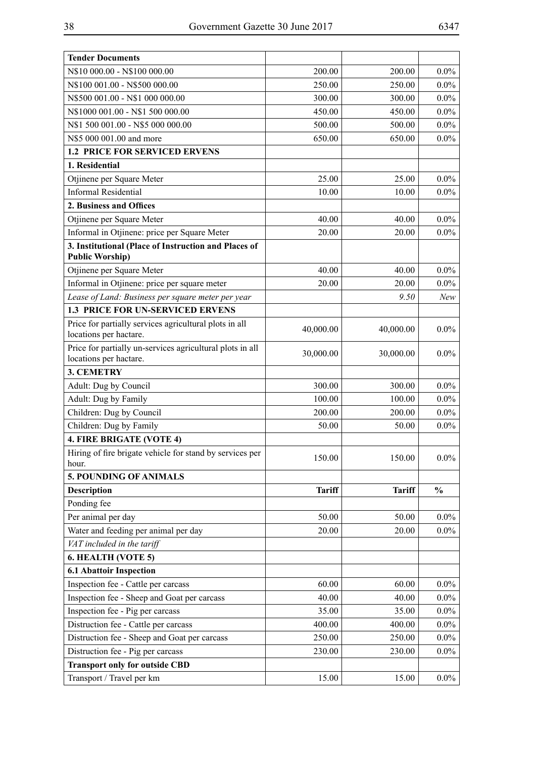| **Tender Documents** | | | |
|---|---|---|---|
| N$10 000.00 - N$100 000.00 | 200.00 | 200.00 | 0.0% |
| N$100 001.00 - N$500 000.00 | 250.00 | 250.00 | 0.0% |
| N$500 001.00 - N$1 000 000.00 | 300.00 | 300.00 | 0.0% |
| N$1000 001.00 - N$1 500 000.00 | 450.00 | 450.00 | 0.0% |
| N$1 500 001.00 - N$5 000 000.00 | 500.00 | 500.00 | 0.0% |
| N$5 000 001.00 and more | 650.00 | 650.00 | 0.0% |
| **1.2 PRICE FOR SERVICED ERVENS** | | | |
| **1. Residential** | | | |
| Otjinene per Square Meter | 25.00 | 25.00 | 0.0% |
| Informal Residential | 10.00 | 10.00 | 0.0% |
| **2. Business and Offices** | | | |
| Otjinene per Square Meter | 40.00 | 40.00 | 0.0% |
| Informal in Otjinene: price per Square Meter | 20.00 | 20.00 | 0.0% |
| **3. Institutional (Place of Instruction and Places of Public Worship)** | | | |
| Otjinene per Square Meter | 40.00 | 40.00 | 0.0% |
| Informal in Otjinene: price per square meter | 20.00 | 20.00 | 0.0% |
| *Lease of Land: Business per square meter per year* | | *9.50* | *New* |
| **1.3 PRICE FOR UN-SERVICED ERVENS** | | | |
| Price for partially services agricultural plots in all locations per hactare. | 40,000.00 | 40,000.00 | 0.0% |
| Price for partially un-services agricultural plots in all locations per hactare. | 30,000.00 | 30,000.00 | 0.0% |
| **3. CEMETRY** | | | |
| Adult: Dug by Council | 300.00 | 300.00 | 0.0% |
| Adult: Dug by Family | 100.00 | 100.00 | 0.0% |
| Children: Dug by Council | 200.00 | 200.00 | 0.0% |
| Children: Dug by Family | 50.00 | 50.00 | 0.0% |
| **4. FIRE BRIGATE (VOTE 4)** | | | |
| Hiring of fire brigate vehicle for stand by services per hour. | 150.00 | 150.00 | 0.0% |
| **5. POUNDING OF ANIMALS** | | | |
| **Description** | **Tariff** | **Tariff** | **%** |
| Ponding fee | | | |
| Per animal per day | 50.00 | 50.00 | 0.0% |
| Water and feeding per animal per day | 20.00 | 20.00 | 0.0% |
| *VAT included in the tariff* | | | |
| **6. HEALTH (VOTE 5)** | | | |
| **6.1 Abattoir Inspection** | | | |
| Inspection fee - Cattle per carcass | 60.00 | 60.00 | 0.0% |
| Inspection fee - Sheep and Goat per carcass | 40.00 | 40.00 | 0.0% |
| Inspection fee - Pig per carcass | 35.00 | 35.00 | 0.0% |
| Distruction fee - Cattle per carcass | 400.00 | 400.00 | 0.0% |
| Distruction fee - Sheep and Goat per carcass | 250.00 | 250.00 | 0.0% |
| Distruction fee - Pig per carcass | 230.00 | 230.00 | 0.0% |
| **Transport only for outside CBD** | | | |
| Transport / Travel per km | 15.00 | 15.00 | 0.0% |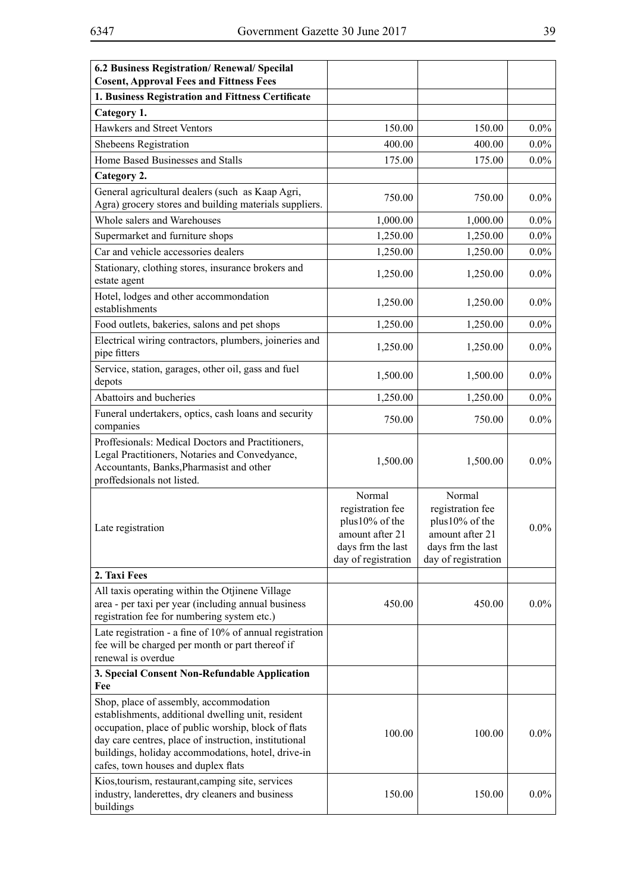| **6.2 Business Registration/ Renewal/ Specilal Cosent, Approval Fees and Fittness Fees** | | | |
|---|---|---|---|
| **1. Business Registration and Fittness Certificate** | | | |
| **Category 1.** | | | |
| Hawkers and Street Ventors | 150.00 | 150.00 | 0.0% |
| Shebeens Registration | 400.00 | 400.00 | 0.0% |
| Home Based Businesses and Stalls | 175.00 | 175.00 | 0.0% |
| **Category 2.** | | | |
| General agricultural dealers (such as Kaap Agri, Agra) grocery stores and building materials suppliers. | 750.00 | 750.00 | 0.0% |
| Whole salers and Warehouses | 1,000.00 | 1,000.00 | 0.0% |
| Supermarket and furniture shops | 1,250.00 | 1,250.00 | 0.0% |
| Car and vehicle accessories dealers | 1,250.00 | 1,250.00 | 0.0% |
| Stationary, clothing stores, insurance brokers and estate agent | 1,250.00 | 1,250.00 | 0.0% |
| Hotel, lodges and other accommondation establishments | 1,250.00 | 1,250.00 | 0.0% |
| Food outlets, bakeries, salons and pet shops | 1,250.00 | 1,250.00 | 0.0% |
| Electrical wiring contractors, plumbers, joineries and pipe fitters | 1,250.00 | 1,250.00 | 0.0% |
| Service, station, garages, other oil, gass and fuel depots | 1,500.00 | 1,500.00 | 0.0% |
| Abattoirs and bucheries | 1,250.00 | 1,250.00 | 0.0% |
| Funeral undertakers, optics, cash loans and security companies | 750.00 | 750.00 | 0.0% |
| Proffesionals: Medical Doctors and Practitioners, Legal Practitioners, Notaries and Convedyance, Accountants, Banks,Pharmasist and other proffedsionals not listed. | 1,500.00 | 1,500.00 | 0.0% |
| Late registration | Normal registration fee plus10% of the amount after 21 days frm the last day of registration | Normal registration fee plus10% of the amount after 21 days frm the last day of registration | 0.0% |
| **2. Taxi Fees** | | | |
| All taxis operating within the Otjinene Village area - per taxi per year (including annual business registration fee for numbering system etc.) | 450.00 | 450.00 | 0.0% |
| Late registration - a fine of 10% of annual registration fee will be charged per month or part thereof if renewal is overdue | | | |
| **3. Special Consent Non-Refundable Application Fee** | | | |
| Shop, place of assembly, accommodation establishments, additional dwelling unit, resident occupation, place of public worship, block of flats day care centres, place of instruction, institutional buildings, holiday accommodations, hotel, drive-in cafes, town houses and duplex flats | 100.00 | 100.00 | 0.0% |
| Kios,tourism, restaurant,camping site, services industry, landerettes, dry cleaners and business buildings | 150.00 | 150.00 | 0.0% |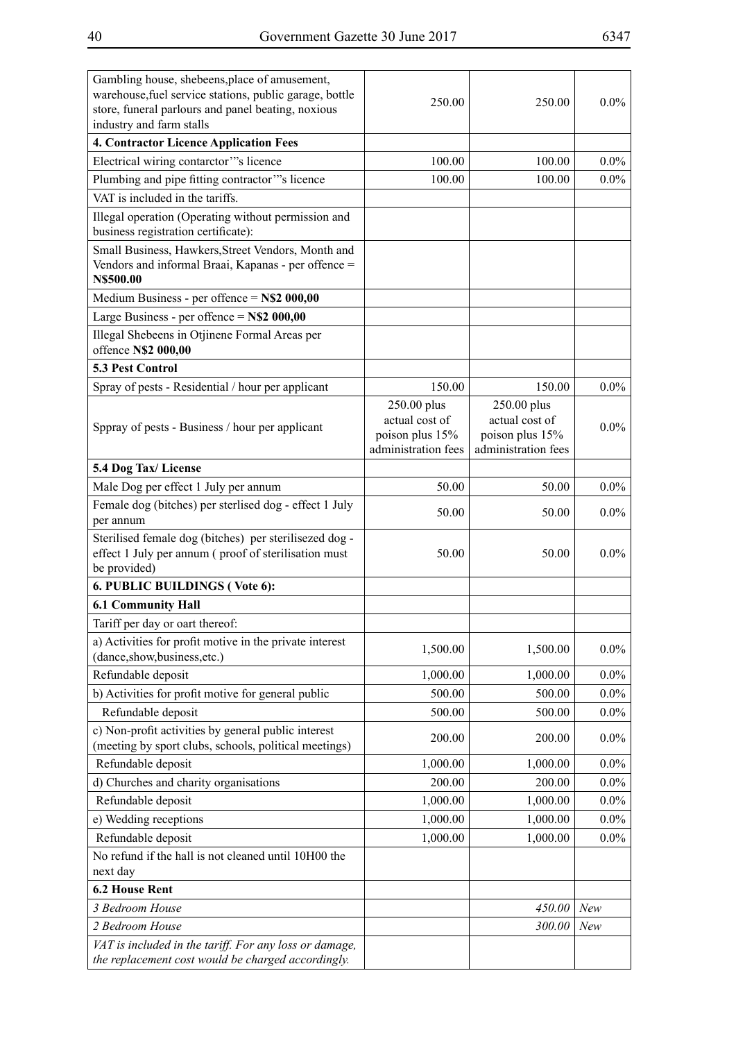| | | | |
|---|---|---|---|
| Gambling house, shebeens,place of amusement, warehouse,fuel service stations, public garage, bottle store, funeral parlours and panel beating, noxious industry and farm stalls | 250.00 | 250.00 | 0.0% |
| **4. Contractor Licence Application Fees** | | | |
| Electrical wiring contarctor'"s licence | 100.00 | 100.00 | 0.0% |
| Plumbing and pipe fitting contractor'"s licence | 100.00 | 100.00 | 0.0% |
| VAT is included in the tariffs. | | | |
| Illegal operation (Operating without permission and business registration certificate): | | | |
| Small Business, Hawkers,Street Vendors, Month and Vendors and informal Braai, Kapanas - per offence = **N$500.00** | | | |
| Medium Business - per offence = **N$2 000,00** | | | |
| Large Business - per offence = **N$2 000,00** | | | |
| Illegal Shebeens in Otjinene Formal Areas per offence **N$2 000,00** | | | |
| **5.3 Pest Control** | | | |
| Spray of pests - Residential / hour per applicant | 150.00 | 150.00 | 0.0% |
| Sppray of pests - Business / hour per applicant | 250.00 plus actual cost of poison plus 15% administration fees | 250.00 plus actual cost of poison plus 15% administration fees | 0.0% |
| **5.4 Dog Tax/ License** | | | |
| Male Dog per effect 1 July per annum | 50.00 | 50.00 | 0.0% |
| Female dog (bitches) per sterlised dog - effect 1 July per annum | 50.00 | 50.00 | 0.0% |
| Sterilised female dog (bitches) per sterilisezed dog - effect 1 July per annum ( proof of sterilisation must be provided) | 50.00 | 50.00 | 0.0% |
| **6. PUBLIC BUILDINGS ( Vote 6):** | | | |
| **6.1 Community Hall** | | | |
| Tariff per day or oart thereof: | | | |
| a) Activities for profit motive in the private interest (dance,show,business,etc.) | 1,500.00 | 1,500.00 | 0.0% |
| Refundable deposit | 1,000.00 | 1,000.00 | 0.0% |
| b) Activities for profit motive for general public | 500.00 | 500.00 | 0.0% |
| Refundable deposit | 500.00 | 500.00 | 0.0% |
| c) Non-profit activities by general public interest (meeting by sport clubs, schools, political meetings) | 200.00 | 200.00 | 0.0% |
| Refundable deposit | 1,000.00 | 1,000.00 | 0.0% |
| d) Churches and charity organisations | 200.00 | 200.00 | 0.0% |
| Refundable deposit | 1,000.00 | 1,000.00 | 0.0% |
| e) Wedding receptions | 1,000.00 | 1,000.00 | 0.0% |
| Refundable deposit | 1,000.00 | 1,000.00 | 0.0% |
| No refund if the hall is not cleaned until 10H00 the next day | | | |
| **6.2 House Rent** | | | |
| *3 Bedroom House* | | *450.00* | *New* |
| *2 Bedroom House* | | *300.00* | *New* |
| *VAT is included in the tariff. For any loss or damage, the replacement cost would be charged accordingly.* | | | |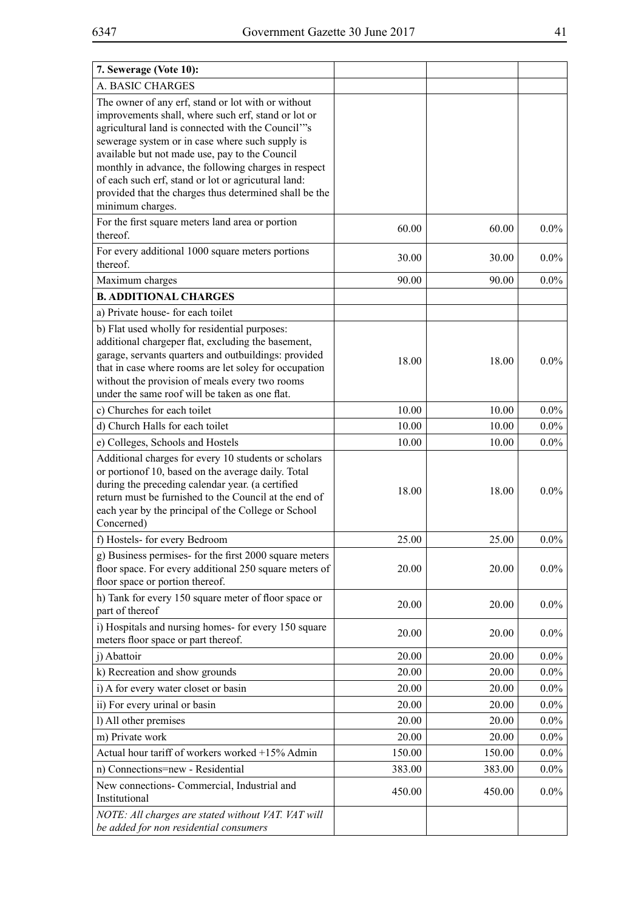| 7. Sewerage (Vote 10): | | | |
|---|---|---|---|
| A. BASIC CHARGES | | | |
| The owner of any erf, stand or lot with or without improvements shall, where such erf, stand or lot or agricultural land is connected with the Council'"s sewerage system or in case where such supply is available but not made use, pay to the Council monthly in advance, the following charges in respect of each such erf, stand or lot or agricutural land: provided that the charges thus determined shall be the minimum charges. | | | |
| For the first square meters land area or portion thereof. | 60.00 | 60.00 | 0.0% |
| For every additional 1000 square meters portions thereof. | 30.00 | 30.00 | 0.0% |
| Maximum charges | 90.00 | 90.00 | 0.0% |
| **B. ADDITIONAL CHARGES** | | | |
| a) Private house- for each toilet | | | |
| b) Flat used wholly for residential purposes: additional chargeper flat, excluding the basement, garage, servants quarters and outbuildings: provided that in case where rooms are let soley for occupation without the provision of meals every two rooms under the same roof will be taken as one flat. | 18.00 | 18.00 | 0.0% |
| c) Churches for each toilet | 10.00 | 10.00 | 0.0% |
| d) Church Halls for each toilet | 10.00 | 10.00 | 0.0% |
| e) Colleges, Schools and Hostels | 10.00 | 10.00 | 0.0% |
| Additional charges for every 10 students or scholars or portionof 10, based on the average daily. Total during the preceding calendar year. (a certified return must be furnished to the Council at the end of each year by the principal of the College or School Concerned) | 18.00 | 18.00 | 0.0% |
| f) Hostels- for every Bedroom | 25.00 | 25.00 | 0.0% |
| g) Business permises- for the first 2000 square meters floor space. For every additional 250 square meters of floor space or portion thereof. | 20.00 | 20.00 | 0.0% |
| h) Tank for every 150 square meter of floor space or part of thereof | 20.00 | 20.00 | 0.0% |
| i) Hospitals and nursing homes- for every 150 square meters floor space or part thereof. | 20.00 | 20.00 | 0.0% |
| j) Abattoir | 20.00 | 20.00 | 0.0% |
| k) Recreation and show grounds | 20.00 | 20.00 | 0.0% |
| i) A for every water closet or basin | 20.00 | 20.00 | 0.0% |
| ii) For every urinal or basin | 20.00 | 20.00 | 0.0% |
| l) All other premises | 20.00 | 20.00 | 0.0% |
| m) Private work | 20.00 | 20.00 | 0.0% |
| Actual hour tariff of workers worked +15% Admin | 150.00 | 150.00 | 0.0% |
| n) Connections=new - Residential | 383.00 | 383.00 | 0.0% |
| New connections- Commercial, Industrial and Institutional | 450.00 | 450.00 | 0.0% |
| *NOTE: All charges are stated without VAT. VAT will be added for non residential consumers* | | | |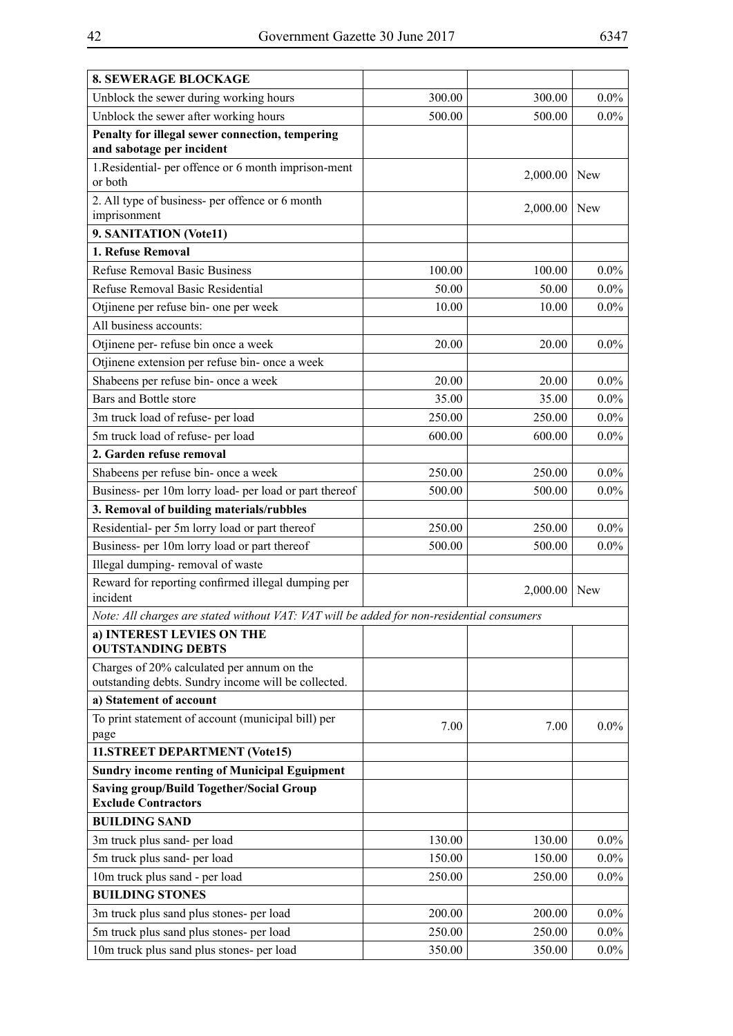| **8. SEWERAGE BLOCKAGE** | | | |
|---|---|---|---|
| Unblock the sewer during working hours | 300.00 | 300.00 | 0.0% |
| Unblock the sewer after working hours | 500.00 | 500.00 | 0.0% |
| **Penalty for illegal sewer connection, tempering and sabotage per incident** | | | |
| 1.Residential- per offence or 6 month imprison-ment or both | | 2,000.00 | New |
| 2. All type of business- per offence or 6 month imprisonment | | 2,000.00 | New |
| **9. SANITATION (Vote11)** | | | |
| **1. Refuse Removal** | | | |
| Refuse Removal Basic Business | 100.00 | 100.00 | 0.0% |
| Refuse Removal Basic Residential | 50.00 | 50.00 | 0.0% |
| Otjinene per refuse bin- one per week | 10.00 | 10.00 | 0.0% |
| All business accounts: | | | |
| Otjinene per- refuse bin once a week | 20.00 | 20.00 | 0.0% |
| Otjinene extension per refuse bin- once a week | | | |
| Shabeens per refuse bin- once a week | 20.00 | 20.00 | 0.0% |
| Bars and Bottle store | 35.00 | 35.00 | 0.0% |
| 3m truck load of refuse- per load | 250.00 | 250.00 | 0.0% |
| 5m truck load of refuse- per load | 600.00 | 600.00 | 0.0% |
| **2. Garden refuse removal** | | | |
| Shabeens per refuse bin- once a week | 250.00 | 250.00 | 0.0% |
| Business- per 10m lorry load- per load or part thereof | 500.00 | 500.00 | 0.0% |
| **3. Removal of building materials/rubbles** | | | |
| Residential- per 5m lorry load or part thereof | 250.00 | 250.00 | 0.0% |
| Business- per 10m lorry load or part thereof | 500.00 | 500.00 | 0.0% |
| Illegal dumping- removal of waste | | | |
| Reward for reporting confirmed illegal dumping per incident | | 2,000.00 | New |
| *Note: All charges are stated without VAT: VAT will be added for non-residential consumers* | | | |
| **a) INTEREST LEVIES ON THE OUTSTANDING DEBTS** | | | |
| Charges of 20% calculated per annum on the outstanding debts. Sundry income will be collected. | | | |
| **a) Statement of account** | | | |
| To print statement of account (municipal bill) per page | 7.00 | 7.00 | 0.0% |
| **11.STREET DEPARTMENT (Vote15)** | | | |
| **Sundry income renting of Municipal Eguipment** | | | |
| **Saving group/Build Together/Social Group Exclude Contractors** | | | |
| **BUILDING SAND** | | | |
| 3m truck plus sand- per load | 130.00 | 130.00 | 0.0% |
| 5m truck plus sand- per load | 150.00 | 150.00 | 0.0% |
| 10m truck plus sand - per load | 250.00 | 250.00 | 0.0% |
| **BUILDING STONES** | | | |
| 3m truck plus sand plus stones- per load | 200.00 | 200.00 | 0.0% |
| 5m truck plus sand plus stones- per load | 250.00 | 250.00 | 0.0% |
| 10m truck plus sand plus stones- per load | 350.00 | 350.00 | 0.0% |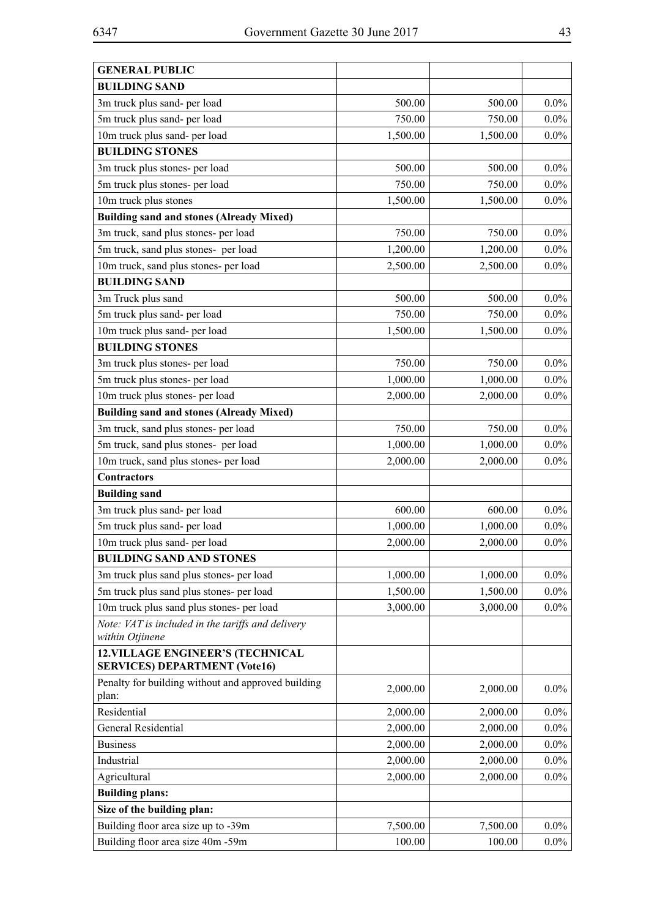| GENERAL PUBLIC | | | |
|---|---|---|---|
| **BUILDING SAND** | | | |
| 3m truck plus sand- per load | 500.00 | 500.00 | 0.0% |
| 5m truck plus sand- per load | 750.00 | 750.00 | 0.0% |
| 10m truck plus sand- per load | 1,500.00 | 1,500.00 | 0.0% |
| **BUILDING STONES** | | | |
| 3m truck plus stones- per load | 500.00 | 500.00 | 0.0% |
| 5m truck plus stones- per load | 750.00 | 750.00 | 0.0% |
| 10m truck plus stones | 1,500.00 | 1,500.00 | 0.0% |
| **Building sand and stones (Already Mixed)** | | | |
| 3m truck, sand plus stones- per load | 750.00 | 750.00 | 0.0% |
| 5m truck, sand plus stones- per load | 1,200.00 | 1,200.00 | 0.0% |
| 10m truck, sand plus stones- per load | 2,500.00 | 2,500.00 | 0.0% |
| **BUILDING SAND** | | | |
| 3m Truck plus sand | 500.00 | 500.00 | 0.0% |
| 5m truck plus sand- per load | 750.00 | 750.00 | 0.0% |
| 10m truck plus sand- per load | 1,500.00 | 1,500.00 | 0.0% |
| **BUILDING STONES** | | | |
| 3m truck plus stones- per load | 750.00 | 750.00 | 0.0% |
| 5m truck plus stones- per load | 1,000.00 | 1,000.00 | 0.0% |
| 10m truck plus stones- per load | 2,000.00 | 2,000.00 | 0.0% |
| **Building sand and stones (Already Mixed)** | | | |
| 3m truck, sand plus stones- per load | 750.00 | 750.00 | 0.0% |
| 5m truck, sand plus stones- per load | 1,000.00 | 1,000.00 | 0.0% |
| 10m truck, sand plus stones- per load | 2,000.00 | 2,000.00 | 0.0% |
| **Contractors** | | | |
| **Building sand** | | | |
| 3m truck plus sand- per load | 600.00 | 600.00 | 0.0% |
| 5m truck plus sand- per load | 1,000.00 | 1,000.00 | 0.0% |
| 10m truck plus sand- per load | 2,000.00 | 2,000.00 | 0.0% |
| **BUILDING SAND AND STONES** | | | |
| 3m truck plus sand plus stones- per load | 1,000.00 | 1,000.00 | 0.0% |
| 5m truck plus sand plus stones- per load | 1,500.00 | 1,500.00 | 0.0% |
| 10m truck plus sand plus stones- per load | 3,000.00 | 3,000.00 | 0.0% |
| *Note: VAT is included in the tariffs and delivery within Otjinene* | | | |
| **12.VILLAGE ENGINEER'S (TECHNICAL SERVICES) DEPARTMENT (Vote16)** | | | |
| Penalty for building without and approved building plan: | 2,000.00 | 2,000.00 | 0.0% |
| Residential | 2,000.00 | 2,000.00 | 0.0% |
| General Residential | 2,000.00 | 2,000.00 | 0.0% |
| Business | 2,000.00 | 2,000.00 | 0.0% |
| Industrial | 2,000.00 | 2,000.00 | 0.0% |
| Agricultural | 2,000.00 | 2,000.00 | 0.0% |
| **Building plans:** | | | |
| **Size of the building plan:** | | | |
| Building floor area size up to -39m | 7,500.00 | 7,500.00 | 0.0% |
| Building floor area size 40m -59m | 100.00 | 100.00 | 0.0% |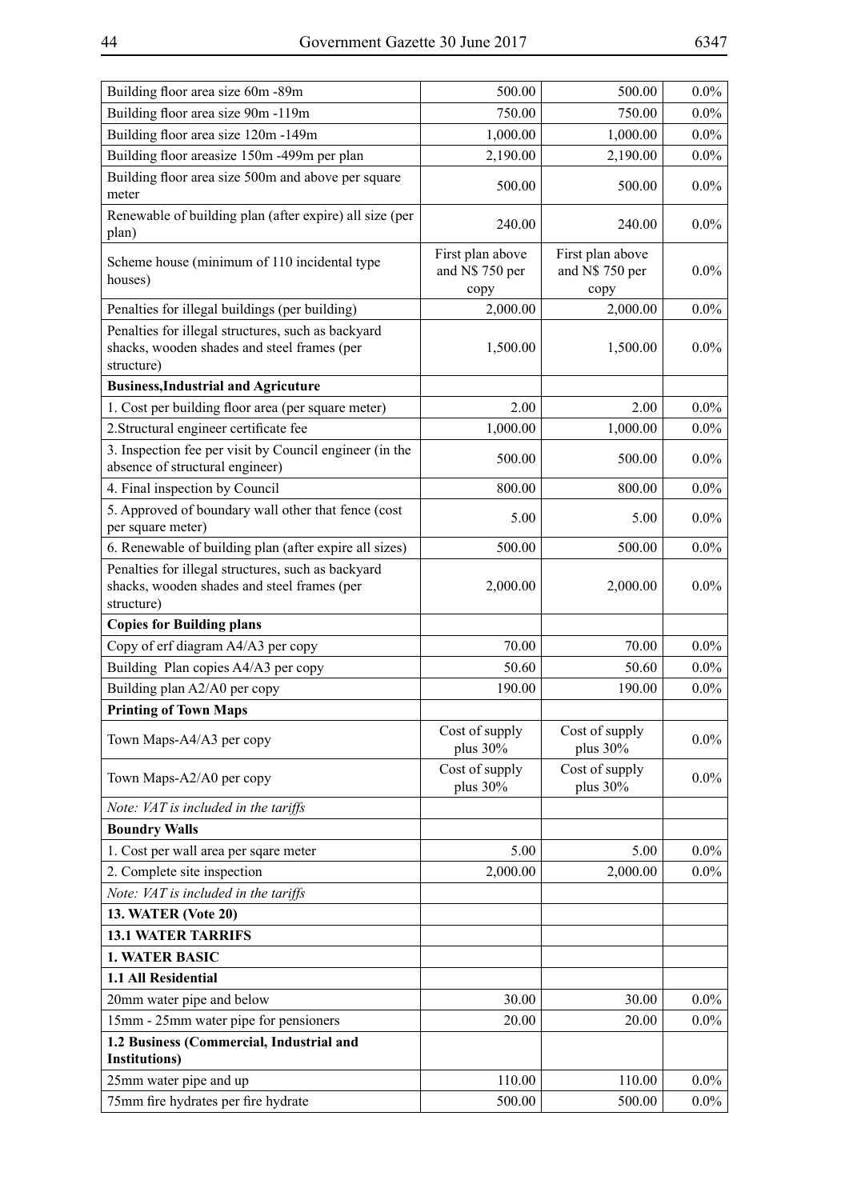| | | | |
|---|---|---|---|
| Building floor area size 60m -89m | 500.00 | 500.00 | 0.0% |
| Building floor area size 90m -119m | 750.00 | 750.00 | 0.0% |
| Building floor area size 120m -149m | 1,000.00 | 1,000.00 | 0.0% |
| Building floor areasize 150m -499m per plan | 2,190.00 | 2,190.00 | 0.0% |
| Building floor area size 500m and above per square meter | 500.00 | 500.00 | 0.0% |
| Renewable of building plan (after expire) all size (per plan) | 240.00 | 240.00 | 0.0% |
| Scheme house (minimum of 110 incidental type houses) | First plan above and N$ 750 per copy | First plan above and N$ 750 per copy | 0.0% |
| Penalties for illegal buildings (per building) | 2,000.00 | 2,000.00 | 0.0% |
| Penalties for illegal structures, such as backyard shacks, wooden shades and steel frames (per structure) | 1,500.00 | 1,500.00 | 0.0% |
| **Business,Industrial and Agricuture** | | | |
| 1. Cost per building floor area (per square meter) | 2.00 | 2.00 | 0.0% |
| 2.Structural engineer certificate fee | 1,000.00 | 1,000.00 | 0.0% |
| 3. Inspection fee per visit by Council engineer (in the absence of structural engineer) | 500.00 | 500.00 | 0.0% |
| 4. Final inspection by Council | 800.00 | 800.00 | 0.0% |
| 5. Approved of boundary wall other that fence (cost per square meter) | 5.00 | 5.00 | 0.0% |
| 6. Renewable of building plan (after expire all sizes) | 500.00 | 500.00 | 0.0% |
| Penalties for illegal structures, such as backyard shacks, wooden shades and steel frames (per structure) | 2,000.00 | 2,000.00 | 0.0% |
| **Copies for Building plans** | | | |
| Copy of erf diagram A4/A3 per copy | 70.00 | 70.00 | 0.0% |
| Building Plan copies A4/A3 per copy | 50.60 | 50.60 | 0.0% |
| Building plan A2/A0 per copy | 190.00 | 190.00 | 0.0% |
| **Printing of Town Maps** | | | |
| Town Maps-A4/A3 per copy | Cost of supply plus 30% | Cost of supply plus 30% | 0.0% |
| Town Maps-A2/A0 per copy | Cost of supply plus 30% | Cost of supply plus 30% | 0.0% |
| *Note: VAT is included in the tariffs* | | | |
| **Boundry Walls** | | | |
| 1. Cost per wall area per sqare meter | 5.00 | 5.00 | 0.0% |
| 2. Complete site inspection | 2,000.00 | 2,000.00 | 0.0% |
| *Note: VAT is included in the tariffs* | | | |
| **13. WATER (Vote 20)** | | | |
| **13.1 WATER TARRIFS** | | | |
| **1. WATER BASIC** | | | |
| **1.1 All Residential** | | | |
| 20mm water pipe and below | 30.00 | 30.00 | 0.0% |
| 15mm - 25mm water pipe for pensioners | 20.00 | 20.00 | 0.0% |
| **1.2 Business (Commercial, Industrial and Institutions)** | | | |
| 25mm water pipe and up | 110.00 | 110.00 | 0.0% |
| 75mm fire hydrates per fire hydrate | 500.00 | 500.00 | 0.0% |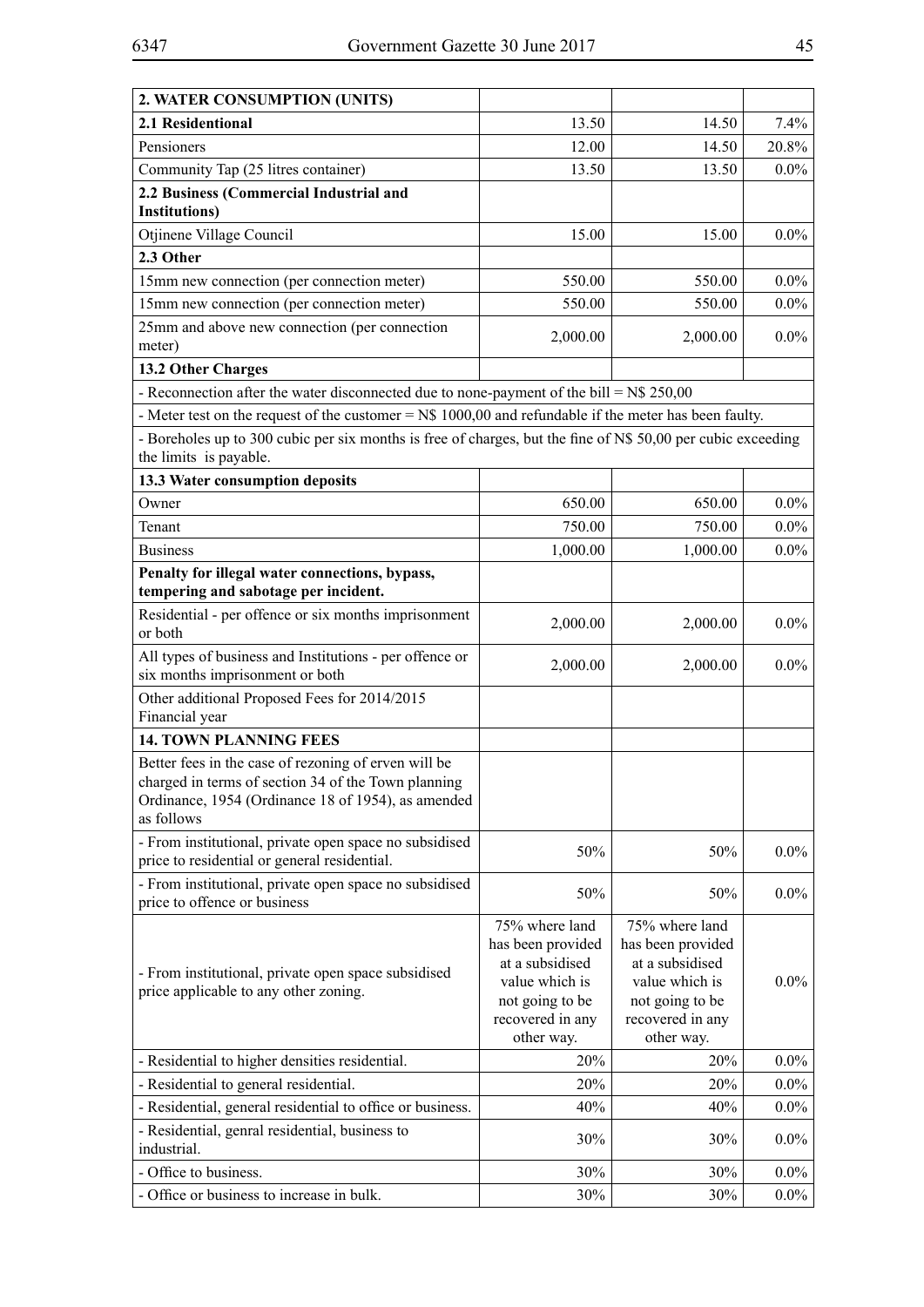| 2. WATER CONSUMPTION (UNITS) | | | |
|---|---|---|---|
| **2.1 Residentional** | 13.50 | 14.50 | 7.4% |
| Pensioners | 12.00 | 14.50 | 20.8% |
| Community Tap (25 litres container) | 13.50 | 13.50 | 0.0% |
| **2.2 Business (Commercial Industrial and Institutions)** | | | |
| Otjinene Village Council | 15.00 | 15.00 | 0.0% |
| **2.3 Other** | | | |
| 15mm new connection (per connection meter) | 550.00 | 550.00 | 0.0% |
| 15mm new connection (per connection meter) | 550.00 | 550.00 | 0.0% |
| 25mm and above new connection (per connection meter) | 2,000.00 | 2,000.00 | 0.0% |
| **13.2 Other Charges** | | | |
| - Reconnection after the water disconnected due to none-payment of the bill = N$ 250,00 | | | |
| - Meter test on the request of the customer = N$ 1000,00 and refundable if the meter has been faulty. | | | |
| - Boreholes up to 300 cubic per six months is free of charges, but the fine of N$ 50,00 per cubic exceeding the limits is payable. | | | |
| **13.3 Water consumption deposits** | | | |
| Owner | 650.00 | 650.00 | 0.0% |
| Tenant | 750.00 | 750.00 | 0.0% |
| Business | 1,000.00 | 1,000.00 | 0.0% |
| **Penalty for illegal water connections, bypass, tempering and sabotage per incident.** | | | |
| Residential - per offence or six months imprisonment or both | 2,000.00 | 2,000.00 | 0.0% |
| All types of business and Institutions - per offence or six months imprisonment or both | 2,000.00 | 2,000.00 | 0.0% |
| Other additional Proposed Fees for 2014/2015 Financial year | | | |
| **14. TOWN PLANNING FEES** | | | |
| Better fees in the case of rezoning of erven will be charged in terms of section 34 of the Town planning Ordinance, 1954 (Ordinance 18 of 1954), as amended as follows | | | |
| - From institutional, private open space no subsidised price to residential or general residential. | 50% | 50% | 0.0% |
| - From institutional, private open space no subsidised price to offence or business | 50% | 50% | 0.0% |
| - From institutional, private open space subsidised price applicable to any other zoning. | 75% where land has been provided at a subsidised value which is not going to be recovered in any other way. | 75% where land has been provided at a subsidised value which is not going to be recovered in any other way. | 0.0% |
| - Residential to higher densities residential. | 20% | 20% | 0.0% |
| - Residential to general residential. | 20% | 20% | 0.0% |
| - Residential, general residential to office or business. | 40% | 40% | 0.0% |
| - Residential, genral residential, business to industrial. | 30% | 30% | 0.0% |
| - Office to business. | 30% | 30% | 0.0% |
| - Office or business to increase in bulk. | 30% | 30% | 0.0% |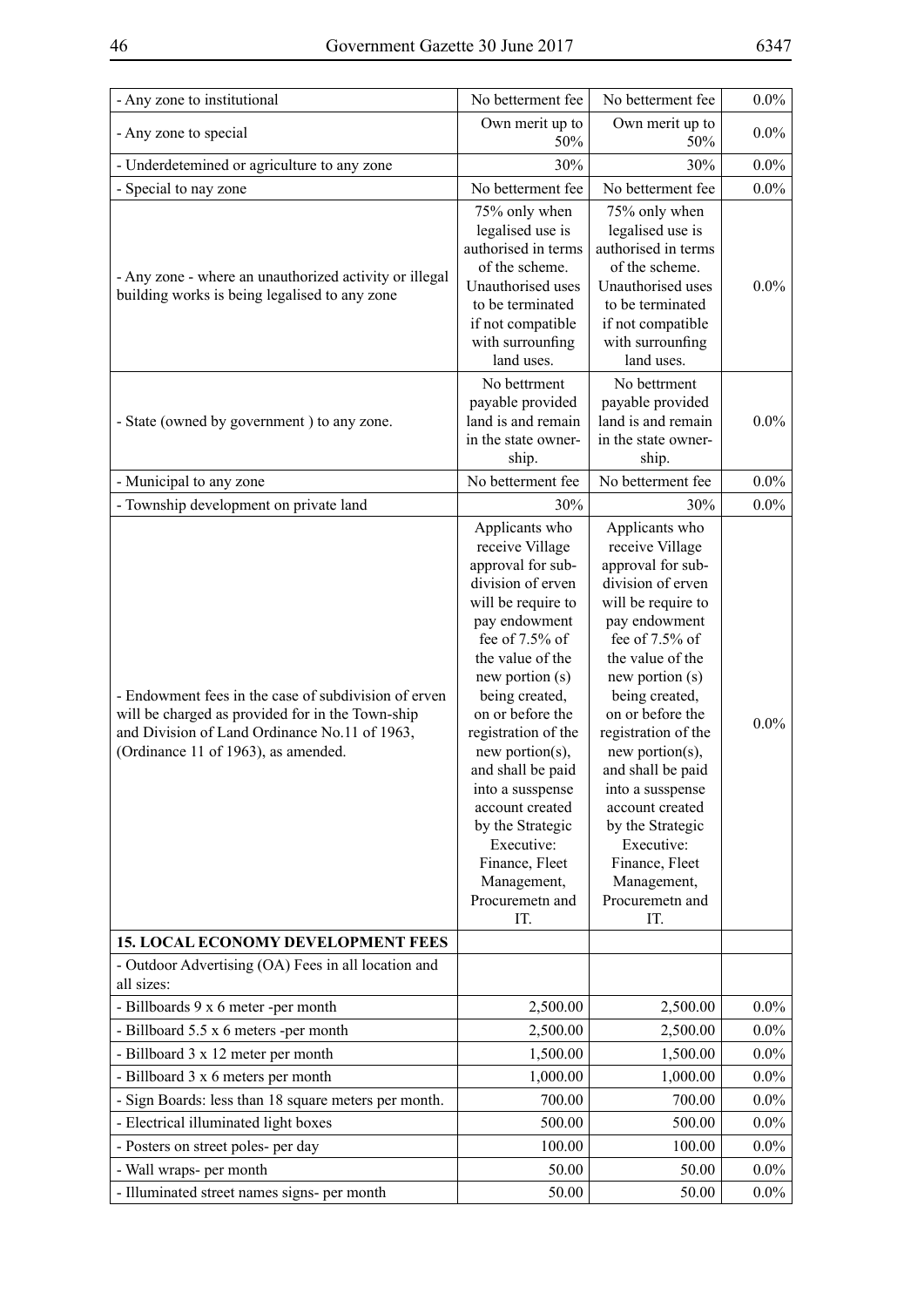| | | | |
|---|---|---|---|
| - Any zone to institutional | No betterment fee | No betterment fee | 0.0% |
| - Any zone to special | Own merit up to 50% | Own merit up to 50% | 0.0% |
| - Underdetemined or agriculture to any zone | 30% | 30% | 0.0% |
| - Special to nay zone | No betterment fee | No betterment fee | 0.0% |
| - Any zone - where an unauthorized activity or illegal building works is being legalised to any zone | 75% only when legalised use is authorised in terms of the scheme. Unauthorised uses to be terminated if not compatible with surrounfing land uses. | 75% only when legalised use is authorised in terms of the scheme. Unauthorised uses to be terminated if not compatible with surrounfing land uses. | 0.0% |
| - State (owned by government ) to any zone. | No bettrment payable provided land is and remain in the state ownership. | No bettrment payable provided land is and remain in the state ownership. | 0.0% |
| - Municipal to any zone | No betterment fee | No betterment fee | 0.0% |
| - Township development on private land | 30% | 30% | 0.0% |
| - Endowment fees in the case of subdivision of erven will be charged as provided for in the Town-ship and Division of Land Ordinance No.11 of 1963, (Ordinance 11 of 1963), as amended. | Applicants who receive Village approval for subdivision of erven will be require to pay endowment fee of 7.5% of the value of the new portion (s) being created, on or before the registration of the new portion(s), and shall be paid into a susspense account created by the Strategic Executive: Finance, Fleet Management, Procuremetn and IT. | Applicants who receive Village approval for subdivision of erven will be require to pay endowment fee of 7.5% of the value of the new portion (s) being created, on or before the registration of the new portion(s), and shall be paid into a susspense account created by the Strategic Executive: Finance, Fleet Management, Procuremetn and IT. | 0.0% |
| **15. LOCAL ECONOMY DEVELOPMENT FEES** | | | |
| - Outdoor Advertising (OA) Fees in all location and all sizes: | | | |
| - Billboards 9 x 6 meter -per month | 2,500.00 | 2,500.00 | 0.0% |
| - Billboard 5.5 x 6 meters -per month | 2,500.00 | 2,500.00 | 0.0% |
| - Billboard 3 x 12 meter per month | 1,500.00 | 1,500.00 | 0.0% |
| - Billboard 3 x 6 meters per month | 1,000.00 | 1,000.00 | 0.0% |
| - Sign Boards: less than 18 square meters per month. | 700.00 | 700.00 | 0.0% |
| - Electrical illuminated light boxes | 500.00 | 500.00 | 0.0% |
| - Posters on street poles- per day | 100.00 | 100.00 | 0.0% |
| - Wall wraps- per month | 50.00 | 50.00 | 0.0% |
| - Illuminated street names signs- per month | 50.00 | 50.00 | 0.0% |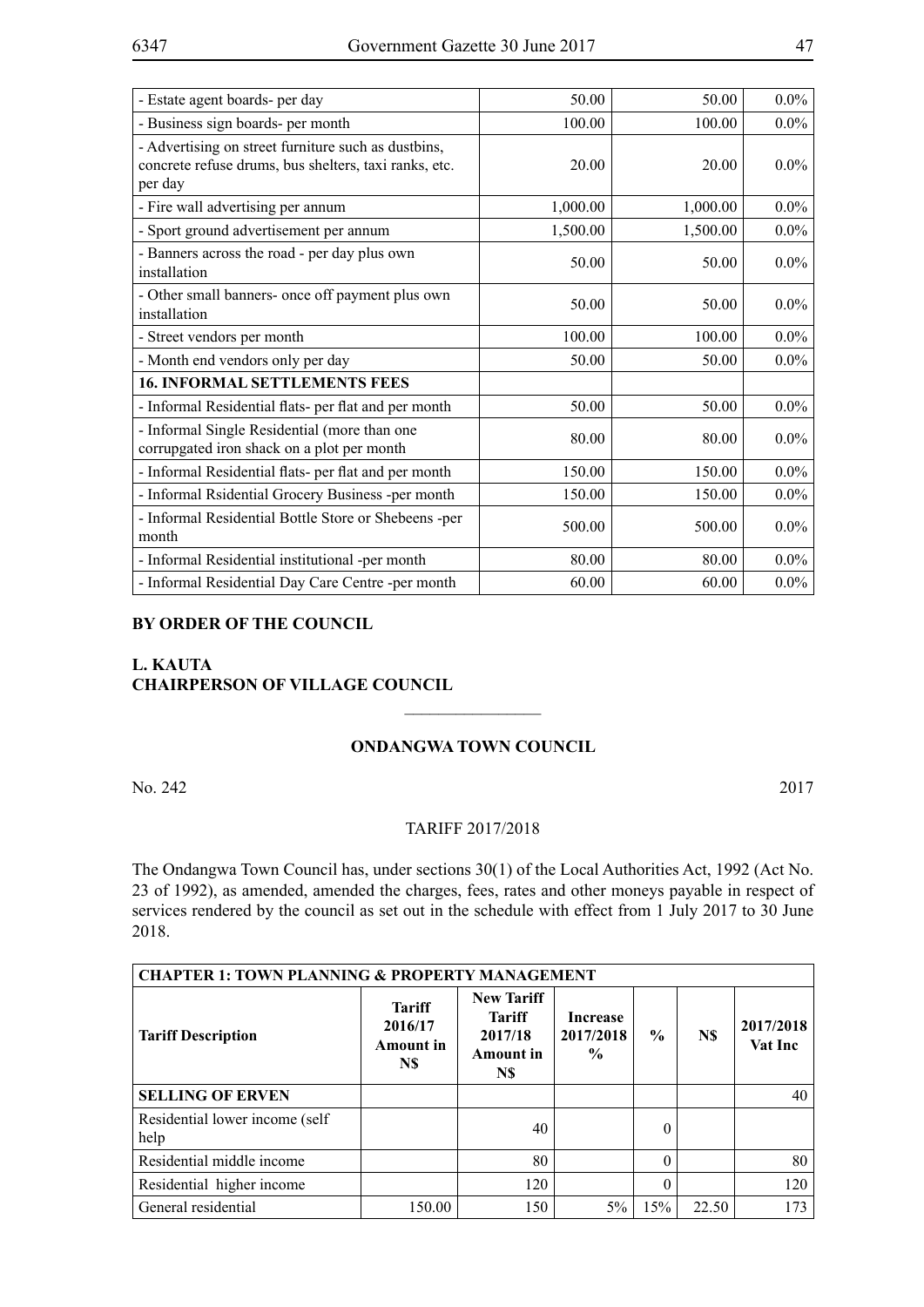| | | | |
|---|---|---|---|
| - Estate agent boards- per day | 50.00 | 50.00 | 0.0% |
| - Business sign boards- per month | 100.00 | 100.00 | 0.0% |
| - Advertising on street furniture such as dustbins, concrete refuse drums, bus shelters, taxi ranks, etc. per day | 20.00 | 20.00 | 0.0% |
| - Fire wall advertising per annum | 1,000.00 | 1,000.00 | 0.0% |
| - Sport ground advertisement per annum | 1,500.00 | 1,500.00 | 0.0% |
| - Banners across the road - per day plus own installation | 50.00 | 50.00 | 0.0% |
| - Other small banners- once off payment plus own installation | 50.00 | 50.00 | 0.0% |
| - Street vendors per month | 100.00 | 100.00 | 0.0% |
| - Month end vendors only per day | 50.00 | 50.00 | 0.0% |
| **16. INFORMAL SETTLEMENTS FEES** | | | |
| - Informal Residential flats- per flat and per month | 50.00 | 50.00 | 0.0% |
| - Informal Single Residential (more than one corrupgated iron shack on a plot per month | 80.00 | 80.00 | 0.0% |
| - Informal Residential flats- per flat and per month | 150.00 | 150.00 | 0.0% |
| - Informal Rsidential Grocery Business -per month | 150.00 | 150.00 | 0.0% |
| - Informal Residential Bottle Store or Shebeens -per month | 500.00 | 500.00 | 0.0% |
| - Informal Residential institutional -per month | 80.00 | 80.00 | 0.0% |
| - Informal Residential Day Care Centre -per month | 60.00 | 60.00 | 0.0% |

**BY ORDER OF THE COUNCIL**

**L. KAUTA**
**CHAIRPERSON OF VILLAGE COUNCIL**

---

**ONDANGWA TOWN COUNCIL**

No. 242 2017

TARIFF 2017/2018

The Ondangwa Town Council has, under sections 30(1) of the Local Authorities Act, 1992 (Act No. 23 of 1992), as amended, amended the charges, fees, rates and other moneys payable in respect of services rendered by the council as set out in the schedule with effect from 1 July 2017 to 30 June 2018.

| **CHAPTER 1: TOWN PLANNING & PROPERTY MANAGEMENT** | | | | | | |
|---|---|---|---|---|---|---|
| **Tariff Description** | **Tariff 2016/17 Amount in N$** | **New Tariff Tariff 2017/18 Amount in N$** | **Increase 2017/2018 %** | **%** | **N$** | **2017/2018 Vat Inc** |
| **SELLING OF ERVEN** | | | | | | 40 |
| Residential lower income (self help | | 40 | | 0 | | |
| Residential middle income | | 80 | | 0 | | 80 |
| Residential higher income | | 120 | | 0 | | 120 |
| General residential | 150.00 | 150 | 5% | 15% | 22.50 | 173 |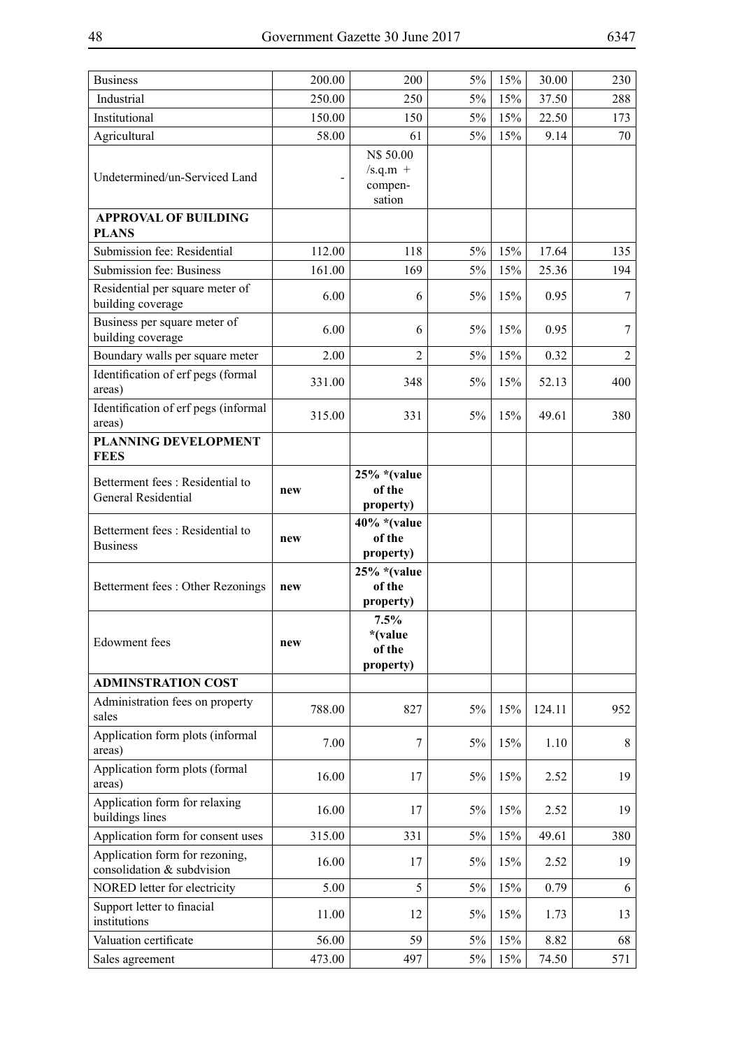| | | | | | | |
|---|---|---|---|---|---|---|
| Business | 200.00 | 200 | 5% | 15% | 30.00 | 230 |
| Industrial | 250.00 | 250 | 5% | 15% | 37.50 | 288 |
| Institutional | 150.00 | 150 | 5% | 15% | 22.50 | 173 |
| Agricultural | 58.00 | 61 | 5% | 15% | 9.14 | 70 |
| Undetermined/un-Serviced Land | - | N$ 50.00 /s.q.m + compen-sation | | | | |
| **APPROVAL OF BUILDING PLANS** | | | | | | |
| Submission fee: Residential | 112.00 | 118 | 5% | 15% | 17.64 | 135 |
| Submission fee: Business | 161.00 | 169 | 5% | 15% | 25.36 | 194 |
| Residential per square meter of building coverage | 6.00 | 6 | 5% | 15% | 0.95 | 7 |
| Business per square meter of building coverage | 6.00 | 6 | 5% | 15% | 0.95 | 7 |
| Boundary walls per square meter | 2.00 | 2 | 5% | 15% | 0.32 | 2 |
| Identification of erf pegs (formal areas) | 331.00 | 348 | 5% | 15% | 52.13 | 400 |
| Identification of erf pegs (informal areas) | 315.00 | 331 | 5% | 15% | 49.61 | 380 |
| **PLANNING DEVELOPMENT FEES** | | | | | | |
| Betterment fees : Residential to General Residential | **new** | **25% *(value of the property)** | | | | |
| Betterment fees : Residential to Business | **new** | **40% *(value of the property)** | | | | |
| Betterment fees : Other Rezonings | **new** | **25% *(value of the property)** | | | | |
| Edowment fees | **new** | **7.5% *(value of the property)** | | | | |
| **ADMINSTRATION COST** | | | | | | |
| Administration fees on property sales | 788.00 | 827 | 5% | 15% | 124.11 | 952 |
| Application form plots (informal areas) | 7.00 | 7 | 5% | 15% | 1.10 | 8 |
| Application form plots (formal areas) | 16.00 | 17 | 5% | 15% | 2.52 | 19 |
| Application form for relaxing buildings lines | 16.00 | 17 | 5% | 15% | 2.52 | 19 |
| Application form for consent uses | 315.00 | 331 | 5% | 15% | 49.61 | 380 |
| Application form for rezoning, consolidation & subdvision | 16.00 | 17 | 5% | 15% | 2.52 | 19 |
| NORED letter for electricity | 5.00 | 5 | 5% | 15% | 0.79 | 6 |
| Support letter to finacial institutions | 11.00 | 12 | 5% | 15% | 1.73 | 13 |
| Valuation certificate | 56.00 | 59 | 5% | 15% | 8.82 | 68 |
| Sales agreement | 473.00 | 497 | 5% | 15% | 74.50 | 571 |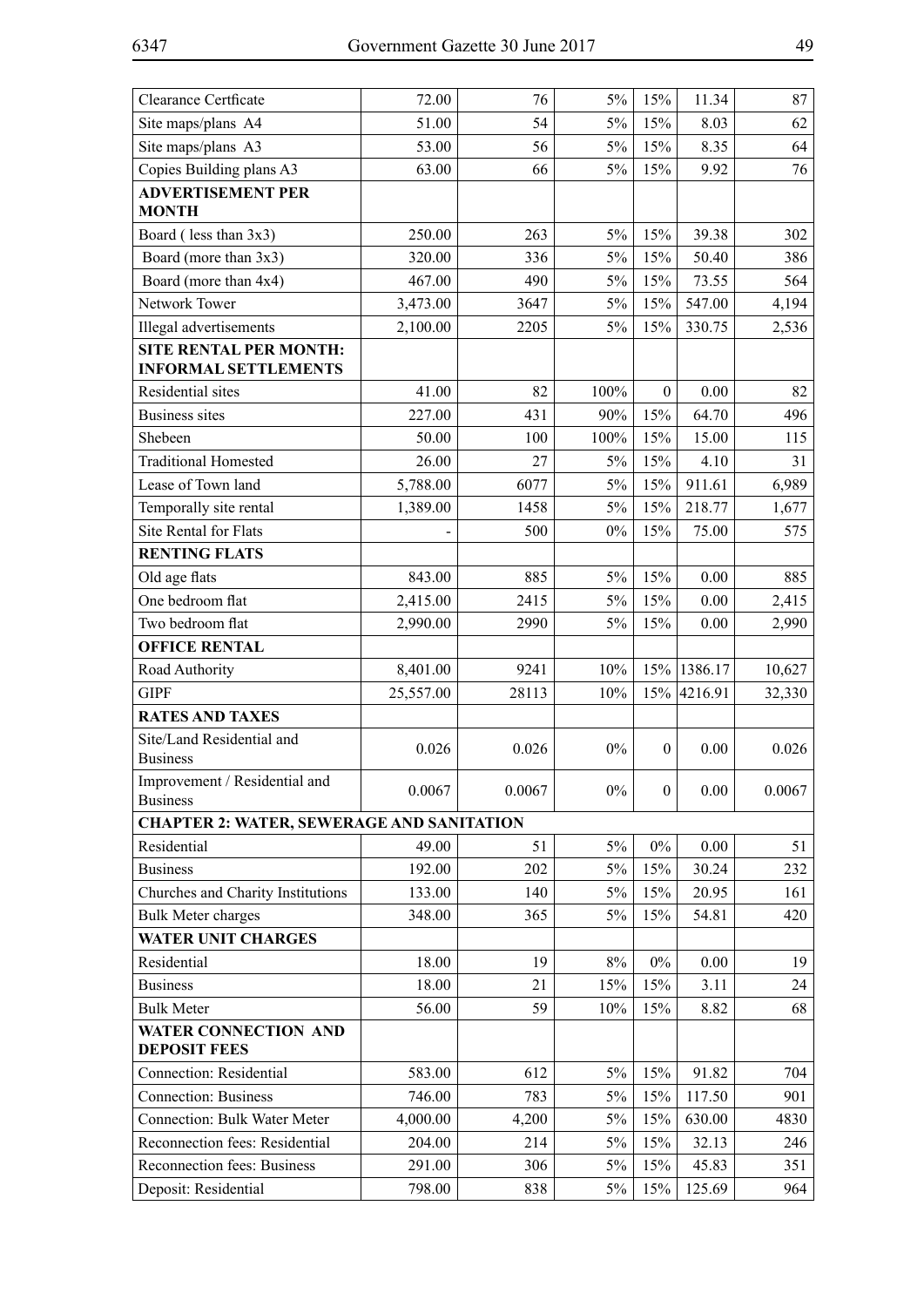| | | | | | | |
|---|---|---|---|---|---|---|
| Clearance Certficate | 72.00 | 76 | 5% | 15% | 11.34 | 87 |
| Site maps/plans A4 | 51.00 | 54 | 5% | 15% | 8.03 | 62 |
| Site maps/plans A3 | 53.00 | 56 | 5% | 15% | 8.35 | 64 |
| Copies Building plans A3 | 63.00 | 66 | 5% | 15% | 9.92 | 76 |
| **ADVERTISEMENT PER MONTH** | | | | | | |
| Board ( less than 3x3) | 250.00 | 263 | 5% | 15% | 39.38 | 302 |
| Board (more than 3x3) | 320.00 | 336 | 5% | 15% | 50.40 | 386 |
| Board (more than 4x4) | 467.00 | 490 | 5% | 15% | 73.55 | 564 |
| Network Tower | 3,473.00 | 3647 | 5% | 15% | 547.00 | 4,194 |
| Illegal advertisements | 2,100.00 | 2205 | 5% | 15% | 330.75 | 2,536 |
| **SITE RENTAL PER MONTH: INFORMAL SETTLEMENTS** | | | | | | |
| Residential sites | 41.00 | 82 | 100% | 0 | 0.00 | 82 |
| Business sites | 227.00 | 431 | 90% | 15% | 64.70 | 496 |
| Shebeen | 50.00 | 100 | 100% | 15% | 15.00 | 115 |
| Traditional Homested | 26.00 | 27 | 5% | 15% | 4.10 | 31 |
| Lease of Town land | 5,788.00 | 6077 | 5% | 15% | 911.61 | 6,989 |
| Temporally site rental | 1,389.00 | 1458 | 5% | 15% | 218.77 | 1,677 |
| Site Rental for Flats | - | 500 | 0% | 15% | 75.00 | 575 |
| **RENTING FLATS** | | | | | | |
| Old age flats | 843.00 | 885 | 5% | 15% | 0.00 | 885 |
| One bedroom flat | 2,415.00 | 2415 | 5% | 15% | 0.00 | 2,415 |
| Two bedroom flat | 2,990.00 | 2990 | 5% | 15% | 0.00 | 2,990 |
| **OFFICE RENTAL** | | | | | | |
| Road Authority | 8,401.00 | 9241 | 10% | 15% | 1386.17 | 10,627 |
| GIPF | 25,557.00 | 28113 | 10% | 15% | 4216.91 | 32,330 |
| **RATES AND TAXES** | | | | | | |
| Site/Land Residential and Business | 0.026 | 0.026 | 0% | 0 | 0.00 | 0.026 |
| Improvement / Residential and Business | 0.0067 | 0.0067 | 0% | 0 | 0.00 | 0.0067 |
| **CHAPTER 2: WATER, SEWERAGE AND SANITATION** | | | | | | |
| Residential | 49.00 | 51 | 5% | 0% | 0.00 | 51 |
| Business | 192.00 | 202 | 5% | 15% | 30.24 | 232 |
| Churches and Charity Institutions | 133.00 | 140 | 5% | 15% | 20.95 | 161 |
| Bulk Meter charges | 348.00 | 365 | 5% | 15% | 54.81 | 420 |
| **WATER UNIT CHARGES** | | | | | | |
| Residential | 18.00 | 19 | 8% | 0% | 0.00 | 19 |
| Business | 18.00 | 21 | 15% | 15% | 3.11 | 24 |
| Bulk Meter | 56.00 | 59 | 10% | 15% | 8.82 | 68 |
| **WATER CONNECTION AND DEPOSIT FEES** | | | | | | |
| Connection: Residential | 583.00 | 612 | 5% | 15% | 91.82 | 704 |
| Connection: Business | 746.00 | 783 | 5% | 15% | 117.50 | 901 |
| Connection: Bulk Water Meter | 4,000.00 | 4,200 | 5% | 15% | 630.00 | 4830 |
| Reconnection fees: Residential | 204.00 | 214 | 5% | 15% | 32.13 | 246 |
| Reconnection fees: Business | 291.00 | 306 | 5% | 15% | 45.83 | 351 |
| Deposit: Residential | 798.00 | 838 | 5% | 15% | 125.69 | 964 |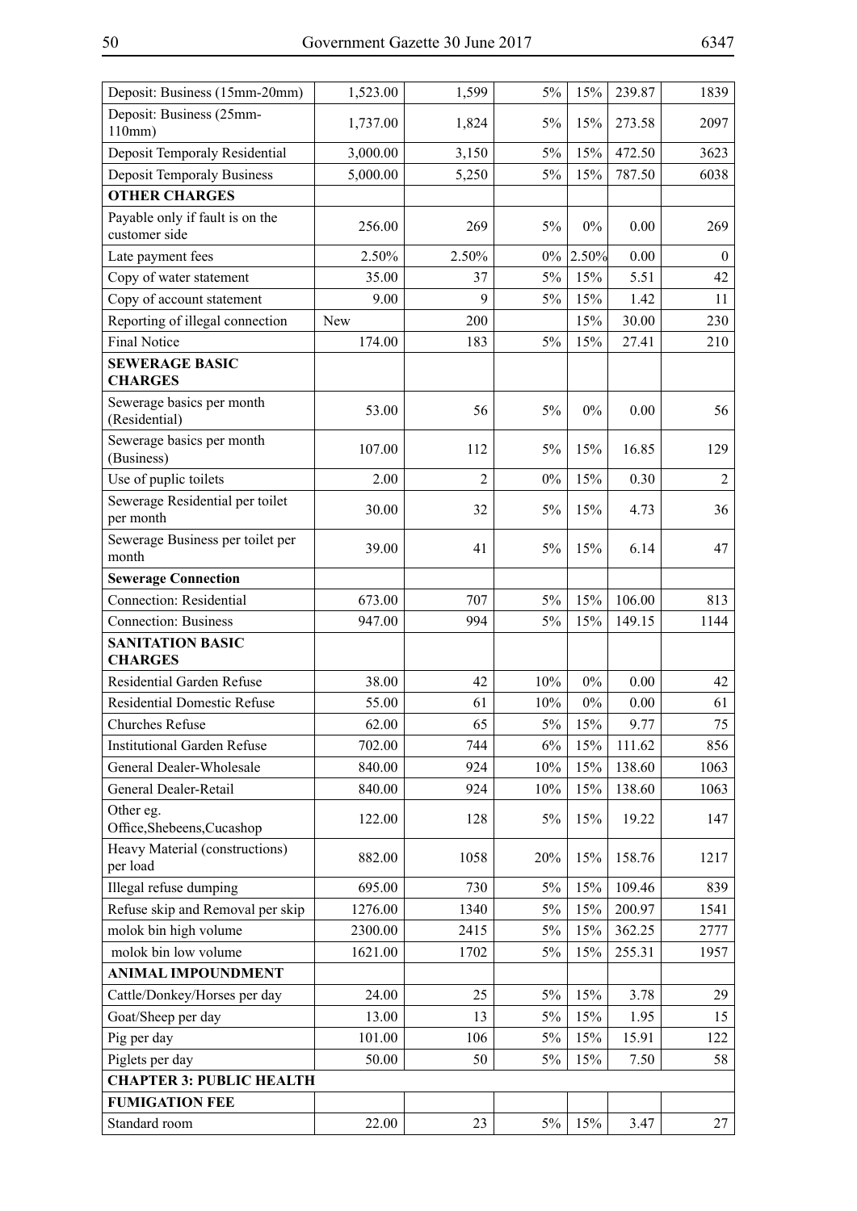| | | | | | | |
|---|---|---|---|---|---|---|
| Deposit: Business (15mm-20mm) | 1,523.00 | 1,599 | 5% | 15% | 239.87 | 1839 |
| Deposit: Business (25mm-110mm) | 1,737.00 | 1,824 | 5% | 15% | 273.58 | 2097 |
| Deposit Temporaly Residential | 3,000.00 | 3,150 | 5% | 15% | 472.50 | 3623 |
| Deposit Temporaly Business | 5,000.00 | 5,250 | 5% | 15% | 787.50 | 6038 |
| **OTHER CHARGES** | | | | | | |
| Payable only if fault is on the customer side | 256.00 | 269 | 5% | 0% | 0.00 | 269 |
| Late payment fees | 2.50% | 2.50% | 0% | 2.50% | 0.00 | 0 |
| Copy of water statement | 35.00 | 37 | 5% | 15% | 5.51 | 42 |
| Copy of account statement | 9.00 | 9 | 5% | 15% | 1.42 | 11 |
| Reporting of illegal connection | New | 200 | | 15% | 30.00 | 230 |
| Final Notice | 174.00 | 183 | 5% | 15% | 27.41 | 210 |
| **SEWERAGE BASIC CHARGES** | | | | | | |
| Sewerage basics per month (Residential) | 53.00 | 56 | 5% | 0% | 0.00 | 56 |
| Sewerage basics per month (Business) | 107.00 | 112 | 5% | 15% | 16.85 | 129 |
| Use of puplic toilets | 2.00 | 2 | 0% | 15% | 0.30 | 2 |
| Sewerage Residential per toilet per month | 30.00 | 32 | 5% | 15% | 4.73 | 36 |
| Sewerage Business per toilet per month | 39.00 | 41 | 5% | 15% | 6.14 | 47 |
| **Sewerage Connection** | | | | | | |
| Connection: Residential | 673.00 | 707 | 5% | 15% | 106.00 | 813 |
| Connection: Business | 947.00 | 994 | 5% | 15% | 149.15 | 1144 |
| **SANITATION BASIC CHARGES** | | | | | | |
| Residential Garden Refuse | 38.00 | 42 | 10% | 0% | 0.00 | 42 |
| Residential Domestic Refuse | 55.00 | 61 | 10% | 0% | 0.00 | 61 |
| Churches Refuse | 62.00 | 65 | 5% | 15% | 9.77 | 75 |
| Institutional Garden Refuse | 702.00 | 744 | 6% | 15% | 111.62 | 856 |
| General Dealer-Wholesale | 840.00 | 924 | 10% | 15% | 138.60 | 1063 |
| General Dealer-Retail | 840.00 | 924 | 10% | 15% | 138.60 | 1063 |
| Other eg. Office,Shebeens,Cucashop | 122.00 | 128 | 5% | 15% | 19.22 | 147 |
| Heavy Material (constructions) per load | 882.00 | 1058 | 20% | 15% | 158.76 | 1217 |
| Illegal refuse dumping | 695.00 | 730 | 5% | 15% | 109.46 | 839 |
| Refuse skip and Removal per skip | 1276.00 | 1340 | 5% | 15% | 200.97 | 1541 |
| molok bin high volume | 2300.00 | 2415 | 5% | 15% | 362.25 | 2777 |
| molok bin low volume | 1621.00 | 1702 | 5% | 15% | 255.31 | 1957 |
| **ANIMAL IMPOUNDMENT** | | | | | | |
| Cattle/Donkey/Horses per day | 24.00 | 25 | 5% | 15% | 3.78 | 29 |
| Goat/Sheep per day | 13.00 | 13 | 5% | 15% | 1.95 | 15 |
| Pig per day | 101.00 | 106 | 5% | 15% | 15.91 | 122 |
| Piglets per day | 50.00 | 50 | 5% | 15% | 7.50 | 58 |
| **CHAPTER 3: PUBLIC HEALTH** | | | | | | |
| **FUMIGATION FEE** | | | | | | |
| Standard room | 22.00 | 23 | 5% | 15% | 3.47 | 27 |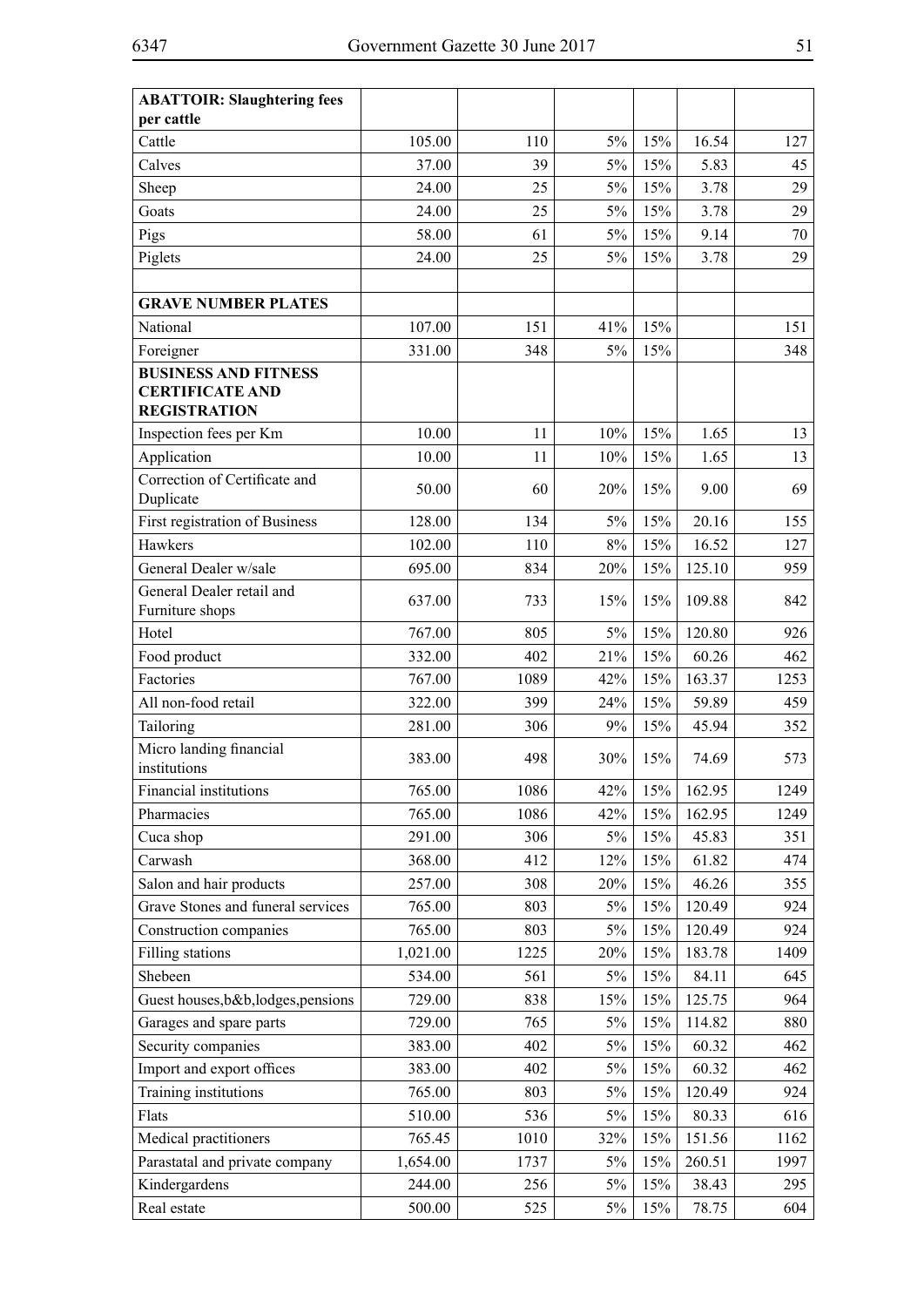| **ABATTOIR: Slaughtering fees per cattle** | | | | | | |
|---|---|---|---|---|---|---|
| Cattle | 105.00 | 110 | 5% | 15% | 16.54 | 127 |
| Calves | 37.00 | 39 | 5% | 15% | 5.83 | 45 |
| Sheep | 24.00 | 25 | 5% | 15% | 3.78 | 29 |
| Goats | 24.00 | 25 | 5% | 15% | 3.78 | 29 |
| Pigs | 58.00 | 61 | 5% | 15% | 9.14 | 70 |
| Piglets | 24.00 | 25 | 5% | 15% | 3.78 | 29 |
| | | | | | | |
| **GRAVE NUMBER PLATES** | | | | | | |
| National | 107.00 | 151 | 41% | 15% | | 151 |
| Foreigner | 331.00 | 348 | 5% | 15% | | 348 |
| **BUSINESS AND FITNESS CERTIFICATE AND REGISTRATION** | | | | | | |
| Inspection fees per Km | 10.00 | 11 | 10% | 15% | 1.65 | 13 |
| Application | 10.00 | 11 | 10% | 15% | 1.65 | 13 |
| Correction of Certificate and Duplicate | 50.00 | 60 | 20% | 15% | 9.00 | 69 |
| First registration of Business | 128.00 | 134 | 5% | 15% | 20.16 | 155 |
| Hawkers | 102.00 | 110 | 8% | 15% | 16.52 | 127 |
| General Dealer w/sale | 695.00 | 834 | 20% | 15% | 125.10 | 959 |
| General Dealer retail and Furniture shops | 637.00 | 733 | 15% | 15% | 109.88 | 842 |
| Hotel | 767.00 | 805 | 5% | 15% | 120.80 | 926 |
| Food product | 332.00 | 402 | 21% | 15% | 60.26 | 462 |
| Factories | 767.00 | 1089 | 42% | 15% | 163.37 | 1253 |
| All non-food retail | 322.00 | 399 | 24% | 15% | 59.89 | 459 |
| Tailoring | 281.00 | 306 | 9% | 15% | 45.94 | 352 |
| Micro landing financial institutions | 383.00 | 498 | 30% | 15% | 74.69 | 573 |
| Financial institutions | 765.00 | 1086 | 42% | 15% | 162.95 | 1249 |
| Pharmacies | 765.00 | 1086 | 42% | 15% | 162.95 | 1249 |
| Cuca shop | 291.00 | 306 | 5% | 15% | 45.83 | 351 |
| Carwash | 368.00 | 412 | 12% | 15% | 61.82 | 474 |
| Salon and hair products | 257.00 | 308 | 20% | 15% | 46.26 | 355 |
| Grave Stones and funeral services | 765.00 | 803 | 5% | 15% | 120.49 | 924 |
| Construction companies | 765.00 | 803 | 5% | 15% | 120.49 | 924 |
| Filling stations | 1,021.00 | 1225 | 20% | 15% | 183.78 | 1409 |
| Shebeen | 534.00 | 561 | 5% | 15% | 84.11 | 645 |
| Guest houses,b&b,lodges,pensions | 729.00 | 838 | 15% | 15% | 125.75 | 964 |
| Garages and spare parts | 729.00 | 765 | 5% | 15% | 114.82 | 880 |
| Security companies | 383.00 | 402 | 5% | 15% | 60.32 | 462 |
| Import and export offices | 383.00 | 402 | 5% | 15% | 60.32 | 462 |
| Training institutions | 765.00 | 803 | 5% | 15% | 120.49 | 924 |
| Flats | 510.00 | 536 | 5% | 15% | 80.33 | 616 |
| Medical practitioners | 765.45 | 1010 | 32% | 15% | 151.56 | 1162 |
| Parastatal and private company | 1,654.00 | 1737 | 5% | 15% | 260.51 | 1997 |
| Kindergardens | 244.00 | 256 | 5% | 15% | 38.43 | 295 |
| Real estate | 500.00 | 525 | 5% | 15% | 78.75 | 604 |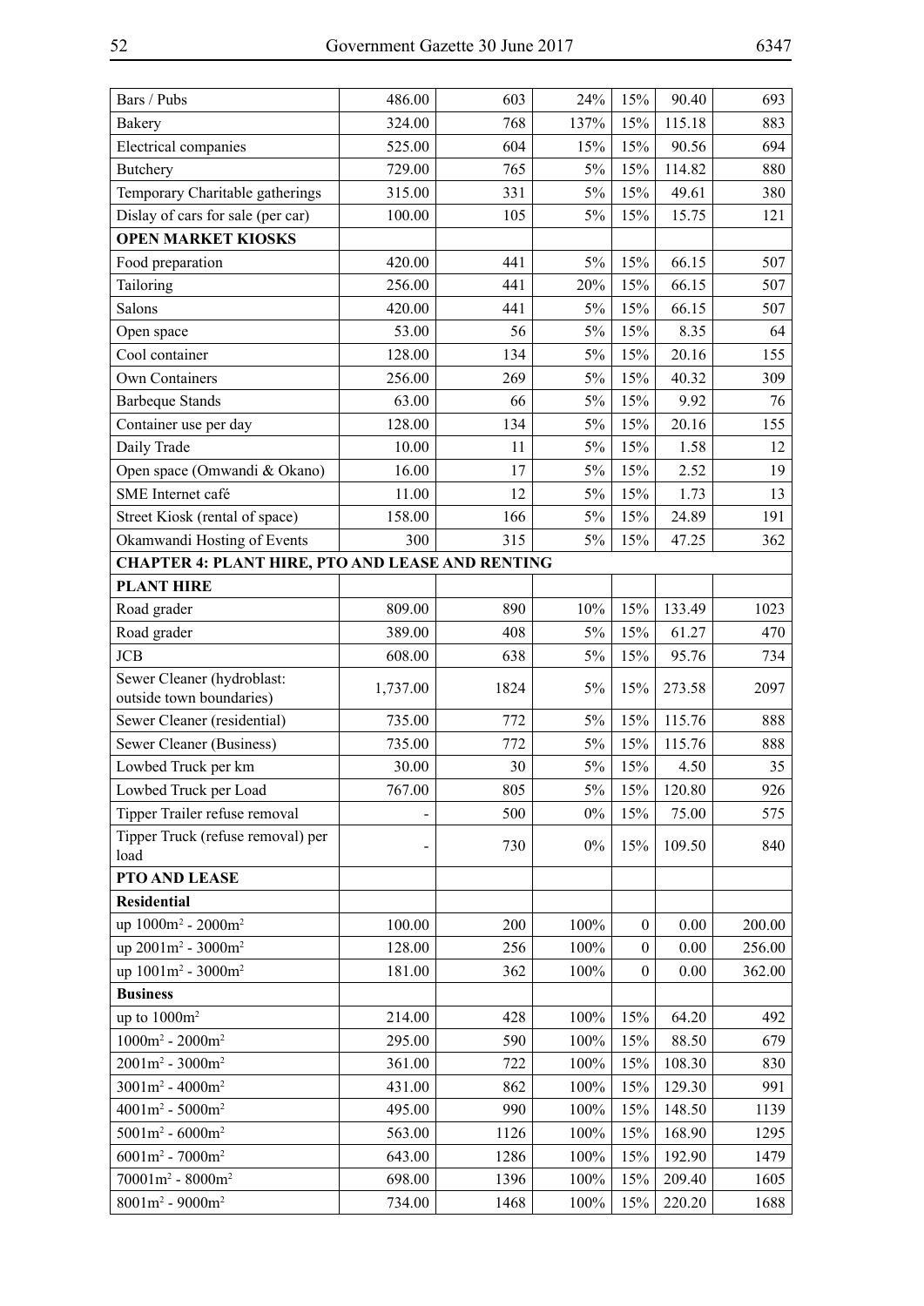| | | | | | | |
|---|---|---|---|---|---|---|
| Bars / Pubs | 486.00 | 603 | 24% | 15% | 90.40 | 693 |
| Bakery | 324.00 | 768 | 137% | 15% | 115.18 | 883 |
| Electrical companies | 525.00 | 604 | 15% | 15% | 90.56 | 694 |
| Butchery | 729.00 | 765 | 5% | 15% | 114.82 | 880 |
| Temporary Charitable gatherings | 315.00 | 331 | 5% | 15% | 49.61 | 380 |
| Dislay of cars for sale (per car) | 100.00 | 105 | 5% | 15% | 15.75 | 121 |
| **OPEN MARKET KIOSKS** | | | | | | |
| Food preparation | 420.00 | 441 | 5% | 15% | 66.15 | 507 |
| Tailoring | 256.00 | 441 | 20% | 15% | 66.15 | 507 |
| Salons | 420.00 | 441 | 5% | 15% | 66.15 | 507 |
| Open space | 53.00 | 56 | 5% | 15% | 8.35 | 64 |
| Cool container | 128.00 | 134 | 5% | 15% | 20.16 | 155 |
| Own Containers | 256.00 | 269 | 5% | 15% | 40.32 | 309 |
| Barbeque Stands | 63.00 | 66 | 5% | 15% | 9.92 | 76 |
| Container use per day | 128.00 | 134 | 5% | 15% | 20.16 | 155 |
| Daily Trade | 10.00 | 11 | 5% | 15% | 1.58 | 12 |
| Open space (Omwandi & Okano) | 16.00 | 17 | 5% | 15% | 2.52 | 19 |
| SME Internet café | 11.00 | 12 | 5% | 15% | 1.73 | 13 |
| Street Kiosk (rental of space) | 158.00 | 166 | 5% | 15% | 24.89 | 191 |
| Okamwandi Hosting of Events | 300 | 315 | 5% | 15% | 47.25 | 362 |
| **CHAPTER 4: PLANT HIRE, PTO AND LEASE AND RENTING** | | | | | | |
| **PLANT HIRE** | | | | | | |
| Road grader | 809.00 | 890 | 10% | 15% | 133.49 | 1023 |
| Road grader | 389.00 | 408 | 5% | 15% | 61.27 | 470 |
| JCB | 608.00 | 638 | 5% | 15% | 95.76 | 734 |
| Sewer Cleaner (hydroblast: outside town boundaries) | 1,737.00 | 1824 | 5% | 15% | 273.58 | 2097 |
| Sewer Cleaner (residential) | 735.00 | 772 | 5% | 15% | 115.76 | 888 |
| Sewer Cleaner (Business) | 735.00 | 772 | 5% | 15% | 115.76 | 888 |
| Lowbed Truck per km | 30.00 | 30 | 5% | 15% | 4.50 | 35 |
| Lowbed Truck per Load | 767.00 | 805 | 5% | 15% | 120.80 | 926 |
| Tipper Trailer refuse removal | - | 500 | 0% | 15% | 75.00 | 575 |
| Tipper Truck (refuse removal) per load | - | 730 | 0% | 15% | 109.50 | 840 |
| **PTO AND LEASE** | | | | | | |
| **Residential** | | | | | | |
| up 1000m² - 2000m² | 100.00 | 200 | 100% | 0 | 0.00 | 200.00 |
| up 2001m² - 3000m² | 128.00 | 256 | 100% | 0 | 0.00 | 256.00 |
| up 1001m² - 3000m² | 181.00 | 362 | 100% | 0 | 0.00 | 362.00 |
| **Business** | | | | | | |
| up to 1000m² | 214.00 | 428 | 100% | 15% | 64.20 | 492 |
| 1000m² - 2000m² | 295.00 | 590 | 100% | 15% | 88.50 | 679 |
| 2001m² - 3000m² | 361.00 | 722 | 100% | 15% | 108.30 | 830 |
| 3001m² - 4000m² | 431.00 | 862 | 100% | 15% | 129.30 | 991 |
| 4001m² - 5000m² | 495.00 | 990 | 100% | 15% | 148.50 | 1139 |
| 5001m² - 6000m² | 563.00 | 1126 | 100% | 15% | 168.90 | 1295 |
| 6001m² - 7000m² | 643.00 | 1286 | 100% | 15% | 192.90 | 1479 |
| 70001m² - 8000m² | 698.00 | 1396 | 100% | 15% | 209.40 | 1605 |
| 8001m² - 9000m² | 734.00 | 1468 | 100% | 15% | 220.20 | 1688 |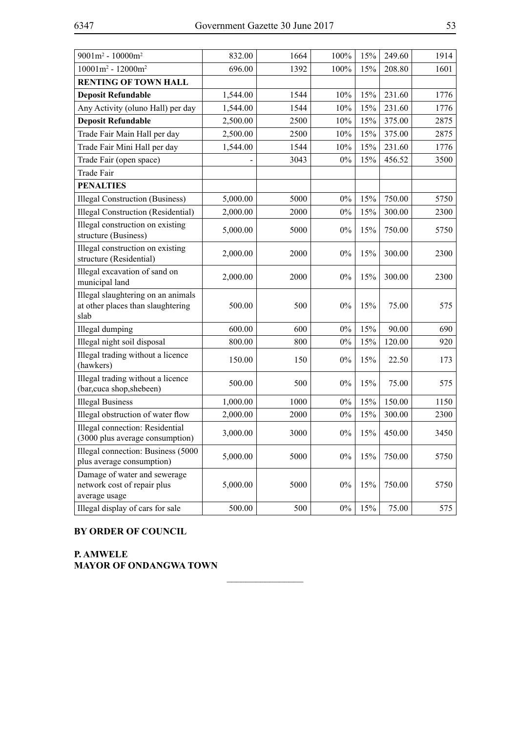| | | | | | | |
|---|---|---|---|---|---|---|
| 9001m² - 10000m² | 832.00 | 1664 | 100% | 15% | 249.60 | 1914 |
| 10001m² - 12000m² | 696.00 | 1392 | 100% | 15% | 208.80 | 1601 |
| **RENTING OF TOWN HALL** | | | | | | |
| **Deposit Refundable** | 1,544.00 | 1544 | 10% | 15% | 231.60 | 1776 |
| Any Activity (oluno Hall) per day | 1,544.00 | 1544 | 10% | 15% | 231.60 | 1776 |
| **Deposit Refundable** | 2,500.00 | 2500 | 10% | 15% | 375.00 | 2875 |
| Trade Fair Main Hall per day | 2,500.00 | 2500 | 10% | 15% | 375.00 | 2875 |
| Trade Fair Mini Hall per day | 1,544.00 | 1544 | 10% | 15% | 231.60 | 1776 |
| Trade Fair (open space) | - | 3043 | 0% | 15% | 456.52 | 3500 |
| Trade Fair | | | | | | |
| **PENALTIES** | | | | | | |
| Illegal Construction (Business) | 5,000.00 | 5000 | 0% | 15% | 750.00 | 5750 |
| Illegal Construction (Residential) | 2,000.00 | 2000 | 0% | 15% | 300.00 | 2300 |
| Illegal construction on existing structure (Business) | 5,000.00 | 5000 | 0% | 15% | 750.00 | 5750 |
| Illegal construction on existing structure (Residential) | 2,000.00 | 2000 | 0% | 15% | 300.00 | 2300 |
| Illegal excavation of sand on municipal land | 2,000.00 | 2000 | 0% | 15% | 300.00 | 2300 |
| Illegal slaughtering on an animals at other places than slaughtering slab | 500.00 | 500 | 0% | 15% | 75.00 | 575 |
| Illegal dumping | 600.00 | 600 | 0% | 15% | 90.00 | 690 |
| Illegal night soil disposal | 800.00 | 800 | 0% | 15% | 120.00 | 920 |
| Illegal trading without a licence (hawkers) | 150.00 | 150 | 0% | 15% | 22.50 | 173 |
| Illegal trading without a licence (bar,cuca shop,shebeen) | 500.00 | 500 | 0% | 15% | 75.00 | 575 |
| Illegal Business | 1,000.00 | 1000 | 0% | 15% | 150.00 | 1150 |
| Illegal obstruction of water flow | 2,000.00 | 2000 | 0% | 15% | 300.00 | 2300 |
| Illegal connection: Residential (3000 plus average consumption) | 3,000.00 | 3000 | 0% | 15% | 450.00 | 3450 |
| Illegal connection: Business (5000 plus average consumption) | 5,000.00 | 5000 | 0% | 15% | 750.00 | 5750 |
| Damage of water and sewerage network cost of repair plus average usage | 5,000.00 | 5000 | 0% | 15% | 750.00 | 5750 |
| Illegal display of cars for sale | 500.00 | 500 | 0% | 15% | 75.00 | 575 |

**BY ORDER OF COUNCIL**

**P. AMWELE**
**MAYOR OF ONDANGWA TOWN**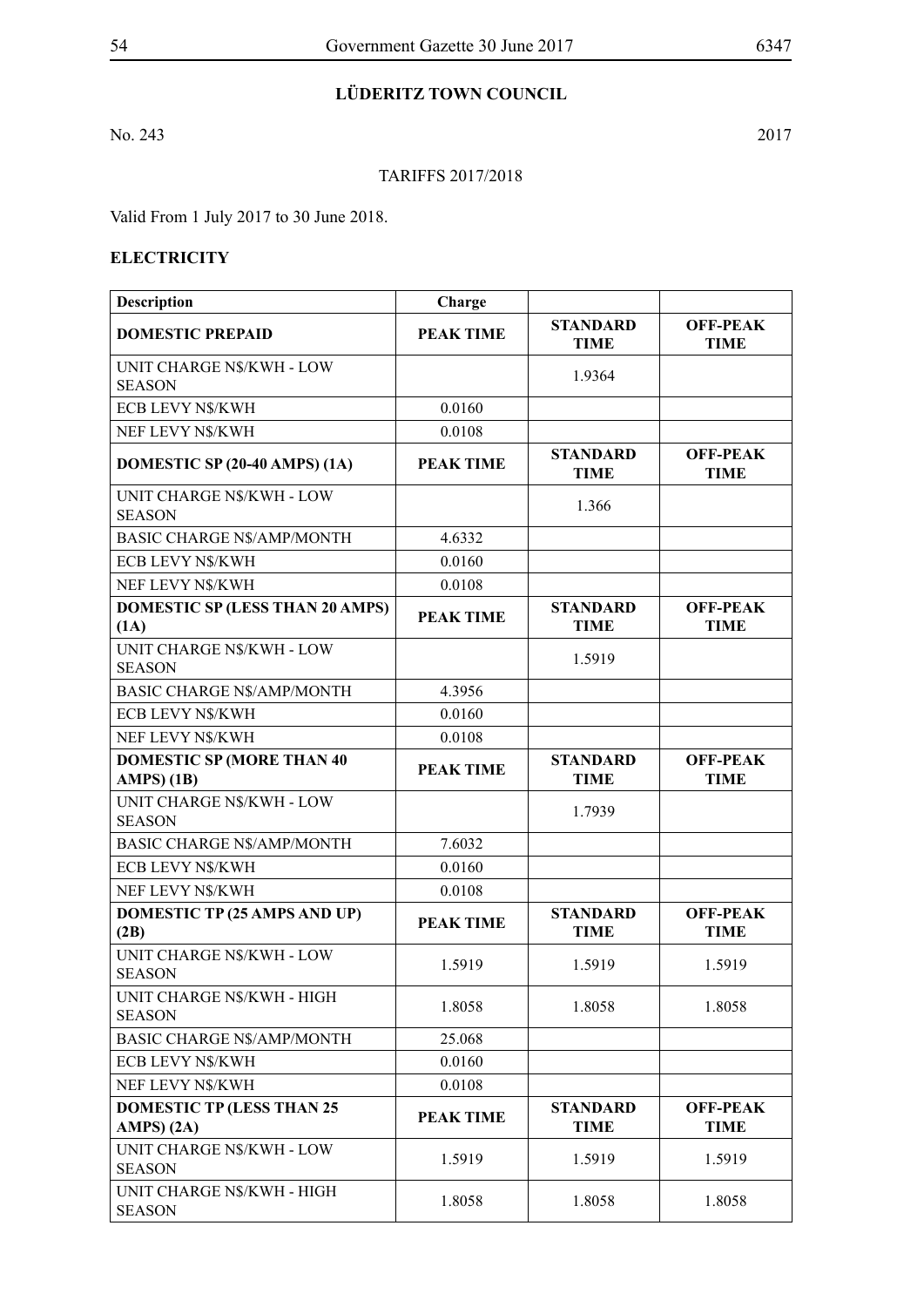## LÜDERITZ TOWN COUNCIL

No. 243 2017

TARIFFS 2017/2018

Valid From 1 July 2017 to 30 June 2018.

### ELECTRICITY

| Description | Charge | | |
|---|---|---|---|
| **DOMESTIC PREPAID** | **PEAK TIME** | **STANDARD TIME** | **OFF-PEAK TIME** |
| UNIT CHARGE N$/KWH - LOW SEASON | | 1.9364 | |
| ECB LEVY N$/KWH | 0.0160 | | |
| NEF LEVY N$/KWH | 0.0108 | | |
| **DOMESTIC SP (20-40 AMPS) (1A)** | **PEAK TIME** | **STANDARD TIME** | **OFF-PEAK TIME** |
| UNIT CHARGE N$/KWH - LOW SEASON | | 1.366 | |
| BASIC CHARGE N$/AMP/MONTH | 4.6332 | | |
| ECB LEVY N$/KWH | 0.0160 | | |
| NEF LEVY N$/KWH | 0.0108 | | |
| **DOMESTIC SP (LESS THAN 20 AMPS) (1A)** | **PEAK TIME** | **STANDARD TIME** | **OFF-PEAK TIME** |
| UNIT CHARGE N$/KWH - LOW SEASON | | 1.5919 | |
| BASIC CHARGE N$/AMP/MONTH | 4.3956 | | |
| ECB LEVY N$/KWH | 0.0160 | | |
| NEF LEVY N$/KWH | 0.0108 | | |
| **DOMESTIC SP (MORE THAN 40 AMPS) (1B)** | **PEAK TIME** | **STANDARD TIME** | **OFF-PEAK TIME** |
| UNIT CHARGE N$/KWH - LOW SEASON | | 1.7939 | |
| BASIC CHARGE N$/AMP/MONTH | 7.6032 | | |
| ECB LEVY N$/KWH | 0.0160 | | |
| NEF LEVY N$/KWH | 0.0108 | | |
| **DOMESTIC TP (25 AMPS AND UP) (2B)** | **PEAK TIME** | **STANDARD TIME** | **OFF-PEAK TIME** |
| UNIT CHARGE N$/KWH - LOW SEASON | 1.5919 | 1.5919 | 1.5919 |
| UNIT CHARGE N$/KWH - HIGH SEASON | 1.8058 | 1.8058 | 1.8058 |
| BASIC CHARGE N$/AMP/MONTH | 25.068 | | |
| ECB LEVY N$/KWH | 0.0160 | | |
| NEF LEVY N$/KWH | 0.0108 | | |
| **DOMESTIC TP (LESS THAN 25 AMPS) (2A)** | **PEAK TIME** | **STANDARD TIME** | **OFF-PEAK TIME** |
| UNIT CHARGE N$/KWH - LOW SEASON | 1.5919 | 1.5919 | 1.5919 |
| UNIT CHARGE N$/KWH - HIGH SEASON | 1.8058 | 1.8058 | 1.8058 |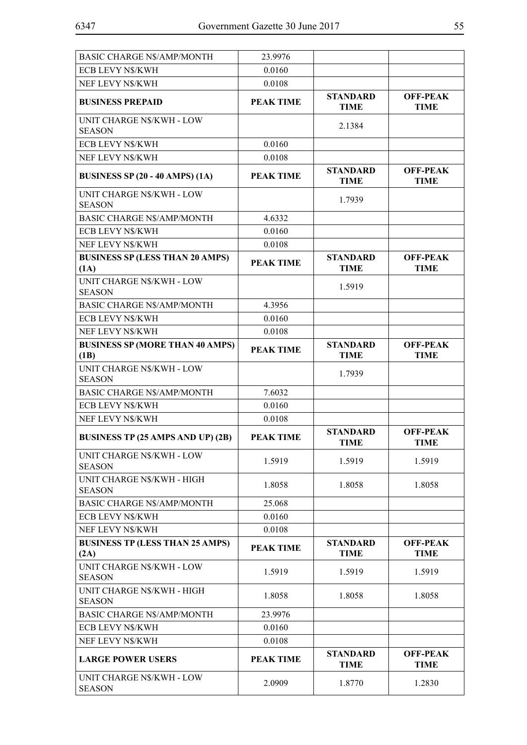| BASIC CHARGE N$/AMP/MONTH | 23.9976 | | |
|---|---|---|---|
| ECB LEVY N$/KWH | 0.0160 | | |
| NEF LEVY N$/KWH | 0.0108 | | |
| **BUSINESS PREPAID** | **PEAK TIME** | **STANDARD TIME** | **OFF-PEAK TIME** |
| UNIT CHARGE N$/KWH - LOW SEASON | | 2.1384 | |
| ECB LEVY N$/KWH | 0.0160 | | |
| NEF LEVY N$/KWH | 0.0108 | | |
| **BUSINESS SP (20 - 40 AMPS) (1A)** | **PEAK TIME** | **STANDARD TIME** | **OFF-PEAK TIME** |
| UNIT CHARGE N$/KWH - LOW SEASON | | 1.7939 | |
| BASIC CHARGE N$/AMP/MONTH | 4.6332 | | |
| ECB LEVY N$/KWH | 0.0160 | | |
| NEF LEVY N$/KWH | 0.0108 | | |
| **BUSINESS SP (LESS THAN 20 AMPS) (1A)** | **PEAK TIME** | **STANDARD TIME** | **OFF-PEAK TIME** |
| UNIT CHARGE N$/KWH - LOW SEASON | | 1.5919 | |
| BASIC CHARGE N$/AMP/MONTH | 4.3956 | | |
| ECB LEVY N$/KWH | 0.0160 | | |
| NEF LEVY N$/KWH | 0.0108 | | |
| **BUSINESS SP (MORE THAN 40 AMPS) (1B)** | **PEAK TIME** | **STANDARD TIME** | **OFF-PEAK TIME** |
| UNIT CHARGE N$/KWH - LOW SEASON | | 1.7939 | |
| BASIC CHARGE N$/AMP/MONTH | 7.6032 | | |
| ECB LEVY N$/KWH | 0.0160 | | |
| NEF LEVY N$/KWH | 0.0108 | | |
| **BUSINESS TP (25 AMPS AND UP) (2B)** | **PEAK TIME** | **STANDARD TIME** | **OFF-PEAK TIME** |
| UNIT CHARGE N$/KWH - LOW SEASON | 1.5919 | 1.5919 | 1.5919 |
| UNIT CHARGE N$/KWH - HIGH SEASON | 1.8058 | 1.8058 | 1.8058 |
| BASIC CHARGE N$/AMP/MONTH | 25.068 | | |
| ECB LEVY N$/KWH | 0.0160 | | |
| NEF LEVY N$/KWH | 0.0108 | | |
| **BUSINESS TP (LESS THAN 25 AMPS) (2A)** | **PEAK TIME** | **STANDARD TIME** | **OFF-PEAK TIME** |
| UNIT CHARGE N$/KWH - LOW SEASON | 1.5919 | 1.5919 | 1.5919 |
| UNIT CHARGE N$/KWH - HIGH SEASON | 1.8058 | 1.8058 | 1.8058 |
| BASIC CHARGE N$/AMP/MONTH | 23.9976 | | |
| ECB LEVY N$/KWH | 0.0160 | | |
| NEF LEVY N$/KWH | 0.0108 | | |
| **LARGE POWER USERS** | **PEAK TIME** | **STANDARD TIME** | **OFF-PEAK TIME** |
| UNIT CHARGE N$/KWH - LOW SEASON | 2.0909 | 1.8770 | 1.2830 |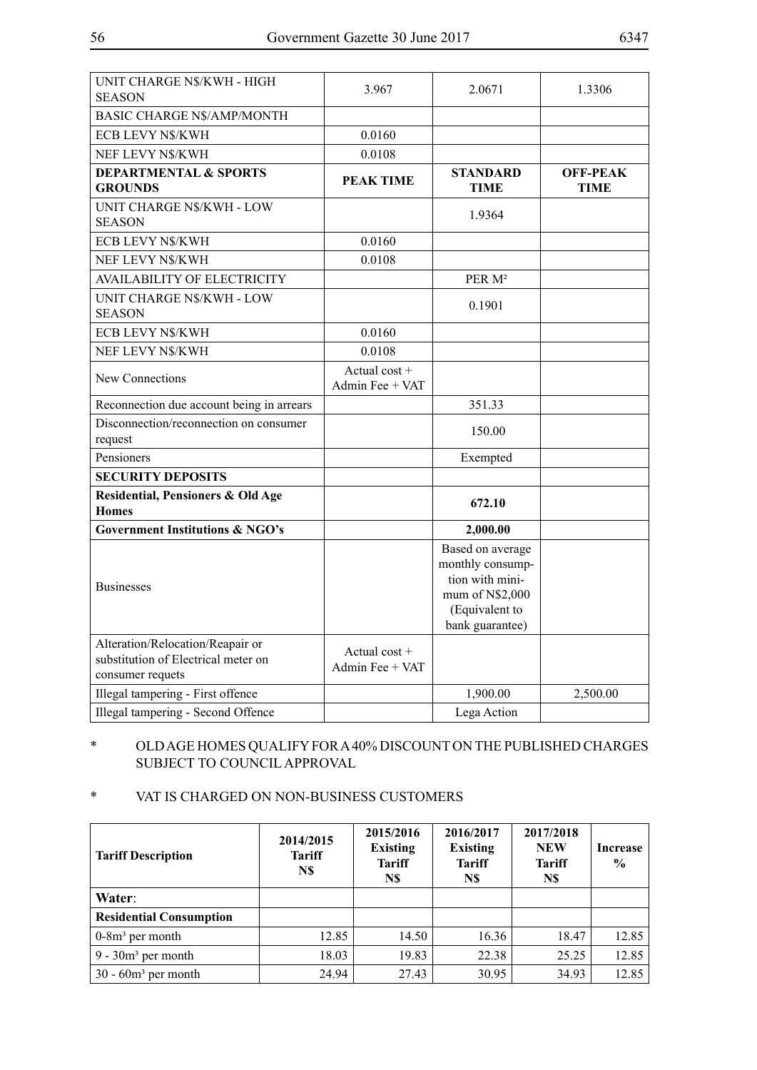| UNIT CHARGE N$/KWH - HIGH SEASON | 3.967 | 2.0671 | 1.3306 |
|---|---|---|---|
| BASIC CHARGE N$/AMP/MONTH | | | |
| ECB LEVY N$/KWH | 0.0160 | | |
| NEF LEVY N$/KWH | 0.0108 | | |
| **DEPARTMENTAL & SPORTS GROUNDS** | **PEAK TIME** | **STANDARD TIME** | **OFF-PEAK TIME** |
| UNIT CHARGE N$/KWH - LOW SEASON | | 1.9364 | |
| ECB LEVY N$/KWH | 0.0160 | | |
| NEF LEVY N$/KWH | 0.0108 | | |
| AVAILABILITY OF ELECTRICITY | | PER M² | |
| UNIT CHARGE N$/KWH - LOW SEASON | | 0.1901 | |
| ECB LEVY N$/KWH | 0.0160 | | |
| NEF LEVY N$/KWH | 0.0108 | | |
| New Connections | Actual cost + Admin Fee + VAT | | |
| Reconnection due account being in arrears | | 351.33 | |
| Disconnection/reconnection on consumer request | | 150.00 | |
| Pensioners | | Exempted | |
| **SECURITY DEPOSITS** | | | |
| **Residential, Pensioners & Old Age Homes** | | **672.10** | |
| **Government Institutions & NGO's** | | **2,000.00** | |
| Businesses | | Based on average monthly consumption with minimum of N$2,000 (Equivalent to bank guarantee) | |
| Alteration/Relocation/Reapair or substitution of Electrical meter on consumer requets | Actual cost + Admin Fee + VAT | | |
| Illegal tampering - First offence | | 1,900.00 | 2,500.00 |
| Illegal tampering - Second Offence | | Lega Action | |

\* OLD AGE HOMES QUALIFY FOR A 40% DISCOUNT ON THE PUBLISHED CHARGES SUBJECT TO COUNCIL APPROVAL

\* VAT IS CHARGED ON NON-BUSINESS CUSTOMERS

| Tariff Description | 2014/2015 Tariff N$ | 2015/2016 Existing Tariff N$ | 2016/2017 Existing Tariff N$ | 2017/2018 NEW Tariff N$ | Increase % |
|---|---|---|---|---|---|
| **Water**: | | | | | |
| **Residential Consumption** | | | | | |
| 0-8m³ per month | 12.85 | 14.50 | 16.36 | 18.47 | 12.85 |
| 9 - 30m³ per month | 18.03 | 19.83 | 22.38 | 25.25 | 12.85 |
| 30 - 60m³ per month | 24.94 | 27.43 | 30.95 | 34.93 | 12.85 |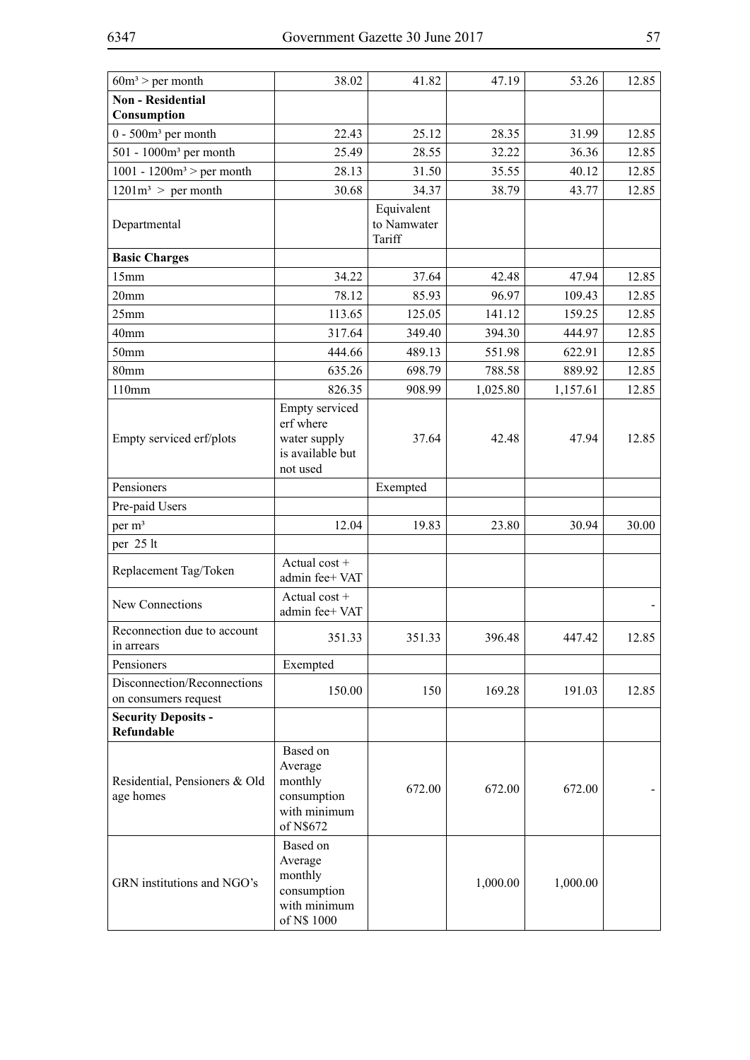| | | | | | |
|---|---|---|---|---|---|
| $60m^3$ > per month | 38.02 | 41.82 | 47.19 | 53.26 | 12.85 |
| **Non - Residential Consumption** | | | | | |
| 0 - $500m^3$ per month | 22.43 | 25.12 | 28.35 | 31.99 | 12.85 |
| 501 - $1000m^3$ per month | 25.49 | 28.55 | 32.22 | 36.36 | 12.85 |
| 1001 - $1200m^3$ > per month | 28.13 | 31.50 | 35.55 | 40.12 | 12.85 |
| $1201m^3$ > per month | 30.68 | 34.37 | 38.79 | 43.77 | 12.85 |
| Departmental | | Equivalent to Namwater Tariff | | | |
| **Basic Charges** | | | | | |
| 15mm | 34.22 | 37.64 | 42.48 | 47.94 | 12.85 |
| 20mm | 78.12 | 85.93 | 96.97 | 109.43 | 12.85 |
| 25mm | 113.65 | 125.05 | 141.12 | 159.25 | 12.85 |
| 40mm | 317.64 | 349.40 | 394.30 | 444.97 | 12.85 |
| 50mm | 444.66 | 489.13 | 551.98 | 622.91 | 12.85 |
| 80mm | 635.26 | 698.79 | 788.58 | 889.92 | 12.85 |
| 110mm | 826.35 | 908.99 | 1,025.80 | 1,157.61 | 12.85 |
| Empty serviced erf/plots | Empty serviced erf where water supply is available but not used | 37.64 | 42.48 | 47.94 | 12.85 |
| Pensioners | | Exempted | | | |
| Pre-paid Users | | | | | |
| per $m^3$ | 12.04 | 19.83 | 23.80 | 30.94 | 30.00 |
| per 25 lt | | | | | |
| Replacement Tag/Token | Actual cost + admin fee+ VAT | | | | |
| New Connections | Actual cost + admin fee+ VAT | | | | - |
| Reconnection due to account in arrears | 351.33 | 351.33 | 396.48 | 447.42 | 12.85 |
| Pensioners | Exempted | | | | |
| Disconnection/Reconnections on consumers request | 150.00 | 150 | 169.28 | 191.03 | 12.85 |
| **Security Deposits - Refundable** | | | | | |
| Residential, Pensioners & Old age homes | Based on Average monthly consumption with minimum of N$672 | 672.00 | 672.00 | 672.00 | - |
| GRN institutions and NGO's | Based on Average monthly consumption with minimum of N$ 1000 | | 1,000.00 | 1,000.00 | |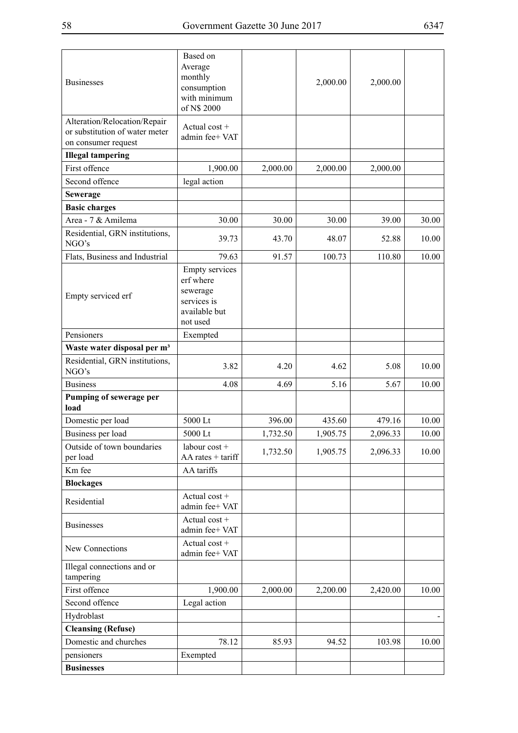| | | | | | |
|---|---|---|---|---|---|
| Businesses | Based on Average monthly consumption with minimum of N$ 2000 | | 2,000.00 | 2,000.00 | |
| Alteration/Relocation/Repair or substitution of water meter on consumer request | Actual cost + admin fee+ VAT | | | | |
| **Illegal tampering** | | | | | |
| First offence | 1,900.00 | 2,000.00 | 2,000.00 | 2,000.00 | |
| Second offence | legal action | | | | |
| **Sewerage** | | | | | |
| **Basic charges** | | | | | |
| Area - 7 & Amilema | 30.00 | 30.00 | 30.00 | 39.00 | 30.00 |
| Residential, GRN institutions, NGO's | 39.73 | 43.70 | 48.07 | 52.88 | 10.00 |
| Flats, Business and Industrial | 79.63 | 91.57 | 100.73 | 110.80 | 10.00 |
| Empty serviced erf | Empty services erf where sewerage services is available but not used | | | | |
| Pensioners | Exempted | | | | |
| **Waste water disposal per m³** | | | | | |
| Residential, GRN institutions, NGO's | 3.82 | 4.20 | 4.62 | 5.08 | 10.00 |
| Business | 4.08 | 4.69 | 5.16 | 5.67 | 10.00 |
| **Pumping of sewerage per load** | | | | | |
| Domestic per load | 5000 Lt | 396.00 | 435.60 | 479.16 | 10.00 |
| Business per load | 5000 Lt | 1,732.50 | 1,905.75 | 2,096.33 | 10.00 |
| Outside of town boundaries per load | labour cost + AA rates + tariff | 1,732.50 | 1,905.75 | 2,096.33 | 10.00 |
| Km fee | AA tariffs | | | | |
| **Blockages** | | | | | |
| Residential | Actual cost + admin fee+ VAT | | | | |
| Businesses | Actual cost + admin fee+ VAT | | | | |
| New Connections | Actual cost + admin fee+ VAT | | | | |
| Illegal connections and or tampering | | | | | |
| First offence | 1,900.00 | 2,000.00 | 2,200.00 | 2,420.00 | 10.00 |
| Second offence | Legal action | | | | |
| Hydroblast | | | | | - |
| **Cleansing (Refuse)** | | | | | |
| Domestic and churches | 78.12 | 85.93 | 94.52 | 103.98 | 10.00 |
| pensioners | Exempted | | | | |
| **Businesses** | | | | | |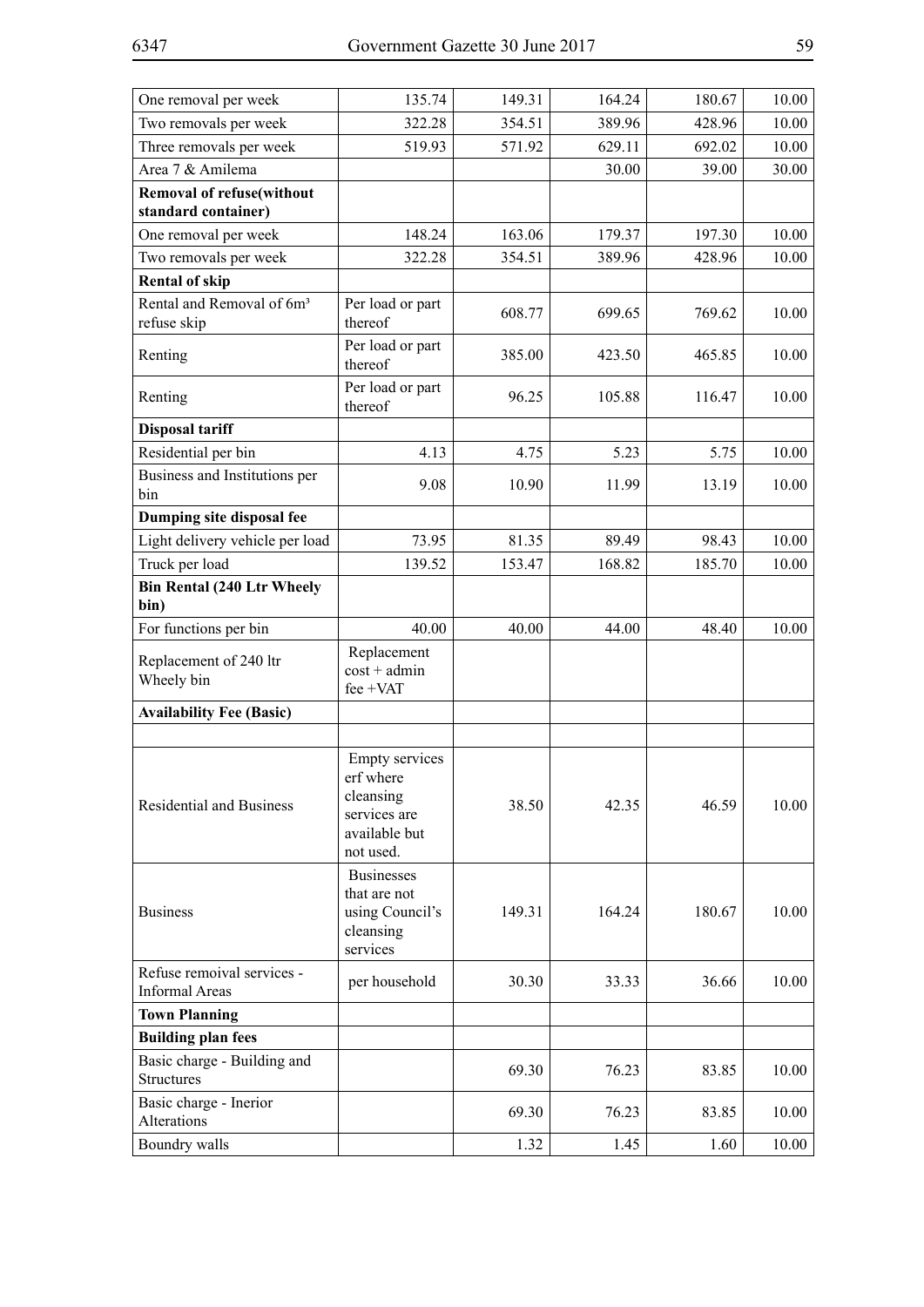| | | | | | |
|---|---|---|---|---|---|
| One removal per week | 135.74 | 149.31 | 164.24 | 180.67 | 10.00 |
| Two removals per week | 322.28 | 354.51 | 389.96 | 428.96 | 10.00 |
| Three removals per week | 519.93 | 571.92 | 629.11 | 692.02 | 10.00 |
| Area 7 & Amilema | | | 30.00 | 39.00 | 30.00 |
| **Removal of refuse(without standard container)** | | | | | |
| One removal per week | 148.24 | 163.06 | 179.37 | 197.30 | 10.00 |
| Two removals per week | 322.28 | 354.51 | 389.96 | 428.96 | 10.00 |
| **Rental of skip** | | | | | |
| Rental and Removal of 6m³ refuse skip | Per load or part thereof | 608.77 | 699.65 | 769.62 | 10.00 |
| Renting | Per load or part thereof | 385.00 | 423.50 | 465.85 | 10.00 |
| Renting | Per load or part thereof | 96.25 | 105.88 | 116.47 | 10.00 |
| **Disposal tariff** | | | | | |
| Residential per bin | 4.13 | 4.75 | 5.23 | 5.75 | 10.00 |
| Business and Institutions per bin | 9.08 | 10.90 | 11.99 | 13.19 | 10.00 |
| **Dumping site disposal fee** | | | | | |
| Light delivery vehicle per load | 73.95 | 81.35 | 89.49 | 98.43 | 10.00 |
| Truck per load | 139.52 | 153.47 | 168.82 | 185.70 | 10.00 |
| **Bin Rental (240 Ltr Wheely bin)** | | | | | |
| For functions per bin | 40.00 | 40.00 | 44.00 | 48.40 | 10.00 |
| Replacement of 240 ltr Wheely bin | Replacement cost + admin fee +VAT | | | | |
| **Availability Fee (Basic)** | | | | | |
| | | | | | |
| Residential and Business | Empty services erf where cleansing services are available but not used. | 38.50 | 42.35 | 46.59 | 10.00 |
| Business | Businesses that are not using Council's cleansing services | 149.31 | 164.24 | 180.67 | 10.00 |
| Refuse remoival services - Informal Areas | per household | 30.30 | 33.33 | 36.66 | 10.00 |
| **Town Planning** | | | | | |
| **Building plan fees** | | | | | |
| Basic charge - Building and Structures | | 69.30 | 76.23 | 83.85 | 10.00 |
| Basic charge - Inerior Alterations | | 69.30 | 76.23 | 83.85 | 10.00 |
| Boundry walls | | 1.32 | 1.45 | 1.60 | 10.00 |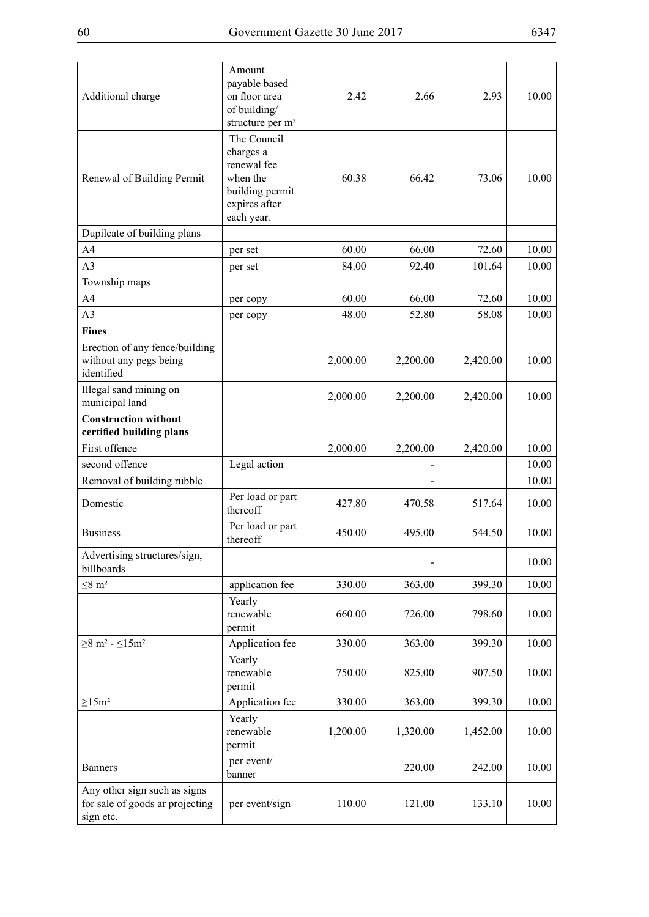| | | | | | |
|---|---|---|---|---|---|
| Additional charge | Amount payable based on floor area of building/ structure per m² | 2.42 | 2.66 | 2.93 | 10.00 |
| Renewal of Building Permit | The Council charges a renewal fee when the building permit expires after each year. | 60.38 | 66.42 | 73.06 | 10.00 |
| Dupilcate of building plans | | | | | |
| A4 | per set | 60.00 | 66.00 | 72.60 | 10.00 |
| A3 | per set | 84.00 | 92.40 | 101.64 | 10.00 |
| Township maps | | | | | |
| A4 | per copy | 60.00 | 66.00 | 72.60 | 10.00 |
| A3 | per copy | 48.00 | 52.80 | 58.08 | 10.00 |
| **Fines** | | | | | |
| Erection of any fence/building without any pegs being identified | | 2,000.00 | 2,200.00 | 2,420.00 | 10.00 |
| Illegal sand mining on municipal land | | 2,000.00 | 2,200.00 | 2,420.00 | 10.00 |
| **Construction without certified building plans** | | | | | |
| First offence | | 2,000.00 | 2,200.00 | 2,420.00 | 10.00 |
| second offence | Legal action | | - | | 10.00 |
| Removal of building rubble | | | - | | 10.00 |
| Domestic | Per load or part thereoff | 427.80 | 470.58 | 517.64 | 10.00 |
| Business | Per load or part thereoff | 450.00 | 495.00 | 544.50 | 10.00 |
| Advertising structures/sign, billboards | | | - | | 10.00 |
| ≤8 m² | application fee | 330.00 | 363.00 | 399.30 | 10.00 |
| | Yearly renewable permit | 660.00 | 726.00 | 798.60 | 10.00 |
| ≥8 m² - ≤15m² | Application fee | 330.00 | 363.00 | 399.30 | 10.00 |
| | Yearly renewable permit | 750.00 | 825.00 | 907.50 | 10.00 |
| ≥15m² | Application fee | 330.00 | 363.00 | 399.30 | 10.00 |
| | Yearly renewable permit | 1,200.00 | 1,320.00 | 1,452.00 | 10.00 |
| Banners | per event/ banner | | 220.00 | 242.00 | 10.00 |
| Any other sign such as signs for sale of goods ar projecting sign etc. | per event/sign | 110.00 | 121.00 | 133.10 | 10.00 |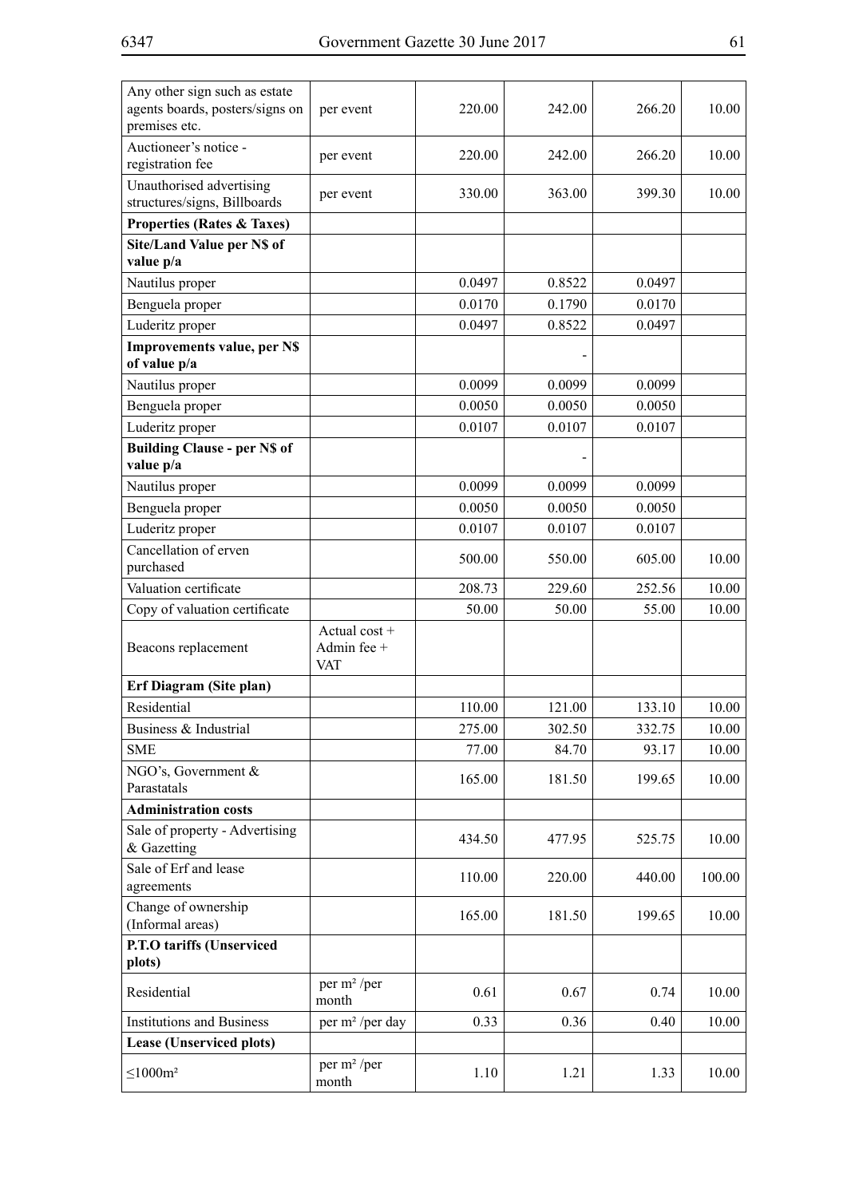| | | | | | |
|---|---|---|---|---|---|
| Any other sign such as estate agents boards, posters/signs on premises etc. | per event | 220.00 | 242.00 | 266.20 | 10.00 |
| Auctioneer's notice - registration fee | per event | 220.00 | 242.00 | 266.20 | 10.00 |
| Unauthorised advertising structures/signs, Billboards | per event | 330.00 | 363.00 | 399.30 | 10.00 |
| **Properties (Rates & Taxes)** | | | | | |
| **Site/Land Value per N$ of value p/a** | | | | | |
| Nautilus proper | | 0.0497 | 0.8522 | 0.0497 | |
| Benguela proper | | 0.0170 | 0.1790 | 0.0170 | |
| Luderitz proper | | 0.0497 | 0.8522 | 0.0497 | |
| **Improvements value, per N$ of value p/a** | | | - | | |
| Nautilus proper | | 0.0099 | 0.0099 | 0.0099 | |
| Benguela proper | | 0.0050 | 0.0050 | 0.0050 | |
| Luderitz proper | | 0.0107 | 0.0107 | 0.0107 | |
| **Building Clause - per N$ of value p/a** | | | - | | |
| Nautilus proper | | 0.0099 | 0.0099 | 0.0099 | |
| Benguela proper | | 0.0050 | 0.0050 | 0.0050 | |
| Luderitz proper | | 0.0107 | 0.0107 | 0.0107 | |
| Cancellation of erven purchased | | 500.00 | 550.00 | 605.00 | 10.00 |
| Valuation certificate | | 208.73 | 229.60 | 252.56 | 10.00 |
| Copy of valuation certificate | | 50.00 | 50.00 | 55.00 | 10.00 |
| Beacons replacement | Actual cost + Admin fee + VAT | | | | |
| **Erf Diagram (Site plan)** | | | | | |
| Residential | | 110.00 | 121.00 | 133.10 | 10.00 |
| Business & Industrial | | 275.00 | 302.50 | 332.75 | 10.00 |
| SME | | 77.00 | 84.70 | 93.17 | 10.00 |
| NGO's, Government & Parastatals | | 165.00 | 181.50 | 199.65 | 10.00 |
| **Administration costs** | | | | | |
| Sale of property - Advertising & Gazetting | | 434.50 | 477.95 | 525.75 | 10.00 |
| Sale of Erf and lease agreements | | 110.00 | 220.00 | 440.00 | 100.00 |
| Change of ownership (Informal areas) | | 165.00 | 181.50 | 199.65 | 10.00 |
| **P.T.O tariffs (Unserviced plots)** | | | | | |
| Residential | per m² /per month | 0.61 | 0.67 | 0.74 | 10.00 |
| Institutions and Business | per m² /per day | 0.33 | 0.36 | 0.40 | 10.00 |
| **Lease (Unserviced plots)** | | | | | |
| ≤1000m² | per m² /per month | 1.10 | 1.21 | 1.33 | 10.00 |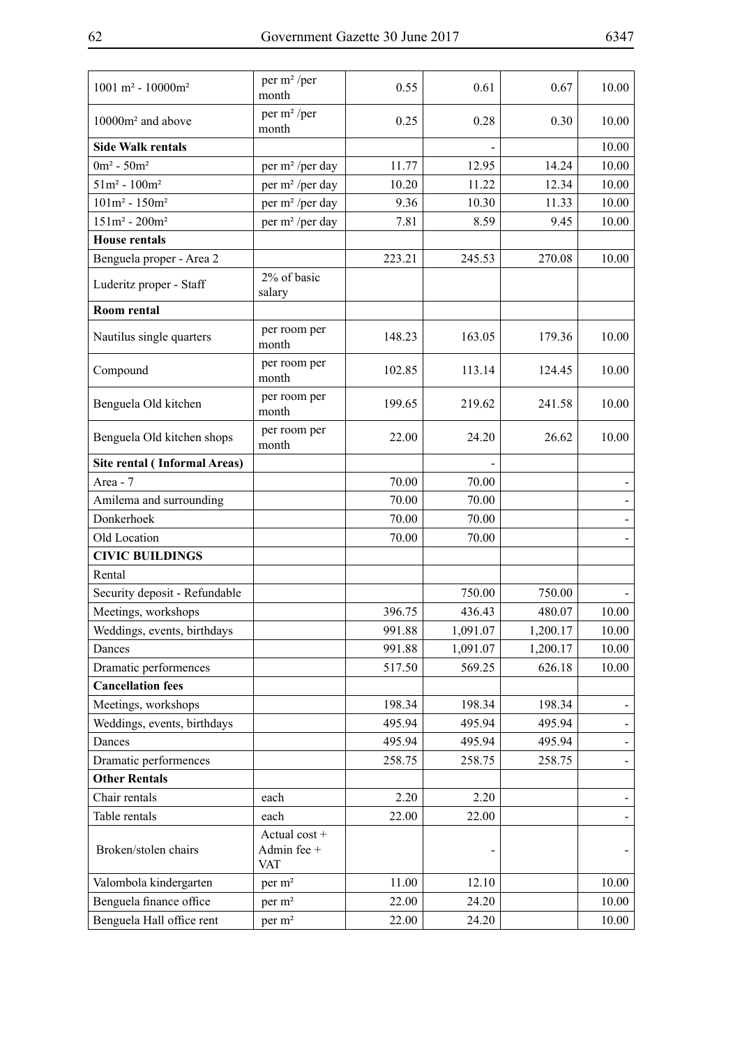| | | | | | |
|---|---|---|---|---|---|
| 1001 m² - 10000m² | per m² /per month | 0.55 | 0.61 | 0.67 | 10.00 |
| 10000m² and above | per m² /per month | 0.25 | 0.28 | 0.30 | 10.00 |
| **Side Walk rentals** | | | - | | 10.00 |
| 0m² - 50m² | per m² /per day | 11.77 | 12.95 | 14.24 | 10.00 |
| 51m² - 100m² | per m² /per day | 10.20 | 11.22 | 12.34 | 10.00 |
| 101m² - 150m² | per m² /per day | 9.36 | 10.30 | 11.33 | 10.00 |
| 151m² - 200m² | per m² /per day | 7.81 | 8.59 | 9.45 | 10.00 |
| **House rentals** | | | | | |
| Benguela proper - Area 2 | | 223.21 | 245.53 | 270.08 | 10.00 |
| Luderitz proper - Staff | 2% of basic salary | | | | |
| **Room rental** | | | | | |
| Nautilus single quarters | per room per month | 148.23 | 163.05 | 179.36 | 10.00 |
| Compound | per room per month | 102.85 | 113.14 | 124.45 | 10.00 |
| Benguela Old kitchen | per room per month | 199.65 | 219.62 | 241.58 | 10.00 |
| Benguela Old kitchen shops | per room per month | 22.00 | 24.20 | 26.62 | 10.00 |
| **Site rental ( Informal Areas)** | | | - | | |
| Area - 7 | | 70.00 | 70.00 | | - |
| Amilema and surrounding | | 70.00 | 70.00 | | - |
| Donkerhoek | | 70.00 | 70.00 | | - |
| Old Location | | 70.00 | 70.00 | | - |
| **CIVIC BUILDINGS** | | | | | |
| Rental | | | | | |
| Security deposit - Refundable | | | 750.00 | 750.00 | - |
| Meetings, workshops | | 396.75 | 436.43 | 480.07 | 10.00 |
| Weddings, events, birthdays | | 991.88 | 1,091.07 | 1,200.17 | 10.00 |
| Dances | | 991.88 | 1,091.07 | 1,200.17 | 10.00 |
| Dramatic performences | | 517.50 | 569.25 | 626.18 | 10.00 |
| **Cancellation fees** | | | | | |
| Meetings, workshops | | 198.34 | 198.34 | 198.34 | - |
| Weddings, events, birthdays | | 495.94 | 495.94 | 495.94 | - |
| Dances | | 495.94 | 495.94 | 495.94 | - |
| Dramatic performences | | 258.75 | 258.75 | 258.75 | - |
| **Other Rentals** | | | | | |
| Chair rentals | each | 2.20 | 2.20 | | - |
| Table rentals | each | 22.00 | 22.00 | | - |
| Broken/stolen chairs | Actual cost + Admin fee + VAT | | - | | - |
| Valombola kindergarten | per m² | 11.00 | 12.10 | | 10.00 |
| Benguela finance office | per m² | 22.00 | 24.20 | | 10.00 |
| Benguela Hall office rent | per m² | 22.00 | 24.20 | | 10.00 |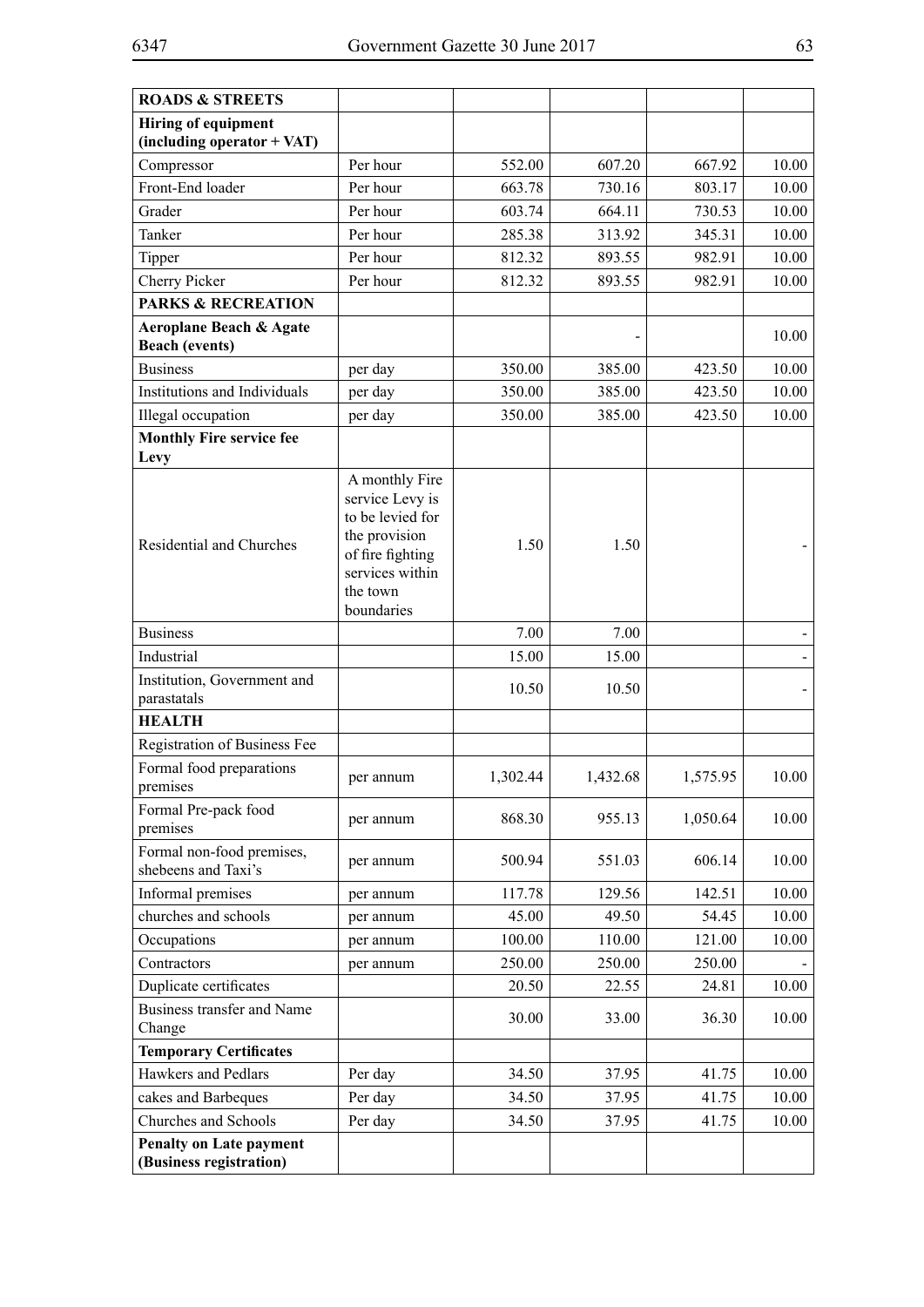| **ROADS & STREETS** | | | | | |
|---|---|---|---|---|---|
| **Hiring of equipment (including operator + VAT)** | | | | | |
| Compressor | Per hour | 552.00 | 607.20 | 667.92 | 10.00 |
| Front-End loader | Per hour | 663.78 | 730.16 | 803.17 | 10.00 |
| Grader | Per hour | 603.74 | 664.11 | 730.53 | 10.00 |
| Tanker | Per hour | 285.38 | 313.92 | 345.31 | 10.00 |
| Tipper | Per hour | 812.32 | 893.55 | 982.91 | 10.00 |
| Cherry Picker | Per hour | 812.32 | 893.55 | 982.91 | 10.00 |
| **PARKS & RECREATION** | | | | | |
| **Aeroplane Beach & Agate Beach (events)** | | | - | | 10.00 |
| Business | per day | 350.00 | 385.00 | 423.50 | 10.00 |
| Institutions and Individuals | per day | 350.00 | 385.00 | 423.50 | 10.00 |
| Illegal occupation | per day | 350.00 | 385.00 | 423.50 | 10.00 |
| **Monthly Fire service fee Levy** | | | | | |
| Residential and Churches | A monthly Fire service Levy is to be levied for the provision of fire fighting services within the town boundaries | 1.50 | 1.50 | | - |
| Business | | 7.00 | 7.00 | | - |
| Industrial | | 15.00 | 15.00 | | - |
| Institution, Government and parastatals | | 10.50 | 10.50 | | - |
| **HEALTH** | | | | | |
| Registration of Business Fee | | | | | |
| Formal food preparations premises | per annum | 1,302.44 | 1,432.68 | 1,575.95 | 10.00 |
| Formal Pre-pack food premises | per annum | 868.30 | 955.13 | 1,050.64 | 10.00 |
| Formal non-food premises, shebeens and Taxi's | per annum | 500.94 | 551.03 | 606.14 | 10.00 |
| Informal premises | per annum | 117.78 | 129.56 | 142.51 | 10.00 |
| churches and schools | per annum | 45.00 | 49.50 | 54.45 | 10.00 |
| Occupations | per annum | 100.00 | 110.00 | 121.00 | 10.00 |
| Contractors | per annum | 250.00 | 250.00 | 250.00 | - |
| Duplicate certificates | | 20.50 | 22.55 | 24.81 | 10.00 |
| Business transfer and Name Change | | 30.00 | 33.00 | 36.30 | 10.00 |
| **Temporary Certificates** | | | | | |
| Hawkers and Pedlars | Per day | 34.50 | 37.95 | 41.75 | 10.00 |
| cakes and Barbeques | Per day | 34.50 | 37.95 | 41.75 | 10.00 |
| Churches and Schools | Per day | 34.50 | 37.95 | 41.75 | 10.00 |
| **Penalty on Late payment (Business registration)** | | | | | |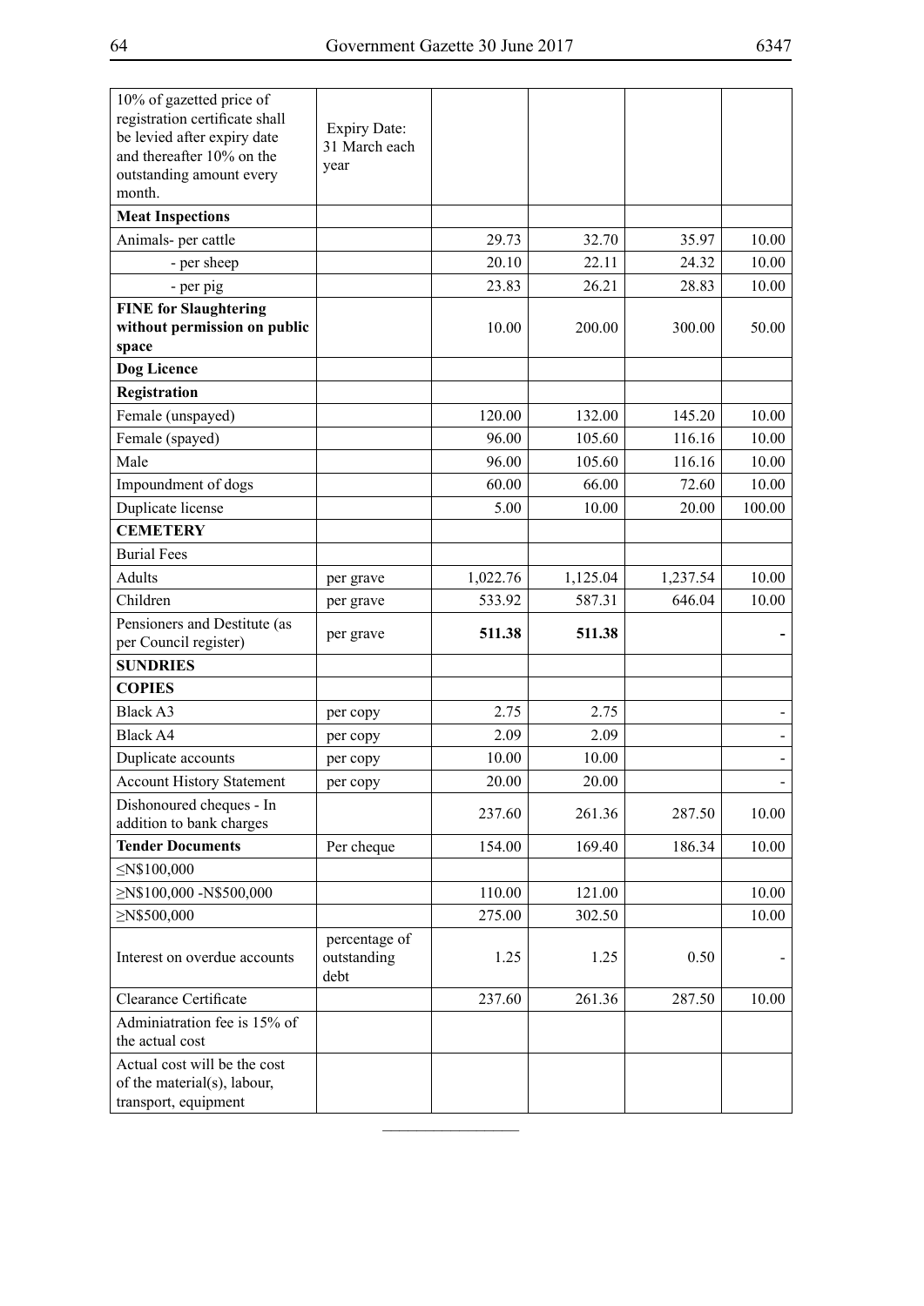| | | | | | |
|---|---|---|---|---|---|
| 10% of gazetted price of registration certificate shall be levied after expiry date and thereafter 10% on the outstanding amount every month. | Expiry Date: 31 March each year | | | | |
| **Meat Inspections** | | | | | |
| Animals- per cattle | | 29.73 | 32.70 | 35.97 | 10.00 |
| - per sheep | | 20.10 | 22.11 | 24.32 | 10.00 |
| - per pig | | 23.83 | 26.21 | 28.83 | 10.00 |
| **FINE for Slaughtering without permission on public space** | | 10.00 | 200.00 | 300.00 | 50.00 |
| **Dog Licence** | | | | | |
| **Registration** | | | | | |
| Female (unspayed) | | 120.00 | 132.00 | 145.20 | 10.00 |
| Female (spayed) | | 96.00 | 105.60 | 116.16 | 10.00 |
| Male | | 96.00 | 105.60 | 116.16 | 10.00 |
| Impoundment of dogs | | 60.00 | 66.00 | 72.60 | 10.00 |
| Duplicate license | | 5.00 | 10.00 | 20.00 | 100.00 |
| **CEMETERY** | | | | | |
| Burial Fees | | | | | |
| Adults | per grave | 1,022.76 | 1,125.04 | 1,237.54 | 10.00 |
| Children | per grave | 533.92 | 587.31 | 646.04 | 10.00 |
| Pensioners and Destitute (as per Council register) | per grave | **511.38** | **511.38** | | - |
| **SUNDRIES** | | | | | |
| **COPIES** | | | | | |
| Black A3 | per copy | 2.75 | 2.75 | | - |
| Black A4 | per copy | 2.09 | 2.09 | | - |
| Duplicate accounts | per copy | 10.00 | 10.00 | | - |
| Account History Statement | per copy | 20.00 | 20.00 | | - |
| Dishonoured cheques - In addition to bank charges | | 237.60 | 261.36 | 287.50 | 10.00 |
| **Tender Documents** | Per cheque | 154.00 | 169.40 | 186.34 | 10.00 |
| ≤N$100,000 | | | | | |
| ≥N$100,000 -N$500,000 | | 110.00 | 121.00 | | 10.00 |
| ≥N$500,000 | | 275.00 | 302.50 | | 10.00 |
| Interest on overdue accounts | percentage of outstanding debt | 1.25 | 1.25 | 0.50 | - |
| Clearance Certificate | | 237.60 | 261.36 | 287.50 | 10.00 |
| Adminiatration fee is 15% of the actual cost | | | | | |
| Actual cost will be the cost of the material(s), labour, transport, equipment | | | | | |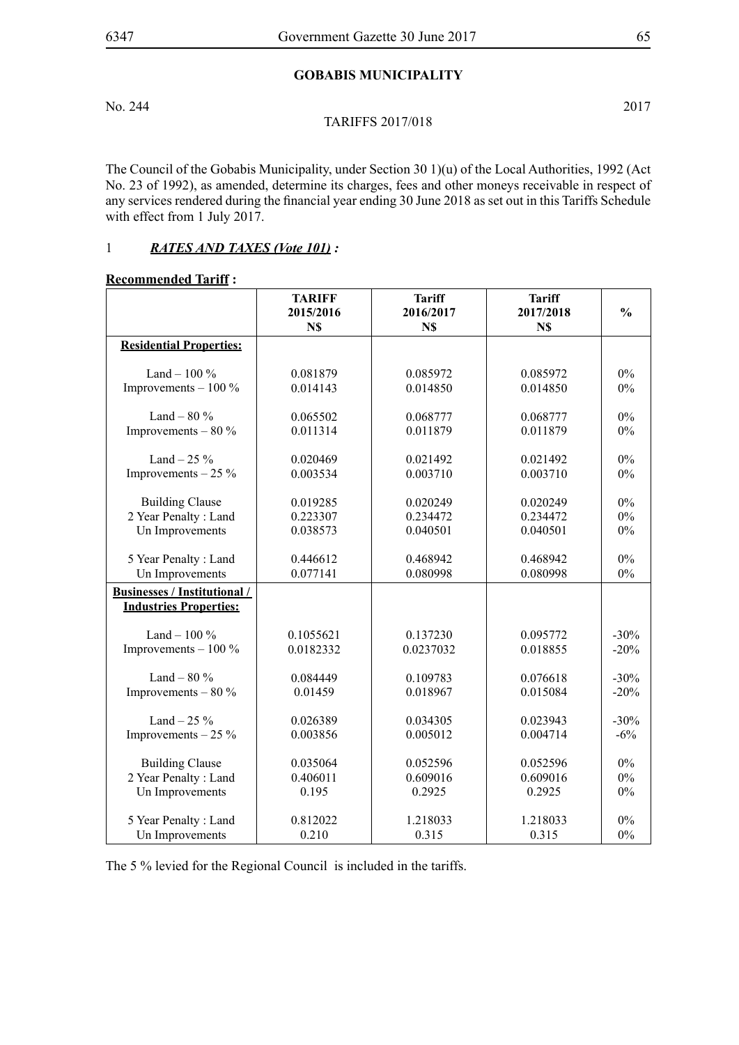## GOBABIS MUNICIPALITY

No. 244 2017

TARIFFS 2017/018

The Council of the Gobabis Municipality, under Section 30 1)(u) of the Local Authorities, 1992 (Act No. 23 of 1992), as amended, determine its charges, fees and other moneys receivable in respect of any services rendered during the financial year ending 30 June 2018 as set out in this Tariffs Schedule with effect from 1 July 2017.

1 ***RATES AND TAXES (Vote 101) :***

**Recommended Tariff :**

| | **TARIFF 2015/2016 N$** | **Tariff 2016/2017 N$** | **Tariff 2017/2018 N$** | **%** |
|---|---|---|---|---|
| **Residential Properties:** | | | | |
| Land – 100 % | 0.081879 | 0.085972 | 0.085972 | 0% |
| Improvements – 100 % | 0.014143 | 0.014850 | 0.014850 | 0% |
| Land – 80 % | 0.065502 | 0.068777 | 0.068777 | 0% |
| Improvements – 80 % | 0.011314 | 0.011879 | 0.011879 | 0% |
| Land – 25 % | 0.020469 | 0.021492 | 0.021492 | 0% |
| Improvements – 25 % | 0.003534 | 0.003710 | 0.003710 | 0% |
| Building Clause | 0.019285 | 0.020249 | 0.020249 | 0% |
| 2 Year Penalty : Land | 0.223307 | 0.234472 | 0.234472 | 0% |
| Un Improvements | 0.038573 | 0.040501 | 0.040501 | 0% |
| 5 Year Penalty : Land | 0.446612 | 0.468942 | 0.468942 | 0% |
| Un Improvements | 0.077141 | 0.080998 | 0.080998 | 0% |
| **Businesses / Institutional / Industries Properties:** | | | | |
| Land – 100 % | 0.1055621 | 0.137230 | 0.095772 | -30% |
| Improvements – 100 % | 0.0182332 | 0.0237032 | 0.018855 | -20% |
| Land – 80 % | 0.084449 | 0.109783 | 0.076618 | -30% |
| Improvements – 80 % | 0.01459 | 0.018967 | 0.015084 | -20% |
| Land – 25 % | 0.026389 | 0.034305 | 0.023943 | -30% |
| Improvements – 25 % | 0.003856 | 0.005012 | 0.004714 | -6% |
| Building Clause | 0.035064 | 0.052596 | 0.052596 | 0% |
| 2 Year Penalty : Land | 0.406011 | 0.609016 | 0.609016 | 0% |
| Un Improvements | 0.195 | 0.2925 | 0.2925 | 0% |
| 5 Year Penalty : Land | 0.812022 | 1.218033 | 1.218033 | 0% |
| Un Improvements | 0.210 | 0.315 | 0.315 | 0% |

The 5 % levied for the Regional Council is included in the tariffs.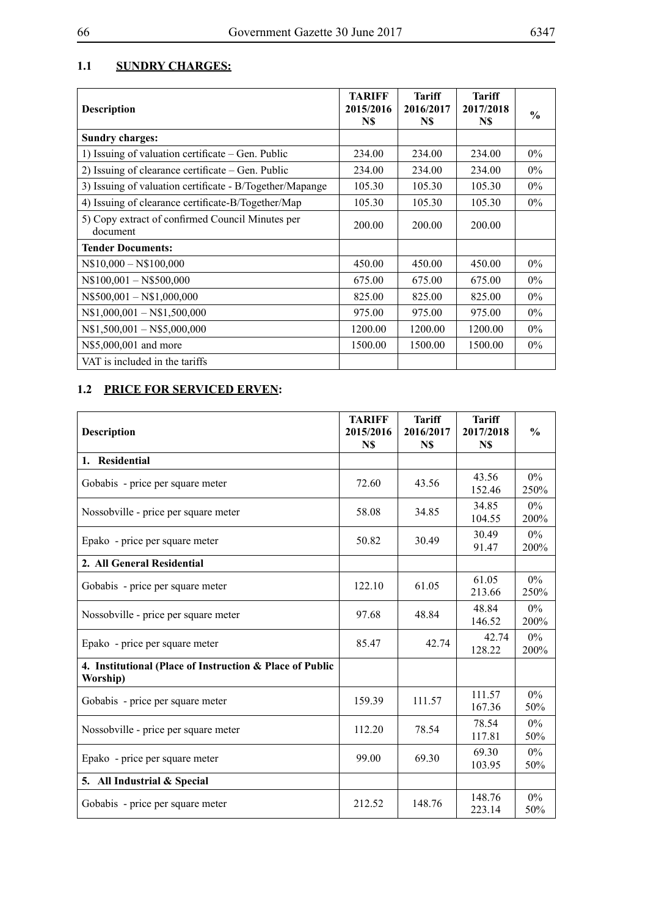## 1.1 SUNDRY CHARGES:

| Description | TARIFF 2015/2016 N$ | Tariff 2016/2017 N$ | Tariff 2017/2018 N$ | % |
|---|---|---|---|---|
| **Sundry charges:** | | | | |
| 1) Issuing of valuation certificate – Gen. Public | 234.00 | 234.00 | 234.00 | 0% |
| 2) Issuing of clearance certificate – Gen. Public | 234.00 | 234.00 | 234.00 | 0% |
| 3) Issuing of valuation certificate - B/Together/Mapange | 105.30 | 105.30 | 105.30 | 0% |
| 4) Issuing of clearance certificate-B/Together/Map | 105.30 | 105.30 | 105.30 | 0% |
| 5) Copy extract of confirmed Council Minutes per document | 200.00 | 200.00 | 200.00 | |
| **Tender Documents:** | | | | |
| N$10,000 – N$100,000 | 450.00 | 450.00 | 450.00 | 0% |
| N$100,001 – N$500,000 | 675.00 | 675.00 | 675.00 | 0% |
| N$500,001 – N$1,000,000 | 825.00 | 825.00 | 825.00 | 0% |
| N$1,000,001 – N$1,500,000 | 975.00 | 975.00 | 975.00 | 0% |
| N$1,500,001 – N$5,000,000 | 1200.00 | 1200.00 | 1200.00 | 0% |
| N$5,000,001 and more | 1500.00 | 1500.00 | 1500.00 | 0% |
| VAT is included in the tariffs | | | | |

## 1.2 PRICE FOR SERVICED ERVEN:

| Description | TARIFF 2015/2016 N$ | Tariff 2016/2017 N$ | Tariff 2017/2018 N$ | % |
|---|---|---|---|---|
| **1. Residential** | | | | |
| Gobabis - price per square meter | 72.60 | 43.56 | 43.56<br>152.46 | 0%<br>250% |
| Nossobville - price per square meter | 58.08 | 34.85 | 34.85<br>104.55 | 0%<br>200% |
| Epako - price per square meter | 50.82 | 30.49 | 30.49<br>91.47 | 0%<br>200% |
| **2. All General Residential** | | | | |
| Gobabis - price per square meter | 122.10 | 61.05 | 61.05<br>213.66 | 0%<br>250% |
| Nossobville - price per square meter | 97.68 | 48.84 | 48.84<br>146.52 | 0%<br>200% |
| Epako - price per square meter | 85.47 | 42.74 | 42.74<br>128.22 | 0%<br>200% |
| **4. Institutional (Place of Instruction & Place of Public Worship)** | | | | |
| Gobabis - price per square meter | 159.39 | 111.57 | 111.57<br>167.36 | 0%<br>50% |
| Nossobville - price per square meter | 112.20 | 78.54 | 78.54<br>117.81 | 0%<br>50% |
| Epako - price per square meter | 99.00 | 69.30 | 69.30<br>103.95 | 0%<br>50% |
| **5. All Industrial & Special** | | | | |
| Gobabis - price per square meter | 212.52 | 148.76 | 148.76<br>223.14 | 0%<br>50% |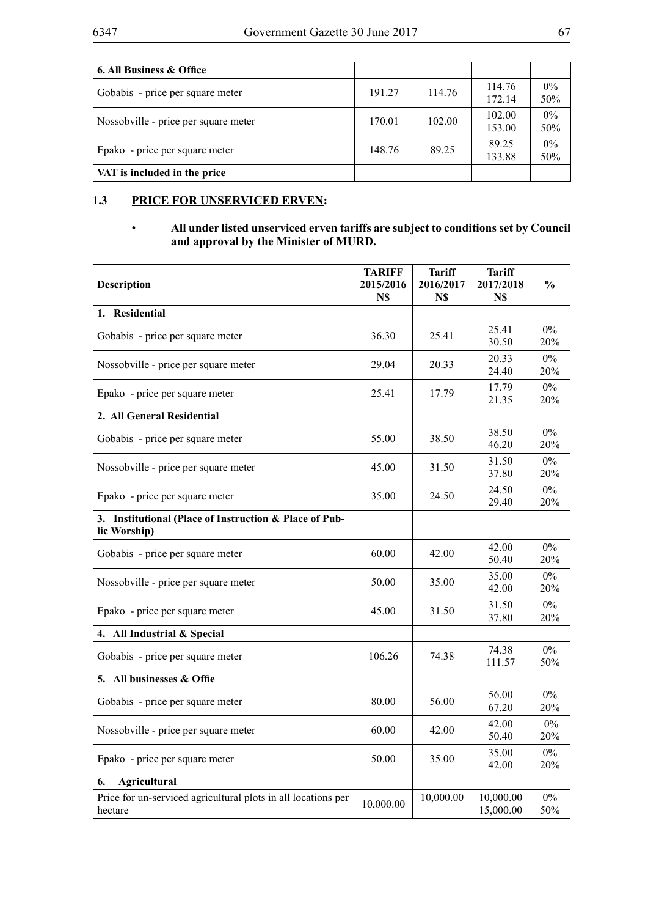| 6. All Business & Office | | | | |
|---|---|---|---|---|
| Gobabis - price per square meter | 191.27 | 114.76 | 114.76<br>172.14 | 0%<br>50% |
| Nossobville - price per square meter | 170.01 | 102.00 | 102.00<br>153.00 | 0%<br>50% |
| Epako - price per square meter | 148.76 | 89.25 | 89.25<br>133.88 | 0%<br>50% |
| **VAT is included in the price** | | | | |

## 1.3 PRICE FOR UNSERVICED ERVEN:

- **All under listed unserviced erven tariffs are subject to conditions set by Council and approval by the Minister of MURD.**

| Description | TARIFF 2015/2016 N$ | Tariff 2016/2017 N$ | Tariff 2017/2018 N$ | % |
|---|---|---|---|---|
| **1. Residential** | | | | |
| Gobabis - price per square meter | 36.30 | 25.41 | 25.41<br>30.50 | 0%<br>20% |
| Nossobville - price per square meter | 29.04 | 20.33 | 20.33<br>24.40 | 0%<br>20% |
| Epako - price per square meter | 25.41 | 17.79 | 17.79<br>21.35 | 0%<br>20% |
| **2. All General Residential** | | | | |
| Gobabis - price per square meter | 55.00 | 38.50 | 38.50<br>46.20 | 0%<br>20% |
| Nossobville - price per square meter | 45.00 | 31.50 | 31.50<br>37.80 | 0%<br>20% |
| Epako - price per square meter | 35.00 | 24.50 | 24.50<br>29.40 | 0%<br>20% |
| **3. Institutional (Place of Instruction & Place of Public Worship)** | | | | |
| Gobabis - price per square meter | 60.00 | 42.00 | 42.00<br>50.40 | 0%<br>20% |
| Nossobville - price per square meter | 50.00 | 35.00 | 35.00<br>42.00 | 0%<br>20% |
| Epako - price per square meter | 45.00 | 31.50 | 31.50<br>37.80 | 0%<br>20% |
| **4. All Industrial & Special** | | | | |
| Gobabis - price per square meter | 106.26 | 74.38 | 74.38<br>111.57 | 0%<br>50% |
| **5. All businesses & Offie** | | | | |
| Gobabis - price per square meter | 80.00 | 56.00 | 56.00<br>67.20 | 0%<br>20% |
| Nossobville - price per square meter | 60.00 | 42.00 | 42.00<br>50.40 | 0%<br>20% |
| Epako - price per square meter | 50.00 | 35.00 | 35.00<br>42.00 | 0%<br>20% |
| **6. Agricultural** | | | | |
| Price for un-serviced agricultural plots in all locations per hectare | 10,000.00 | 10,000.00 | 10,000.00<br>15,000.00 | 0%<br>50% |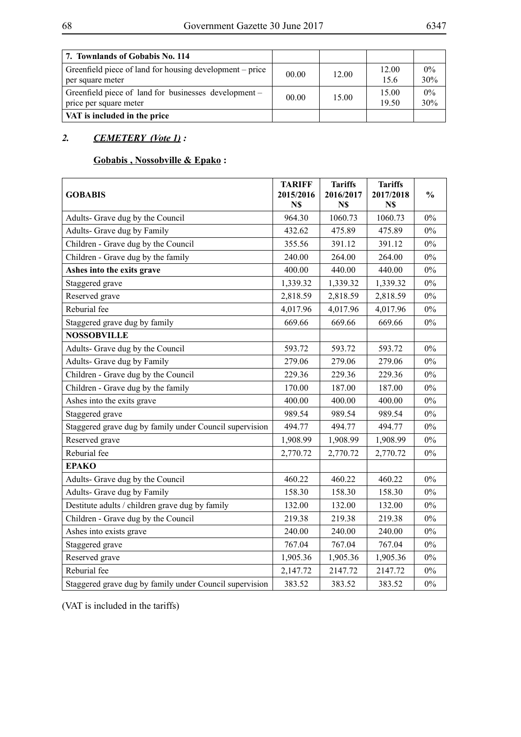| 7. Townlands of Gobabis No. 114 | | | | |
|---|---|---|---|---|
| Greenfield piece of land for housing development – price per square meter | 00.00 | 12.00 | 12.00<br>15.6 | 0%<br>30% |
| Greenfield piece of land for businesses development – price per square meter | 00.00 | 15.00 | 15.00<br>19.50 | 0%<br>30% |
| **VAT is included in the price** | | | | |

## *2. CEMETERY (Vote 1) :*

### Gobabis , Nossobville & Epako :

| **GOBABIS** | **TARIFF 2015/2016 N$** | **Tariffs 2016/2017 N$** | **Tariffs 2017/2018 N$** | **%** |
|---|---|---|---|---|
| Adults- Grave dug by the Council | 964.30 | 1060.73 | 1060.73 | 0% |
| Adults- Grave dug by Family | 432.62 | 475.89 | 475.89 | 0% |
| Children - Grave dug by the Council | 355.56 | 391.12 | 391.12 | 0% |
| Children - Grave dug by the family | 240.00 | 264.00 | 264.00 | 0% |
| **Ashes into the exits grave** | 400.00 | 440.00 | 440.00 | 0% |
| Staggered grave | 1,339.32 | 1,339.32 | 1,339.32 | 0% |
| Reserved grave | 2,818.59 | 2,818.59 | 2,818.59 | 0% |
| Reburial fee | 4,017.96 | 4,017.96 | 4,017.96 | 0% |
| Staggered grave dug by family | 669.66 | 669.66 | 669.66 | 0% |
| **NOSSOBVILLE** | | | | |
| Adults- Grave dug by the Council | 593.72 | 593.72 | 593.72 | 0% |
| Adults- Grave dug by Family | 279.06 | 279.06 | 279.06 | 0% |
| Children - Grave dug by the Council | 229.36 | 229.36 | 229.36 | 0% |
| Children - Grave dug by the family | 170.00 | 187.00 | 187.00 | 0% |
| Ashes into the exits grave | 400.00 | 400.00 | 400.00 | 0% |
| Staggered grave | 989.54 | 989.54 | 989.54 | 0% |
| Staggered grave dug by family under Council supervision | 494.77 | 494.77 | 494.77 | 0% |
| Reserved grave | 1,908.99 | 1,908.99 | 1,908.99 | 0% |
| Reburial fee | 2,770.72 | 2,770.72 | 2,770.72 | 0% |
| **EPAKO** | | | | |
| Adults- Grave dug by the Council | 460.22 | 460.22 | 460.22 | 0% |
| Adults- Grave dug by Family | 158.30 | 158.30 | 158.30 | 0% |
| Destitute adults / children grave dug by family | 132.00 | 132.00 | 132.00 | 0% |
| Children - Grave dug by the Council | 219.38 | 219.38 | 219.38 | 0% |
| Ashes into exists grave | 240.00 | 240.00 | 240.00 | 0% |
| Staggered grave | 767.04 | 767.04 | 767.04 | 0% |
| Reserved grave | 1,905.36 | 1,905.36 | 1,905.36 | 0% |
| Reburial fee | 2,147.72 | 2147.72 | 2147.72 | 0% |
| Staggered grave dug by family under Council supervision | 383.52 | 383.52 | 383.52 | 0% |

(VAT is included in the tariffs)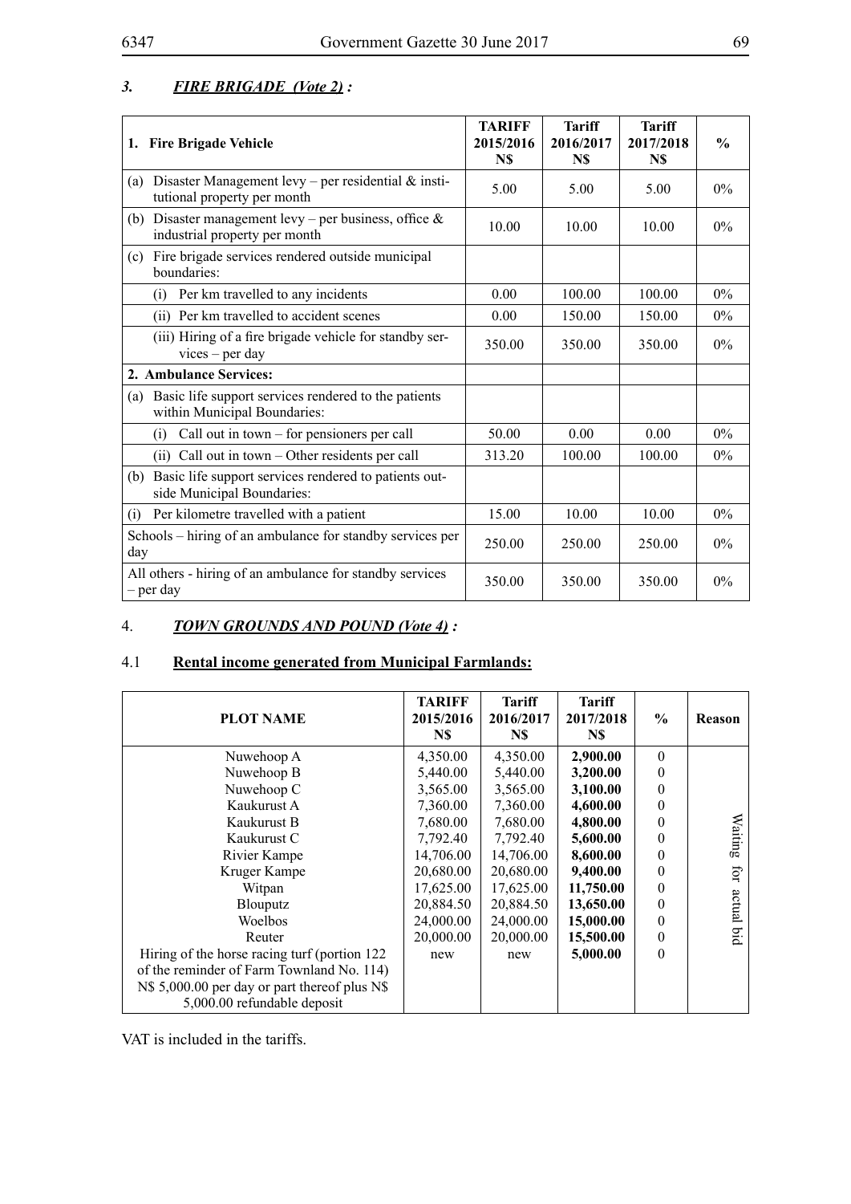### *3. FIRE BRIGADE (Vote 2) :*

| 1. Fire Brigade Vehicle | TARIFF 2015/2016 N$ | Tariff 2016/2017 N$ | Tariff 2017/2018 N$ | % |
|---|---|---|---|---|
| (a) Disaster Management levy – per residential & institutional property per month | 5.00 | 5.00 | 5.00 | 0% |
| (b) Disaster management levy – per business, office & industrial property per month | 10.00 | 10.00 | 10.00 | 0% |
| (c) Fire brigade services rendered outside municipal boundaries: | | | | |
| (i) Per km travelled to any incidents | 0.00 | 100.00 | 100.00 | 0% |
| (ii) Per km travelled to accident scenes | 0.00 | 150.00 | 150.00 | 0% |
| (iii) Hiring of a fire brigade vehicle for standby services – per day | 350.00 | 350.00 | 350.00 | 0% |
| **2. Ambulance Services:** | | | | |
| (a) Basic life support services rendered to the patients within Municipal Boundaries: | | | | |
| (i) Call out in town – for pensioners per call | 50.00 | 0.00 | 0.00 | 0% |
| (ii) Call out in town – Other residents per call | 313.20 | 100.00 | 100.00 | 0% |
| (b) Basic life support services rendered to patients outside Municipal Boundaries: | | | | |
| (i) Per kilometre travelled with a patient | 15.00 | 10.00 | 10.00 | 0% |
| Schools – hiring of an ambulance for standby services per day | 250.00 | 250.00 | 250.00 | 0% |
| All others - hiring of an ambulance for standby services – per day | 350.00 | 350.00 | 350.00 | 0% |

### 4. *TOWN GROUNDS AND POUND (Vote 4) :*

#### 4.1 Rental income generated from Municipal Farmlands:

| PLOT NAME | TARIFF 2015/2016 N$ | Tariff 2016/2017 N$ | Tariff 2017/2018 N$ | % | Reason |
|---|---|---|---|---|---|
| Nuwehoop A | 4,350.00 | 4,350.00 | **2,900.00** | 0 | Waiting for actual bid |
| Nuwehoop B | 5,440.00 | 5,440.00 | **3,200.00** | 0 | |
| Nuwehoop C | 3,565.00 | 3,565.00 | **3,100.00** | 0 | |
| Kaukurust A | 7,360.00 | 7,360.00 | **4,600.00** | 0 | |
| Kaukurust B | 7,680.00 | 7,680.00 | **4,800.00** | 0 | |
| Kaukurust C | 7,792.40 | 7,792.40 | **5,600.00** | 0 | |
| Rivier Kampe | 14,706.00 | 14,706.00 | **8,600.00** | 0 | |
| Kruger Kampe | 20,680.00 | 20,680.00 | **9,400.00** | 0 | |
| Witpan | 17,625.00 | 17,625.00 | **11,750.00** | 0 | |
| Blouputz | 20,884.50 | 20,884.50 | **13,650.00** | 0 | |
| Woelbos | 24,000.00 | 24,000.00 | **15,000.00** | 0 | |
| Reuter | 20,000.00 | 20,000.00 | **15,500.00** | 0 | |
| Hiring of the horse racing turf (portion 122 of the reminder of Farm Townland No. 114) N$ 5,000.00 per day or part thereof plus N$ 5,000.00 refundable deposit | new | new | **5,000.00** | 0 | |

VAT is included in the tariffs.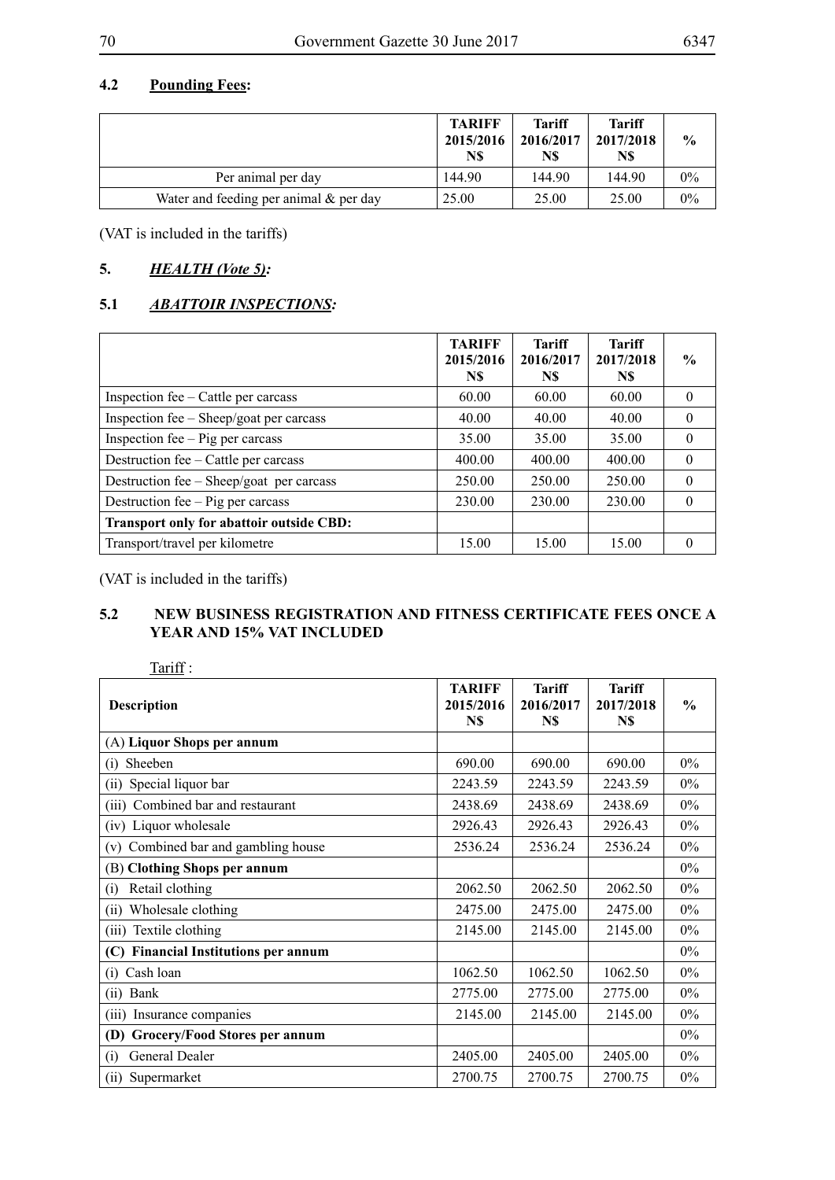### 4.2 **Pounding Fees:**

| | TARIFF 2015/2016 N$ | Tariff 2016/2017 N$ | Tariff 2017/2018 N$ | % |
|---|---|---|---|---|
| Per animal per day | 144.90 | 144.90 | 144.90 | 0% |
| Water and feeding per animal & per day | 25.00 | 25.00 | 25.00 | 0% |

(VAT is included in the tariffs)

## 5. ***HEALTH (Vote 5):***

### 5.1 ***ABATTOIR INSPECTIONS:***

| | TARIFF 2015/2016 N$ | Tariff 2016/2017 N$ | Tariff 2017/2018 N$ | % |
|---|---|---|---|---|
| Inspection fee – Cattle per carcass | 60.00 | 60.00 | 60.00 | 0 |
| Inspection fee – Sheep/goat per carcass | 40.00 | 40.00 | 40.00 | 0 |
| Inspection fee – Pig per carcass | 35.00 | 35.00 | 35.00 | 0 |
| Destruction fee – Cattle per carcass | 400.00 | 400.00 | 400.00 | 0 |
| Destruction fee – Sheep/goat per carcass | 250.00 | 250.00 | 250.00 | 0 |
| Destruction fee – Pig per carcass | 230.00 | 230.00 | 230.00 | 0 |
| **Transport only for abattoir outside CBD:** | | | | |
| Transport/travel per kilometre | 15.00 | 15.00 | 15.00 | 0 |

(VAT is included in the tariffs)

### 5.2 NEW BUSINESS REGISTRATION AND FITNESS CERTIFICATE FEES ONCE A YEAR AND 15% VAT INCLUDED

Tariff :

| **Description** | TARIFF 2015/2016 N$ | Tariff 2016/2017 N$ | Tariff 2017/2018 N$ | % |
|---|---|---|---|---|
| (A) **Liquor Shops per annum** | | | | |
| (i) Sheeben | 690.00 | 690.00 | 690.00 | 0% |
| (ii) Special liquor bar | 2243.59 | 2243.59 | 2243.59 | 0% |
| (iii) Combined bar and restaurant | 2438.69 | 2438.69 | 2438.69 | 0% |
| (iv) Liquor wholesale | 2926.43 | 2926.43 | 2926.43 | 0% |
| (v) Combined bar and gambling house | 2536.24 | 2536.24 | 2536.24 | 0% |
| (B) **Clothing Shops per annum** | | | | 0% |
| (i) Retail clothing | 2062.50 | 2062.50 | 2062.50 | 0% |
| (ii) Wholesale clothing | 2475.00 | 2475.00 | 2475.00 | 0% |
| (iii) Textile clothing | 2145.00 | 2145.00 | 2145.00 | 0% |
| **(C) Financial Institutions per annum** | | | | 0% |
| (i) Cash loan | 1062.50 | 1062.50 | 1062.50 | 0% |
| (ii) Bank | 2775.00 | 2775.00 | 2775.00 | 0% |
| (iii) Insurance companies | 2145.00 | 2145.00 | 2145.00 | 0% |
| **(D) Grocery/Food Stores per annum** | | | | 0% |
| (i) General Dealer | 2405.00 | 2405.00 | 2405.00 | 0% |
| (ii) Supermarket | 2700.75 | 2700.75 | 2700.75 | 0% |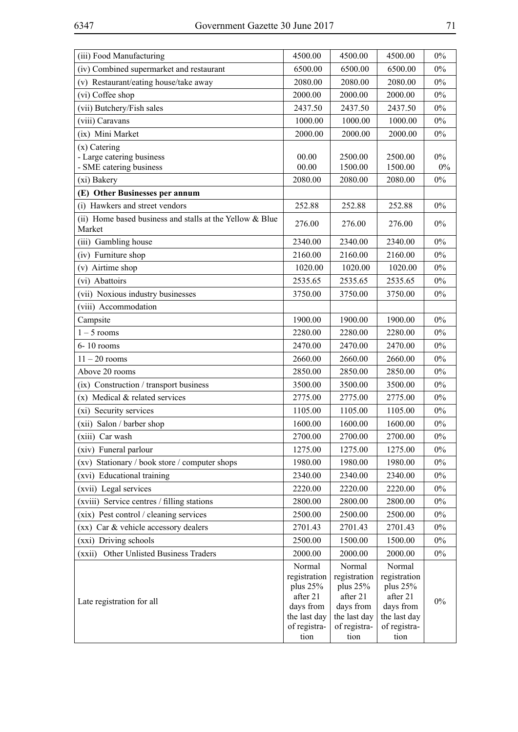| (iii) Food Manufacturing | 4500.00 | 4500.00 | 4500.00 | 0% |
|---|---|---|---|---|
| (iv) Combined supermarket and restaurant | 6500.00 | 6500.00 | 6500.00 | 0% |
| (v) Restaurant/eating house/take away | 2080.00 | 2080.00 | 2080.00 | 0% |
| (vi) Coffee shop | 2000.00 | 2000.00 | 2000.00 | 0% |
| (vii) Butchery/Fish sales | 2437.50 | 2437.50 | 2437.50 | 0% |
| (viii) Caravans | 1000.00 | 1000.00 | 1000.00 | 0% |
| (ix) Mini Market | 2000.00 | 2000.00 | 2000.00 | 0% |
| (x) Catering<br>- Large catering business<br>- SME catering business | <br>00.00<br>00.00 | <br>2500.00<br>1500.00 | <br>2500.00<br>1500.00 | <br>0%<br>0% |
| (xi) Bakery | 2080.00 | 2080.00 | 2080.00 | 0% |
| **(E) Other Businesses per annum** | | | | |
| (i) Hawkers and street vendors | 252.88 | 252.88 | 252.88 | 0% |
| (ii) Home based business and stalls at the Yellow & Blue Market | 276.00 | 276.00 | 276.00 | 0% |
| (iii) Gambling house | 2340.00 | 2340.00 | 2340.00 | 0% |
| (iv) Furniture shop | 2160.00 | 2160.00 | 2160.00 | 0% |
| (v) Airtime shop | 1020.00 | 1020.00 | 1020.00 | 0% |
| (vi) Abattoirs | 2535.65 | 2535.65 | 2535.65 | 0% |
| (vii) Noxious industry businesses | 3750.00 | 3750.00 | 3750.00 | 0% |
| (viii) Accommodation | | | | |
| Campsite | 1900.00 | 1900.00 | 1900.00 | 0% |
| 1 – 5 rooms | 2280.00 | 2280.00 | 2280.00 | 0% |
| 6- 10 rooms | 2470.00 | 2470.00 | 2470.00 | 0% |
| 11 – 20 rooms | 2660.00 | 2660.00 | 2660.00 | 0% |
| Above 20 rooms | 2850.00 | 2850.00 | 2850.00 | 0% |
| (ix) Construction / transport business | 3500.00 | 3500.00 | 3500.00 | 0% |
| (x) Medical & related services | 2775.00 | 2775.00 | 2775.00 | 0% |
| (xi) Security services | 1105.00 | 1105.00 | 1105.00 | 0% |
| (xii) Salon / barber shop | 1600.00 | 1600.00 | 1600.00 | 0% |
| (xiii) Car wash | 2700.00 | 2700.00 | 2700.00 | 0% |
| (xiv) Funeral parlour | 1275.00 | 1275.00 | 1275.00 | 0% |
| (xv) Stationary / book store / computer shops | 1980.00 | 1980.00 | 1980.00 | 0% |
| (xvi) Educational training | 2340.00 | 2340.00 | 2340.00 | 0% |
| (xvii) Legal services | 2220.00 | 2220.00 | 2220.00 | 0% |
| (xviii) Service centres / filling stations | 2800.00 | 2800.00 | 2800.00 | 0% |
| (xix) Pest control / cleaning services | 2500.00 | 2500.00 | 2500.00 | 0% |
| (xx) Car & vehicle accessory dealers | 2701.43 | 2701.43 | 2701.43 | 0% |
| (xxi) Driving schools | 2500.00 | 1500.00 | 1500.00 | 0% |
| (xxii) Other Unlisted Business Traders | 2000.00 | 2000.00 | 2000.00 | 0% |
| Late registration for all | Normal registration plus 25% after 21 days from the last day of registration | Normal registration plus 25% after 21 days from the last day of registration | Normal registration plus 25% after 21 days from the last day of registration | 0% |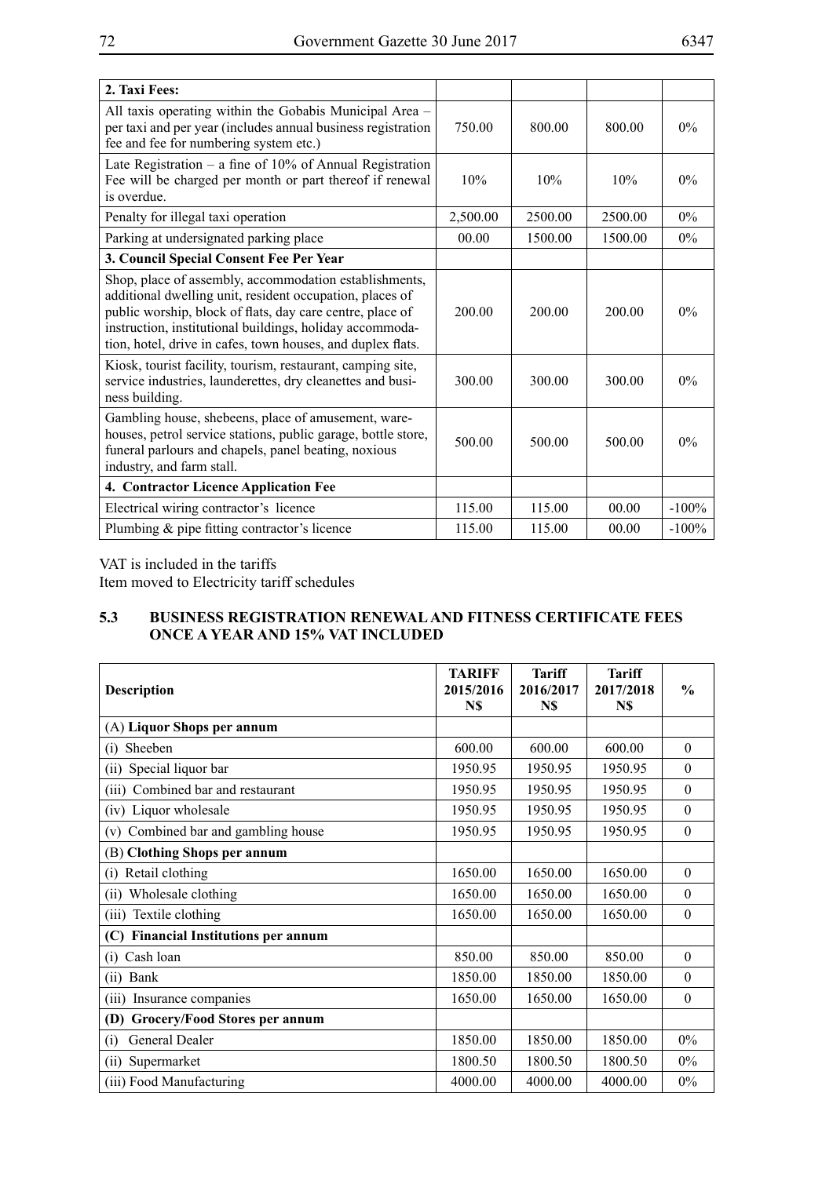| 2. Taxi Fees: | | | | |
|---|---|---|---|---|
| All taxis operating within the Gobabis Municipal Area – per taxi and per year (includes annual business registration fee and fee for numbering system etc.) | 750.00 | 800.00 | 800.00 | 0% |
| Late Registration – a fine of 10% of Annual Registration Fee will be charged per month or part thereof if renewal is overdue. | 10% | 10% | 10% | 0% |
| Penalty for illegal taxi operation | 2,500.00 | 2500.00 | 2500.00 | 0% |
| Parking at undersignated parking place | 00.00 | 1500.00 | 1500.00 | 0% |
| **3. Council Special Consent Fee Per Year** | | | | |
| Shop, place of assembly, accommodation establishments, additional dwelling unit, resident occupation, places of public worship, block of flats, day care centre, place of instruction, institutional buildings, holiday accommodation, hotel, drive in cafes, town houses, and duplex flats. | 200.00 | 200.00 | 200.00 | 0% |
| Kiosk, tourist facility, tourism, restaurant, camping site, service industries, launderettes, dry cleanettes and business building. | 300.00 | 300.00 | 300.00 | 0% |
| Gambling house, shebeens, place of amusement, warehouses, petrol service stations, public garage, bottle store, funeral parlours and chapels, panel beating, noxious industry, and farm stall. | 500.00 | 500.00 | 500.00 | 0% |
| **4. Contractor Licence Application Fee** | | | | |
| Electrical wiring contractor's licence | 115.00 | 115.00 | 00.00 | -100% |
| Plumbing & pipe fitting contractor's licence | 115.00 | 115.00 | 00.00 | -100% |

VAT is included in the tariffs
Item moved to Electricity tariff schedules

### 5.3 BUSINESS REGISTRATION RENEWAL AND FITNESS CERTIFICATE FEES ONCE A YEAR AND 15% VAT INCLUDED

| Description | TARIFF 2015/2016 N$ | Tariff 2016/2017 N$ | Tariff 2017/2018 N$ | % |
|---|---|---|---|---|
| (A) **Liquor Shops per annum** | | | | |
| (i) Sheeben | 600.00 | 600.00 | 600.00 | 0 |
| (ii) Special liquor bar | 1950.95 | 1950.95 | 1950.95 | 0 |
| (iii) Combined bar and restaurant | 1950.95 | 1950.95 | 1950.95 | 0 |
| (iv) Liquor wholesale | 1950.95 | 1950.95 | 1950.95 | 0 |
| (v) Combined bar and gambling house | 1950.95 | 1950.95 | 1950.95 | 0 |
| (B) **Clothing Shops per annum** | | | | |
| (i) Retail clothing | 1650.00 | 1650.00 | 1650.00 | 0 |
| (ii) Wholesale clothing | 1650.00 | 1650.00 | 1650.00 | 0 |
| (iii) Textile clothing | 1650.00 | 1650.00 | 1650.00 | 0 |
| **(C) Financial Institutions per annum** | | | | |
| (i) Cash loan | 850.00 | 850.00 | 850.00 | 0 |
| (ii) Bank | 1850.00 | 1850.00 | 1850.00 | 0 |
| (iii) Insurance companies | 1650.00 | 1650.00 | 1650.00 | 0 |
| **(D) Grocery/Food Stores per annum** | | | | |
| (i) General Dealer | 1850.00 | 1850.00 | 1850.00 | 0% |
| (ii) Supermarket | 1800.50 | 1800.50 | 1800.50 | 0% |
| (iii) Food Manufacturing | 4000.00 | 4000.00 | 4000.00 | 0% |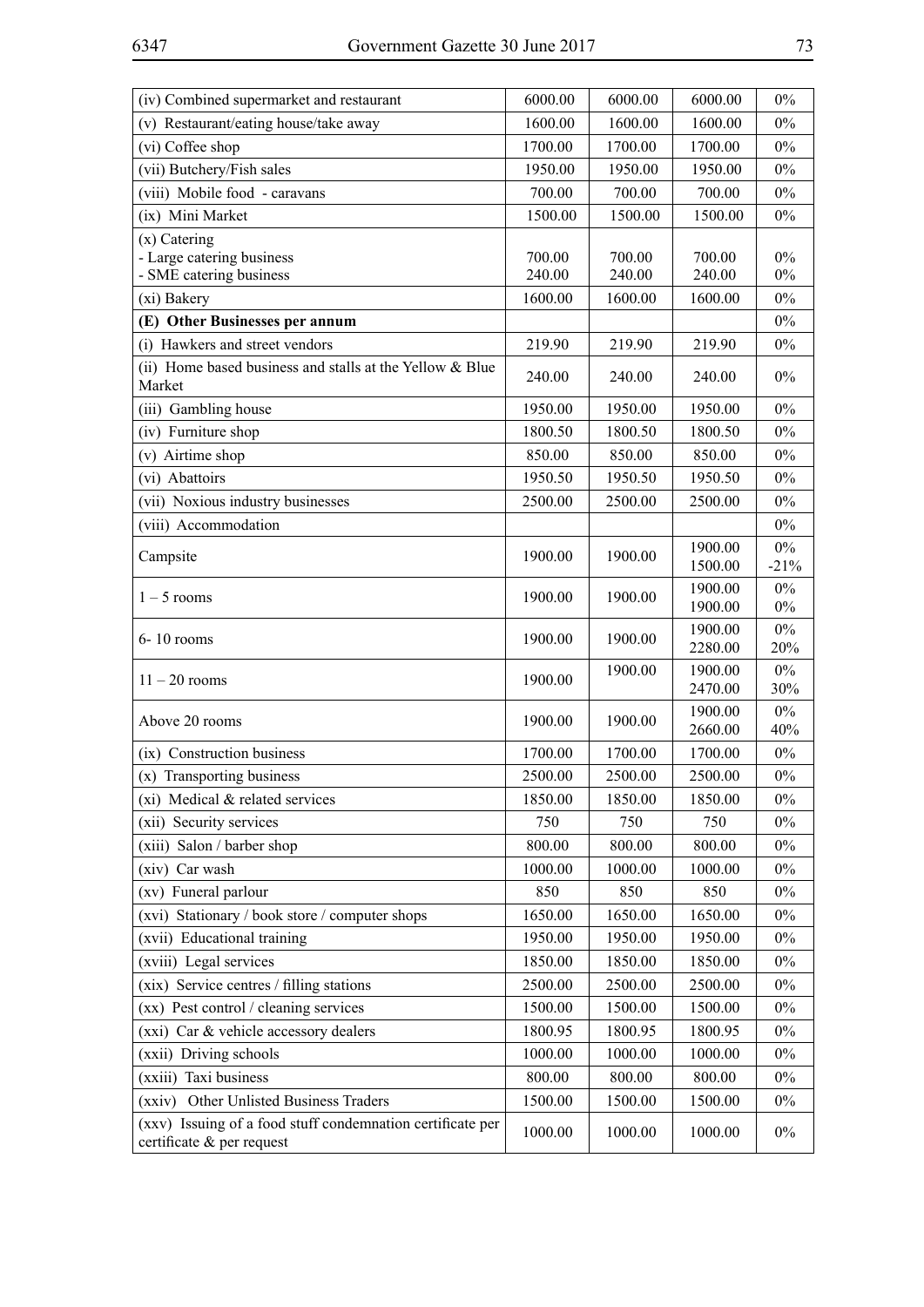| (iv) Combined supermarket and restaurant | 6000.00 | 6000.00 | 6000.00 | 0% |
|---|---|---|---|---|
| (v) Restaurant/eating house/take away | 1600.00 | 1600.00 | 1600.00 | 0% |
| (vi) Coffee shop | 1700.00 | 1700.00 | 1700.00 | 0% |
| (vii) Butchery/Fish sales | 1950.00 | 1950.00 | 1950.00 | 0% |
| (viii) Mobile food - caravans | 700.00 | 700.00 | 700.00 | 0% |
| (ix) Mini Market | 1500.00 | 1500.00 | 1500.00 | 0% |
| (x) Catering<br>- Large catering business<br>- SME catering business | 700.00<br>240.00 | 700.00<br>240.00 | 700.00<br>240.00 | 0%<br>0% |
| (xi) Bakery | 1600.00 | 1600.00 | 1600.00 | 0% |
| **(E) Other Businesses per annum** | | | | 0% |
| (i) Hawkers and street vendors | 219.90 | 219.90 | 219.90 | 0% |
| (ii) Home based business and stalls at the Yellow & Blue Market | 240.00 | 240.00 | 240.00 | 0% |
| (iii) Gambling house | 1950.00 | 1950.00 | 1950.00 | 0% |
| (iv) Furniture shop | 1800.50 | 1800.50 | 1800.50 | 0% |
| (v) Airtime shop | 850.00 | 850.00 | 850.00 | 0% |
| (vi) Abattoirs | 1950.50 | 1950.50 | 1950.50 | 0% |
| (vii) Noxious industry businesses | 2500.00 | 2500.00 | 2500.00 | 0% |
| (viii) Accommodation | | | | 0% |
| Campsite | 1900.00 | 1900.00 | 1900.00<br>1500.00 | 0%<br>-21% |
| 1 – 5 rooms | 1900.00 | 1900.00 | 1900.00<br>1900.00 | 0%<br>0% |
| 6- 10 rooms | 1900.00 | 1900.00 | 1900.00<br>2280.00 | 0%<br>20% |
| 11 – 20 rooms | 1900.00 | 1900.00 | 1900.00<br>2470.00 | 0%<br>30% |
| Above 20 rooms | 1900.00 | 1900.00 | 1900.00<br>2660.00 | 0%<br>40% |
| (ix) Construction business | 1700.00 | 1700.00 | 1700.00 | 0% |
| (x) Transporting business | 2500.00 | 2500.00 | 2500.00 | 0% |
| (xi) Medical & related services | 1850.00 | 1850.00 | 1850.00 | 0% |
| (xii) Security services | 750 | 750 | 750 | 0% |
| (xiii) Salon / barber shop | 800.00 | 800.00 | 800.00 | 0% |
| (xiv) Car wash | 1000.00 | 1000.00 | 1000.00 | 0% |
| (xv) Funeral parlour | 850 | 850 | 850 | 0% |
| (xvi) Stationary / book store / computer shops | 1650.00 | 1650.00 | 1650.00 | 0% |
| (xvii) Educational training | 1950.00 | 1950.00 | 1950.00 | 0% |
| (xviii) Legal services | 1850.00 | 1850.00 | 1850.00 | 0% |
| (xix) Service centres / filling stations | 2500.00 | 2500.00 | 2500.00 | 0% |
| (xx) Pest control / cleaning services | 1500.00 | 1500.00 | 1500.00 | 0% |
| (xxi) Car & vehicle accessory dealers | 1800.95 | 1800.95 | 1800.95 | 0% |
| (xxii) Driving schools | 1000.00 | 1000.00 | 1000.00 | 0% |
| (xxiii) Taxi business | 800.00 | 800.00 | 800.00 | 0% |
| (xxiv) Other Unlisted Business Traders | 1500.00 | 1500.00 | 1500.00 | 0% |
| (xxv) Issuing of a food stuff condemnation certificate per certificate & per request | 1000.00 | 1000.00 | 1000.00 | 0% |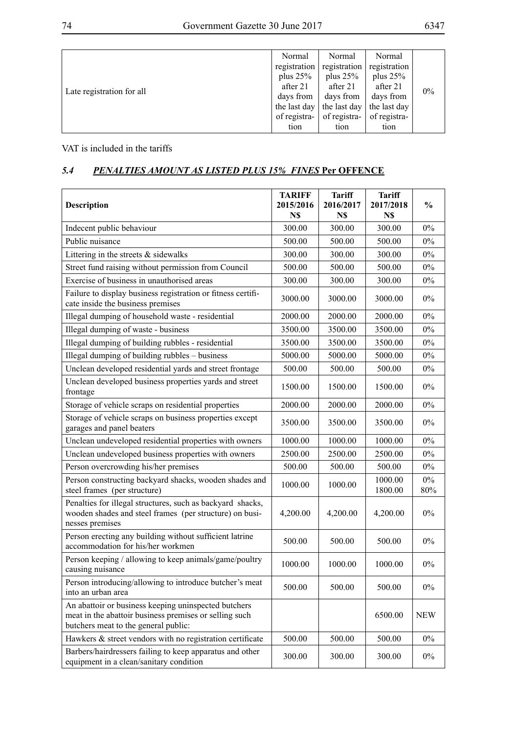| | | | | |
|---|---|---|---|---|
| Late registration for all | Normal registration plus 25% after 21 days from the last day of registration | Normal registration plus 25% after 21 days from the last day of registration | Normal registration plus 25% after 21 days from the last day of registration | 0% |

VAT is included in the tariffs

### *5.4 PENALTIES AMOUNT AS LISTED PLUS 15% FINES* Per OFFENCE

| Description | TARIFF 2015/2016 N$ | Tariff 2016/2017 N$ | Tariff 2017/2018 N$ | % |
|---|---|---|---|---|
| Indecent public behaviour | 300.00 | 300.00 | 300.00 | 0% |
| Public nuisance | 500.00 | 500.00 | 500.00 | 0% |
| Littering in the streets & sidewalks | 300.00 | 300.00 | 300.00 | 0% |
| Street fund raising without permission from Council | 500.00 | 500.00 | 500.00 | 0% |
| Exercise of business in unauthorised areas | 300.00 | 300.00 | 300.00 | 0% |
| Failure to display business registration or fitness certificate inside the business premises | 3000.00 | 3000.00 | 3000.00 | 0% |
| Illegal dumping of household waste - residential | 2000.00 | 2000.00 | 2000.00 | 0% |
| Illegal dumping of waste - business | 3500.00 | 3500.00 | 3500.00 | 0% |
| Illegal dumping of building rubbles - residential | 3500.00 | 3500.00 | 3500.00 | 0% |
| Illegal dumping of building rubbles – business | 5000.00 | 5000.00 | 5000.00 | 0% |
| Unclean developed residential yards and street frontage | 500.00 | 500.00 | 500.00 | 0% |
| Unclean developed business properties yards and street frontage | 1500.00 | 1500.00 | 1500.00 | 0% |
| Storage of vehicle scraps on residential properties | 2000.00 | 2000.00 | 2000.00 | 0% |
| Storage of vehicle scraps on business properties except garages and panel beaters | 3500.00 | 3500.00 | 3500.00 | 0% |
| Unclean undeveloped residential properties with owners | 1000.00 | 1000.00 | 1000.00 | 0% |
| Unclean undeveloped business properties with owners | 2500.00 | 2500.00 | 2500.00 | 0% |
| Person overcrowding his/her premises | 500.00 | 500.00 | 500.00 | 0% |
| Person constructing backyard shacks, wooden shades and steel frames (per structure) | 1000.00 | 1000.00 | 1000.00<br>1800.00 | 0%<br>80% |
| Penalties for illegal structures, such as backyard shacks, wooden shades and steel frames (per structure) on businesses premises | 4,200.00 | 4,200.00 | 4,200.00 | 0% |
| Person erecting any building without sufficient latrine accommodation for his/her workmen | 500.00 | 500.00 | 500.00 | 0% |
| Person keeping / allowing to keep animals/game/poultry causing nuisance | 1000.00 | 1000.00 | 1000.00 | 0% |
| Person introducing/allowing to introduce butcher's meat into an urban area | 500.00 | 500.00 | 500.00 | 0% |
| An abattoir or business keeping uninspected butchers meat in the abattoir business premises or selling such butchers meat to the general public: | | | 6500.00 | NEW |
| Hawkers & street vendors with no registration certificate | 500.00 | 500.00 | 500.00 | 0% |
| Barbers/hairdressers failing to keep apparatus and other equipment in a clean/sanitary condition | 300.00 | 300.00 | 300.00 | 0% |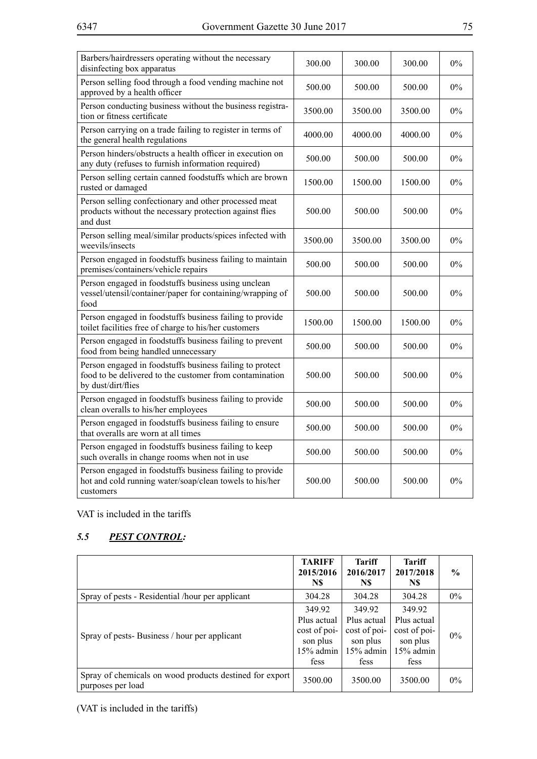| | | | | |
|---|---|---|---|---|
| Barbers/hairdressers operating without the necessary disinfecting box apparatus | 300.00 | 300.00 | 300.00 | 0% |
| Person selling food through a food vending machine not approved by a health officer | 500.00 | 500.00 | 500.00 | 0% |
| Person conducting business without the business registration or fitness certificate | 3500.00 | 3500.00 | 3500.00 | 0% |
| Person carrying on a trade failing to register in terms of the general health regulations | 4000.00 | 4000.00 | 4000.00 | 0% |
| Person hinders/obstructs a health officer in execution on any duty (refuses to furnish information required) | 500.00 | 500.00 | 500.00 | 0% |
| Person selling certain canned foodstuffs which are brown rusted or damaged | 1500.00 | 1500.00 | 1500.00 | 0% |
| Person selling confectionary and other processed meat products without the necessary protection against flies and dust | 500.00 | 500.00 | 500.00 | 0% |
| Person selling meal/similar products/spices infected with weevils/insects | 3500.00 | 3500.00 | 3500.00 | 0% |
| Person engaged in foodstuffs business failing to maintain premises/containers/vehicle repairs | 500.00 | 500.00 | 500.00 | 0% |
| Person engaged in foodstuffs business using unclean vessel/utensil/container/paper for containing/wrapping of food | 500.00 | 500.00 | 500.00 | 0% |
| Person engaged in foodstuffs business failing to provide toilet facilities free of charge to his/her customers | 1500.00 | 1500.00 | 1500.00 | 0% |
| Person engaged in foodstuffs business failing to prevent food from being handled unnecessary | 500.00 | 500.00 | 500.00 | 0% |
| Person engaged in foodstuffs business failing to protect food to be delivered to the customer from contamination by dust/dirt/flies | 500.00 | 500.00 | 500.00 | 0% |
| Person engaged in foodstuffs business failing to provide clean overalls to his/her employees | 500.00 | 500.00 | 500.00 | 0% |
| Person engaged in foodstuffs business failing to ensure that overalls are worn at all times | 500.00 | 500.00 | 500.00 | 0% |
| Person engaged in foodstuffs business failing to keep such overalls in change rooms when not in use | 500.00 | 500.00 | 500.00 | 0% |
| Person engaged in foodstuffs business failing to provide hot and cold running water/soap/clean towels to his/her customers | 500.00 | 500.00 | 500.00 | 0% |

VAT is included in the tariffs

### *5.5 **PEST CONTROL**:*

| | TARIFF 2015/2016 N$ | Tariff 2016/2017 N$ | Tariff 2017/2018 N$ | % |
|---|---|---|---|---|
| Spray of pests - Residential /hour per applicant | 304.28 | 304.28 | 304.28 | 0% |
| Spray of pests- Business / hour per applicant | 349.92 Plus actual cost of poison plus 15% admin fess | 349.92 Plus actual cost of poison plus 15% admin fess | 349.92 Plus actual cost of poison plus 15% admin fess | 0% |
| Spray of chemicals on wood products destined for export purposes per load | 3500.00 | 3500.00 | 3500.00 | 0% |

(VAT is included in the tariffs)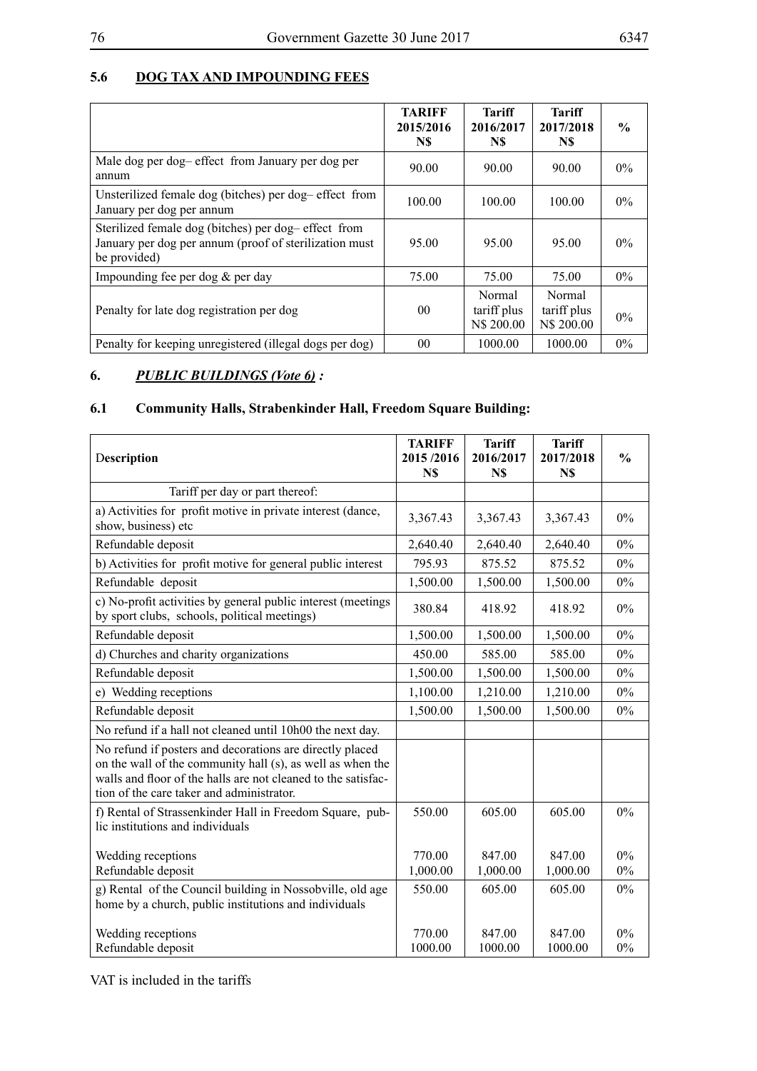## 5.6 DOG TAX AND IMPOUNDING FEES

| | TARIFF 2015/2016 N$ | Tariff 2016/2017 N$ | Tariff 2017/2018 N$ | % |
|---|---|---|---|---|
| Male dog per dog– effect from January per dog per annum | 90.00 | 90.00 | 90.00 | 0% |
| Unsterilized female dog (bitches) per dog– effect from January per dog per annum | 100.00 | 100.00 | 100.00 | 0% |
| Sterilized female dog (bitches) per dog– effect from January per dog per annum (proof of sterilization must be provided) | 95.00 | 95.00 | 95.00 | 0% |
| Impounding fee per dog & per day | 75.00 | 75.00 | 75.00 | 0% |
| Penalty for late dog registration per dog | 00 | Normal tariff plus N$ 200.00 | Normal tariff plus N$ 200.00 | 0% |
| Penalty for keeping unregistered (illegal dogs per dog) | 00 | 1000.00 | 1000.00 | 0% |

## 6. *PUBLIC BUILDINGS (Vote 6) :*

### 6.1 Community Halls, Strabenkinder Hall, Freedom Square Building:

| Description | TARIFF 2015 /2016 N$ | Tariff 2016/2017 N$ | Tariff 2017/2018 N$ | % |
|---|---|---|---|---|
| Tariff per day or part thereof: | | | | |
| a) Activities for profit motive in private interest (dance, show, business) etc | 3,367.43 | 3,367.43 | 3,367.43 | 0% |
| Refundable deposit | 2,640.40 | 2,640.40 | 2,640.40 | 0% |
| b) Activities for profit motive for general public interest | 795.93 | 875.52 | 875.52 | 0% |
| Refundable deposit | 1,500.00 | 1,500.00 | 1,500.00 | 0% |
| c) No-profit activities by general public interest (meetings by sport clubs, schools, political meetings) | 380.84 | 418.92 | 418.92 | 0% |
| Refundable deposit | 1,500.00 | 1,500.00 | 1,500.00 | 0% |
| d) Churches and charity organizations | 450.00 | 585.00 | 585.00 | 0% |
| Refundable deposit | 1,500.00 | 1,500.00 | 1,500.00 | 0% |
| e) Wedding receptions | 1,100.00 | 1,210.00 | 1,210.00 | 0% |
| Refundable deposit | 1,500.00 | 1,500.00 | 1,500.00 | 0% |
| No refund if a hall not cleaned until 10h00 the next day. | | | | |
| No refund if posters and decorations are directly placed on the wall of the community hall (s), as well as when the walls and floor of the halls are not cleaned to the satisfaction of the care taker and administrator. | | | | |
| f) Rental of Strassenkinder Hall in Freedom Square, public institutions and individuals | 550.00 | 605.00 | 605.00 | 0% |
| Wedding receptions | 770.00 | 847.00 | 847.00 | 0% |
| Refundable deposit | 1,000.00 | 1,000.00 | 1,000.00 | 0% |
| g) Rental of the Council building in Nossobville, old age home by a church, public institutions and individuals | 550.00 | 605.00 | 605.00 | 0% |
| Wedding receptions | 770.00 | 847.00 | 847.00 | 0% |
| Refundable deposit | 1000.00 | 1000.00 | 1000.00 | 0% |

VAT is included in the tariffs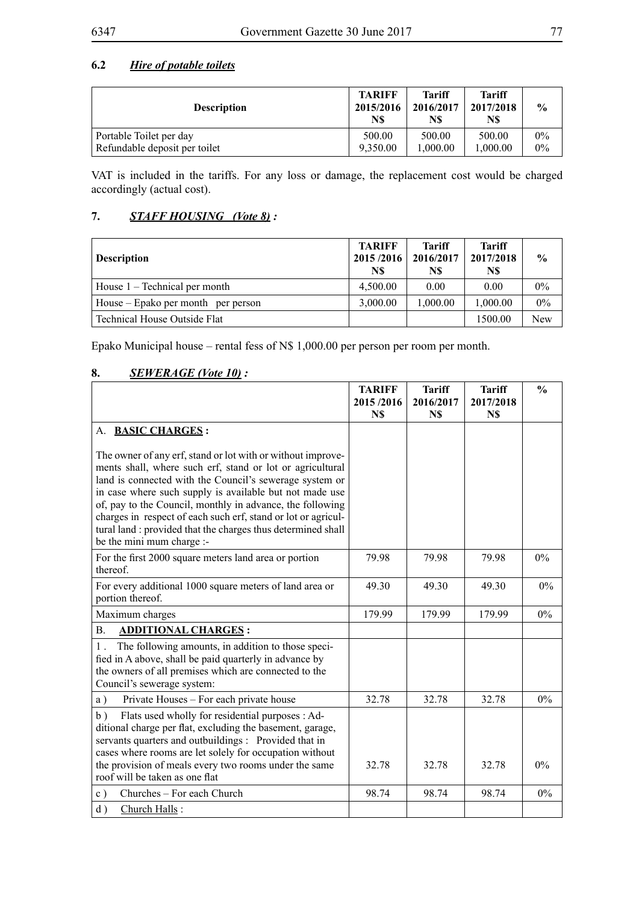### 6.2 ***Hire of potable toilets***

| Description | TARIFF 2015/2016 N$ | Tariff 2016/2017 N$ | Tariff 2017/2018 N$ | % |
|---|---|---|---|---|
| Portable Toilet per day | 500.00 | 500.00 | 500.00 | 0% |
| Refundable deposit per toilet | 9,350.00 | 1,000.00 | 1,000.00 | 0% |

VAT is included in the tariffs. For any loss or damage, the replacement cost would be charged accordingly (actual cost).

## 7. ***STAFF HOUSING (Vote 8) :***

| Description | TARIFF 2015 /2016 N$ | Tariff 2016/2017 N$ | Tariff 2017/2018 N$ | % |
|---|---|---|---|---|
| House 1 – Technical per month | 4,500.00 | 0.00 | 0.00 | 0% |
| House – Epako per month per person | 3,000.00 | 1,000.00 | 1,000.00 | 0% |
| Technical House Outside Flat | | | 1500.00 | New |

Epako Municipal house – rental fess of N$ 1,000.00 per person per room per month.

## 8. ***SEWERAGE (Vote 10) :***

| | TARIFF 2015 /2016 N$ | Tariff 2016/2017 N$ | Tariff 2017/2018 N$ | % |
|---|---|---|---|---|
| A. **BASIC CHARGES :**<br><br>The owner of any erf, stand or lot with or without improvements shall, where such erf, stand or lot or agricultural land is connected with the Council's sewerage system or in case where such supply is available but not made use of, pay to the Council, monthly in advance, the following charges in respect of each such erf, stand or lot or agricultural land : provided that the charges thus determined shall be the mini mum charge :- | | | | |
| For the first 2000 square meters land area or portion thereof. | 79.98 | 79.98 | 79.98 | 0% |
| For every additional 1000 square meters of land area or portion thereof. | 49.30 | 49.30 | 49.30 | 0% |
| Maximum charges | 179.99 | 179.99 | 179.99 | 0% |
| B. **ADDITIONAL CHARGES :** | | | | |
| 1 . The following amounts, in addition to those specified in A above, shall be paid quarterly in advance by the owners of all premises which are connected to the Council's sewerage system: | | | | |
| a ) Private Houses – For each private house | 32.78 | 32.78 | 32.78 | 0% |
| b ) Flats used wholly for residential purposes : Additional charge per flat, excluding the basement, garage, servants quarters and outbuildings : Provided that in cases where rooms are let solely for occupation without the provision of meals every two rooms under the same roof will be taken as one flat | 32.78 | 32.78 | 32.78 | 0% |
| c ) Churches – For each Church | 98.74 | 98.74 | 98.74 | 0% |
| d ) Church Halls : | | | | |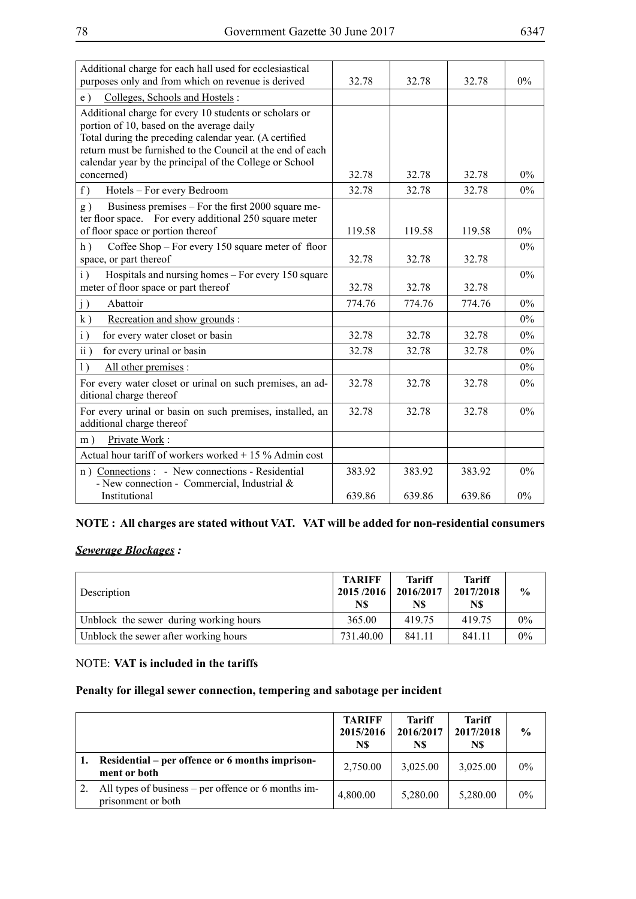| | | | | |
|---|---|---|---|---|
| Additional charge for each hall used for ecclesiastical purposes only and from which on revenue is derived | 32.78 | 32.78 | 32.78 | 0% |
| e ) <u>Colleges, Schools and Hostels</u> : | | | | |
| Additional charge for every 10 students or scholars or portion of 10, based on the average daily Total during the preceding calendar year. (A certified return must be furnished to the Council at the end of each calendar year by the principal of the College or School concerned) | 32.78 | 32.78 | 32.78 | 0% |
| f ) Hotels – For every Bedroom | 32.78 | 32.78 | 32.78 | 0% |
| g ) Business premises – For the first 2000 square meter floor space. For every additional 250 square meter of floor space or portion thereof | 119.58 | 119.58 | 119.58 | 0% |
| h ) Coffee Shop – For every 150 square meter of floor space, or part thereof | 32.78 | 32.78 | 32.78 | 0% |
| i ) Hospitals and nursing homes – For every 150 square meter of floor space or part thereof | 32.78 | 32.78 | 32.78 | 0% |
| j ) Abattoir | 774.76 | 774.76 | 774.76 | 0% |
| k ) <u>Recreation and show grounds</u> : | | | | 0% |
| i ) for every water closet or basin | 32.78 | 32.78 | 32.78 | 0% |
| ii ) for every urinal or basin | 32.78 | 32.78 | 32.78 | 0% |
| l ) <u>All other premises</u> : | | | | 0% |
| For every water closet or urinal on such premises, an additional charge thereof | 32.78 | 32.78 | 32.78 | 0% |
| For every urinal or basin on such premises, installed, an additional charge thereof | 32.78 | 32.78 | 32.78 | 0% |
| m ) <u>Private Work</u> : | | | | |
| Actual hour tariff of workers worked + 15 % Admin cost | | | | |
| n ) <u>Connections</u> : - New connections - Residential<br>- New connection - Commercial, Industrial & Institutional | 383.92<br>639.86 | 383.92<br>639.86 | 383.92<br>639.86 | 0%<br>0% |

**NOTE : All charges are stated without VAT. VAT will be added for non-residential consumers**

***<u>Sewerage Blockages</u> :***

| Description | **TARIFF 2015 /2016 N$** | **Tariff 2016/2017 N$** | **Tariff 2017/2018 N$** | **%** |
|---|---|---|---|---|
| Unblock the sewer during working hours | 365.00 | 419.75 | 419.75 | 0% |
| Unblock the sewer after working hours | 731.40.00 | 841.11 | 841.11 | 0% |

NOTE: **VAT is included in the tariffs**

**Penalty for illegal sewer connection, tempering and sabotage per incident**

| | **TARIFF 2015/2016 N$** | **Tariff 2016/2017 N$** | **Tariff 2017/2018 N$** | **%** |
|---|---|---|---|---|
| **1. Residential – per offence or 6 months imprisonment or both** | 2,750.00 | 3,025.00 | 3,025.00 | 0% |
| 2. All types of business – per offence or 6 months imprisonment or both | 4,800.00 | 5,280.00 | 5,280.00 | 0% |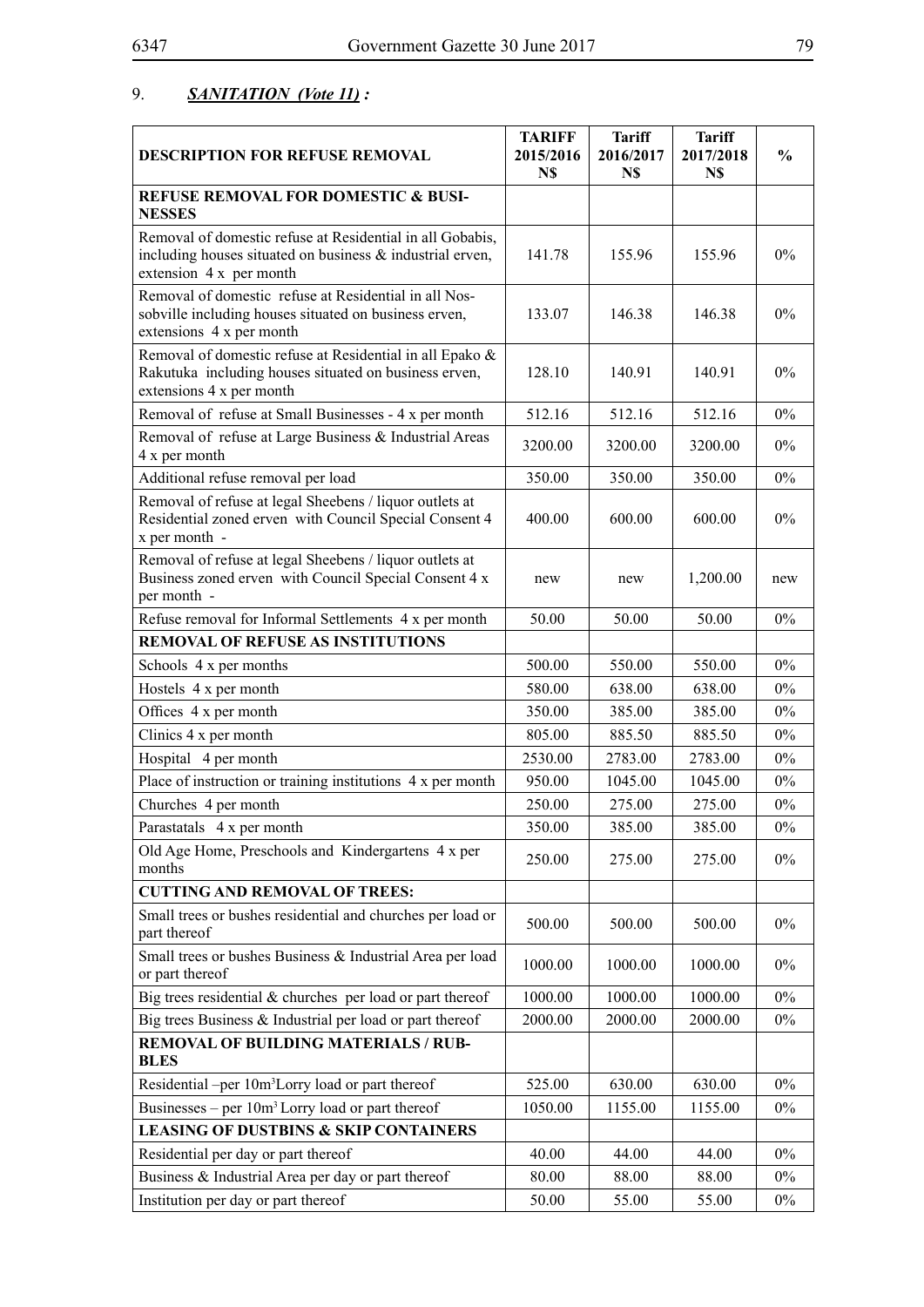9. ***SANITATION (Vote 11) :***

| DESCRIPTION FOR REFUSE REMOVAL | TARIFF 2015/2016 N$ | Tariff 2016/2017 N$ | Tariff 2017/2018 N$ | % |
|---|---|---|---|---|
| **REFUSE REMOVAL FOR DOMESTIC & BUSINESSES** | | | | |
| Removal of domestic refuse at Residential in all Gobabis, including houses situated on business & industrial erven, extension 4 x per month | 141.78 | 155.96 | 155.96 | 0% |
| Removal of domestic refuse at Residential in all Nossobville including houses situated on business erven, extensions 4 x per month | 133.07 | 146.38 | 146.38 | 0% |
| Removal of domestic refuse at Residential in all Epako & Rakutuka including houses situated on business erven, extensions 4 x per month | 128.10 | 140.91 | 140.91 | 0% |
| Removal of refuse at Small Businesses - 4 x per month | 512.16 | 512.16 | 512.16 | 0% |
| Removal of refuse at Large Business & Industrial Areas 4 x per month | 3200.00 | 3200.00 | 3200.00 | 0% |
| Additional refuse removal per load | 350.00 | 350.00 | 350.00 | 0% |
| Removal of refuse at legal Sheebens / liquor outlets at Residential zoned erven with Council Special Consent 4 x per month - | 400.00 | 600.00 | 600.00 | 0% |
| Removal of refuse at legal Sheebens / liquor outlets at Business zoned erven with Council Special Consent 4 x per month - | new | new | 1,200.00 | new |
| Refuse removal for Informal Settlements 4 x per month | 50.00 | 50.00 | 50.00 | 0% |
| **REMOVAL OF REFUSE AS INSTITUTIONS** | | | | |
| Schools 4 x per months | 500.00 | 550.00 | 550.00 | 0% |
| Hostels 4 x per month | 580.00 | 638.00 | 638.00 | 0% |
| Offices 4 x per month | 350.00 | 385.00 | 385.00 | 0% |
| Clinics 4 x per month | 805.00 | 885.50 | 885.50 | 0% |
| Hospital 4 per month | 2530.00 | 2783.00 | 2783.00 | 0% |
| Place of instruction or training institutions 4 x per month | 950.00 | 1045.00 | 1045.00 | 0% |
| Churches 4 per month | 250.00 | 275.00 | 275.00 | 0% |
| Parastatals 4 x per month | 350.00 | 385.00 | 385.00 | 0% |
| Old Age Home, Preschools and Kindergartens 4 x per months | 250.00 | 275.00 | 275.00 | 0% |
| **CUTTING AND REMOVAL OF TREES:** | | | | |
| Small trees or bushes residential and churches per load or part thereof | 500.00 | 500.00 | 500.00 | 0% |
| Small trees or bushes Business & Industrial Area per load or part thereof | 1000.00 | 1000.00 | 1000.00 | 0% |
| Big trees residential & churches per load or part thereof | 1000.00 | 1000.00 | 1000.00 | 0% |
| Big trees Business & Industrial per load or part thereof | 2000.00 | 2000.00 | 2000.00 | 0% |
| **REMOVAL OF BUILDING MATERIALS / RUBBLES** | | | | |
| Residential –per 10m$^3$Lorry load or part thereof | 525.00 | 630.00 | 630.00 | 0% |
| Businesses – per 10m$^3$ Lorry load or part thereof | 1050.00 | 1155.00 | 1155.00 | 0% |
| **LEASING OF DUSTBINS & SKIP CONTAINERS** | | | | |
| Residential per day or part thereof | 40.00 | 44.00 | 44.00 | 0% |
| Business & Industrial Area per day or part thereof | 80.00 | 88.00 | 88.00 | 0% |
| Institution per day or part thereof | 50.00 | 55.00 | 55.00 | 0% |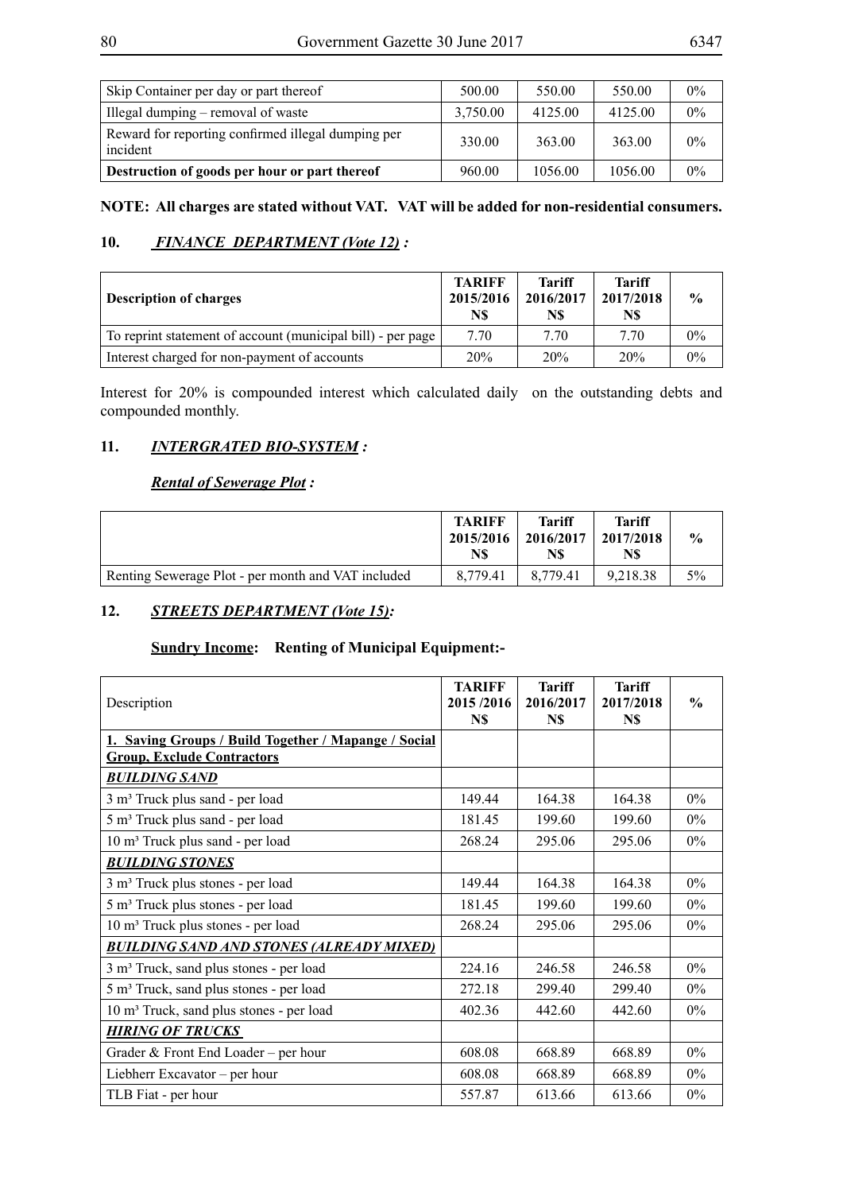| Skip Container per day or part thereof | 500.00 | 550.00 | 550.00 | 0% |
|---|---|---|---|---|
| Illegal dumping – removal of waste | 3,750.00 | 4125.00 | 4125.00 | 0% |
| Reward for reporting confirmed illegal dumping per incident | 330.00 | 363.00 | 363.00 | 0% |
| **Destruction of goods per hour or part thereof** | 960.00 | 1056.00 | 1056.00 | 0% |

**NOTE: All charges are stated without VAT. VAT will be added for non-residential consumers.**

## 10. *FINANCE DEPARTMENT (Vote 12)* :

| Description of charges | TARIFF 2015/2016 N$ | Tariff 2016/2017 N$ | Tariff 2017/2018 N$ | % |
|---|---|---|---|---|
| To reprint statement of account (municipal bill) - per page | 7.70 | 7.70 | 7.70 | 0% |
| Interest charged for non-payment of accounts | 20% | 20% | 20% | 0% |

Interest for 20% is compounded interest which calculated daily on the outstanding debts and compounded monthly.

## 11. *INTERGRATED BIO-SYSTEM* :

### *Rental of Sewerage Plot* :

| | TARIFF 2015/2016 N$ | Tariff 2016/2017 N$ | Tariff 2017/2018 N$ | % |
|---|---|---|---|---|
| Renting Sewerage Plot - per month and VAT included | 8,779.41 | 8,779.41 | 9,218.38 | 5% |

## 12. *STREETS DEPARTMENT (Vote 15)*:

### Sundry Income: Renting of Municipal Equipment:-

| Description | TARIFF 2015 /2016 N$ | Tariff 2016/2017 N$ | Tariff 2017/2018 N$ | % |
|---|---|---|---|---|
| **1. Saving Groups / Build Together / Mapange / Social Group, Exclude Contractors** | | | | |
| ***BUILDING SAND*** | | | | |
| 3 m³ Truck plus sand - per load | 149.44 | 164.38 | 164.38 | 0% |
| 5 m³ Truck plus sand - per load | 181.45 | 199.60 | 199.60 | 0% |
| 10 m³ Truck plus sand - per load | 268.24 | 295.06 | 295.06 | 0% |
| ***BUILDING STONES*** | | | | |
| 3 m³ Truck plus stones - per load | 149.44 | 164.38 | 164.38 | 0% |
| 5 m³ Truck plus stones - per load | 181.45 | 199.60 | 199.60 | 0% |
| 10 m³ Truck plus stones - per load | 268.24 | 295.06 | 295.06 | 0% |
| ***BUILDING SAND AND STONES (ALREADY MIXED)*** | | | | |
| 3 m³ Truck, sand plus stones - per load | 224.16 | 246.58 | 246.58 | 0% |
| 5 m³ Truck, sand plus stones - per load | 272.18 | 299.40 | 299.40 | 0% |
| 10 m³ Truck, sand plus stones - per load | 402.36 | 442.60 | 442.60 | 0% |
| ***HIRING OF TRUCKS*** | | | | |
| Grader & Front End Loader – per hour | 608.08 | 668.89 | 668.89 | 0% |
| Liebherr Excavator – per hour | 608.08 | 668.89 | 668.89 | 0% |
| TLB Fiat - per hour | 557.87 | 613.66 | 613.66 | 0% |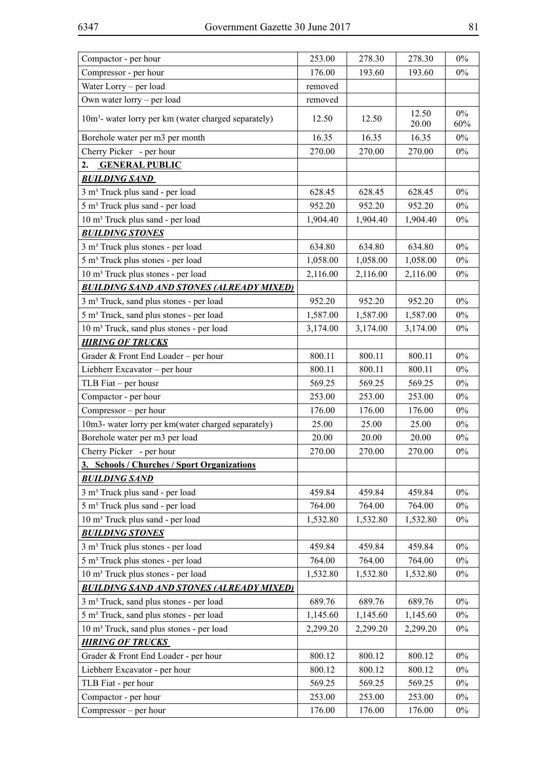| Compactor - per hour | 253.00 | 278.30 | 278.30 | 0% |
|---|---|---|---|---|
| Compressor - per hour | 176.00 | 193.60 | 193.60 | 0% |
| Water Lorry – per load | removed | | | |
| Own water lorry – per load | removed | | | |
| $10m^3$- water lorry per km (water charged separately) | 12.50 | 12.50 | 12.50<br>20.00 | 0%<br>60% |
| Borehole water per m3 per month | 16.35 | 16.35 | 16.35 | 0% |
| Cherry Picker - per hour | 270.00 | 270.00 | 270.00 | 0% |
| **2. GENERAL PUBLIC** | | | | |
| ***BUILDING SAND*** | | | | |
| 3 m³ Truck plus sand - per load | 628.45 | 628.45 | 628.45 | 0% |
| 5 m³ Truck plus sand - per load | 952.20 | 952.20 | 952.20 | 0% |
| 10 m³ Truck plus sand - per load | 1,904.40 | 1,904.40 | 1,904.40 | 0% |
| ***BUILDING STONES*** | | | | |
| 3 m³ Truck plus stones - per load | 634.80 | 634.80 | 634.80 | 0% |
| 5 m³ Truck plus stones - per load | 1,058.00 | 1,058.00 | 1,058.00 | 0% |
| 10 m³ Truck plus stones - per load | 2,116.00 | 2,116.00 | 2,116.00 | 0% |
| ***BUILDING SAND AND STONES (ALREADY MIXED)*** | | | | |
| 3 m³ Truck, sand plus stones - per load | 952.20 | 952.20 | 952.20 | 0% |
| 5 m³ Truck, sand plus stones - per load | 1,587.00 | 1,587.00 | 1,587.00 | 0% |
| 10 m³ Truck, sand plus stones - per load | 3,174.00 | 3,174.00 | 3,174.00 | 0% |
| ***HIRING OF TRUCKS*** | | | | |
| Grader & Front End Loader – per hour | 800.11 | 800.11 | 800.11 | 0% |
| Liebherr Excavator – per hour | 800.11 | 800.11 | 800.11 | 0% |
| TLB Fiat – per housr | 569.25 | 569.25 | 569.25 | 0% |
| Compactor - per hour | 253.00 | 253.00 | 253.00 | 0% |
| Compressor – per hour | 176.00 | 176.00 | 176.00 | 0% |
| 10m3- water lorry per km(water charged separately) | 25.00 | 25.00 | 25.00 | 0% |
| Borehole water per m3 per load | 20.00 | 20.00 | 20.00 | 0% |
| Cherry Picker - per hour | 270.00 | 270.00 | 270.00 | 0% |
| **3. Schools / Churches / Sport Organizations** | | | | |
| ***BUILDING SAND*** | | | | |
| 3 m³ Truck plus sand - per load | 459.84 | 459.84 | 459.84 | 0% |
| 5 m³ Truck plus sand - per load | 764.00 | 764.00 | 764.00 | 0% |
| 10 m³ Truck plus sand - per load | 1,532.80 | 1,532.80 | 1,532.80 | 0% |
| ***BUILDING STONES*** | | | | |
| 3 m³ Truck plus stones - per load | 459.84 | 459.84 | 459.84 | 0% |
| 5 m³ Truck plus stones - per load | 764.00 | 764.00 | 764.00 | 0% |
| 10 m³ Truck plus stones - per load | 1,532.80 | 1,532.80 | 1,532.80 | 0% |
| ***BUILDING SAND AND STONES (ALREADY MIXED)*** | | | | |
| 3 m³ Truck, sand plus stones - per load | 689.76 | 689.76 | 689.76 | 0% |
| 5 m³ Truck, sand plus stones - per load | 1,145.60 | 1,145.60 | 1,145.60 | 0% |
| 10 m³ Truck, sand plus stones - per load | 2,299.20 | 2,299.20 | 2,299.20 | 0% |
| ***HIRING OF TRUCKS*** | | | | |
| Grader & Front End Loader - per hour | 800.12 | 800.12 | 800.12 | 0% |
| Liebherr Excavator - per hour | 800.12 | 800.12 | 800.12 | 0% |
| TLB Fiat - per hour | 569.25 | 569.25 | 569.25 | 0% |
| Compactor - per hour | 253.00 | 253.00 | 253.00 | 0% |
| Compressor – per hour | 176.00 | 176.00 | 176.00 | 0% |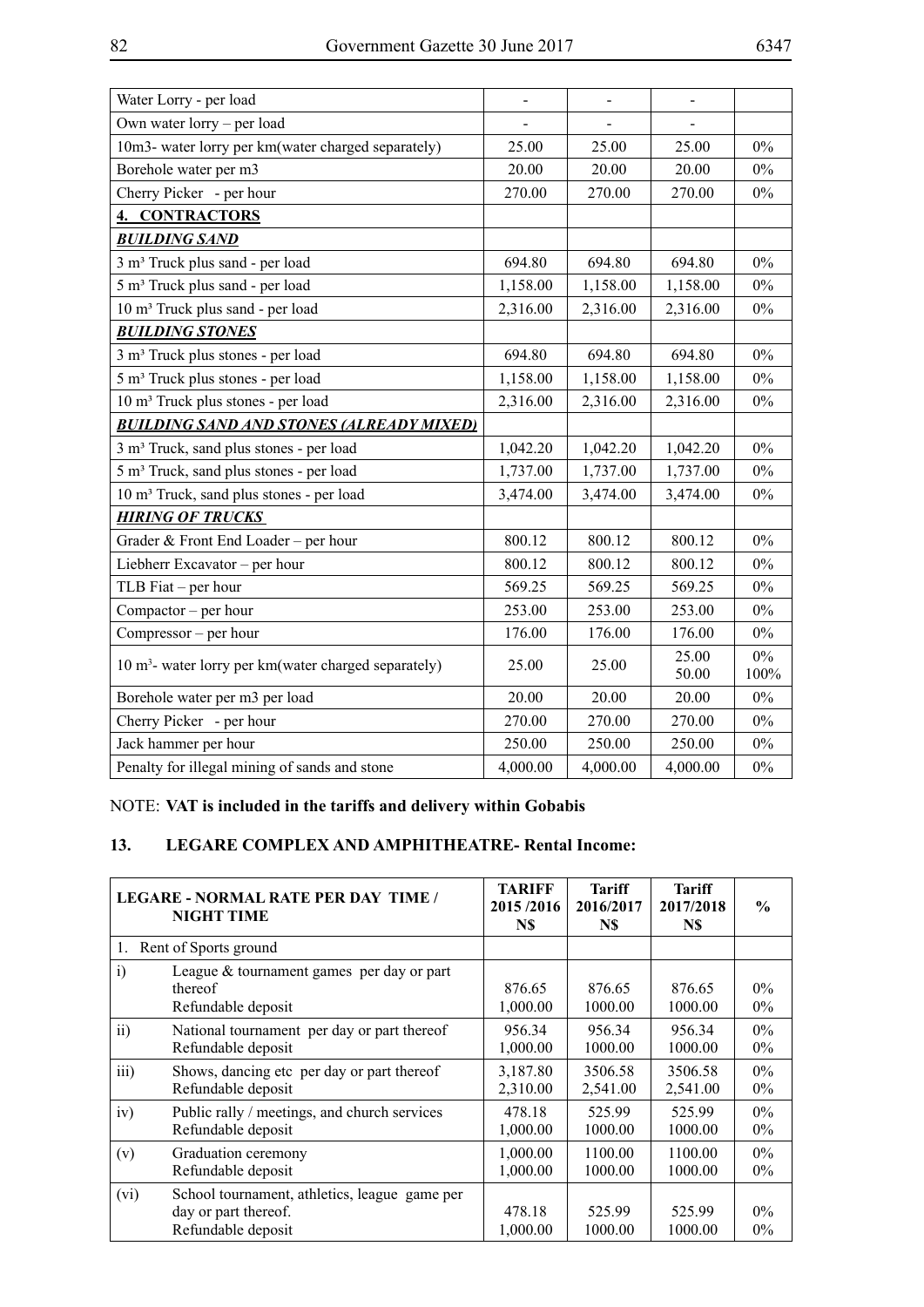| | | | | |
|---|---|---|---|---|
| Water Lorry - per load | - | - | - | |
| Own water lorry – per load | - | - | - | |
| 10m3- water lorry per km(water charged separately) | 25.00 | 25.00 | 25.00 | 0% |
| Borehole water per m3 | 20.00 | 20.00 | 20.00 | 0% |
| Cherry Picker - per hour | 270.00 | 270.00 | 270.00 | 0% |
| **4. CONTRACTORS** | | | | |
| ***BUILDING SAND*** | | | | |
| 3 m³ Truck plus sand - per load | 694.80 | 694.80 | 694.80 | 0% |
| 5 m³ Truck plus sand - per load | 1,158.00 | 1,158.00 | 1,158.00 | 0% |
| 10 m³ Truck plus sand - per load | 2,316.00 | 2,316.00 | 2,316.00 | 0% |
| ***BUILDING STONES*** | | | | |
| 3 m³ Truck plus stones - per load | 694.80 | 694.80 | 694.80 | 0% |
| 5 m³ Truck plus stones - per load | 1,158.00 | 1,158.00 | 1,158.00 | 0% |
| 10 m³ Truck plus stones - per load | 2,316.00 | 2,316.00 | 2,316.00 | 0% |
| ***BUILDING SAND AND STONES (ALREADY MIXED)*** | | | | |
| 3 m³ Truck, sand plus stones - per load | 1,042.20 | 1,042.20 | 1,042.20 | 0% |
| 5 m³ Truck, sand plus stones - per load | 1,737.00 | 1,737.00 | 1,737.00 | 0% |
| 10 m³ Truck, sand plus stones - per load | 3,474.00 | 3,474.00 | 3,474.00 | 0% |
| ***HIRING OF TRUCKS*** | | | | |
| Grader & Front End Loader – per hour | 800.12 | 800.12 | 800.12 | 0% |
| Liebherr Excavator – per hour | 800.12 | 800.12 | 800.12 | 0% |
| TLB Fiat – per hour | 569.25 | 569.25 | 569.25 | 0% |
| Compactor – per hour | 253.00 | 253.00 | 253.00 | 0% |
| Compressor – per hour | 176.00 | 176.00 | 176.00 | 0% |
| 10 m³- water lorry per km(water charged separately) | 25.00 | 25.00 | 25.00<br>50.00 | 0%<br>100% |
| Borehole water per m3 per load | 20.00 | 20.00 | 20.00 | 0% |
| Cherry Picker - per hour | 270.00 | 270.00 | 270.00 | 0% |
| Jack hammer per hour | 250.00 | 250.00 | 250.00 | 0% |
| Penalty for illegal mining of sands and stone | 4,000.00 | 4,000.00 | 4,000.00 | 0% |

NOTE: **VAT is included in the tariffs and delivery within Gobabis**

## 13. LEGARE COMPLEX AND AMPHITHEATRE- Rental Income:

| LEGARE - NORMAL RATE PER DAY TIME / NIGHT TIME | | TARIFF 2015 /2016 N$ | Tariff 2016/2017 N$ | Tariff 2017/2018 N$ | % |
|---|---|---|---|---|---|
| 1. Rent of Sports ground | | | | | |
| i) | League & tournament games per day or part thereof<br>Refundable deposit | 876.65<br>1,000.00 | 876.65<br>1000.00 | 876.65<br>1000.00 | 0%<br>0% |
| ii) | National tournament per day or part thereof<br>Refundable deposit | 956.34<br>1,000.00 | 956.34<br>1000.00 | 956.34<br>1000.00 | 0%<br>0% |
| iii) | Shows, dancing etc per day or part thereof<br>Refundable deposit | 3,187.80<br>2,310.00 | 3506.58<br>2,541.00 | 3506.58<br>2,541.00 | 0%<br>0% |
| iv) | Public rally / meetings, and church services<br>Refundable deposit | 478.18<br>1,000.00 | 525.99<br>1000.00 | 525.99<br>1000.00 | 0%<br>0% |
| (v) | Graduation ceremony<br>Refundable deposit | 1,000.00<br>1,000.00 | 1100.00<br>1000.00 | 1100.00<br>1000.00 | 0%<br>0% |
| (vi) | School tournament, athletics, league game per day or part thereof.<br>Refundable deposit | 478.18<br>1,000.00 | 525.99<br>1000.00 | 525.99<br>1000.00 | 0%<br>0% |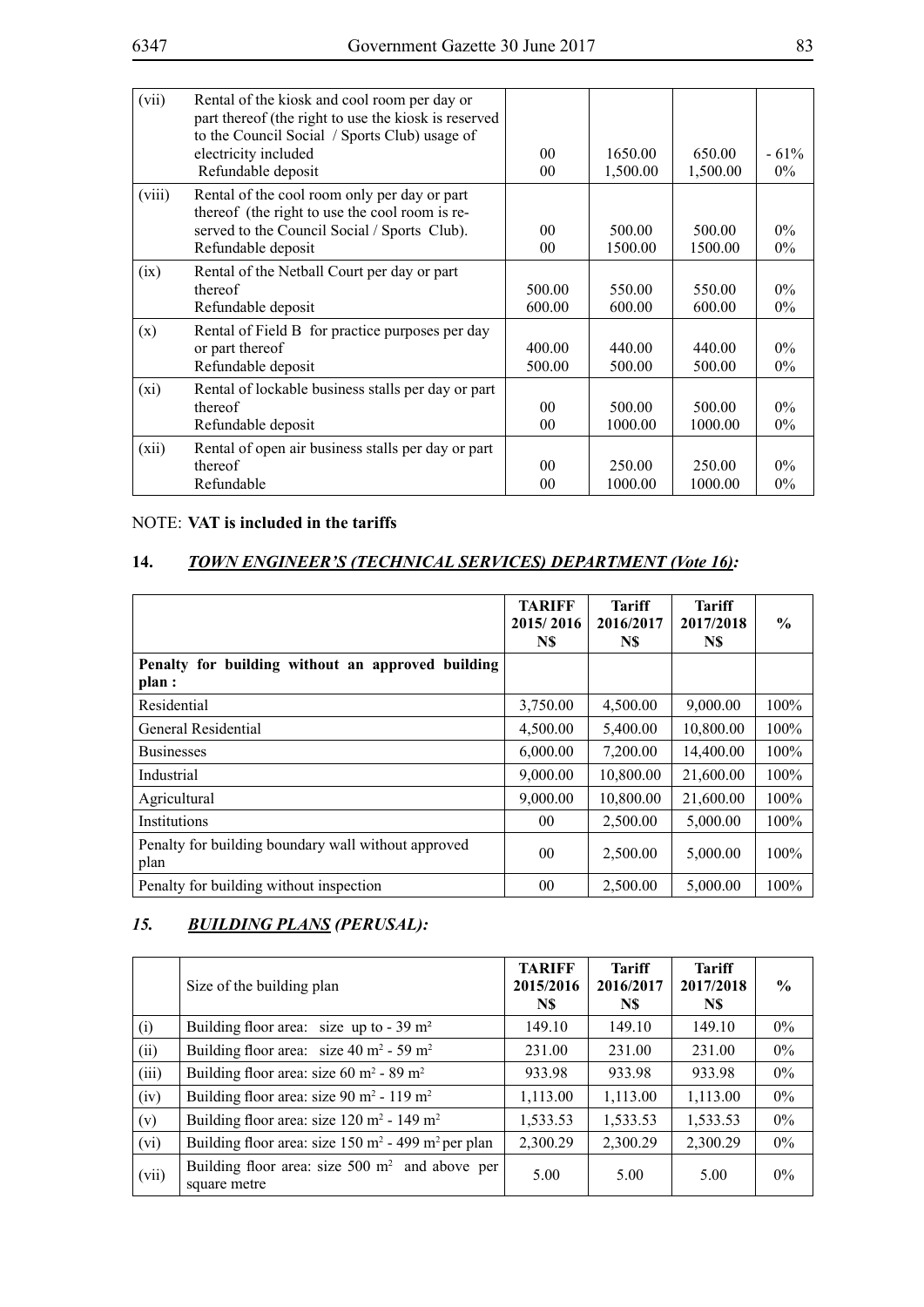| | | | | | |
|---|---|---|---|---|---|
| (vii) | Rental of the kiosk and cool room per day or part thereof (the right to use the kiosk is reserved to the Council Social / Sports Club) usage of electricity included<br>Refundable deposit | 00<br>00 | 1650.00<br>1,500.00 | 650.00<br>1,500.00 | - 61%<br>0% |
| (viii) | Rental of the cool room only per day or part thereof (the right to use the cool room is reserved to the Council Social / Sports Club).<br>Refundable deposit | 00<br>00 | 500.00<br>1500.00 | 500.00<br>1500.00 | 0%<br>0% |
| (ix) | Rental of the Netball Court per day or part thereof<br>Refundable deposit | 500.00<br>600.00 | 550.00<br>600.00 | 550.00<br>600.00 | 0%<br>0% |
| (x) | Rental of Field B for practice purposes per day or part thereof<br>Refundable deposit | 400.00<br>500.00 | 440.00<br>500.00 | 440.00<br>500.00 | 0%<br>0% |
| (xi) | Rental of lockable business stalls per day or part thereof<br>Refundable deposit | 00<br>00 | 500.00<br>1000.00 | 500.00<br>1000.00 | 0%<br>0% |
| (xii) | Rental of open air business stalls per day or part thereof<br>Refundable | 00<br>00 | 250.00<br>1000.00 | 250.00<br>1000.00 | 0%<br>0% |

NOTE: **VAT is included in the tariffs**

## 14. *TOWN ENGINEER'S (TECHNICAL SERVICES) DEPARTMENT (Vote 16)*:

| | **TARIFF 2015/ 2016 N$** | **Tariff 2016/2017 N$** | **Tariff 2017/2018 N$** | **%** |
|---|---|---|---|---|
| **Penalty for building without an approved building plan :** | | | | |
| Residential | 3,750.00 | 4,500.00 | 9,000.00 | 100% |
| General Residential | 4,500.00 | 5,400.00 | 10,800.00 | 100% |
| Businesses | 6,000.00 | 7,200.00 | 14,400.00 | 100% |
| Industrial | 9,000.00 | 10,800.00 | 21,600.00 | 100% |
| Agricultural | 9,000.00 | 10,800.00 | 21,600.00 | 100% |
| Institutions | 00 | 2,500.00 | 5,000.00 | 100% |
| Penalty for building boundary wall without approved plan | 00 | 2,500.00 | 5,000.00 | 100% |
| Penalty for building without inspection | 00 | 2,500.00 | 5,000.00 | 100% |

## *15. BUILDING PLANS (PERUSAL):*

| | Size of the building plan | **TARIFF 2015/2016 N$** | **Tariff 2016/2017 N$** | **Tariff 2017/2018 N$** | **%** |
|---|---|---|---|---|---|
| (i) | Building floor area: size up to - 39 m² | 149.10 | 149.10 | 149.10 | 0% |
| (ii) | Building floor area: size 40 m² - 59 m² | 231.00 | 231.00 | 231.00 | 0% |
| (iii) | Building floor area: size 60 m² - 89 m² | 933.98 | 933.98 | 933.98 | 0% |
| (iv) | Building floor area: size 90 m² - 119 m² | 1,113.00 | 1,113.00 | 1,113.00 | 0% |
| (v) | Building floor area: size 120 m² - 149 m² | 1,533.53 | 1,533.53 | 1,533.53 | 0% |
| (vi) | Building floor area: size 150 m² - 499 m² per plan | 2,300.29 | 2,300.29 | 2,300.29 | 0% |
| (vii) | Building floor area: size 500 m² and above per square metre | 5.00 | 5.00 | 5.00 | 0% |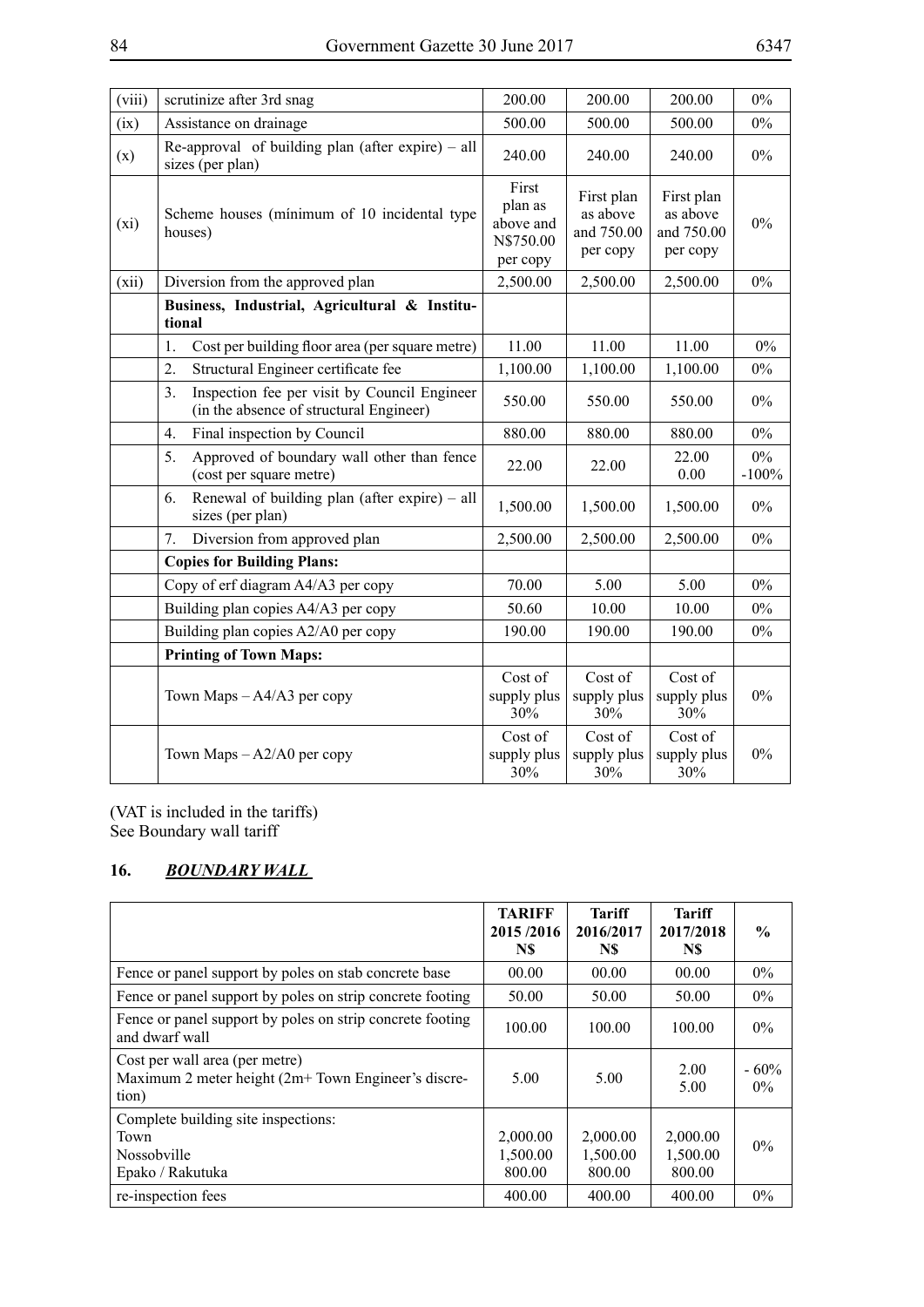| (viii) | scrutinize after 3rd snag | 200.00 | 200.00 | 200.00 | 0% |
|---|---|---|---|---|---|
| (ix) | Assistance on drainage | 500.00 | 500.00 | 500.00 | 0% |
| (x) | Re-approval of building plan (after expire) – all sizes (per plan) | 240.00 | 240.00 | 240.00 | 0% |
| (xi) | Scheme houses (mínimum of 10 incidental type houses) | First plan as above and N$750.00 per copy | First plan as above and 750.00 per copy | First plan as above and 750.00 per copy | 0% |
| (xii) | Diversion from the approved plan | 2,500.00 | 2,500.00 | 2,500.00 | 0% |
| | **Business, Industrial, Agricultural & Institutional** | | | | |
| | 1. Cost per building floor area (per square metre) | 11.00 | 11.00 | 11.00 | 0% |
| | 2. Structural Engineer certificate fee | 1,100.00 | 1,100.00 | 1,100.00 | 0% |
| | 3. Inspection fee per visit by Council Engineer (in the absence of structural Engineer) | 550.00 | 550.00 | 550.00 | 0% |
| | 4. Final inspection by Council | 880.00 | 880.00 | 880.00 | 0% |
| | 5. Approved of boundary wall other than fence (cost per square metre) | 22.00 | 22.00 | 22.00<br>0.00 | 0%<br>-100% |
| | 6. Renewal of building plan (after expire) – all sizes (per plan) | 1,500.00 | 1,500.00 | 1,500.00 | 0% |
| | 7. Diversion from approved plan | 2,500.00 | 2,500.00 | 2,500.00 | 0% |
| | **Copies for Building Plans:** | | | | |
| | Copy of erf diagram A4/A3 per copy | 70.00 | 5.00 | 5.00 | 0% |
| | Building plan copies A4/A3 per copy | 50.60 | 10.00 | 10.00 | 0% |
| | Building plan copies A2/A0 per copy | 190.00 | 190.00 | 190.00 | 0% |
| | **Printing of Town Maps:** | | | | |
| | Town Maps – A4/A3 per copy | Cost of supply plus 30% | Cost of supply plus 30% | Cost of supply plus 30% | 0% |
| | Town Maps – A2/A0 per copy | Cost of supply plus 30% | Cost of supply plus 30% | Cost of supply plus 30% | 0% |

(VAT is included in the tariffs)
See Boundary wall tariff

## 16. ***BOUNDARY WALL***

| | TARIFF 2015 /2016 N$ | Tariff 2016/2017 N$ | Tariff 2017/2018 N$ | % |
|---|---|---|---|---|
| Fence or panel support by poles on stab concrete base | 00.00 | 00.00 | 00.00 | 0% |
| Fence or panel support by poles on strip concrete footing | 50.00 | 50.00 | 50.00 | 0% |
| Fence or panel support by poles on strip concrete footing and dwarf wall | 100.00 | 100.00 | 100.00 | 0% |
| Cost per wall area (per metre)<br>Maximum 2 meter height (2m+ Town Engineer's discretion) | 5.00 | 5.00 | 2.00<br>5.00 | - 60%<br>0% |
| Complete building site inspections:<br>Town<br>Nossobville<br>Epako / Rakutuka | <br>2,000.00<br>1,500.00<br>800.00 | <br>2,000.00<br>1,500.00<br>800.00 | <br>2,000.00<br>1,500.00<br>800.00 | 0% |
| re-inspection fees | 400.00 | 400.00 | 400.00 | 0% |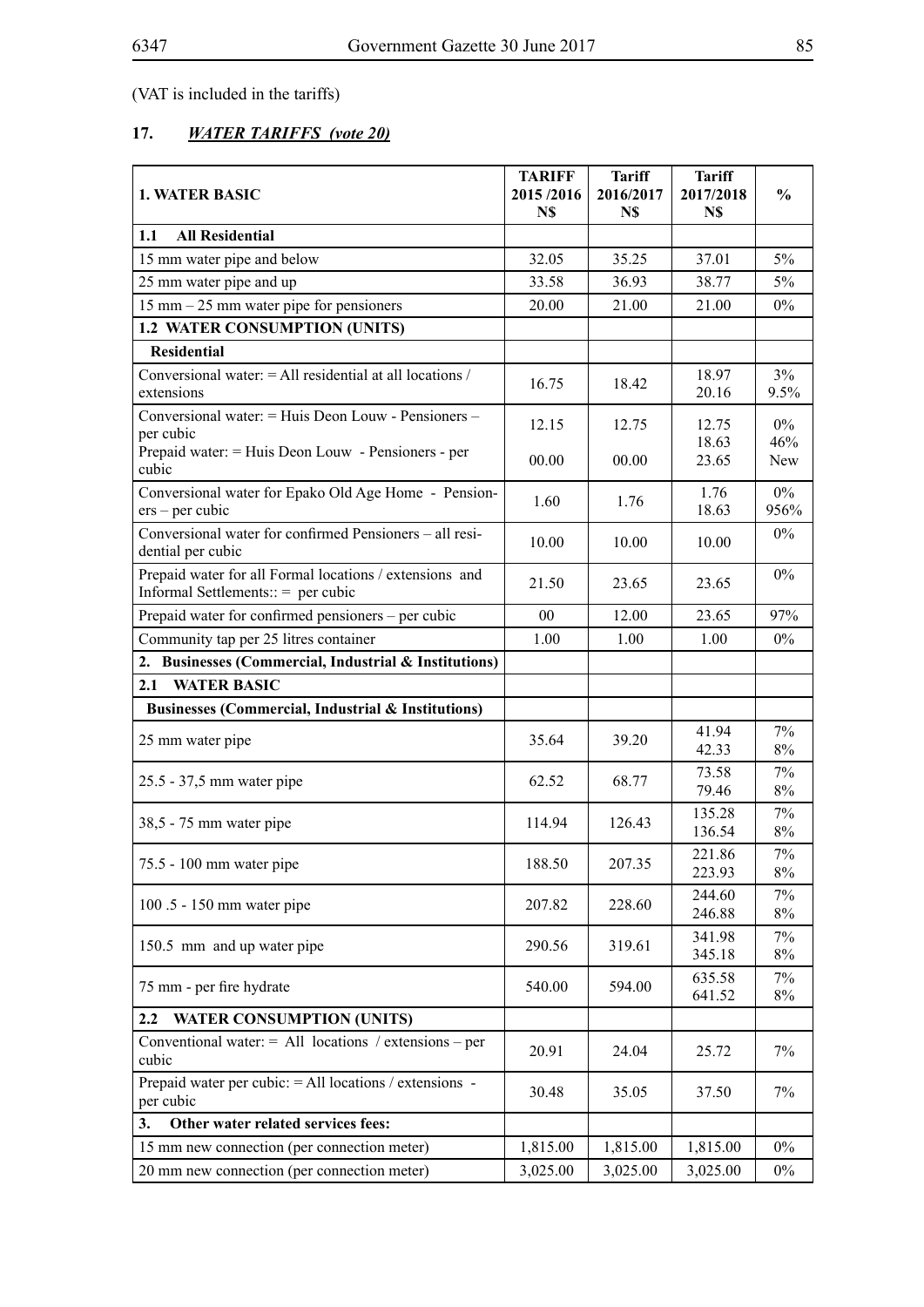(VAT is included in the tariffs)

## 17. *WATER TARIFFS (vote 20)*

| 1. WATER BASIC | TARIFF 2015 /2016 N$ | Tariff 2016/2017 N$ | Tariff 2017/2018 N$ | % |
|---|---|---|---|---|
| **1.1 All Residential** | | | | |
| 15 mm water pipe and below | 32.05 | 35.25 | 37.01 | 5% |
| 25 mm water pipe and up | 33.58 | 36.93 | 38.77 | 5% |
| 15 mm – 25 mm water pipe for pensioners | 20.00 | 21.00 | 21.00 | 0% |
| **1.2 WATER CONSUMPTION (UNITS)** | | | | |
| **Residential** | | | | |
| Conversional water: = All residential at all locations / extensions | 16.75 | 18.42 | 18.97<br>20.16 | 3%<br>9.5% |
| Conversional water: = Huis Deon Louw - Pensioners – per cubic<br>Prepaid water: = Huis Deon Louw - Pensioners - per cubic | 12.15<br><br>00.00 | 12.75<br><br>00.00 | 12.75<br>18.63<br>23.65 | 0%<br>46%<br>New |
| Conversional water for Epako Old Age Home - Pensioners – per cubic | 1.60 | 1.76 | 1.76<br>18.63 | 0%<br>956% |
| Conversional water for confirmed Pensioners – all residential per cubic | 10.00 | 10.00 | 10.00 | 0% |
| Prepaid water for all Formal locations / extensions and Informal Settlements:: = per cubic | 21.50 | 23.65 | 23.65 | 0% |
| Prepaid water for confirmed pensioners – per cubic | 00 | 12.00 | 23.65 | 97% |
| Community tap per 25 litres container | 1.00 | 1.00 | 1.00 | 0% |
| **2. Businesses (Commercial, Industrial & Institutions)** | | | | |
| **2.1 WATER BASIC** | | | | |
| **Businesses (Commercial, Industrial & Institutions)** | | | | |
| 25 mm water pipe | 35.64 | 39.20 | 41.94<br>42.33 | 7%<br>8% |
| 25.5 - 37,5 mm water pipe | 62.52 | 68.77 | 73.58<br>79.46 | 7%<br>8% |
| 38,5 - 75 mm water pipe | 114.94 | 126.43 | 135.28<br>136.54 | 7%<br>8% |
| 75.5 - 100 mm water pipe | 188.50 | 207.35 | 221.86<br>223.93 | 7%<br>8% |
| 100 .5 - 150 mm water pipe | 207.82 | 228.60 | 244.60<br>246.88 | 7%<br>8% |
| 150.5 mm and up water pipe | 290.56 | 319.61 | 341.98<br>345.18 | 7%<br>8% |
| 75 mm - per fire hydrate | 540.00 | 594.00 | 635.58<br>641.52 | 7%<br>8% |
| **2.2 WATER CONSUMPTION (UNITS)** | | | | |
| Conventional water: = All locations / extensions – per cubic | 20.91 | 24.04 | 25.72 | 7% |
| Prepaid water per cubic: = All locations / extensions - per cubic | 30.48 | 35.05 | 37.50 | 7% |
| **3. Other water related services fees:** | | | | |
| 15 mm new connection (per connection meter) | 1,815.00 | 1,815.00 | 1,815.00 | 0% |
| 20 mm new connection (per connection meter) | 3,025.00 | 3,025.00 | 3,025.00 | 0% |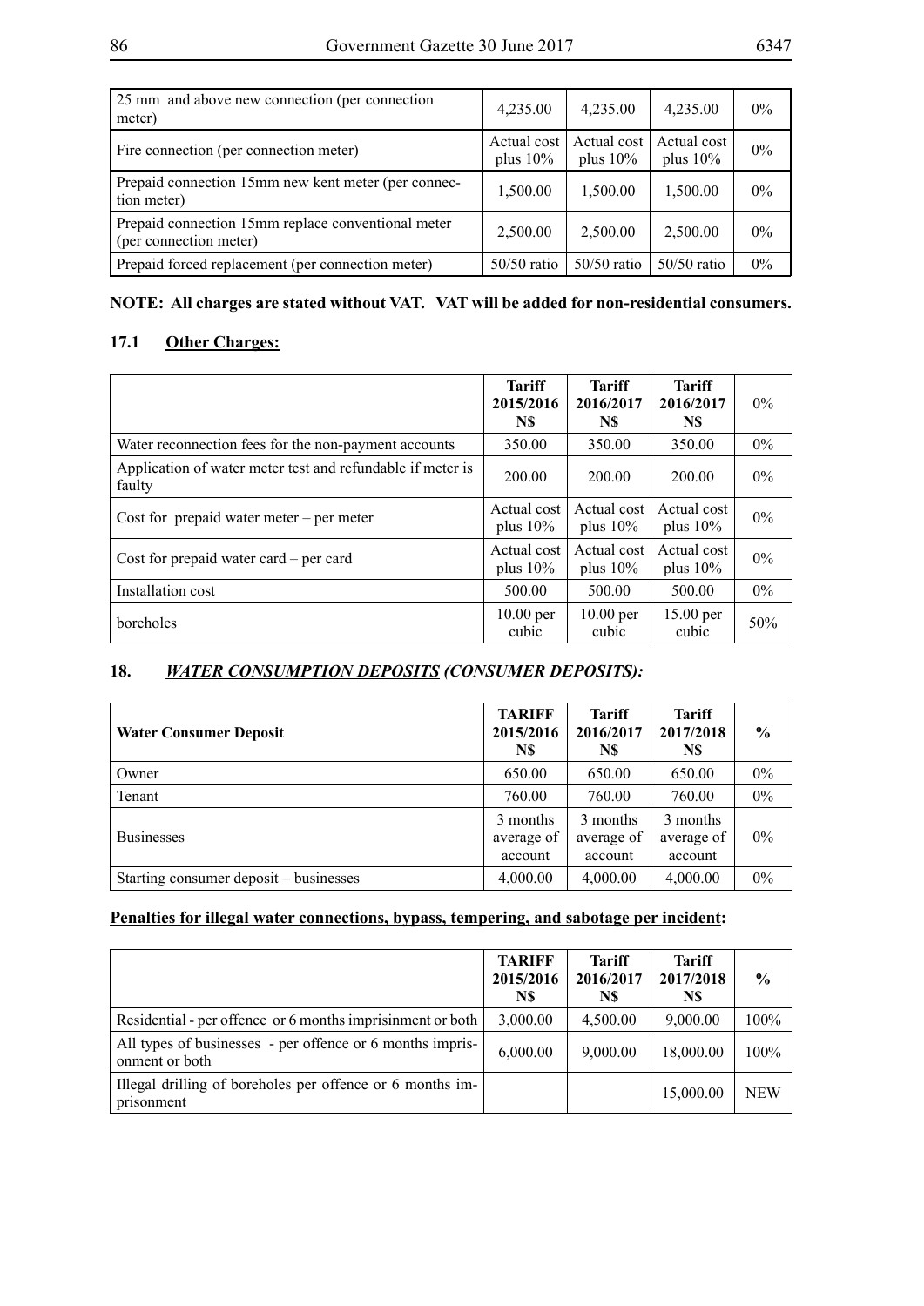| 25 mm and above new connection (per connection meter) | 4,235.00 | 4,235.00 | 4,235.00 | 0% |
|---|---|---|---|---|
| Fire connection (per connection meter) | Actual cost plus 10% | Actual cost plus 10% | Actual cost plus 10% | 0% |
| Prepaid connection 15mm new kent meter (per connection meter) | 1,500.00 | 1,500.00 | 1,500.00 | 0% |
| Prepaid connection 15mm replace conventional meter (per connection meter) | 2,500.00 | 2,500.00 | 2,500.00 | 0% |
| Prepaid forced replacement (per connection meter) | 50/50 ratio | 50/50 ratio | 50/50 ratio | 0% |

**NOTE: All charges are stated without VAT. VAT will be added for non-residential consumers.**

### 17.1 Other Charges:

| | Tariff 2015/2016 N$ | Tariff 2016/2017 N$ | Tariff 2016/2017 N$ | 0% |
|---|---|---|---|---|
| Water reconnection fees for the non-payment accounts | 350.00 | 350.00 | 350.00 | 0% |
| Application of water meter test and refundable if meter is faulty | 200.00 | 200.00 | 200.00 | 0% |
| Cost for prepaid water meter – per meter | Actual cost plus 10% | Actual cost plus 10% | Actual cost plus 10% | 0% |
| Cost for prepaid water card – per card | Actual cost plus 10% | Actual cost plus 10% | Actual cost plus 10% | 0% |
| Installation cost | 500.00 | 500.00 | 500.00 | 0% |
| boreholes | 10.00 per cubic | 10.00 per cubic | 15.00 per cubic | 50% |

## 18. *WATER CONSUMPTION DEPOSITS (CONSUMER DEPOSITS):*

| Water Consumer Deposit | TARIFF 2015/2016 N$ | Tariff 2016/2017 N$ | Tariff 2017/2018 N$ | % |
|---|---|---|---|---|
| Owner | 650.00 | 650.00 | 650.00 | 0% |
| Tenant | 760.00 | 760.00 | 760.00 | 0% |
| Businesses | 3 months average of account | 3 months average of account | 3 months average of account | 0% |
| Starting consumer deposit – businesses | 4,000.00 | 4,000.00 | 4,000.00 | 0% |

**Penalties for illegal water connections, bypass, tempering, and sabotage per incident:**

| | TARIFF 2015/2016 N$ | Tariff 2016/2017 N$ | Tariff 2017/2018 N$ | % |
|---|---|---|---|---|
| Residential - per offence or 6 months imprisinment or both | 3,000.00 | 4,500.00 | 9,000.00 | 100% |
| All types of businesses - per offence or 6 months imprisonment or both | 6,000.00 | 9,000.00 | 18,000.00 | 100% |
| Illegal drilling of boreholes per offence or 6 months imprisonment | | | 15,000.00 | NEW |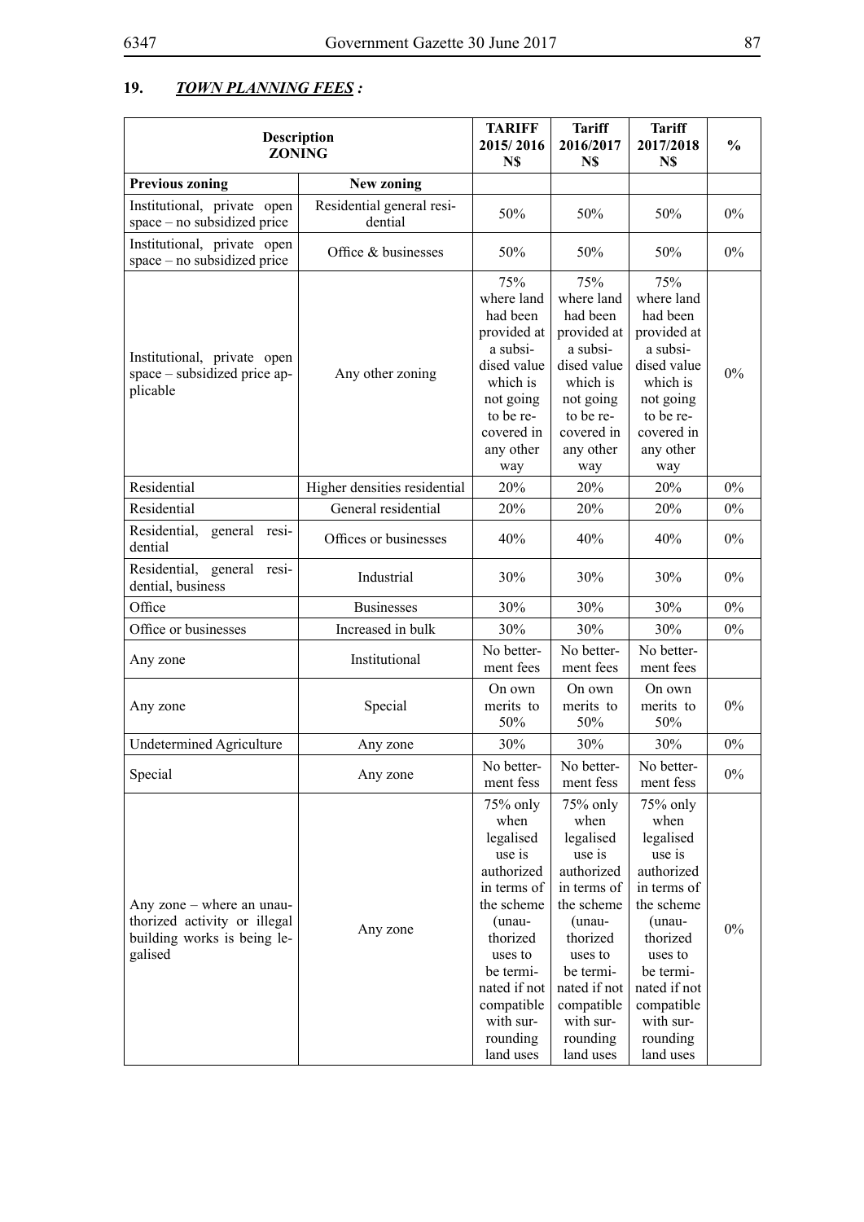## 19. ***TOWN PLANNING FEES :***

| Description ZONING | | TARIFF 2015/ 2016 N$ | Tariff 2016/2017 N$ | Tariff 2017/2018 N$ | % |
|---|---|---|---|---|---|
| **Previous zoning** | **New zoning** | | | | |
| Institutional, private open space – no subsidized price | Residential general residential | 50% | 50% | 50% | 0% |
| Institutional, private open space – no subsidized price | Office & businesses | 50% | 50% | 50% | 0% |
| Institutional, private open space – subsidized price applicable | Any other zoning | 75% where land had been provided at a subsidised value which is not going to be recovered in any other way | 75% where land had been provided at a subsidised value which is not going to be recovered in any other way | 75% where land had been provided at a subsidised value which is not going to be recovered in any other way | 0% |
| Residential | Higher densities residential | 20% | 20% | 20% | 0% |
| Residential | General residential | 20% | 20% | 20% | 0% |
| Residential, general residential | Offices or businesses | 40% | 40% | 40% | 0% |
| Residential, general residential, business | Industrial | 30% | 30% | 30% | 0% |
| Office | Businesses | 30% | 30% | 30% | 0% |
| Office or businesses | Increased in bulk | 30% | 30% | 30% | 0% |
| Any zone | Institutional | No betterment fees | No betterment fees | No betterment fees | |
| Any zone | Special | On own merits to 50% | On own merits to 50% | On own merits to 50% | 0% |
| Undetermined Agriculture | Any zone | 30% | 30% | 30% | 0% |
| Special | Any zone | No betterment fess | No betterment fess | No betterment fess | 0% |
| Any zone – where an unauthorized activity or illegal building works is being legalised | Any zone | 75% only when legalised use is authorized in terms of the scheme (unauthorized uses to be terminated if not compatible with surrounding land uses | 75% only when legalised use is authorized in terms of the scheme (unauthorized uses to be terminated if not compatible with surrounding land uses | 75% only when legalised use is authorized in terms of the scheme (unauthorized uses to be terminated if not compatible with surrounding land uses | 0% |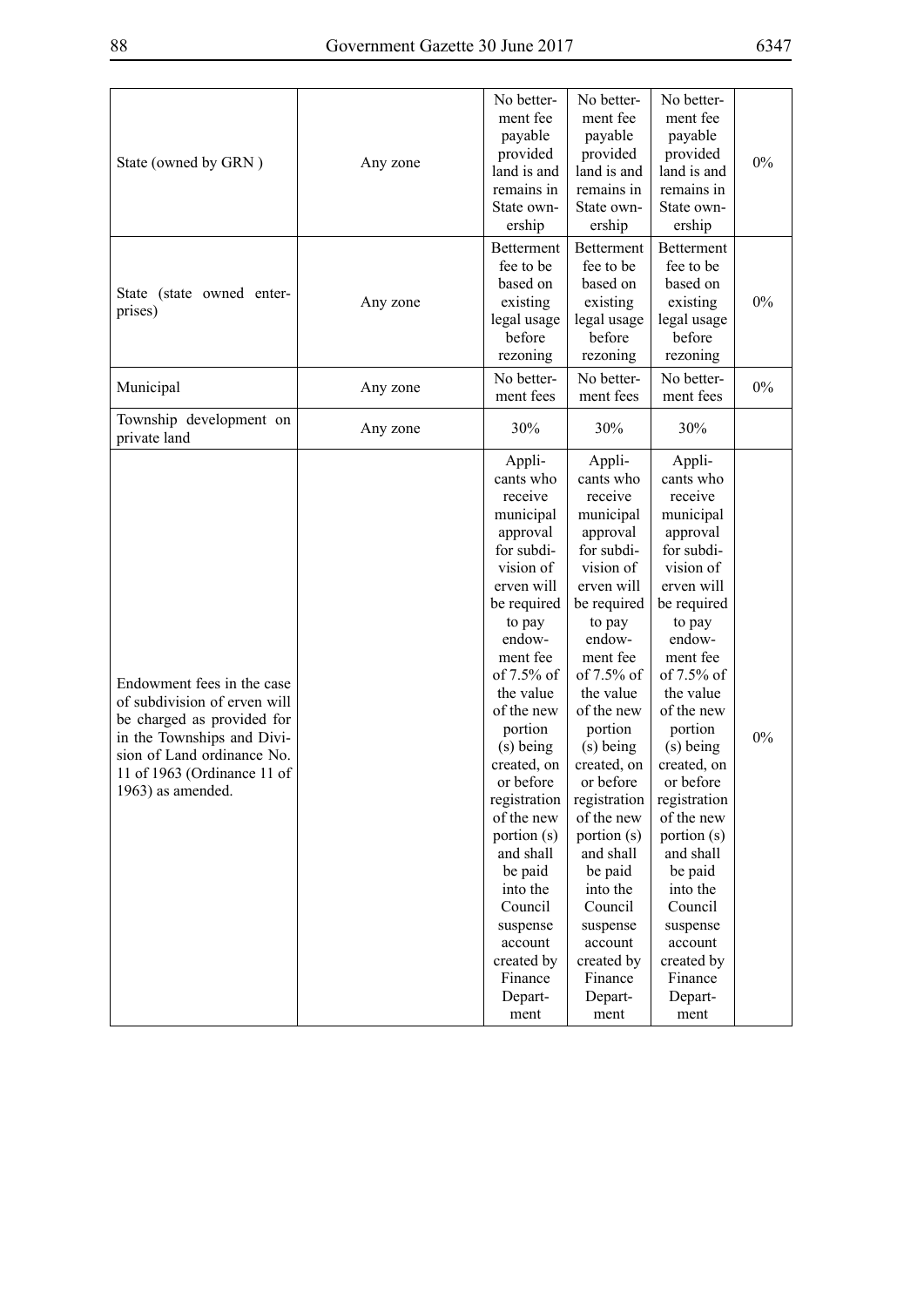| | | | | | |
|---|---|---|---|---|---|
| State (owned by GRN ) | Any zone | No betterment fee payable provided land is and remains in State ownership | No betterment fee payable provided land is and remains in State ownership | No betterment fee payable provided land is and remains in State ownership | 0% |
| State (state owned enterprises) | Any zone | Betterment fee to be based on existing legal usage before rezoning | Betterment fee to be based on existing legal usage before rezoning | Betterment fee to be based on existing legal usage before rezoning | 0% |
| Municipal | Any zone | No betterment fees | No betterment fees | No betterment fees | 0% |
| Township development on private land | Any zone | 30% | 30% | 30% | |
| Endowment fees in the case of subdivision of erven will be charged as provided for in the Townships and Division of Land ordinance No. 11 of 1963 (Ordinance 11 of 1963) as amended. | | Applicants who receive municipal approval for subdivision of erven will be required to pay endowment fee of 7.5% of the value of the new portion (s) being created, on or before registration of the new portion (s) and shall be paid into the Council suspense account created by Finance Department | Applicants who receive municipal approval for subdivision of erven will be required to pay endowment fee of 7.5% of the value of the new portion (s) being created, on or before registration of the new portion (s) and shall be paid into the Council suspense account created by Finance Department | Applicants who receive municipal approval for subdivision of erven will be required to pay endowment fee of 7.5% of the value of the new portion (s) being created, on or before registration of the new portion (s) and shall be paid into the Council suspense account created by Finance Department | 0% |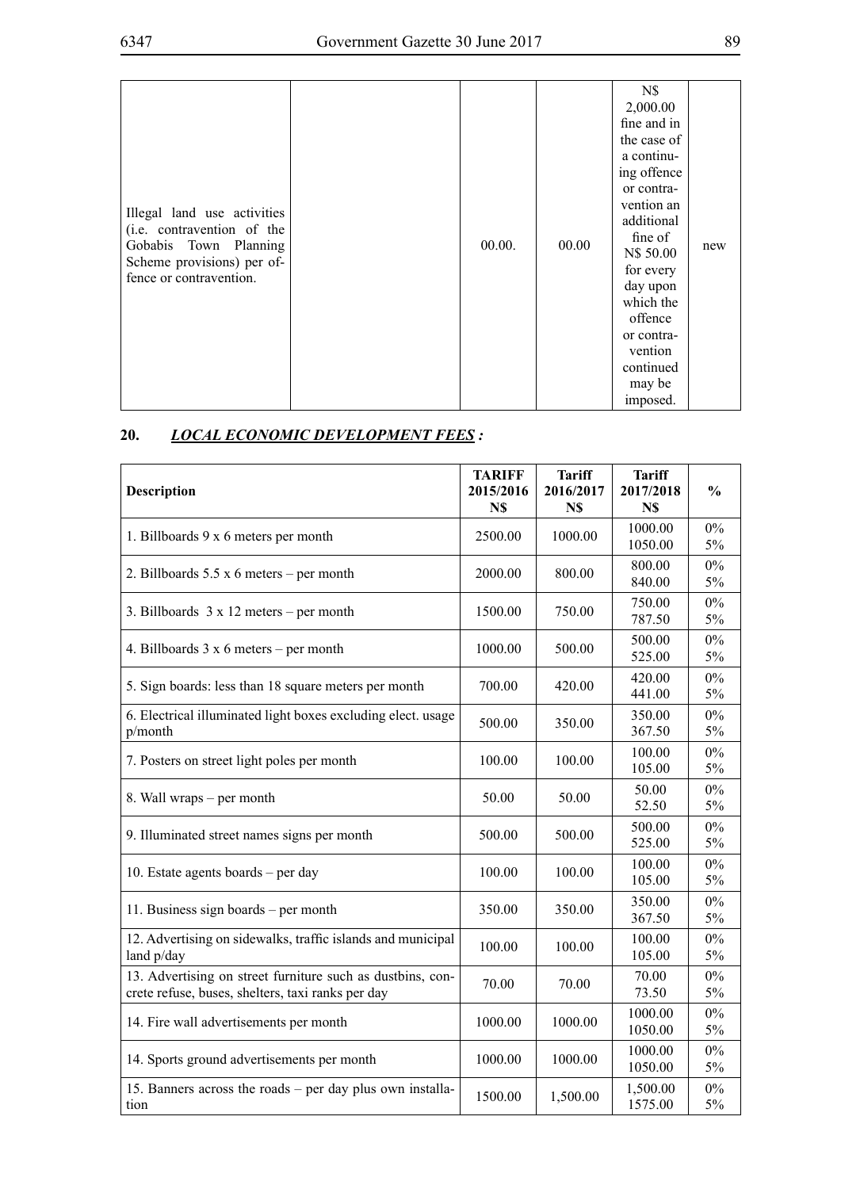| | | | | | |
|---|---|---|---|---|---|
| Illegal land use activities (i.e. contravention of the Gobabis Town Planning Scheme provisions) per offence or contravention. | | 00.00. | 00.00 | N$ 2,000.00 fine and in the case of a continuing offence or contravention an additional fine of N$ 50.00 for every day upon which the offence or contravention continued may be imposed. | new |

## 20. ***LOCAL ECONOMIC DEVELOPMENT FEES :***

| Description | TARIFF 2015/2016 N$ | Tariff 2016/2017 N$ | Tariff 2017/2018 N$ | % |
|---|---|---|---|---|
| 1. Billboards 9 x 6 meters per month | 2500.00 | 1000.00 | 1000.00<br>1050.00 | 0%<br>5% |
| 2. Billboards 5.5 x 6 meters – per month | 2000.00 | 800.00 | 800.00<br>840.00 | 0%<br>5% |
| 3. Billboards 3 x 12 meters – per month | 1500.00 | 750.00 | 750.00<br>787.50 | 0%<br>5% |
| 4. Billboards 3 x 6 meters – per month | 1000.00 | 500.00 | 500.00<br>525.00 | 0%<br>5% |
| 5. Sign boards: less than 18 square meters per month | 700.00 | 420.00 | 420.00<br>441.00 | 0%<br>5% |
| 6. Electrical illuminated light boxes excluding elect. usage p/month | 500.00 | 350.00 | 350.00<br>367.50 | 0%<br>5% |
| 7. Posters on street light poles per month | 100.00 | 100.00 | 100.00<br>105.00 | 0%<br>5% |
| 8. Wall wraps – per month | 50.00 | 50.00 | 50.00<br>52.50 | 0%<br>5% |
| 9. Illuminated street names signs per month | 500.00 | 500.00 | 500.00<br>525.00 | 0%<br>5% |
| 10. Estate agents boards – per day | 100.00 | 100.00 | 100.00<br>105.00 | 0%<br>5% |
| 11. Business sign boards – per month | 350.00 | 350.00 | 350.00<br>367.50 | 0%<br>5% |
| 12. Advertising on sidewalks, traffic islands and municipal land p/day | 100.00 | 100.00 | 100.00<br>105.00 | 0%<br>5% |
| 13. Advertising on street furniture such as dustbins, concrete refuse, buses, shelters, taxi ranks per day | 70.00 | 70.00 | 70.00<br>73.50 | 0%<br>5% |
| 14. Fire wall advertisements per month | 1000.00 | 1000.00 | 1000.00<br>1050.00 | 0%<br>5% |
| 14. Sports ground advertisements per month | 1000.00 | 1000.00 | 1000.00<br>1050.00 | 0%<br>5% |
| 15. Banners across the roads – per day plus own installation | 1500.00 | 1,500.00 | 1,500.00<br>1575.00 | 0%<br>5% |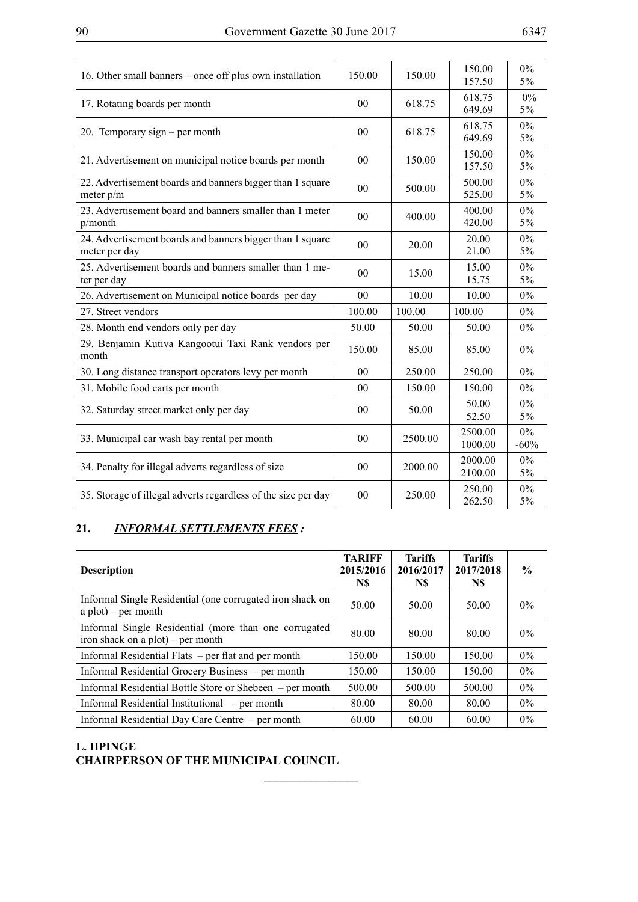| | | | | |
|---|---|---|---|---|
| 16. Other small banners – once off plus own installation | 150.00 | 150.00 | 150.00<br>157.50 | 0%<br>5% |
| 17. Rotating boards per month | 00 | 618.75 | 618.75<br>649.69 | 0%<br>5% |
| 20. Temporary sign – per month | 00 | 618.75 | 618.75<br>649.69 | 0%<br>5% |
| 21. Advertisement on municipal notice boards per month | 00 | 150.00 | 150.00<br>157.50 | 0%<br>5% |
| 22. Advertisement boards and banners bigger than 1 square meter p/m | 00 | 500.00 | 500.00<br>525.00 | 0%<br>5% |
| 23. Advertisement board and banners smaller than 1 meter p/month | 00 | 400.00 | 400.00<br>420.00 | 0%<br>5% |
| 24. Advertisement boards and banners bigger than 1 square meter per day | 00 | 20.00 | 20.00<br>21.00 | 0%<br>5% |
| 25. Advertisement boards and banners smaller than 1 meter per day | 00 | 15.00 | 15.00<br>15.75 | 0%<br>5% |
| 26. Advertisement on Municipal notice boards per day | 00 | 10.00 | 10.00 | 0% |
| 27. Street vendors | 100.00 | 100.00 | 100.00 | 0% |
| 28. Month end vendors only per day | 50.00 | 50.00 | 50.00 | 0% |
| 29. Benjamin Kutiva Kangootui Taxi Rank vendors per month | 150.00 | 85.00 | 85.00 | 0% |
| 30. Long distance transport operators levy per month | 00 | 250.00 | 250.00 | 0% |
| 31. Mobile food carts per month | 00 | 150.00 | 150.00 | 0% |
| 32. Saturday street market only per day | 00 | 50.00 | 50.00<br>52.50 | 0%<br>5% |
| 33. Municipal car wash bay rental per month | 00 | 2500.00 | 2500.00<br>1000.00 | 0%<br>-60% |
| 34. Penalty for illegal adverts regardless of size | 00 | 2000.00 | 2000.00<br>2100.00 | 0%<br>5% |
| 35. Storage of illegal adverts regardless of the size per day | 00 | 250.00 | 250.00<br>262.50 | 0%<br>5% |

## 21. *INFORMAL SETTLEMENTS FEES* :

| Description | TARIFF 2015/2016 N$ | Tariffs 2016/2017 N$ | Tariffs 2017/2018 N$ | % |
|---|---|---|---|---|
| Informal Single Residential (one corrugated iron shack on a plot) – per month | 50.00 | 50.00 | 50.00 | 0% |
| Informal Single Residential (more than one corrugated iron shack on a plot) – per month | 80.00 | 80.00 | 80.00 | 0% |
| Informal Residential Flats – per flat and per month | 150.00 | 150.00 | 150.00 | 0% |
| Informal Residential Grocery Business – per month | 150.00 | 150.00 | 150.00 | 0% |
| Informal Residential Bottle Store or Shebeen – per month | 500.00 | 500.00 | 500.00 | 0% |
| Informal Residential Institutional – per month | 80.00 | 80.00 | 80.00 | 0% |
| Informal Residential Day Care Centre – per month | 60.00 | 60.00 | 60.00 | 0% |

**L. IIPINGE**
**CHAIRPERSON OF THE MUNICIPAL COUNCIL**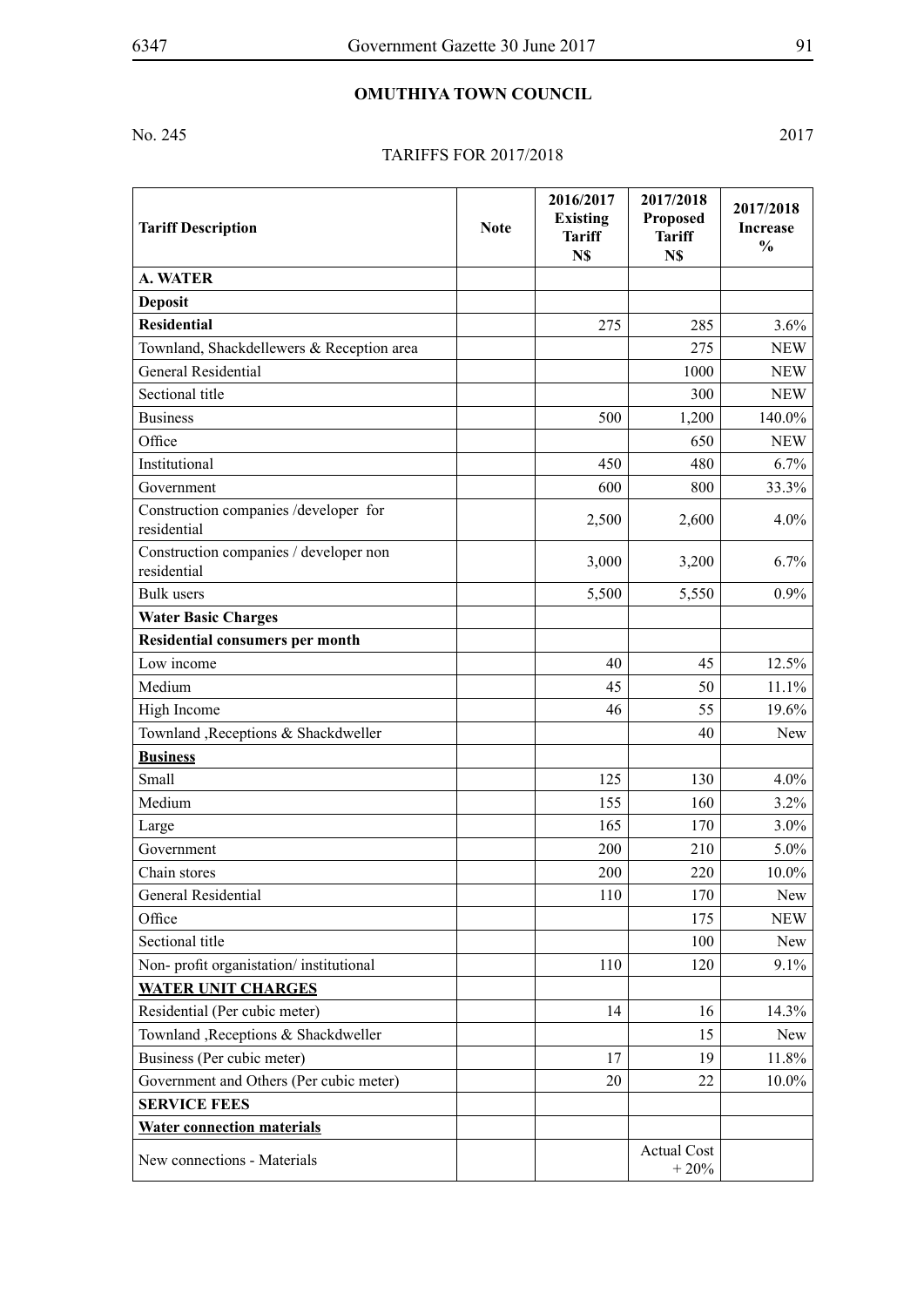## OMUTHIYA TOWN COUNCIL

No. 245 2017

TARIFFS FOR 2017/2018

| Tariff Description | Note | 2016/2017 Existing Tariff N$ | 2017/2018 Proposed Tariff N$ | 2017/2018 Increase % |
|---|---|---|---|---|
| **A. WATER** | | | | |
| **Deposit** | | | | |
| **Residential** | | 275 | 285 | 3.6% |
| Townland, Shackdellewers & Reception area | | | 275 | NEW |
| General Residential | | | 1000 | NEW |
| Sectional title | | | 300 | NEW |
| Business | | 500 | 1,200 | 140.0% |
| Office | | | 650 | NEW |
| Institutional | | 450 | 480 | 6.7% |
| Government | | 600 | 800 | 33.3% |
| Construction companies /developer for residential | | 2,500 | 2,600 | 4.0% |
| Construction companies / developer non residential | | 3,000 | 3,200 | 6.7% |
| Bulk users | | 5,500 | 5,550 | 0.9% |
| **Water Basic Charges** | | | | |
| **Residential consumers per month** | | | | |
| Low income | | 40 | 45 | 12.5% |
| Medium | | 45 | 50 | 11.1% |
| High Income | | 46 | 55 | 19.6% |
| Townland ,Receptions & Shackdweller | | | 40 | New |
| **Business** | | | | |
| Small | | 125 | 130 | 4.0% |
| Medium | | 155 | 160 | 3.2% |
| Large | | 165 | 170 | 3.0% |
| Government | | 200 | 210 | 5.0% |
| Chain stores | | 200 | 220 | 10.0% |
| General Residential | | 110 | 170 | New |
| Office | | | 175 | NEW |
| Sectional title | | | 100 | New |
| Non- profit organistation/ institutional | | 110 | 120 | 9.1% |
| **WATER UNIT CHARGES** | | | | |
| Residential (Per cubic meter) | | 14 | 16 | 14.3% |
| Townland ,Receptions & Shackdweller | | | 15 | New |
| Business (Per cubic meter) | | 17 | 19 | 11.8% |
| Government and Others (Per cubic meter) | | 20 | 22 | 10.0% |
| **SERVICE FEES** | | | | |
| **Water connection materials** | | | | |
| New connections - Materials | | | Actual Cost + 20% | |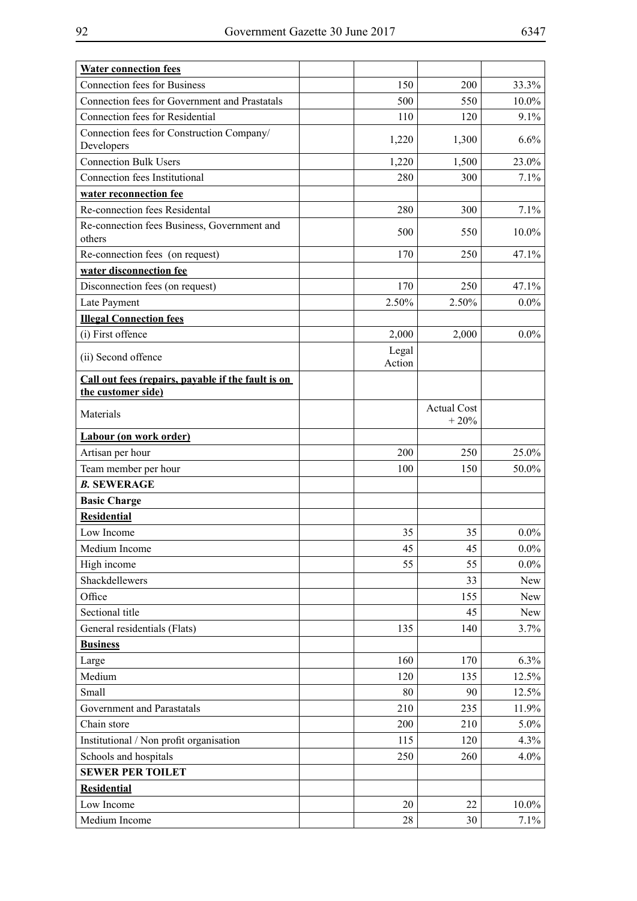| **Water connection fees** | | | | |
|---|---|---|---|---|
| Connection fees for Business | | 150 | 200 | 33.3% |
| Connection fees for Government and Prastatals | | 500 | 550 | 10.0% |
| Connection fees for Residential | | 110 | 120 | 9.1% |
| Connection fees for Construction Company/ Developers | | 1,220 | 1,300 | 6.6% |
| Connection Bulk Users | | 1,220 | 1,500 | 23.0% |
| Connection fees Institutional | | 280 | 300 | 7.1% |
| **water reconnection fee** | | | | |
| Re-connection fees Residental | | 280 | 300 | 7.1% |
| Re-connection fees Business, Government and others | | 500 | 550 | 10.0% |
| Re-connection fees (on request) | | 170 | 250 | 47.1% |
| **water disconnection fee** | | | | |
| Disconnection fees (on request) | | 170 | 250 | 47.1% |
| Late Payment | | 2.50% | 2.50% | 0.0% |
| **Illegal Connection fees** | | | | |
| (i) First offence | | 2,000 | 2,000 | 0.0% |
| (ii) Second offence | | Legal Action | | |
| **Call out fees (repairs, payable if the fault is on the customer side)** | | | | |
| Materials | | | Actual Cost + 20% | |
| **Labour (on work order)** | | | | |
| Artisan per hour | | 200 | 250 | 25.0% |
| Team member per hour | | 100 | 150 | 50.0% |
| ***B.* SEWERAGE** | | | | |
| **Basic Charge** | | | | |
| **Residential** | | | | |
| Low Income | | 35 | 35 | 0.0% |
| Medium Income | | 45 | 45 | 0.0% |
| High income | | 55 | 55 | 0.0% |
| Shackdellewers | | | 33 | New |
| Office | | | 155 | New |
| Sectional title | | | 45 | New |
| General residentials (Flats) | | 135 | 140 | 3.7% |
| **Business** | | | | |
| Large | | 160 | 170 | 6.3% |
| Medium | | 120 | 135 | 12.5% |
| Small | | 80 | 90 | 12.5% |
| Government and Parastatals | | 210 | 235 | 11.9% |
| Chain store | | 200 | 210 | 5.0% |
| Institutional / Non profit organisation | | 115 | 120 | 4.3% |
| Schools and hospitals | | 250 | 260 | 4.0% |
| **SEWER PER TOILET** | | | | |
| **Residential** | | | | |
| Low Income | | 20 | 22 | 10.0% |
| Medium Income | | 28 | 30 | 7.1% |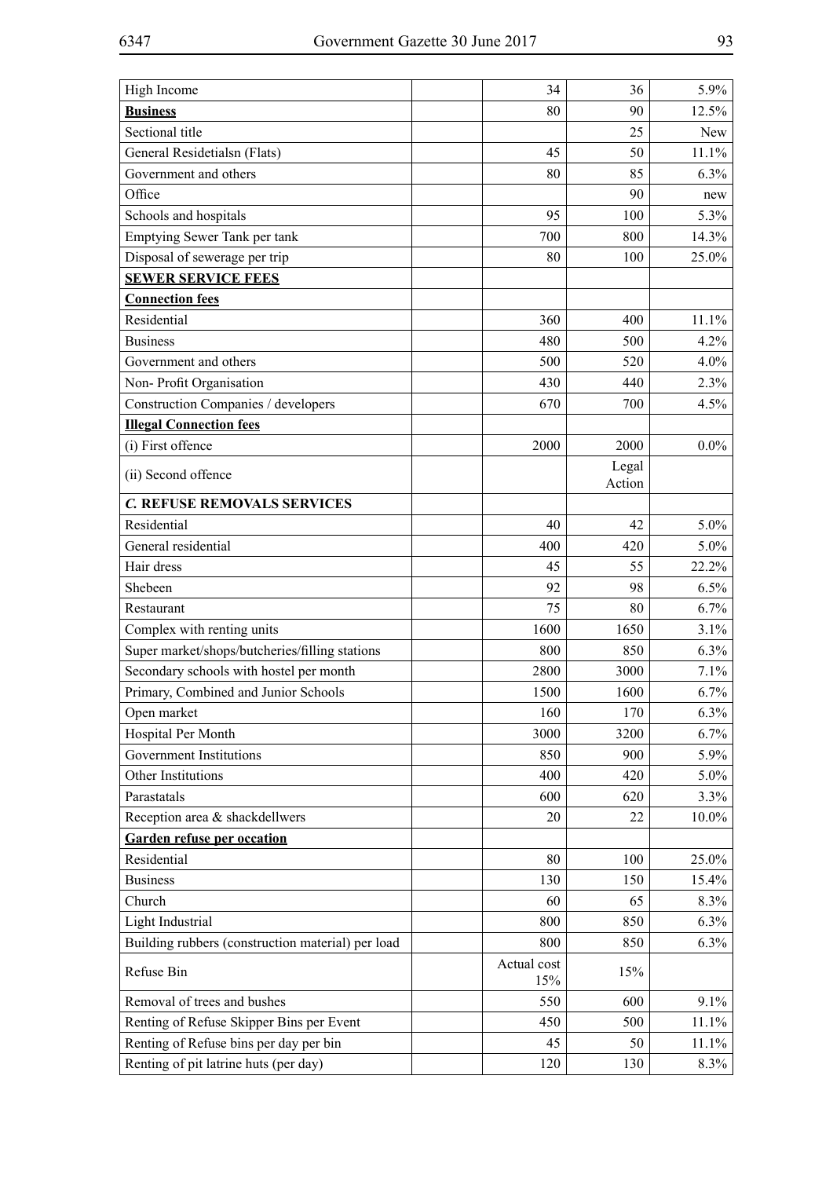| | | | | |
|---|---|---|---|---|
| High Income | | 34 | 36 | 5.9% |
| **Business** | | 80 | 90 | 12.5% |
| Sectional title | | | 25 | New |
| General Residetialsn (Flats) | | 45 | 50 | 11.1% |
| Government and others | | 80 | 85 | 6.3% |
| Office | | | 90 | new |
| Schools and hospitals | | 95 | 100 | 5.3% |
| Emptying Sewer Tank per tank | | 700 | 800 | 14.3% |
| Disposal of sewerage per trip | | 80 | 100 | 25.0% |
| **SEWER SERVICE FEES** | | | | |
| **Connection fees** | | | | |
| Residential | | 360 | 400 | 11.1% |
| Business | | 480 | 500 | 4.2% |
| Government and others | | 500 | 520 | 4.0% |
| Non- Profit Organisation | | 430 | 440 | 2.3% |
| Construction Companies / developers | | 670 | 700 | 4.5% |
| **Illegal Connection fees** | | | | |
| (i) First offence | | 2000 | 2000 | 0.0% |
| (ii) Second offence | | | Legal Action | |
| ***C.* REFUSE REMOVALS SERVICES** | | | | |
| Residential | | 40 | 42 | 5.0% |
| General residential | | 400 | 420 | 5.0% |
| Hair dress | | 45 | 55 | 22.2% |
| Shebeen | | 92 | 98 | 6.5% |
| Restaurant | | 75 | 80 | 6.7% |
| Complex with renting units | | 1600 | 1650 | 3.1% |
| Super market/shops/butcheries/filling stations | | 800 | 850 | 6.3% |
| Secondary schools with hostel per month | | 2800 | 3000 | 7.1% |
| Primary, Combined and Junior Schools | | 1500 | 1600 | 6.7% |
| Open market | | 160 | 170 | 6.3% |
| Hospital Per Month | | 3000 | 3200 | 6.7% |
| Government Institutions | | 850 | 900 | 5.9% |
| Other Institutions | | 400 | 420 | 5.0% |
| Parastatals | | 600 | 620 | 3.3% |
| Reception area & shackdellwers | | 20 | 22 | 10.0% |
| **Garden refuse per occation** | | | | |
| Residential | | 80 | 100 | 25.0% |
| Business | | 130 | 150 | 15.4% |
| Church | | 60 | 65 | 8.3% |
| Light Industrial | | 800 | 850 | 6.3% |
| Building rubbers (construction material) per load | | 800 | 850 | 6.3% |
| Refuse Bin | | Actual cost 15% | 15% | |
| Removal of trees and bushes | | 550 | 600 | 9.1% |
| Renting of Refuse Skipper Bins per Event | | 450 | 500 | 11.1% |
| Renting of Refuse bins per day per bin | | 45 | 50 | 11.1% |
| Renting of pit latrine huts (per day) | | 120 | 130 | 8.3% |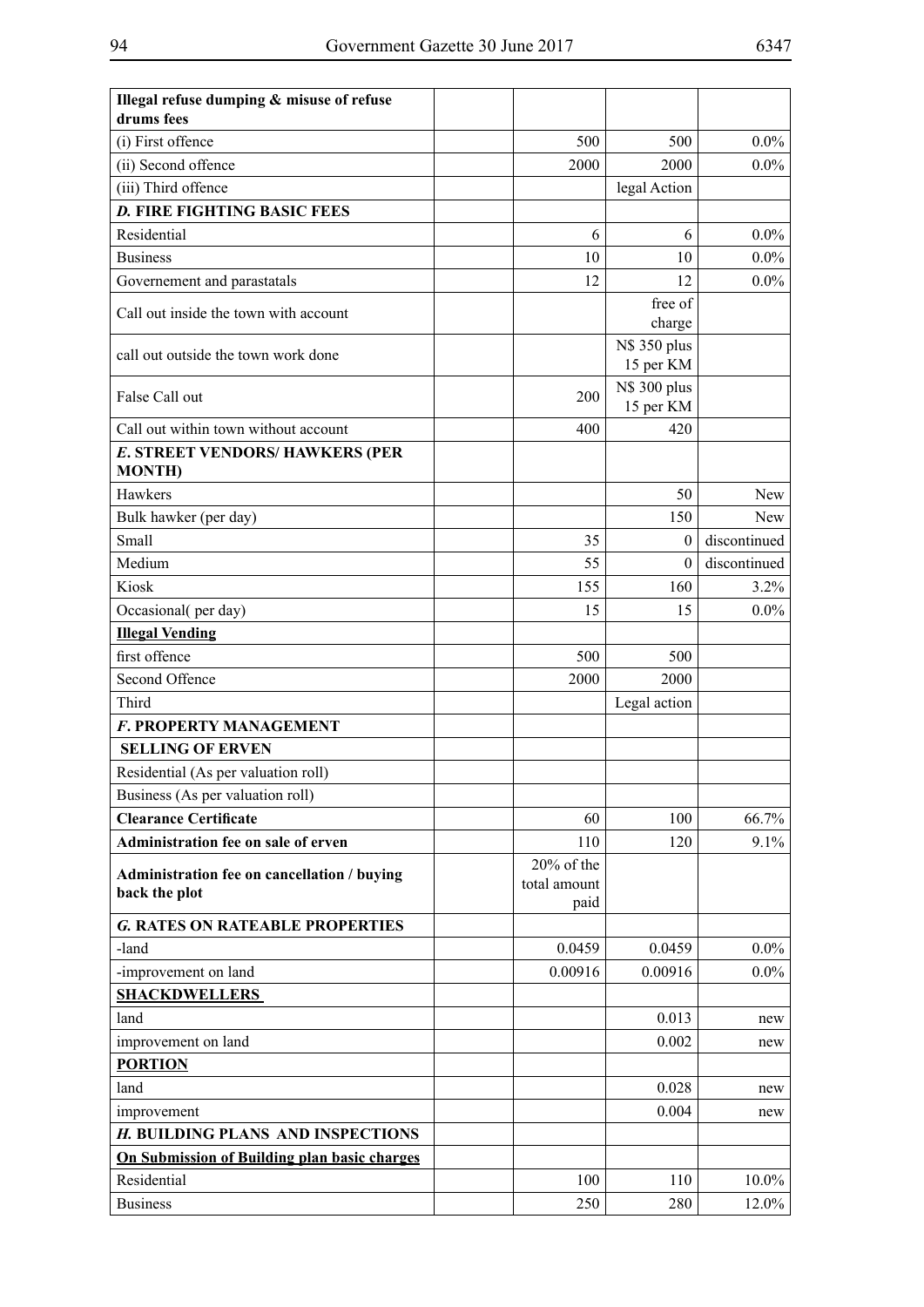| | | | | |
|---|---|---|---|---|
| **Illegal refuse dumping & misuse of refuse drums fees** | | | | |
| (i) First offence | | 500 | 500 | 0.0% |
| (ii) Second offence | | 2000 | 2000 | 0.0% |
| (iii) Third offence | | | legal Action | |
| ***D.* FIRE FIGHTING BASIC FEES** | | | | |
| Residential | | 6 | 6 | 0.0% |
| Business | | 10 | 10 | 0.0% |
| Governement and parastatals | | 12 | 12 | 0.0% |
| Call out inside the town with account | | | free of charge | |
| call out outside the town work done | | | N$ 350 plus 15 per KM | |
| False Call out | | 200 | N$ 300 plus 15 per KM | |
| Call out within town without account | | 400 | 420 | |
| ***E.* STREET VENDORS/ HAWKERS (PER MONTH)** | | | | |
| Hawkers | | | 50 | New |
| Bulk hawker (per day) | | | 150 | New |
| Small | | 35 | 0 | discontinued |
| Medium | | 55 | 0 | discontinued |
| Kiosk | | 155 | 160 | 3.2% |
| Occasional( per day) | | 15 | 15 | 0.0% |
| **Illegal Vending** | | | | |
| first offence | | 500 | 500 | |
| Second Offence | | 2000 | 2000 | |
| Third | | | Legal action | |
| ***F.* PROPERTY MANAGEMENT** | | | | |
| **SELLING OF ERVEN** | | | | |
| Residential (As per valuation roll) | | | | |
| Business (As per valuation roll) | | | | |
| **Clearance Certificate** | | 60 | 100 | 66.7% |
| **Administration fee on sale of erven** | | 110 | 120 | 9.1% |
| **Administration fee on cancellation / buying back the plot** | | 20% of the total amount paid | | |
| ***G.* RATES ON RATEABLE PROPERTIES** | | | | |
| -land | | 0.0459 | 0.0459 | 0.0% |
| -improvement on land | | 0.00916 | 0.00916 | 0.0% |
| **SHACKDWELLERS** | | | | |
| land | | | 0.013 | new |
| improvement on land | | | 0.002 | new |
| **PORTION** | | | | |
| land | | | 0.028 | new |
| improvement | | | 0.004 | new |
| ***H.* BUILDING PLANS AND INSPECTIONS** | | | | |
| **On Submission of Building plan basic charges** | | | | |
| Residential | | 100 | 110 | 10.0% |
| Business | | 250 | 280 | 12.0% |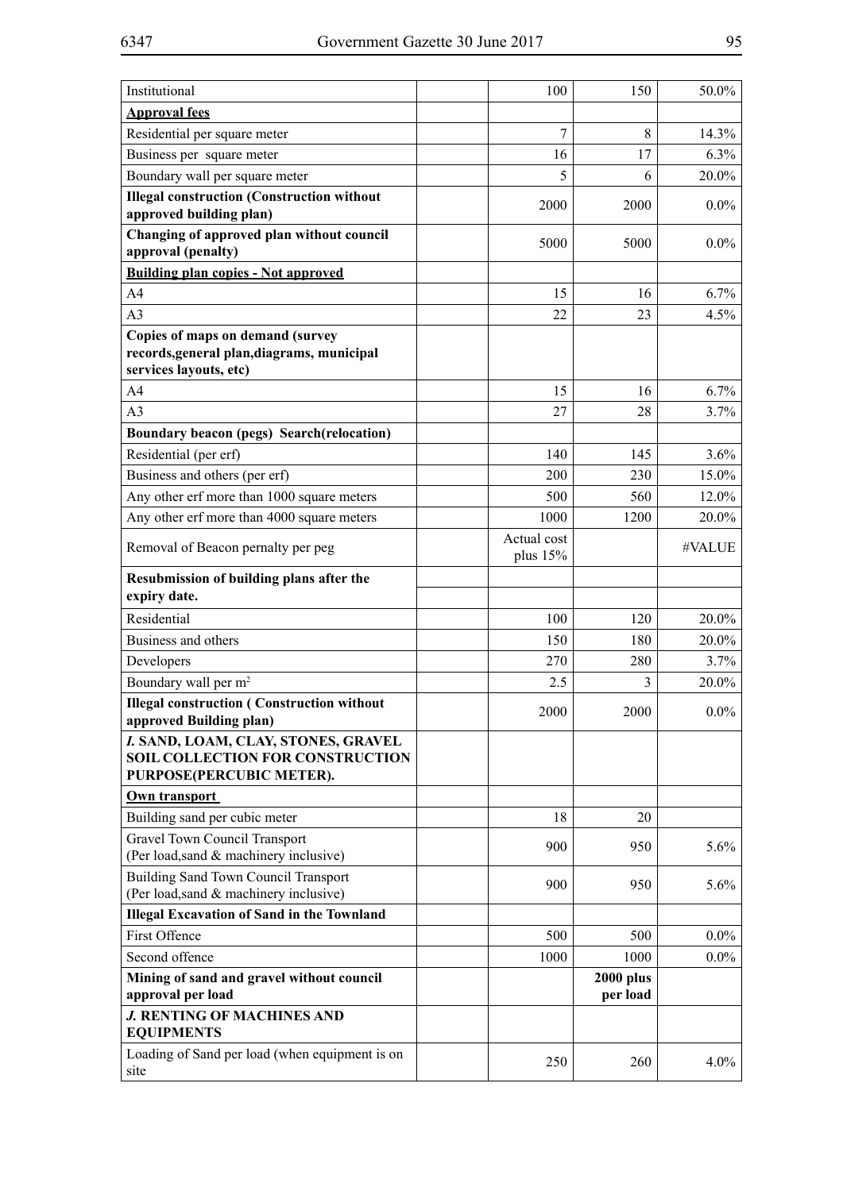| Institutional | | 100 | 150 | 50.0% |
|---|---|---|---|---|
| **Approval fees** | | | | |
| Residential per square meter | | 7 | 8 | 14.3% |
| Business per square meter | | 16 | 17 | 6.3% |
| Boundary wall per square meter | | 5 | 6 | 20.0% |
| **Illegal construction (Construction without approved building plan)** | | 2000 | 2000 | 0.0% |
| **Changing of approved plan without council approval (penalty)** | | 5000 | 5000 | 0.0% |
| **Building plan copies - Not approved** | | | | |
| A4 | | 15 | 16 | 6.7% |
| A3 | | 22 | 23 | 4.5% |
| **Copies of maps on demand (survey records,general plan,diagrams, municipal services layouts, etc)** | | | | |
| A4 | | 15 | 16 | 6.7% |
| A3 | | 27 | 28 | 3.7% |
| **Boundary beacon (pegs) Search(relocation)** | | | | |
| Residential (per erf) | | 140 | 145 | 3.6% |
| Business and others (per erf) | | 200 | 230 | 15.0% |
| Any other erf more than 1000 square meters | | 500 | 560 | 12.0% |
| Any other erf more than 4000 square meters | | 1000 | 1200 | 20.0% |
| Removal of Beacon pernalty per peg | | Actual cost plus 15% | | #VALUE |
| **Resubmission of building plans after the expiry date.** | | | | |
| Residential | | 100 | 120 | 20.0% |
| Business and others | | 150 | 180 | 20.0% |
| Developers | | 270 | 280 | 3.7% |
| Boundary wall per $m^2$ | | 2.5 | 3 | 20.0% |
| **Illegal construction ( Construction without approved Building plan)** | | 2000 | 2000 | 0.0% |
| ***I.* SAND, LOAM, CLAY, STONES, GRAVEL SOIL COLLECTION FOR CONSTRUCTION PURPOSE(PERCUBIC METER).** | | | | |
| **Own transport** | | | | |
| Building sand per cubic meter | | 18 | 20 | |
| Gravel Town Council Transport (Per load,sand & machinery inclusive) | | 900 | 950 | 5.6% |
| Building Sand Town Council Transport (Per load,sand & machinery inclusive) | | 900 | 950 | 5.6% |
| **Illegal Excavation of Sand in the Townland** | | | | |
| First Offence | | 500 | 500 | 0.0% |
| Second offence | | 1000 | 1000 | 0.0% |
| **Mining of sand and gravel without council approval per load** | | | **2000 plus per load** | |
| ***J.* RENTING OF MACHINES AND EQUIPMENTS** | | | | |
| Loading of Sand per load (when equipment is on site | | 250 | 260 | 4.0% |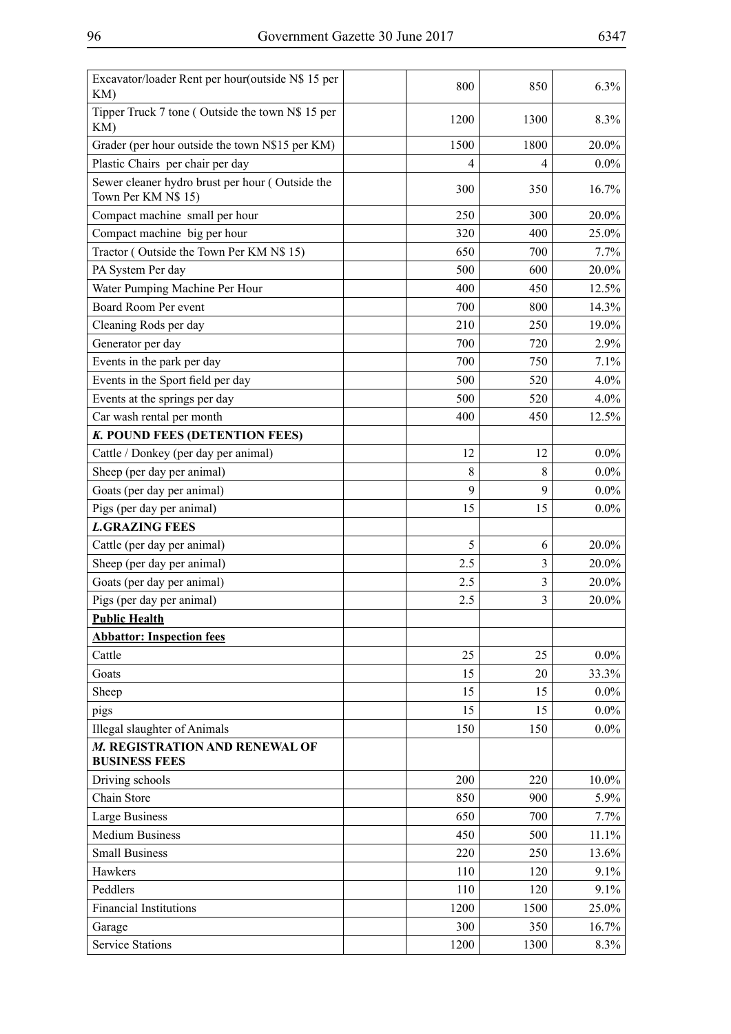| | | | | |
|---|---|---|---|---|
| Excavator/loader Rent per hour(outside N$ 15 per KM) | | 800 | 850 | 6.3% |
| Tipper Truck 7 tone ( Outside the town N$ 15 per KM) | | 1200 | 1300 | 8.3% |
| Grader (per hour outside the town N$15 per KM) | | 1500 | 1800 | 20.0% |
| Plastic Chairs per chair per day | | 4 | 4 | 0.0% |
| Sewer cleaner hydro brust per hour ( Outside the Town Per KM N$ 15) | | 300 | 350 | 16.7% |
| Compact machine small per hour | | 250 | 300 | 20.0% |
| Compact machine big per hour | | 320 | 400 | 25.0% |
| Tractor ( Outside the Town Per KM N$ 15) | | 650 | 700 | 7.7% |
| PA System Per day | | 500 | 600 | 20.0% |
| Water Pumping Machine Per Hour | | 400 | 450 | 12.5% |
| Board Room Per event | | 700 | 800 | 14.3% |
| Cleaning Rods per day | | 210 | 250 | 19.0% |
| Generator per day | | 700 | 720 | 2.9% |
| Events in the park per day | | 700 | 750 | 7.1% |
| Events in the Sport field per day | | 500 | 520 | 4.0% |
| Events at the springs per day | | 500 | 520 | 4.0% |
| Car wash rental per month | | 400 | 450 | 12.5% |
| ***K.* POUND FEES (DETENTION FEES)** | | | | |
| Cattle / Donkey (per day per animal) | | 12 | 12 | 0.0% |
| Sheep (per day per animal) | | 8 | 8 | 0.0% |
| Goats (per day per animal) | | 9 | 9 | 0.0% |
| Pigs (per day per animal) | | 15 | 15 | 0.0% |
| ***L.*GRAZING FEES** | | | | |
| Cattle (per day per animal) | | 5 | 6 | 20.0% |
| Sheep (per day per animal) | | 2.5 | 3 | 20.0% |
| Goats (per day per animal) | | 2.5 | 3 | 20.0% |
| Pigs (per day per animal) | | 2.5 | 3 | 20.0% |
| **Public Health** | | | | |
| **Abbattor: Inspection fees** | | | | |
| Cattle | | 25 | 25 | 0.0% |
| Goats | | 15 | 20 | 33.3% |
| Sheep | | 15 | 15 | 0.0% |
| pigs | | 15 | 15 | 0.0% |
| Illegal slaughter of Animals | | 150 | 150 | 0.0% |
| ***M.* REGISTRATION AND RENEWAL OF BUSINESS FEES** | | | | |
| Driving schools | | 200 | 220 | 10.0% |
| Chain Store | | 850 | 900 | 5.9% |
| Large Business | | 650 | 700 | 7.7% |
| Medium Business | | 450 | 500 | 11.1% |
| Small Business | | 220 | 250 | 13.6% |
| Hawkers | | 110 | 120 | 9.1% |
| Peddlers | | 110 | 120 | 9.1% |
| Financial Institutions | | 1200 | 1500 | 25.0% |
| Garage | | 300 | 350 | 16.7% |
| Service Stations | | 1200 | 1300 | 8.3% |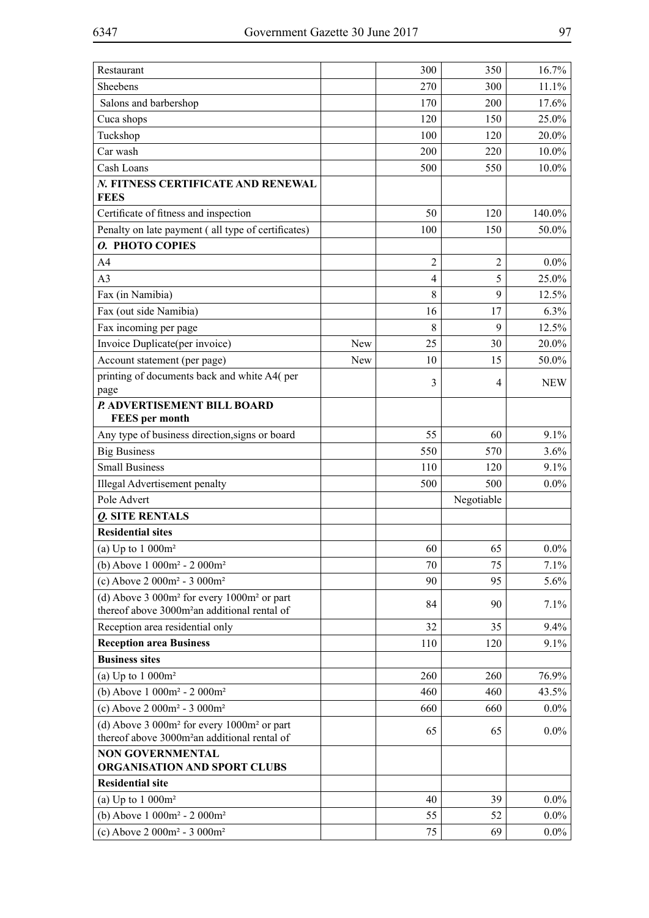| | | | | |
|---|---|---|---|---|
| Restaurant | | 300 | 350 | 16.7% |
| Sheebens | | 270 | 300 | 11.1% |
| Salons and barbershop | | 170 | 200 | 17.6% |
| Cuca shops | | 120 | 150 | 25.0% |
| Tuckshop | | 100 | 120 | 20.0% |
| Car wash | | 200 | 220 | 10.0% |
| Cash Loans | | 500 | 550 | 10.0% |
| ***N.* FITNESS CERTIFICATE AND RENEWAL FEES** | | | | |
| Certificate of fitness and inspection | | 50 | 120 | 140.0% |
| Penalty on late payment ( all type of certificates) | | 100 | 150 | 50.0% |
| ***O.* PHOTO COPIES** | | | | |
| A4 | | 2 | 2 | 0.0% |
| A3 | | 4 | 5 | 25.0% |
| Fax (in Namibia) | | 8 | 9 | 12.5% |
| Fax (out side Namibia) | | 16 | 17 | 6.3% |
| Fax incoming per page | | 8 | 9 | 12.5% |
| Invoice Duplicate(per invoice) | New | 25 | 30 | 20.0% |
| Account statement (per page) | New | 10 | 15 | 50.0% |
| printing of documents back and white A4( per page | | 3 | 4 | NEW |
| ***P.* ADVERTISEMENT BILL BOARD FEES per month** | | | | |
| Any type of business direction,signs or board | | 55 | 60 | 9.1% |
| Big Business | | 550 | 570 | 3.6% |
| Small Business | | 110 | 120 | 9.1% |
| Illegal Advertisement penalty | | 500 | 500 | 0.0% |
| Pole Advert | | | Negotiable | |
| ***Q.* SITE RENTALS** | | | | |
| **Residential sites** | | | | |
| (a) Up to 1 000m² | | 60 | 65 | 0.0% |
| (b) Above 1 000m² - 2 000m² | | 70 | 75 | 7.1% |
| (c) Above 2 000m² - 3 000m² | | 90 | 95 | 5.6% |
| (d) Above 3 000m² for every 1000m² or part thereof above 3000m²an additional rental of | | 84 | 90 | 7.1% |
| Reception area residential only | | 32 | 35 | 9.4% |
| **Reception area Business** | | 110 | 120 | 9.1% |
| **Business sites** | | | | |
| (a) Up to 1 000m² | | 260 | 260 | 76.9% |
| (b) Above 1 000m² - 2 000m² | | 460 | 460 | 43.5% |
| (c) Above 2 000m² - 3 000m² | | 660 | 660 | 0.0% |
| (d) Above 3 000m² for every 1000m² or part thereof above 3000m²an additional rental of | | 65 | 65 | 0.0% |
| **NON GOVERNMENTAL ORGANISATION AND SPORT CLUBS** | | | | |
| **Residential site** | | | | |
| (a) Up to 1 000m² | | 40 | 39 | 0.0% |
| (b) Above 1 000m² - 2 000m² | | 55 | 52 | 0.0% |
| (c) Above 2 000m² - 3 000m² | | 75 | 69 | 0.0% |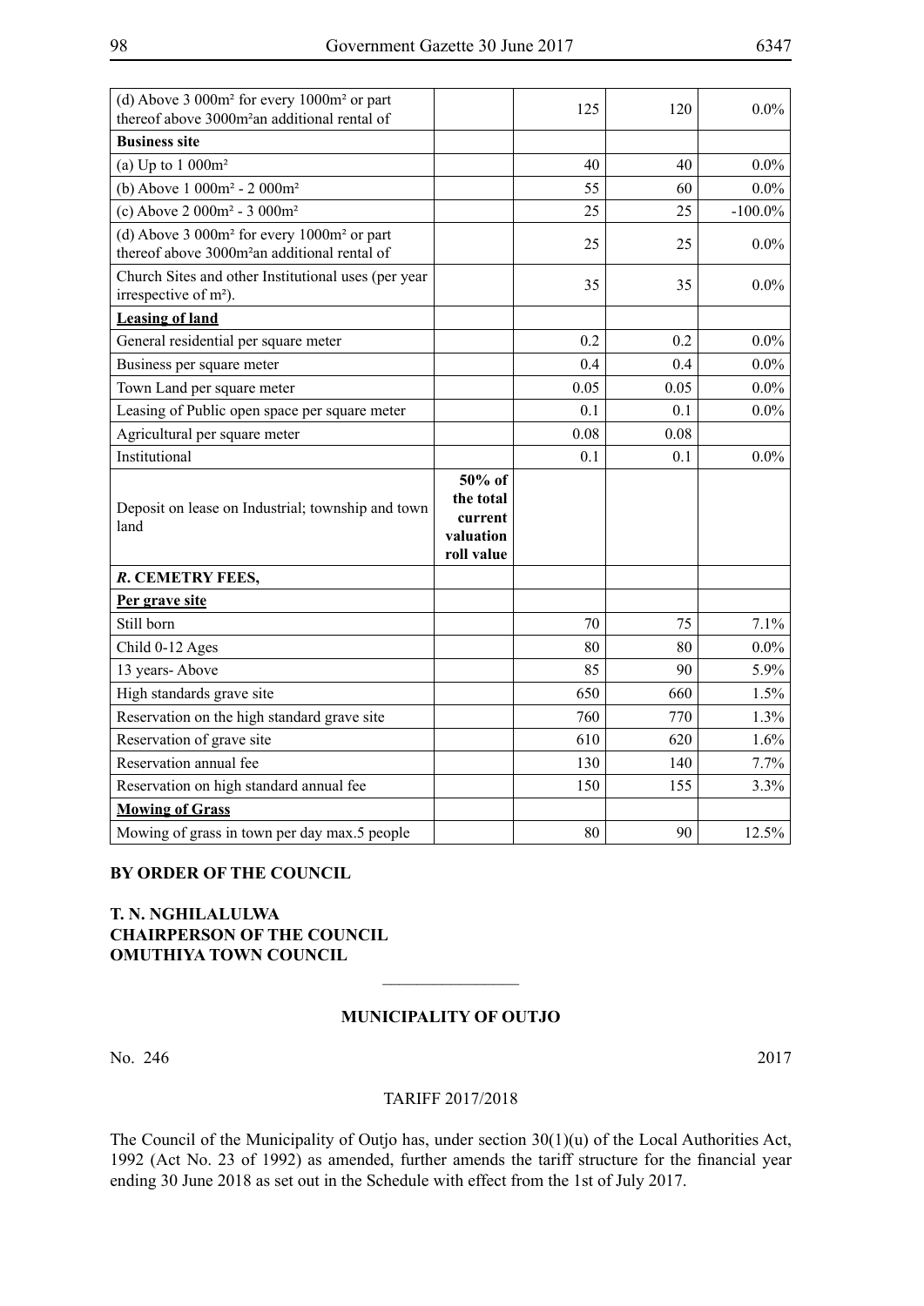| | | | | |
|---|---|---|---|---|
| (d) Above 3 000m² for every 1000m² or part thereof above 3000m²an additional rental of | | 125 | 120 | 0.0% |
| **Business site** | | | | |
| (a) Up to 1 000m² | | 40 | 40 | 0.0% |
| (b) Above 1 000m² - 2 000m² | | 55 | 60 | 0.0% |
| (c) Above 2 000m² - 3 000m² | | 25 | 25 | -100.0% |
| (d) Above 3 000m² for every 1000m² or part thereof above 3000m²an additional rental of | | 25 | 25 | 0.0% |
| Church Sites and other Institutional uses (per year irrespective of m²). | | 35 | 35 | 0.0% |
| **Leasing of land** | | | | |
| General residential per square meter | | 0.2 | 0.2 | 0.0% |
| Business per square meter | | 0.4 | 0.4 | 0.0% |
| Town Land per square meter | | 0.05 | 0.05 | 0.0% |
| Leasing of Public open space per square meter | | 0.1 | 0.1 | 0.0% |
| Agricultural per square meter | | 0.08 | 0.08 | |
| Institutional | | 0.1 | 0.1 | 0.0% |
| Deposit on lease on Industrial; township and town land | **50% of the total current valuation roll value** | | | |
| ***R.* CEMETRY FEES,** | | | | |
| **Per grave site** | | | | |
| Still born | | 70 | 75 | 7.1% |
| Child 0-12 Ages | | 80 | 80 | 0.0% |
| 13 years- Above | | 85 | 90 | 5.9% |
| High standards grave site | | 650 | 660 | 1.5% |
| Reservation on the high standard grave site | | 760 | 770 | 1.3% |
| Reservation of grave site | | 610 | 620 | 1.6% |
| Reservation annual fee | | 130 | 140 | 7.7% |
| Reservation on high standard annual fee | | 150 | 155 | 3.3% |
| **Mowing of Grass** | | | | |
| Mowing of grass in town per day max.5 people | | 80 | 90 | 12.5% |

**BY ORDER OF THE COUNCIL**

**T. N. NGHILALULWA**
**CHAIRPERSON OF THE COUNCIL**
**OMUTHIYA TOWN COUNCIL**

---

**MUNICIPALITY OF OUTJO**

No. 246 2017

TARIFF 2017/2018

The Council of the Municipality of Outjo has, under section 30(1)(u) of the Local Authorities Act, 1992 (Act No. 23 of 1992) as amended, further amends the tariff structure for the financial year ending 30 June 2018 as set out in the Schedule with effect from the 1st of July 2017.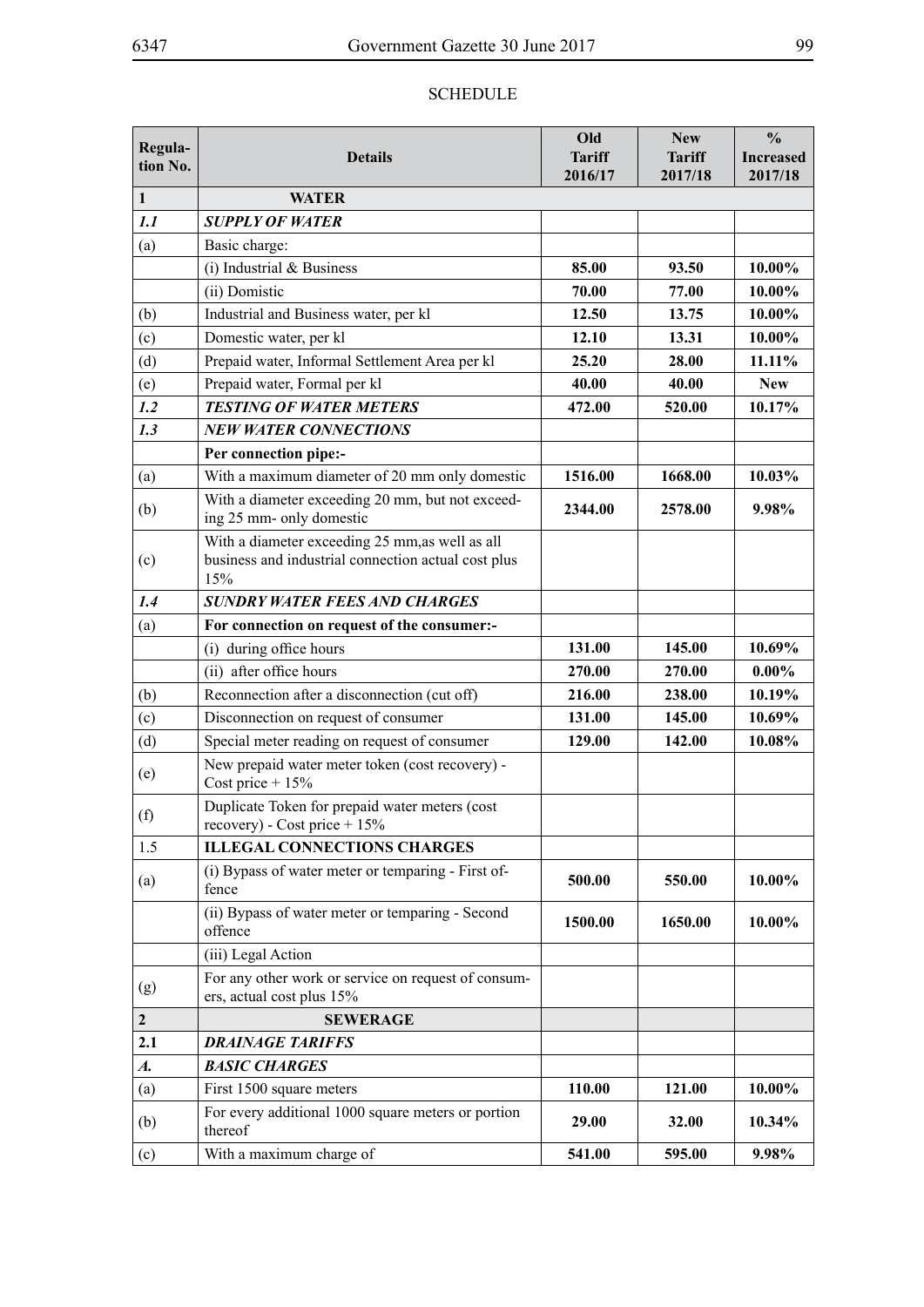SCHEDULE

| Regula-tion No. | Details | Old Tariff 2016/17 | New Tariff 2017/18 | % Increased 2017/18 |
|---|---|---|---|---|
| **1** | **WATER** | | | |
| ***1.1*** | ***SUPPLY OF WATER*** | | | |
| (a) | Basic charge: | | | |
| | (i) Industrial & Business | **85.00** | **93.50** | **10.00%** |
| | (ii) Domistic | **70.00** | **77.00** | **10.00%** |
| (b) | Industrial and Business water, per kl | **12.50** | **13.75** | **10.00%** |
| (c) | Domestic water, per kl | **12.10** | **13.31** | **10.00%** |
| (d) | Prepaid water, Informal Settlement Area per kl | **25.20** | **28.00** | **11.11%** |
| (e) | Prepaid water, Formal per kl | **40.00** | **40.00** | **New** |
| ***1.2*** | ***TESTING OF WATER METERS*** | **472.00** | **520.00** | **10.17%** |
| ***1.3*** | ***NEW WATER CONNECTIONS*** | | | |
| | **Per connection pipe:-** | | | |
| (a) | With a maximum diameter of 20 mm only domestic | **1516.00** | **1668.00** | **10.03%** |
| (b) | With a diameter exceeding 20 mm, but not exceeding 25 mm- only domestic | **2344.00** | **2578.00** | **9.98%** |
| (c) | With a diameter exceeding 25 mm,as well as all business and industrial connection actual cost plus 15% | | | |
| ***1.4*** | ***SUNDRY WATER FEES AND CHARGES*** | | | |
| (a) | **For connection on request of the consumer:-** | | | |
| | (i) during office hours | **131.00** | **145.00** | **10.69%** |
| | (ii) after office hours | **270.00** | **270.00** | **0.00%** |
| (b) | Reconnection after a disconnection (cut off) | **216.00** | **238.00** | **10.19%** |
| (c) | Disconnection on request of consumer | **131.00** | **145.00** | **10.69%** |
| (d) | Special meter reading on request of consumer | **129.00** | **142.00** | **10.08%** |
| (e) | New prepaid water meter token (cost recovery) - Cost price + 15% | | | |
| (f) | Duplicate Token for prepaid water meters (cost recovery) - Cost price + 15% | | | |
| 1.5 | **ILLEGAL CONNECTIONS CHARGES** | | | |
| (a) | (i) Bypass of water meter or temparing - First offence | **500.00** | **550.00** | **10.00%** |
| | (ii) Bypass of water meter or temparing - Second offence | **1500.00** | **1650.00** | **10.00%** |
| | (iii) Legal Action | | | |
| (g) | For any other work or service on request of consumers, actual cost plus 15% | | | |
| **2** | **SEWERAGE** | | | |
| **2.1** | ***DRAINAGE TARIFFS*** | | | |
| ***A.*** | ***BASIC CHARGES*** | | | |
| (a) | First 1500 square meters | **110.00** | **121.00** | **10.00%** |
| (b) | For every additional 1000 square meters or portion thereof | **29.00** | **32.00** | **10.34%** |
| (c) | With a maximum charge of | **541.00** | **595.00** | **9.98%** |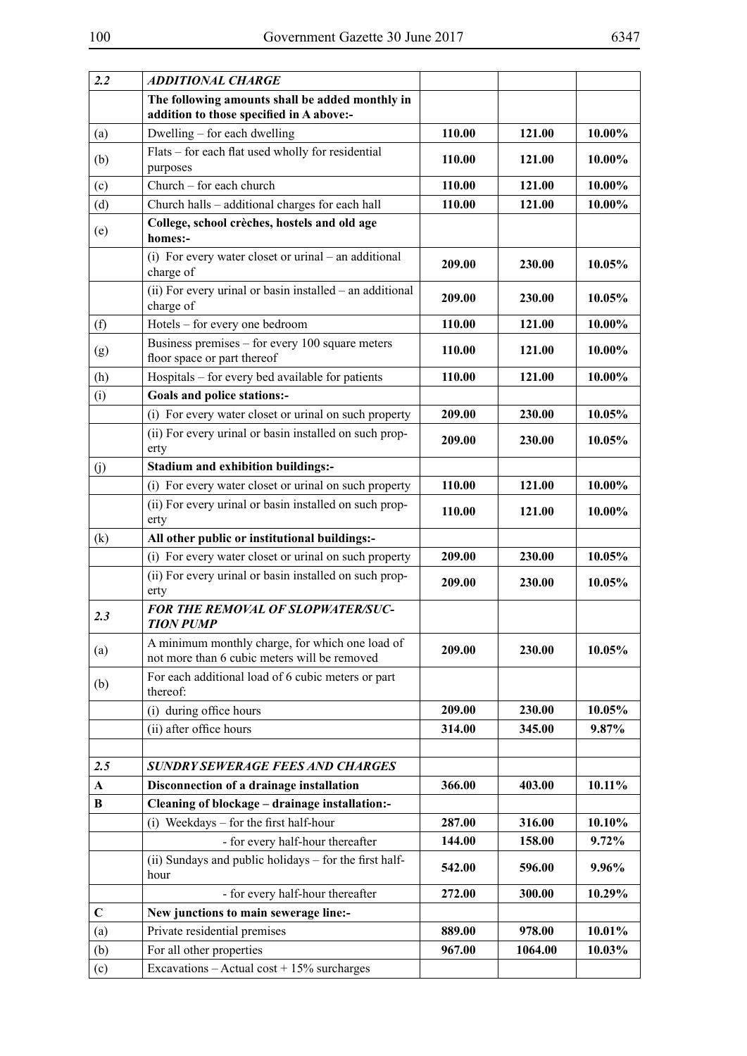| | | | | |
|---|---|---|---|---|
| ***2.2*** | ***ADDITIONAL CHARGE*** | | | |
| | **The following amounts shall be added monthly in addition to those specified in A above:-** | | | |
| (a) | Dwelling – for each dwelling | **110.00** | **121.00** | **10.00%** |
| (b) | Flats – for each flat used wholly for residential purposes | **110.00** | **121.00** | **10.00%** |
| (c) | Church – for each church | **110.00** | **121.00** | **10.00%** |
| (d) | Church halls – additional charges for each hall | **110.00** | **121.00** | **10.00%** |
| (e) | **College, school crèches, hostels and old age homes:-** | | | |
| | (i) For every water closet or urinal – an additional charge of | **209.00** | **230.00** | **10.05%** |
| | (ii) For every urinal or basin installed – an additional charge of | **209.00** | **230.00** | **10.05%** |
| (f) | Hotels – for every one bedroom | **110.00** | **121.00** | **10.00%** |
| (g) | Business premises – for every 100 square meters floor space or part thereof | **110.00** | **121.00** | **10.00%** |
| (h) | Hospitals – for every bed available for patients | **110.00** | **121.00** | **10.00%** |
| (i) | **Goals and police stations:-** | | | |
| | (i) For every water closet or urinal on such property | **209.00** | **230.00** | **10.05%** |
| | (ii) For every urinal or basin installed on such property | **209.00** | **230.00** | **10.05%** |
| (j) | **Stadium and exhibition buildings:-** | | | |
| | (i) For every water closet or urinal on such property | **110.00** | **121.00** | **10.00%** |
| | (ii) For every urinal or basin installed on such property | **110.00** | **121.00** | **10.00%** |
| (k) | **All other public or institutional buildings:-** | | | |
| | (i) For every water closet or urinal on such property | **209.00** | **230.00** | **10.05%** |
| | (ii) For every urinal or basin installed on such property | **209.00** | **230.00** | **10.05%** |
| ***2.3*** | ***FOR THE REMOVAL OF SLOPWATER/SUCTION PUMP*** | | | |
| (a) | A minimum monthly charge, for which one load of not more than 6 cubic meters will be removed | **209.00** | **230.00** | **10.05%** |
| (b) | For each additional load of 6 cubic meters or part thereof: | | | |
| | (i) during office hours | **209.00** | **230.00** | **10.05%** |
| | (ii) after office hours | **314.00** | **345.00** | **9.87%** |
| | | | | |
| ***2.5*** | ***SUNDRY SEWERAGE FEES AND CHARGES*** | | | |
| **A** | **Disconnection of a drainage installation** | **366.00** | **403.00** | **10.11%** |
| **B** | **Cleaning of blockage – drainage installation:-** | | | |
| | (i) Weekdays – for the first half-hour | **287.00** | **316.00** | **10.10%** |
| | - for every half-hour thereafter | **144.00** | **158.00** | **9.72%** |
| | (ii) Sundays and public holidays – for the first half-hour | **542.00** | **596.00** | **9.96%** |
| | - for every half-hour thereafter | **272.00** | **300.00** | **10.29%** |
| **C** | **New junctions to main sewerage line:-** | | | |
| (a) | Private residential premises | **889.00** | **978.00** | **10.01%** |
| (b) | For all other properties | **967.00** | **1064.00** | **10.03%** |
| (c) | Excavations – Actual cost + 15% surcharges | | | |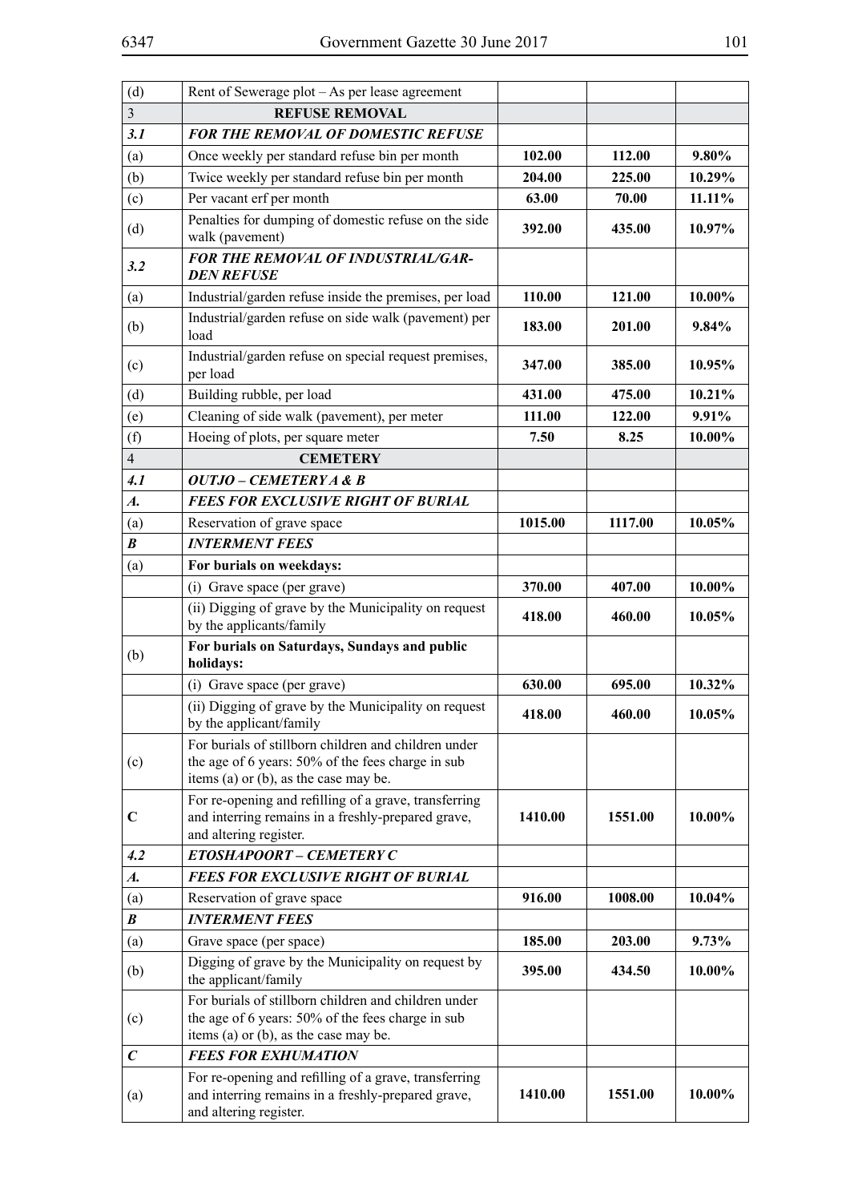| | | | | |
|---|---|---|---|---|
| (d) | Rent of Sewerage plot – As per lease agreement | | | |
| 3 | **REFUSE REMOVAL** | | | |
| ***3.1*** | ***FOR THE REMOVAL OF DOMESTIC REFUSE*** | | | |
| (a) | Once weekly per standard refuse bin per month | **102.00** | **112.00** | **9.80%** |
| (b) | Twice weekly per standard refuse bin per month | **204.00** | **225.00** | **10.29%** |
| (c) | Per vacant erf per month | **63.00** | **70.00** | **11.11%** |
| (d) | Penalties for dumping of domestic refuse on the side walk (pavement) | **392.00** | **435.00** | **10.97%** |
| ***3.2*** | ***FOR THE REMOVAL OF INDUSTRIAL/GARDEN REFUSE*** | | | |
| (a) | Industrial/garden refuse inside the premises, per load | **110.00** | **121.00** | **10.00%** |
| (b) | Industrial/garden refuse on side walk (pavement) per load | **183.00** | **201.00** | **9.84%** |
| (c) | Industrial/garden refuse on special request premises, per load | **347.00** | **385.00** | **10.95%** |
| (d) | Building rubble, per load | **431.00** | **475.00** | **10.21%** |
| (e) | Cleaning of side walk (pavement), per meter | **111.00** | **122.00** | **9.91%** |
| (f) | Hoeing of plots, per square meter | **7.50** | **8.25** | **10.00%** |
| 4 | **CEMETERY** | | | |
| ***4.1*** | ***OUTJO – CEMETERY A & B*** | | | |
| ***A.*** | ***FEES FOR EXCLUSIVE RIGHT OF BURIAL*** | | | |
| (a) | Reservation of grave space | **1015.00** | **1117.00** | **10.05%** |
| ***B*** | ***INTERMENT FEES*** | | | |
| (a) | **For burials on weekdays:** | | | |
| | (i) Grave space (per grave) | **370.00** | **407.00** | **10.00%** |
| | (ii) Digging of grave by the Municipality on request by the applicants/family | **418.00** | **460.00** | **10.05%** |
| (b) | **For burials on Saturdays, Sundays and public holidays:** | | | |
| | (i) Grave space (per grave) | **630.00** | **695.00** | **10.32%** |
| | (ii) Digging of grave by the Municipality on request by the applicant/family | **418.00** | **460.00** | **10.05%** |
| (c) | For burials of stillborn children and children under the age of 6 years: 50% of the fees charge in sub items (a) or (b), as the case may be. | | | |
| **C** | For re-opening and refilling of a grave, transferring and interring remains in a freshly-prepared grave, and altering register. | **1410.00** | **1551.00** | **10.00%** |
| ***4.2*** | ***ETOSHAPOORT – CEMETERY C*** | | | |
| ***A.*** | ***FEES FOR EXCLUSIVE RIGHT OF BURIAL*** | | | |
| (a) | Reservation of grave space | **916.00** | **1008.00** | **10.04%** |
| ***B*** | ***INTERMENT FEES*** | | | |
| (a) | Grave space (per space) | **185.00** | **203.00** | **9.73%** |
| (b) | Digging of grave by the Municipality on request by the applicant/family | **395.00** | **434.50** | **10.00%** |
| (c) | For burials of stillborn children and children under the age of 6 years: 50% of the fees charge in sub items (a) or (b), as the case may be. | | | |
| ***C*** | ***FEES FOR EXHUMATION*** | | | |
| (a) | For re-opening and refilling of a grave, transferring and interring remains in a freshly-prepared grave, and altering register. | **1410.00** | **1551.00** | **10.00%** |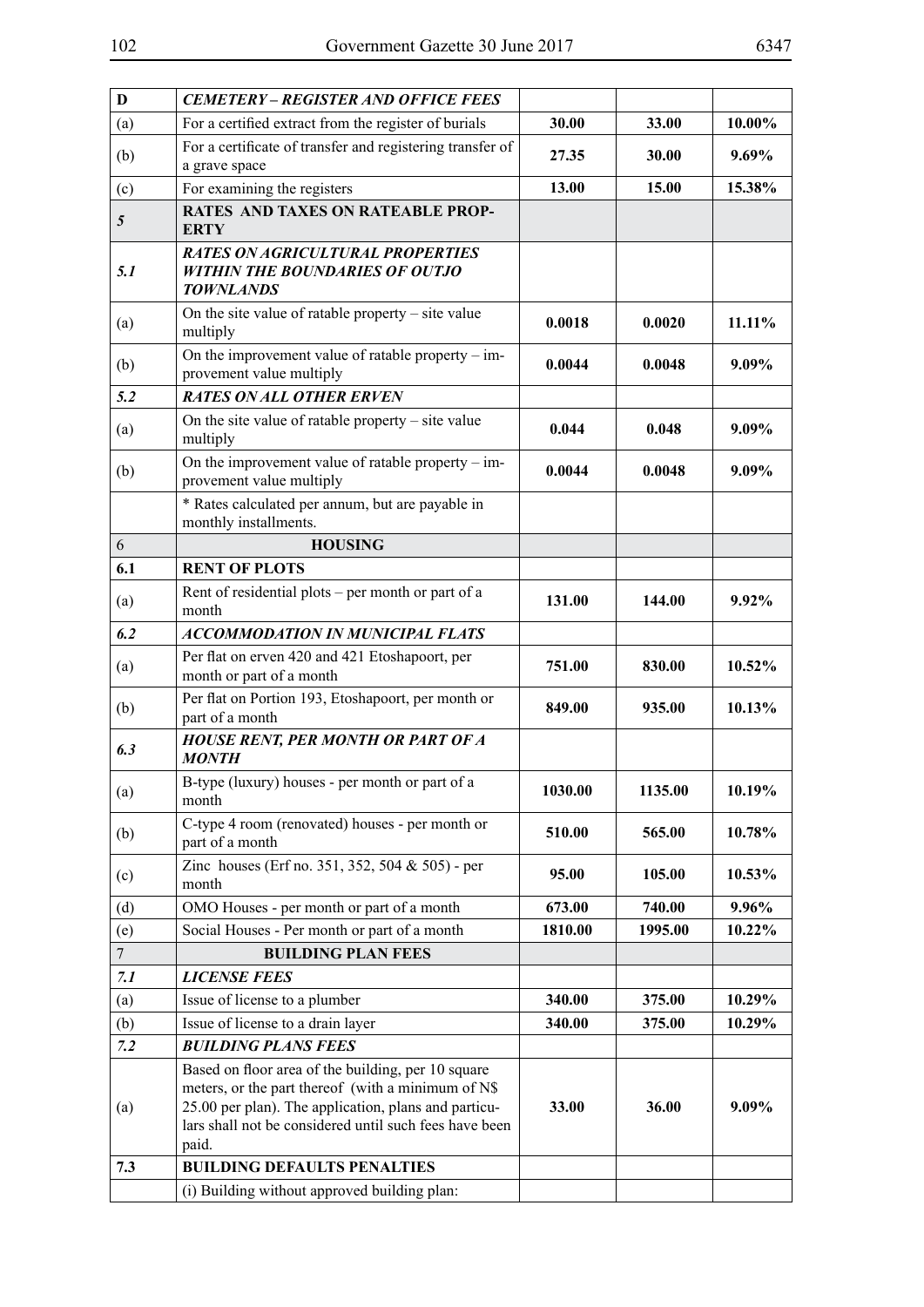| D | *CEMETERY – REGISTER AND OFFICE FEES* | | | |
|---|---|---|---|---|
| (a) | For a certified extract from the register of burials | **30.00** | **33.00** | **10.00%** |
| (b) | For a certificate of transfer and registering transfer of a grave space | **27.35** | **30.00** | **9.69%** |
| (c) | For examining the registers | **13.00** | **15.00** | **15.38%** |
| ***5*** | **RATES AND TAXES ON RATEABLE PROPERTY** | | | |
| ***5.1*** | ***RATES ON AGRICULTURAL PROPERTIES WITHIN THE BOUNDARIES OF OUTJO TOWNLANDS*** | | | |
| (a) | On the site value of ratable property – site value multiply | **0.0018** | **0.0020** | **11.11%** |
| (b) | On the improvement value of ratable property – improvement value multiply | **0.0044** | **0.0048** | **9.09%** |
| ***5.2*** | ***RATES ON ALL OTHER ERVEN*** | | | |
| (a) | On the site value of ratable property – site value multiply | **0.044** | **0.048** | **9.09%** |
| (b) | On the improvement value of ratable property – improvement value multiply | **0.0044** | **0.0048** | **9.09%** |
| | * Rates calculated per annum, but are payable in monthly installments. | | | |
| 6 | **HOUSING** | | | |
| **6.1** | **RENT OF PLOTS** | | | |
| (a) | Rent of residential plots – per month or part of a month | **131.00** | **144.00** | **9.92%** |
| ***6.2*** | ***ACCOMMODATION IN MUNICIPAL FLATS*** | | | |
| (a) | Per flat on erven 420 and 421 Etoshapoort, per month or part of a month | **751.00** | **830.00** | **10.52%** |
| (b) | Per flat on Portion 193, Etoshapoort, per month or part of a month | **849.00** | **935.00** | **10.13%** |
| ***6.3*** | ***HOUSE RENT, PER MONTH OR PART OF A MONTH*** | | | |
| (a) | B-type (luxury) houses - per month or part of a month | **1030.00** | **1135.00** | **10.19%** |
| (b) | C-type 4 room (renovated) houses - per month or part of a month | **510.00** | **565.00** | **10.78%** |
| (c) | Zinc houses (Erf no. 351, 352, 504 & 505) - per month | **95.00** | **105.00** | **10.53%** |
| (d) | OMO Houses - per month or part of a month | **673.00** | **740.00** | **9.96%** |
| (e) | Social Houses - Per month or part of a month | **1810.00** | **1995.00** | **10.22%** |
| 7 | **BUILDING PLAN FEES** | | | |
| ***7.1*** | ***LICENSE FEES*** | | | |
| (a) | Issue of license to a plumber | **340.00** | **375.00** | **10.29%** |
| (b) | Issue of license to a drain layer | **340.00** | **375.00** | **10.29%** |
| ***7.2*** | ***BUILDING PLANS FEES*** | | | |
| (a) | Based on floor area of the building, per 10 square meters, or the part thereof (with a minimum of N$ 25.00 per plan). The application, plans and particulars shall not be considered until such fees have been paid. | **33.00** | **36.00** | **9.09%** |
| **7.3** | **BUILDING DEFAULTS PENALTIES** | | | |
| | (i) Building without approved building plan: | | | |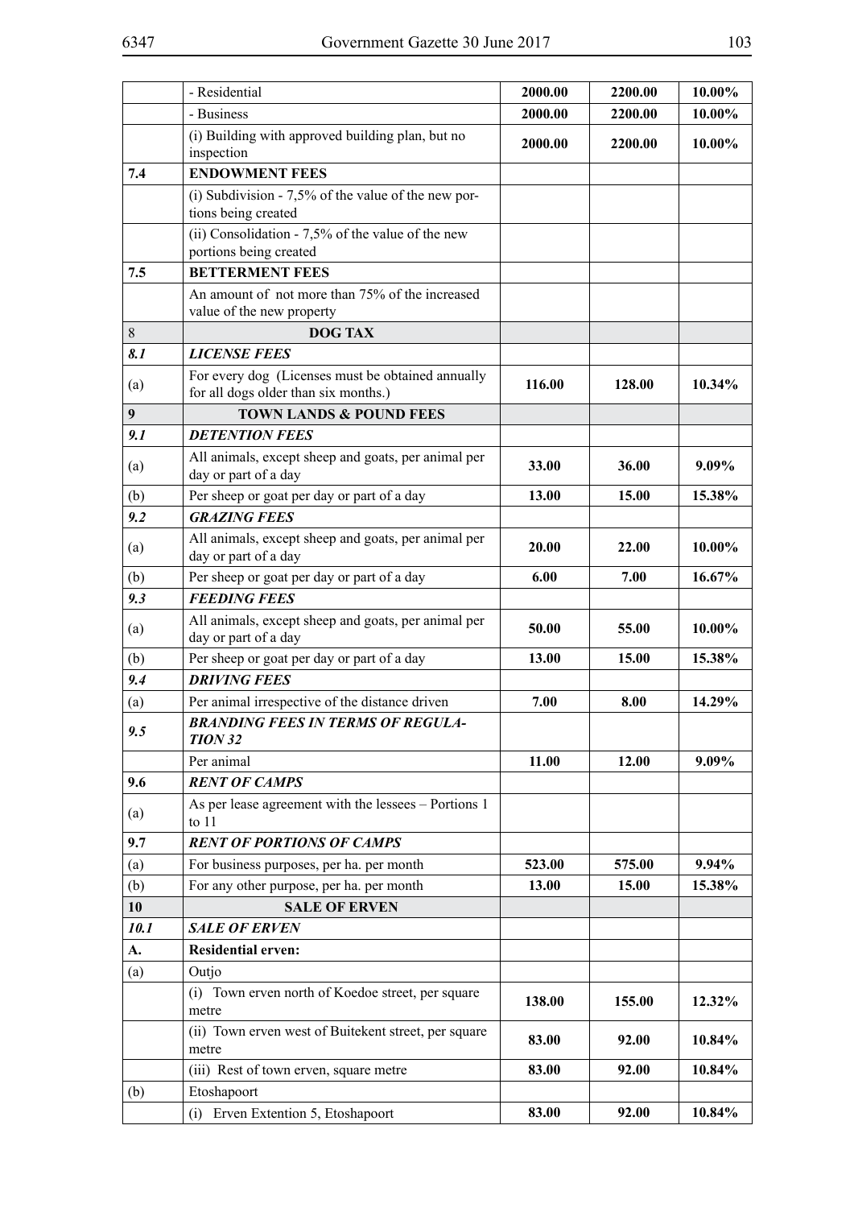| | | | | |
|---|---|---|---|---|
| | - Residential | **2000.00** | **2200.00** | **10.00%** |
| | - Business | **2000.00** | **2200.00** | **10.00%** |
| | (i) Building with approved building plan, but no inspection | **2000.00** | **2200.00** | **10.00%** |
| **7.4** | **ENDOWMENT FEES** | | | |
| | (i) Subdivision - 7,5% of the value of the new portions being created | | | |
| | (ii) Consolidation - 7,5% of the value of the new portions being created | | | |
| **7.5** | **BETTERMENT FEES** | | | |
| | An amount of not more than 75% of the increased value of the new property | | | |
| 8 | **DOG TAX** | | | |
| ***8.1*** | ***LICENSE FEES*** | | | |
| (a) | For every dog (Licenses must be obtained annually for all dogs older than six months.) | **116.00** | **128.00** | **10.34%** |
| **9** | **TOWN LANDS & POUND FEES** | | | |
| ***9.1*** | ***DETENTION FEES*** | | | |
| (a) | All animals, except sheep and goats, per animal per day or part of a day | **33.00** | **36.00** | **9.09%** |
| (b) | Per sheep or goat per day or part of a day | **13.00** | **15.00** | **15.38%** |
| ***9.2*** | ***GRAZING FEES*** | | | |
| (a) | All animals, except sheep and goats, per animal per day or part of a day | **20.00** | **22.00** | **10.00%** |
| (b) | Per sheep or goat per day or part of a day | **6.00** | **7.00** | **16.67%** |
| ***9.3*** | ***FEEDING FEES*** | | | |
| (a) | All animals, except sheep and goats, per animal per day or part of a day | **50.00** | **55.00** | **10.00%** |
| (b) | Per sheep or goat per day or part of a day | **13.00** | **15.00** | **15.38%** |
| ***9.4*** | ***DRIVING FEES*** | | | |
| (a) | Per animal irrespective of the distance driven | **7.00** | **8.00** | **14.29%** |
| ***9.5*** | ***BRANDING FEES IN TERMS OF REGULATION 32*** | | | |
| | Per animal | **11.00** | **12.00** | **9.09%** |
| **9.6** | ***RENT OF CAMPS*** | | | |
| (a) | As per lease agreement with the lessees – Portions 1 to 11 | | | |
| **9.7** | ***RENT OF PORTIONS OF CAMPS*** | | | |
| (a) | For business purposes, per ha. per month | **523.00** | **575.00** | **9.94%** |
| (b) | For any other purpose, per ha. per month | **13.00** | **15.00** | **15.38%** |
| **10** | **SALE OF ERVEN** | | | |
| ***10.1*** | ***SALE OF ERVEN*** | | | |
| **A.** | **Residential erven:** | | | |
| (a) | Outjo | | | |
| | (i) Town erven north of Koedoe street, per square metre | **138.00** | **155.00** | **12.32%** |
| | (ii) Town erven west of Buitekent street, per square metre | **83.00** | **92.00** | **10.84%** |
| | (iii) Rest of town erven, square metre | **83.00** | **92.00** | **10.84%** |
| (b) | Etoshapoort | | | |
| | (i) Erven Extention 5, Etoshapoort | **83.00** | **92.00** | **10.84%** |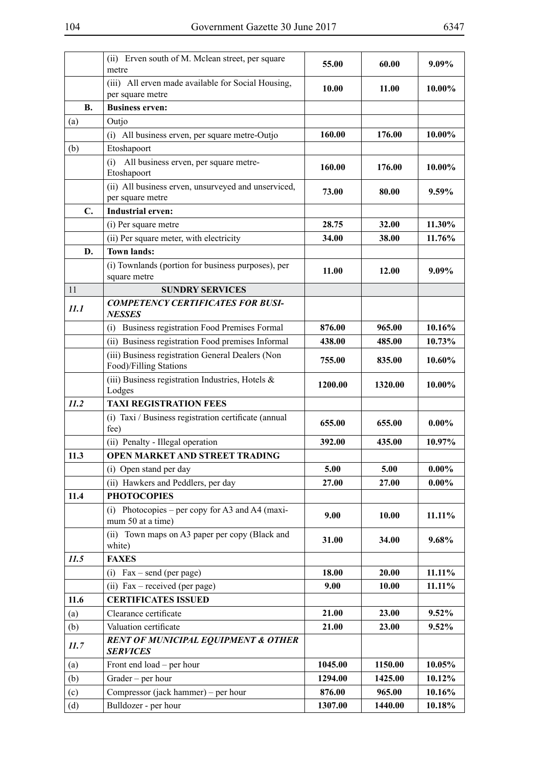| | | | | |
|---|---|---|---|---|
| | (ii) Erven south of M. Mclean street, per square metre | **55.00** | **60.00** | **9.09%** |
| | (iii) All erven made available for Social Housing, per square metre | **10.00** | **11.00** | **10.00%** |
| **B.** | **Business erven:** | | | |
| (a) | Outjo | | | |
| | (i) All business erven, per square metre-Outjo | **160.00** | **176.00** | **10.00%** |
| (b) | Etoshapoort | | | |
| | (i) All business erven, per square metre-Etoshapoort | **160.00** | **176.00** | **10.00%** |
| | (ii) All business erven, unsurveyed and unserviced, per square metre | **73.00** | **80.00** | **9.59%** |
| **C.** | **Industrial erven:** | | | |
| | (i) Per square metre | **28.75** | **32.00** | **11.30%** |
| | (ii) Per square meter, with electricity | **34.00** | **38.00** | **11.76%** |
| **D.** | **Town lands:** | | | |
| | (i) Townlands (portion for business purposes), per square metre | **11.00** | **12.00** | **9.09%** |
| 11 | **SUNDRY SERVICES** | | | |
| ***11.1*** | ***COMPETENCY CERTIFICATES FOR BUSINESSES*** | | | |
| | (i) Business registration Food Premises Formal | **876.00** | **965.00** | **10.16%** |
| | (ii) Business registration Food premises Informal | **438.00** | **485.00** | **10.73%** |
| | (iii) Business registration General Dealers (Non Food)/Filling Stations | **755.00** | **835.00** | **10.60%** |
| | (iii) Business registration Industries, Hotels & Lodges | **1200.00** | **1320.00** | **10.00%** |
| ***11.2*** | **TAXI REGISTRATION FEES** | | | |
| | (i) Taxi / Business registration certificate (annual fee) | **655.00** | **655.00** | **0.00%** |
| | (ii) Penalty - Illegal operation | **392.00** | **435.00** | **10.97%** |
| **11.3** | **OPEN MARKET AND STREET TRADING** | | | |
| | (i) Open stand per day | **5.00** | **5.00** | **0.00%** |
| | (ii) Hawkers and Peddlers, per day | **27.00** | **27.00** | **0.00%** |
| **11.4** | **PHOTOCOPIES** | | | |
| | (i) Photocopies – per copy for A3 and A4 (maximum 50 at a time) | **9.00** | **10.00** | **11.11%** |
| | (ii) Town maps on A3 paper per copy (Black and white) | **31.00** | **34.00** | **9.68%** |
| ***11.5*** | **FAXES** | | | |
| | (i) Fax – send (per page) | **18.00** | **20.00** | **11.11%** |
| | (ii) Fax – received (per page) | **9.00** | **10.00** | **11.11%** |
| **11.6** | **CERTIFICATES ISSUED** | | | |
| (a) | Clearance certificate | **21.00** | **23.00** | **9.52%** |
| (b) | Valuation certificate | **21.00** | **23.00** | **9.52%** |
| ***11.7*** | ***RENT OF MUNICIPAL EQUIPMENT & OTHER SERVICES*** | | | |
| (a) | Front end load – per hour | **1045.00** | **1150.00** | **10.05%** |
| (b) | Grader – per hour | **1294.00** | **1425.00** | **10.12%** |
| (c) | Compressor (jack hammer) – per hour | **876.00** | **965.00** | **10.16%** |
| (d) | Bulldozer - per hour | **1307.00** | **1440.00** | **10.18%** |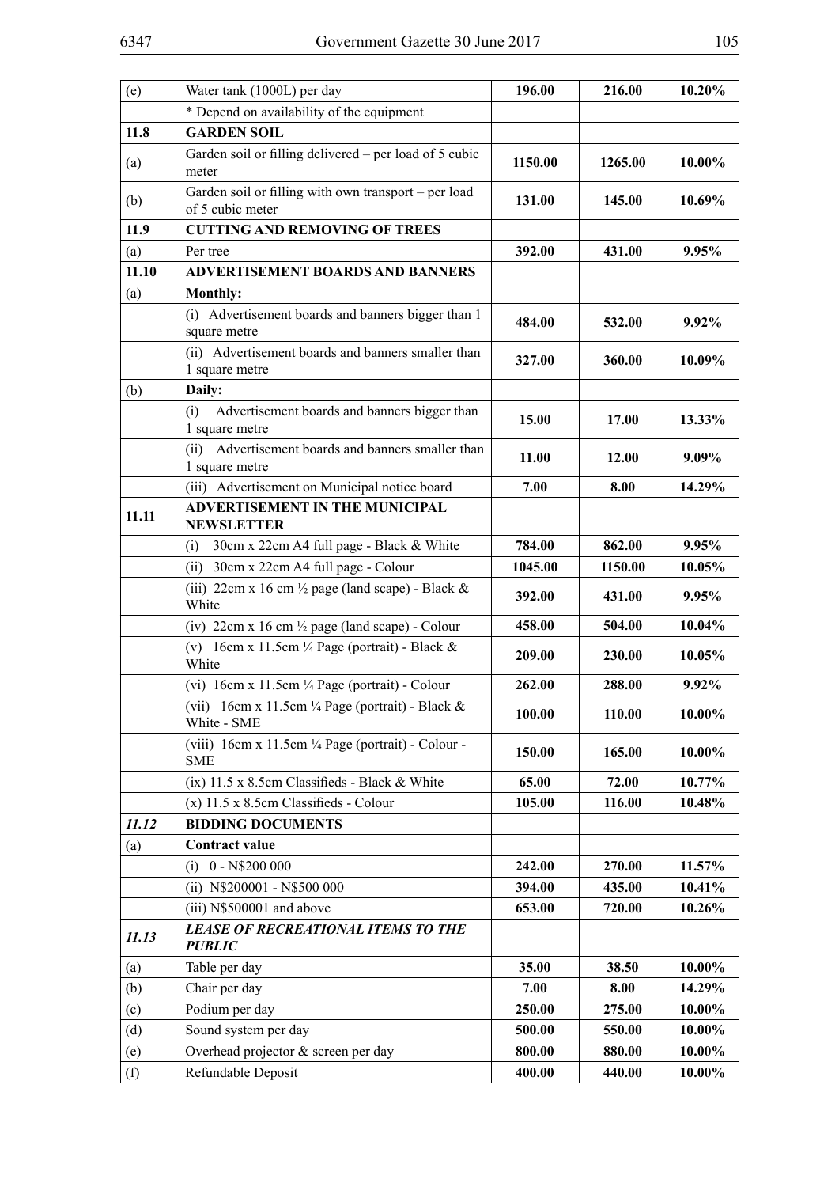| (e) | Water tank (1000L) per day | **196.00** | **216.00** | **10.20%** |
|---|---|---|---|---|
| | * Depend on availability of the equipment | | | |
| **11.8** | **GARDEN SOIL** | | | |
| (a) | Garden soil or filling delivered – per load of 5 cubic meter | **1150.00** | **1265.00** | **10.00%** |
| (b) | Garden soil or filling with own transport – per load of 5 cubic meter | **131.00** | **145.00** | **10.69%** |
| **11.9** | **CUTTING AND REMOVING OF TREES** | | | |
| (a) | Per tree | **392.00** | **431.00** | **9.95%** |
| **11.10** | **ADVERTISEMENT BOARDS AND BANNERS** | | | |
| (a) | **Monthly:** | | | |
| | (i) Advertisement boards and banners bigger than 1 square metre | **484.00** | **532.00** | **9.92%** |
| | (ii) Advertisement boards and banners smaller than 1 square metre | **327.00** | **360.00** | **10.09%** |
| (b) | **Daily:** | | | |
| | (i) Advertisement boards and banners bigger than 1 square metre | **15.00** | **17.00** | **13.33%** |
| | (ii) Advertisement boards and banners smaller than 1 square metre | **11.00** | **12.00** | **9.09%** |
| | (iii) Advertisement on Municipal notice board | **7.00** | **8.00** | **14.29%** |
| **11.11** | **ADVERTISEMENT IN THE MUNICIPAL NEWSLETTER** | | | |
| | (i) 30cm x 22cm A4 full page - Black & White | **784.00** | **862.00** | **9.95%** |
| | (ii) 30cm x 22cm A4 full page - Colour | **1045.00** | **1150.00** | **10.05%** |
| | (iii) 22cm x 16 cm ½ page (land scape) - Black & White | **392.00** | **431.00** | **9.95%** |
| | (iv) 22cm x 16 cm ½ page (land scape) - Colour | **458.00** | **504.00** | **10.04%** |
| | (v) 16cm x 11.5cm ¼ Page (portrait) - Black & White | **209.00** | **230.00** | **10.05%** |
| | (vi) 16cm x 11.5cm ¼ Page (portrait) - Colour | **262.00** | **288.00** | **9.92%** |
| | (vii) 16cm x 11.5cm ¼ Page (portrait) - Black & White - SME | **100.00** | **110.00** | **10.00%** |
| | (viii) 16cm x 11.5cm ¼ Page (portrait) - Colour - SME | **150.00** | **165.00** | **10.00%** |
| | (ix) 11.5 x 8.5cm Classifieds - Black & White | **65.00** | **72.00** | **10.77%** |
| | (x) 11.5 x 8.5cm Classifieds - Colour | **105.00** | **116.00** | **10.48%** |
| ***11.12*** | **BIDDING DOCUMENTS** | | | |
| (a) | **Contract value** | | | |
| | (i) 0 - N$200 000 | **242.00** | **270.00** | **11.57%** |
| | (ii) N$200001 - N$500 000 | **394.00** | **435.00** | **10.41%** |
| | (iii) N$500001 and above | **653.00** | **720.00** | **10.26%** |
| ***11.13*** | ***LEASE OF RECREATIONAL ITEMS TO THE PUBLIC*** | | | |
| (a) | Table per day | **35.00** | **38.50** | **10.00%** |
| (b) | Chair per day | **7.00** | **8.00** | **14.29%** |
| (c) | Podium per day | **250.00** | **275.00** | **10.00%** |
| (d) | Sound system per day | **500.00** | **550.00** | **10.00%** |
| (e) | Overhead projector & screen per day | **800.00** | **880.00** | **10.00%** |
| (f) | Refundable Deposit | **400.00** | **440.00** | **10.00%** |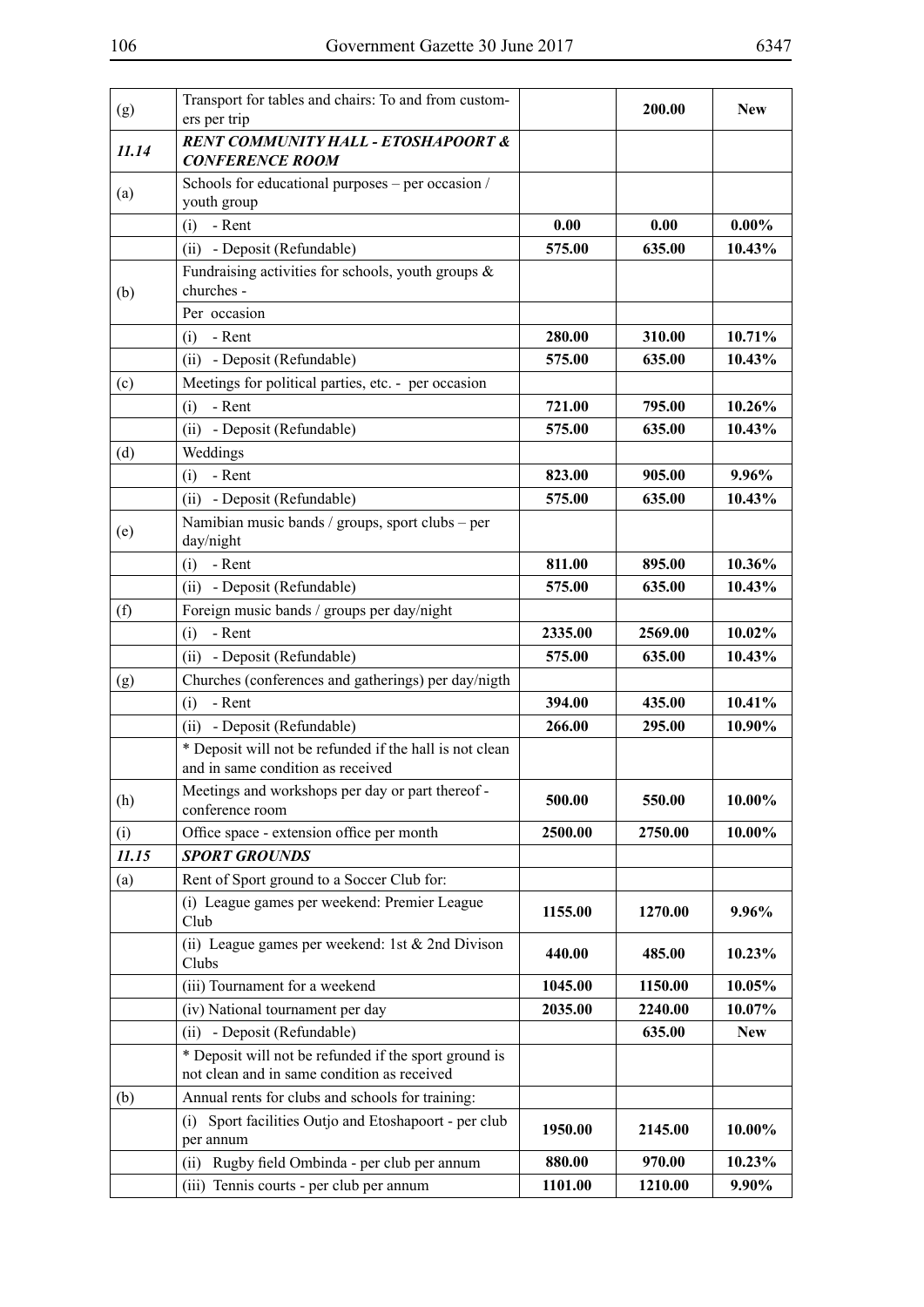| | | | | |
|---|---|---|---|---|
| (g) | Transport for tables and chairs: To and from customers per trip | | **200.00** | **New** |
| ***11.14*** | ***RENT COMMUNITY HALL - ETOSHAPOORT & CONFERENCE ROOM*** | | | |
| (a) | Schools for educational purposes – per occasion / youth group | | | |
| | (i) - Rent | **0.00** | **0.00** | **0.00%** |
| | (ii) - Deposit (Refundable) | **575.00** | **635.00** | **10.43%** |
| (b) | Fundraising activities for schools, youth groups & churches - | | | |
| | Per occasion | | | |
| | (i) - Rent | **280.00** | **310.00** | **10.71%** |
| | (ii) - Deposit (Refundable) | **575.00** | **635.00** | **10.43%** |
| (c) | Meetings for political parties, etc. - per occasion | | | |
| | (i) - Rent | **721.00** | **795.00** | **10.26%** |
| | (ii) - Deposit (Refundable) | **575.00** | **635.00** | **10.43%** |
| (d) | Weddings | | | |
| | (i) - Rent | **823.00** | **905.00** | **9.96%** |
| | (ii) - Deposit (Refundable) | **575.00** | **635.00** | **10.43%** |
| (e) | Namibian music bands / groups, sport clubs – per day/night | | | |
| | (i) - Rent | **811.00** | **895.00** | **10.36%** |
| | (ii) - Deposit (Refundable) | **575.00** | **635.00** | **10.43%** |
| (f) | Foreign music bands / groups per day/night | | | |
| | (i) - Rent | **2335.00** | **2569.00** | **10.02%** |
| | (ii) - Deposit (Refundable) | **575.00** | **635.00** | **10.43%** |
| (g) | Churches (conferences and gatherings) per day/nigth | | | |
| | (i) - Rent | **394.00** | **435.00** | **10.41%** |
| | (ii) - Deposit (Refundable) | **266.00** | **295.00** | **10.90%** |
| | * Deposit will not be refunded if the hall is not clean and in same condition as received | | | |
| (h) | Meetings and workshops per day or part thereof - conference room | **500.00** | **550.00** | **10.00%** |
| (i) | Office space - extension office per month | **2500.00** | **2750.00** | **10.00%** |
| ***11.15*** | ***SPORT GROUNDS*** | | | |
| (a) | Rent of Sport ground to a Soccer Club for: | | | |
| | (i) League games per weekend: Premier League Club | **1155.00** | **1270.00** | **9.96%** |
| | (ii) League games per weekend: 1st & 2nd Divison Clubs | **440.00** | **485.00** | **10.23%** |
| | (iii) Tournament for a weekend | **1045.00** | **1150.00** | **10.05%** |
| | (iv) National tournament per day | **2035.00** | **2240.00** | **10.07%** |
| | (ii) - Deposit (Refundable) | | **635.00** | **New** |
| | * Deposit will not be refunded if the sport ground is not clean and in same condition as received | | | |
| (b) | Annual rents for clubs and schools for training: | | | |
| | (i) Sport facilities Outjo and Etoshapoort - per club per annum | **1950.00** | **2145.00** | **10.00%** |
| | (ii) Rugby field Ombinda - per club per annum | **880.00** | **970.00** | **10.23%** |
| | (iii) Tennis courts - per club per annum | **1101.00** | **1210.00** | **9.90%** |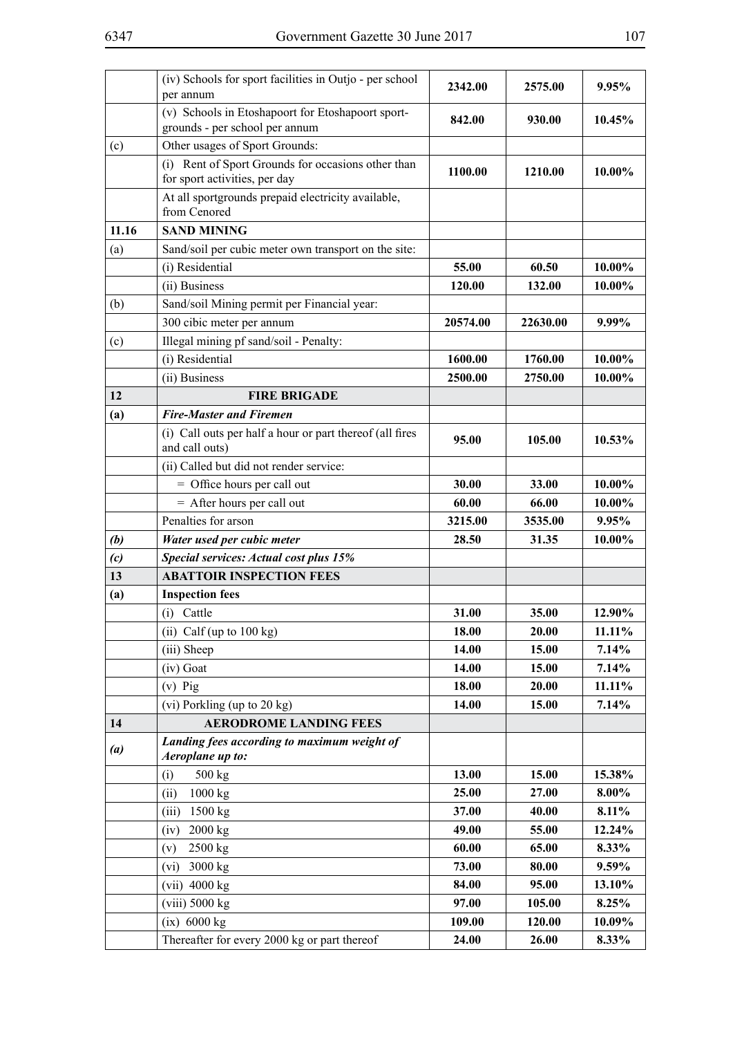|  |  |  |  |  |
|---|---|---|---|---|
|  | (iv) Schools for sport facilities in Outjo - per school per annum | **2342.00** | **2575.00** | **9.95%** |
|  | (v) Schools in Etoshapoort for Etoshapoort sport-grounds - per school per annum | **842.00** | **930.00** | **10.45%** |
| (c) | Other usages of Sport Grounds: |  |  |  |
|  | (i) Rent of Sport Grounds for occasions other than for sport activities, per day | **1100.00** | **1210.00** | **10.00%** |
|  | At all sportgrounds prepaid electricity available, from Cenored |  |  |  |
| **11.16** | **SAND MINING** |  |  |  |
| (a) | Sand/soil per cubic meter own transport on the site: |  |  |  |
|  | (i) Residential | **55.00** | **60.50** | **10.00%** |
|  | (ii) Business | **120.00** | **132.00** | **10.00%** |
| (b) | Sand/soil Mining permit per Financial year: |  |  |  |
|  | 300 cibic meter per annum | **20574.00** | **22630.00** | **9.99%** |
| (c) | Illegal mining pf sand/soil - Penalty: |  |  |  |
|  | (i) Residential | **1600.00** | **1760.00** | **10.00%** |
|  | (ii) Business | **2500.00** | **2750.00** | **10.00%** |
| **12** | **FIRE BRIGADE** |  |  |  |
| **(a)** | ***Fire-Master and Firemen*** |  |  |  |
|  | (i) Call outs per half a hour or part thereof (all fires and call outs) | **95.00** | **105.00** | **10.53%** |
|  | (ii) Called but did not render service: |  |  |  |
|  | = Office hours per call out | **30.00** | **33.00** | **10.00%** |
|  | = After hours per call out | **60.00** | **66.00** | **10.00%** |
|  | Penalties for arson | **3215.00** | **3535.00** | **9.95%** |
| ***(b)*** | ***Water used per cubic meter*** | **28.50** | **31.35** | **10.00%** |
| ***(c)*** | ***Special services: Actual cost plus 15%*** |  |  |  |
| **13** | **ABATTOIR INSPECTION FEES** |  |  |  |
| **(a)** | **Inspection fees** |  |  |  |
|  | (i) Cattle | **31.00** | **35.00** | **12.90%** |
|  | (ii) Calf (up to 100 kg) | **18.00** | **20.00** | **11.11%** |
|  | (iii) Sheep | **14.00** | **15.00** | **7.14%** |
|  | (iv) Goat | **14.00** | **15.00** | **7.14%** |
|  | (v) Pig | **18.00** | **20.00** | **11.11%** |
|  | (vi) Porkling (up to 20 kg) | **14.00** | **15.00** | **7.14%** |
| **14** | **AERODROME LANDING FEES** |  |  |  |
| ***(a)*** | ***Landing fees according to maximum weight of Aeroplane up to:*** |  |  |  |
|  | (i) 500 kg | **13.00** | **15.00** | **15.38%** |
|  | (ii) 1000 kg | **25.00** | **27.00** | **8.00%** |
|  | (iii) 1500 kg | **37.00** | **40.00** | **8.11%** |
|  | (iv) 2000 kg | **49.00** | **55.00** | **12.24%** |
|  | (v) 2500 kg | **60.00** | **65.00** | **8.33%** |
|  | (vi) 3000 kg | **73.00** | **80.00** | **9.59%** |
|  | (vii) 4000 kg | **84.00** | **95.00** | **13.10%** |
|  | (viii) 5000 kg | **97.00** | **105.00** | **8.25%** |
|  | (ix) 6000 kg | **109.00** | **120.00** | **10.09%** |
|  | Thereafter for every 2000 kg or part thereof | **24.00** | **26.00** | **8.33%** |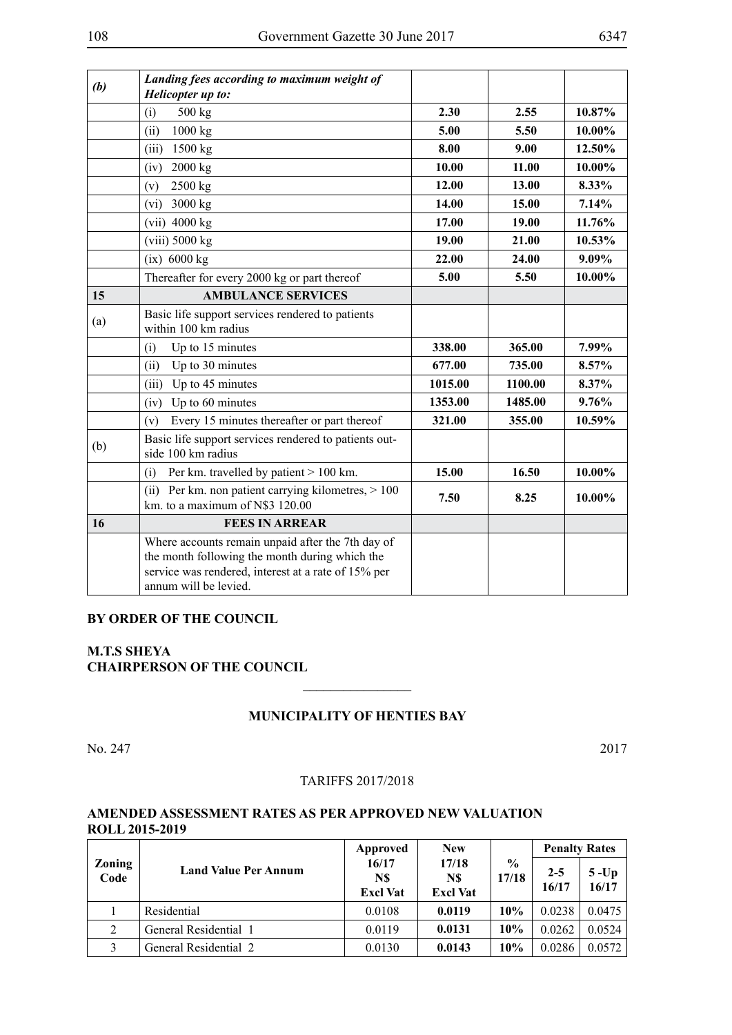| | | | | |
|---|---|---|---|---|
| ***(b)*** | ***Landing fees according to maximum weight of Helicopter up to:*** | | | |
| | (i) 500 kg | **2.30** | **2.55** | **10.87%** |
| | (ii) 1000 kg | **5.00** | **5.50** | **10.00%** |
| | (iii) 1500 kg | **8.00** | **9.00** | **12.50%** |
| | (iv) 2000 kg | **10.00** | **11.00** | **10.00%** |
| | (v) 2500 kg | **12.00** | **13.00** | **8.33%** |
| | (vi) 3000 kg | **14.00** | **15.00** | **7.14%** |
| | (vii) 4000 kg | **17.00** | **19.00** | **11.76%** |
| | (viii) 5000 kg | **19.00** | **21.00** | **10.53%** |
| | (ix) 6000 kg | **22.00** | **24.00** | **9.09%** |
| | Thereafter for every 2000 kg or part thereof | **5.00** | **5.50** | **10.00%** |
| **15** | **AMBULANCE SERVICES** | | | |
| (a) | Basic life support services rendered to patients within 100 km radius | | | |
| | (i) Up to 15 minutes | **338.00** | **365.00** | **7.99%** |
| | (ii) Up to 30 minutes | **677.00** | **735.00** | **8.57%** |
| | (iii) Up to 45 minutes | **1015.00** | **1100.00** | **8.37%** |
| | (iv) Up to 60 minutes | **1353.00** | **1485.00** | **9.76%** |
| | (v) Every 15 minutes thereafter or part thereof | **321.00** | **355.00** | **10.59%** |
| (b) | Basic life support services rendered to patients outside 100 km radius | | | |
| | (i) Per km. travelled by patient > 100 km. | **15.00** | **16.50** | **10.00%** |
| | (ii) Per km. non patient carrying kilometres, > 100 km. to a maximum of N$3 120.00 | **7.50** | **8.25** | **10.00%** |
| **16** | **FEES IN ARREAR** | | | |
| | Where accounts remain unpaid after the 7th day of the month following the month during which the service was rendered, interest at a rate of 15% per annum will be levied. | | | |

**BY ORDER OF THE COUNCIL**

**M.T.S SHEYA**
**CHAIRPERSON OF THE COUNCIL**

---

**MUNICIPALITY OF HENTIES BAY**

No. 247 2017

TARIFFS 2017/2018

**AMENDED ASSESSMENT RATES AS PER APPROVED NEW VALUATION ROLL 2015-2019**

| Zoning Code | Land Value Per Annum | Approved 16/17 N$ Excl Vat | New 17/18 N$ Excl Vat | % 17/18 | Penalty Rates | |
|---|---|---|---|---|---|---|
| | | | | | 2-5 16/17 | 5 -Up 16/17 |
| 1 | Residential | 0.0108 | **0.0119** | **10%** | 0.0238 | 0.0475 |
| 2 | General Residential 1 | 0.0119 | **0.0131** | **10%** | 0.0262 | 0.0524 |
| 3 | General Residential 2 | 0.0130 | **0.0143** | **10%** | 0.0286 | 0.0572 |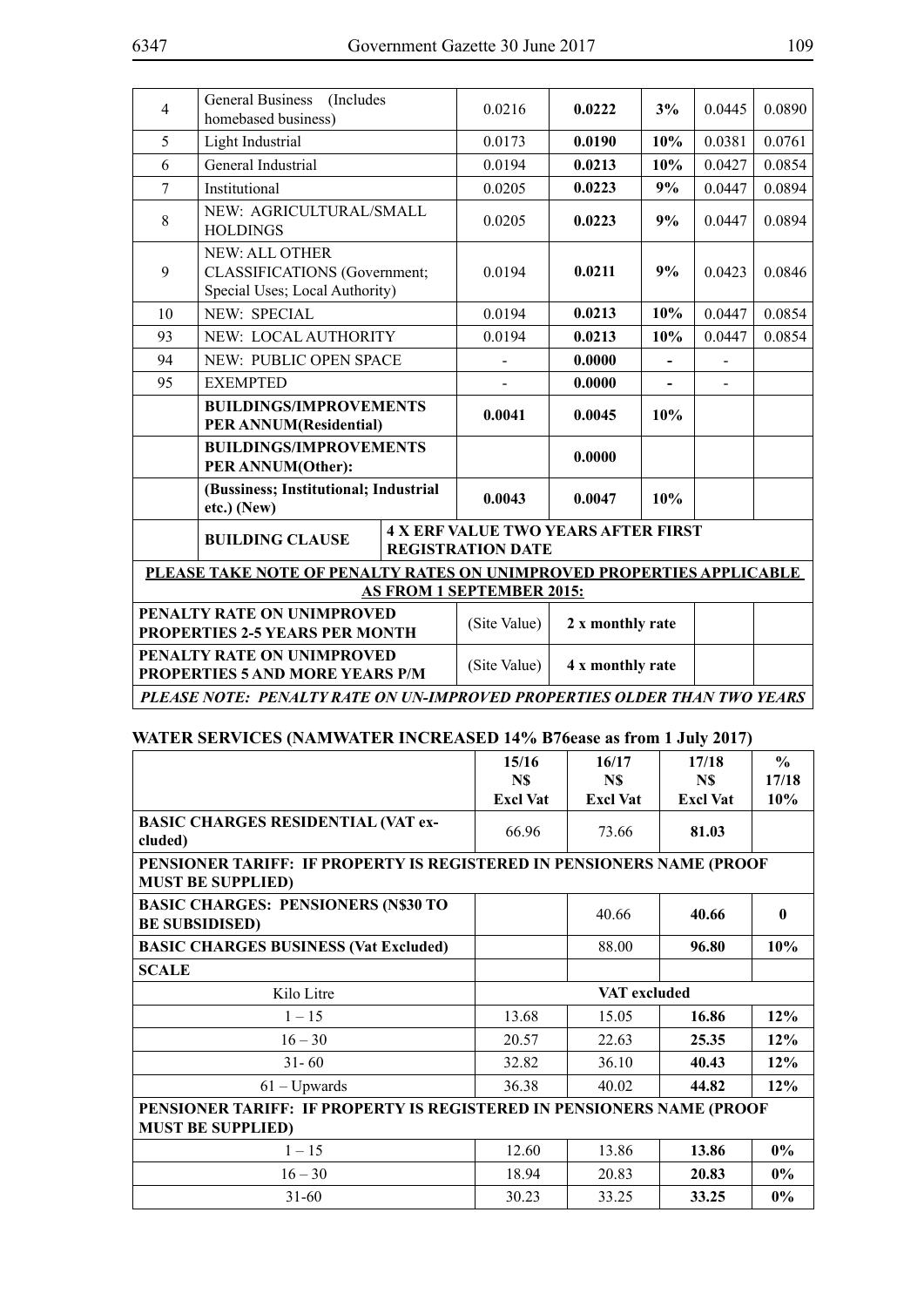| 4 | General Business (Includes homebased business) | 0.0216 | **0.0222** | **3%** | 0.0445 | 0.0890 |
|---|---|---|---|---|---|---|
| 5 | Light Industrial | 0.0173 | **0.0190** | **10%** | 0.0381 | 0.0761 |
| 6 | General Industrial | 0.0194 | **0.0213** | **10%** | 0.0427 | 0.0854 |
| 7 | Institutional | 0.0205 | **0.0223** | **9%** | 0.0447 | 0.0894 |
| 8 | NEW: AGRICULTURAL/SMALL HOLDINGS | 0.0205 | **0.0223** | **9%** | 0.0447 | 0.0894 |
| 9 | NEW: ALL OTHER CLASSIFICATIONS (Government; Special Uses; Local Authority) | 0.0194 | **0.0211** | **9%** | 0.0423 | 0.0846 |
| 10 | NEW: SPECIAL | 0.0194 | **0.0213** | **10%** | 0.0447 | 0.0854 |
| 93 | NEW: LOCAL AUTHORITY | 0.0194 | **0.0213** | **10%** | 0.0447 | 0.0854 |
| 94 | NEW: PUBLIC OPEN SPACE | - | **0.0000** | **-** | - | |
| 95 | EXEMPTED | - | **0.0000** | **-** | - | |
| | **BUILDINGS/IMPROVEMENTS PER ANNUM(Residential)** | **0.0041** | **0.0045** | **10%** | | |
| | **BUILDINGS/IMPROVEMENTS PER ANNUM(Other):** | | **0.0000** | | | |
| | **(Bussiness; Institutional; Industrial etc.) (New)** | **0.0043** | **0.0047** | **10%** | | |
| | **BUILDING CLAUSE** | **4 X ERF VALUE TWO YEARS AFTER FIRST REGISTRATION DATE** | | | | |
| **PLEASE TAKE NOTE OF PENALTY RATES ON UNIMPROVED PROPERTIES APPLICABLE AS FROM 1 SEPTEMBER 2015:** | | | | | | |
| **PENALTY RATE ON UNIMPROVED PROPERTIES 2-5 YEARS PER MONTH** | | (Site Value) | **2 x monthly rate** | | | |
| **PENALTY RATE ON UNIMPROVED PROPERTIES 5 AND MORE YEARS P/M** | | (Site Value) | **4 x monthly rate** | | | |
| ***PLEASE NOTE: PENALTY RATE ON UN-IMPROVED PROPERTIES OLDER THAN TWO YEARS*** | | | | | | |

## WATER SERVICES (NAMWATER INCREASED 14% B76ease as from 1 July 2017)

| | 15/16 N$ Excl Vat | 16/17 N$ Excl Vat | 17/18 N$ Excl Vat | % 17/18 10% |
|---|---|---|---|---|
| **BASIC CHARGES RESIDENTIAL (VAT excluded)** | 66.96 | 73.66 | **81.03** | |
| **PENSIONER TARIFF: IF PROPERTY IS REGISTERED IN PENSIONERS NAME (PROOF MUST BE SUPPLIED)** | | | | |
| **BASIC CHARGES: PENSIONERS (N$30 TO BE SUBSIDISED)** | | 40.66 | **40.66** | **0** |
| **BASIC CHARGES BUSINESS (Vat Excluded)** | | 88.00 | **96.80** | **10%** |
| **SCALE** | | | | |
| Kilo Litre | VAT excluded | | | |
| 1 – 15 | 13.68 | 15.05 | **16.86** | **12%** |
| 16 – 30 | 20.57 | 22.63 | **25.35** | **12%** |
| 31- 60 | 32.82 | 36.10 | **40.43** | **12%** |
| 61 – Upwards | 36.38 | 40.02 | **44.82** | **12%** |
| **PENSIONER TARIFF: IF PROPERTY IS REGISTERED IN PENSIONERS NAME (PROOF MUST BE SUPPLIED)** | | | | |
| 1 – 15 | 12.60 | 13.86 | **13.86** | **0%** |
| 16 – 30 | 18.94 | 20.83 | **20.83** | **0%** |
| 31-60 | 30.23 | 33.25 | **33.25** | **0%** |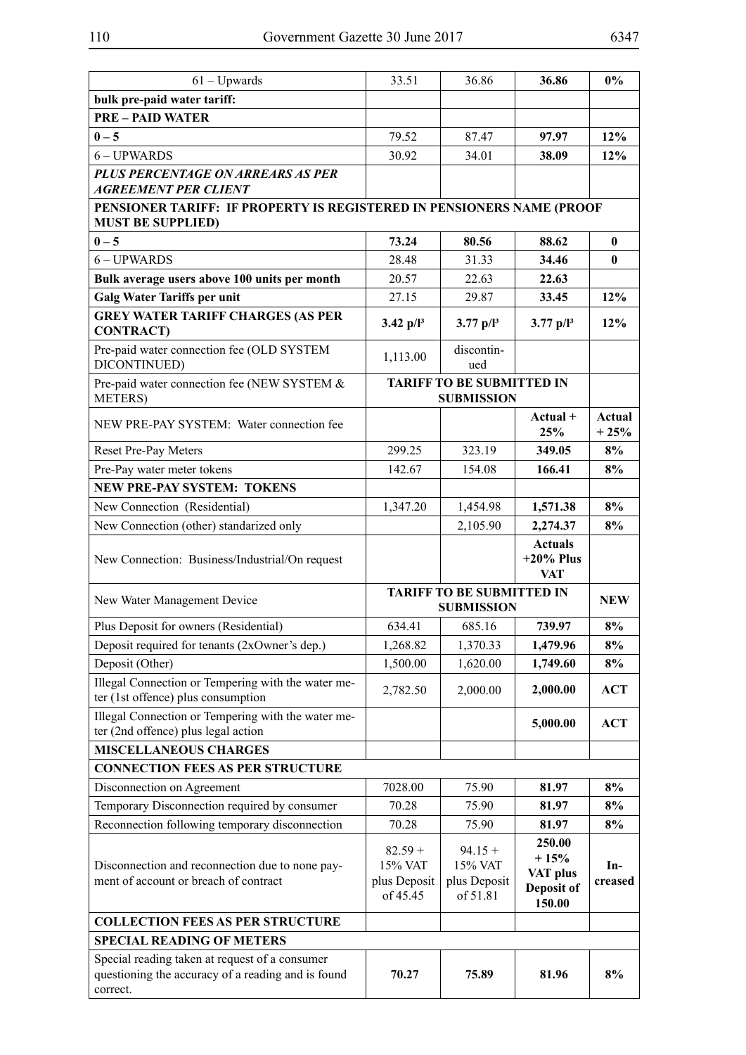| 61 – Upwards | 33.51 | 36.86 | **36.86** | **0%** |
|---|---|---|---|---|
| **bulk pre-paid water tariff:** | | | | |
| **PRE – PAID WATER** | | | | |
| **0 – 5** | 79.52 | 87.47 | **97.97** | **12%** |
| 6 – UPWARDS | 30.92 | 34.01 | **38.09** | **12%** |
| ***PLUS PERCENTAGE ON ARREARS AS PER AGREEMENT PER CLIENT*** | | | | |
| **PENSIONER TARIFF: IF PROPERTY IS REGISTERED IN PENSIONERS NAME (PROOF MUST BE SUPPLIED)** | | | | |
| **0 – 5** | **73.24** | **80.56** | **88.62** | **0** |
| 6 – UPWARDS | 28.48 | 31.33 | **34.46** | **0** |
| **Bulk average users above 100 units per month** | 20.57 | 22.63 | **22.63** | |
| **Galg Water Tariffs per unit** | 27.15 | 29.87 | **33.45** | **12%** |
| **GREY WATER TARIFF CHARGES (AS PER CONTRACT)** | **3.42 p/l³** | **3.77 p/l³** | **3.77 p/l³** | **12%** |
| Pre-paid water connection fee (OLD SYSTEM DICONTINUED) | 1,113.00 | discontinued | | |
| Pre-paid water connection fee (NEW SYSTEM & METERS) | **TARIFF TO BE SUBMITTED IN SUBMISSION** | | | |
| NEW PRE-PAY SYSTEM: Water connection fee | | | **Actual + 25%** | **Actual + 25%** |
| Reset Pre-Pay Meters | 299.25 | 323.19 | **349.05** | **8%** |
| Pre-Pay water meter tokens | 142.67 | 154.08 | **166.41** | **8%** |
| **NEW PRE-PAY SYSTEM: TOKENS** | | | | |
| New Connection (Residential) | 1,347.20 | 1,454.98 | **1,571.38** | **8%** |
| New Connection (other) standarized only | | 2,105.90 | **2,274.37** | **8%** |
| New Connection: Business/Industrial/On request | | | **Actuals +20% Plus VAT** | |
| New Water Management Device | **TARIFF TO BE SUBMITTED IN SUBMISSION** | | | **NEW** |
| Plus Deposit for owners (Residential) | 634.41 | 685.16 | **739.97** | **8%** |
| Deposit required for tenants (2xOwner's dep.) | 1,268.82 | 1,370.33 | **1,479.96** | **8%** |
| Deposit (Other) | 1,500.00 | 1,620.00 | **1,749.60** | **8%** |
| Illegal Connection or Tempering with the water meter (1st offence) plus consumption | 2,782.50 | 2,000.00 | **2,000.00** | **ACT** |
| Illegal Connection or Tempering with the water meter (2nd offence) plus legal action | | | **5,000.00** | **ACT** |
| **MISCELLANEOUS CHARGES** | | | | |
| **CONNECTION FEES AS PER STRUCTURE** | | | | |
| Disconnection on Agreement | 7028.00 | 75.90 | **81.97** | **8%** |
| Temporary Disconnection required by consumer | 70.28 | 75.90 | **81.97** | **8%** |
| Reconnection following temporary disconnection | 70.28 | 75.90 | **81.97** | **8%** |
| Disconnection and reconnection due to none payment of account or breach of contract | 82.59 + 15% VAT plus Deposit of 45.45 | 94.15 + 15% VAT plus Deposit of 51.81 | **250.00 + 15% VAT plus Deposit of 150.00** | **Increased** |
| **COLLECTION FEES AS PER STRUCTURE** | | | | |
| **SPECIAL READING OF METERS** | | | | |
| Special reading taken at request of a consumer questioning the accuracy of a reading and is found correct. | **70.27** | **75.89** | **81.96** | **8%** |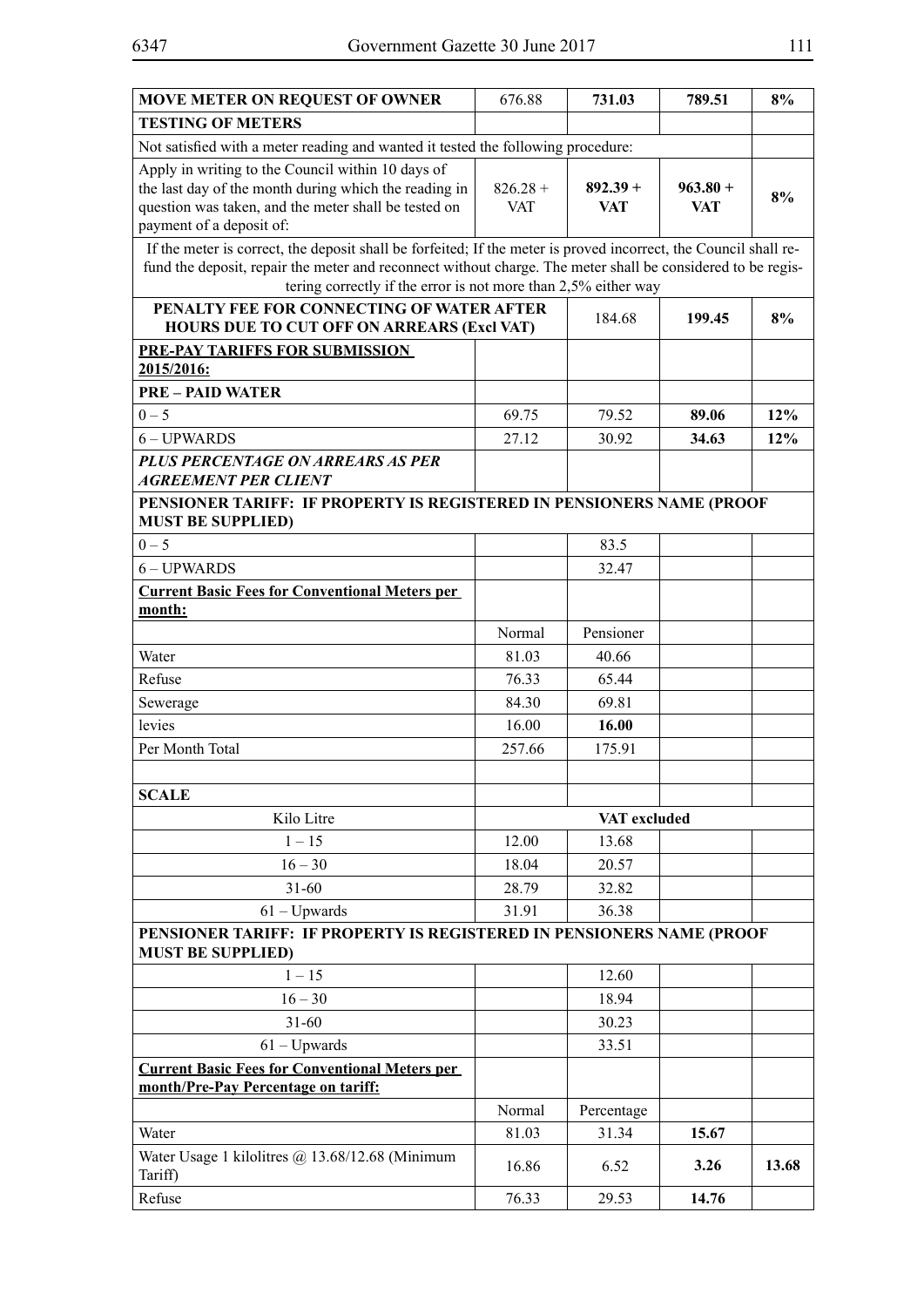| MOVE METER ON REQUEST OF OWNER | 676.88 | **731.03** | **789.51** | **8%** |
|---|---|---|---|---|
| **TESTING OF METERS** | | | | |
| Not satisfied with a meter reading and wanted it tested the following procedure: | | | | |
| Apply in writing to the Council within 10 days of the last day of the month during which the reading in question was taken, and the meter shall be tested on payment of a deposit of: | 826.28 + VAT | **892.39 + VAT** | **963.80 + VAT** | **8%** |
| If the meter is correct, the deposit shall be forfeited; If the meter is proved incorrect, the Council shall refund the deposit, repair the meter and reconnect without charge. The meter shall be considered to be registering correctly if the error is not more than 2,5% either way | | | | |
| **PENALTY FEE FOR CONNECTING OF WATER AFTER HOURS DUE TO CUT OFF ON ARREARS (Excl VAT)** | | 184.68 | **199.45** | **8%** |
| **PRE-PAY TARIFFS FOR SUBMISSION 2015/2016:** | | | | |
| **PRE – PAID WATER** | | | | |
| 0 – 5 | 69.75 | 79.52 | **89.06** | **12%** |
| 6 – UPWARDS | 27.12 | 30.92 | **34.63** | **12%** |
| ***PLUS PERCENTAGE ON ARREARS AS PER AGREEMENT PER CLIENT*** | | | | |
| **PENSIONER TARIFF: IF PROPERTY IS REGISTERED IN PENSIONERS NAME (PROOF MUST BE SUPPLIED)** | | | | |
| 0 – 5 | | 83.5 | | |
| 6 – UPWARDS | | 32.47 | | |
| **Current Basic Fees for Conventional Meters per month:** | | | | |
| | Normal | Pensioner | | |
| Water | 81.03 | 40.66 | | |
| Refuse | 76.33 | 65.44 | | |
| Sewerage | 84.30 | 69.81 | | |
| levies | 16.00 | **16.00** | | |
| Per Month Total | 257.66 | 175.91 | | |
| | | | | |
| **SCALE** | | | | |
| Kilo Litre | VAT excluded | | | |
| 1 – 15 | 12.00 | 13.68 | | |
| 16 – 30 | 18.04 | 20.57 | | |
| 31-60 | 28.79 | 32.82 | | |
| 61 – Upwards | 31.91 | 36.38 | | |
| **PENSIONER TARIFF: IF PROPERTY IS REGISTERED IN PENSIONERS NAME (PROOF MUST BE SUPPLIED)** | | | | |
| 1 – 15 | | 12.60 | | |
| 16 – 30 | | 18.94 | | |
| 31-60 | | 30.23 | | |
| 61 – Upwards | | 33.51 | | |
| **Current Basic Fees for Conventional Meters per month/Pre-Pay Percentage on tariff:** | | | | |
| | Normal | Percentage | | |
| Water | 81.03 | 31.34 | **15.67** | |
| Water Usage 1 kilolitres @ 13.68/12.68 (Minimum Tariff) | 16.86 | 6.52 | **3.26** | **13.68** |
| Refuse | 76.33 | 29.53 | **14.76** | |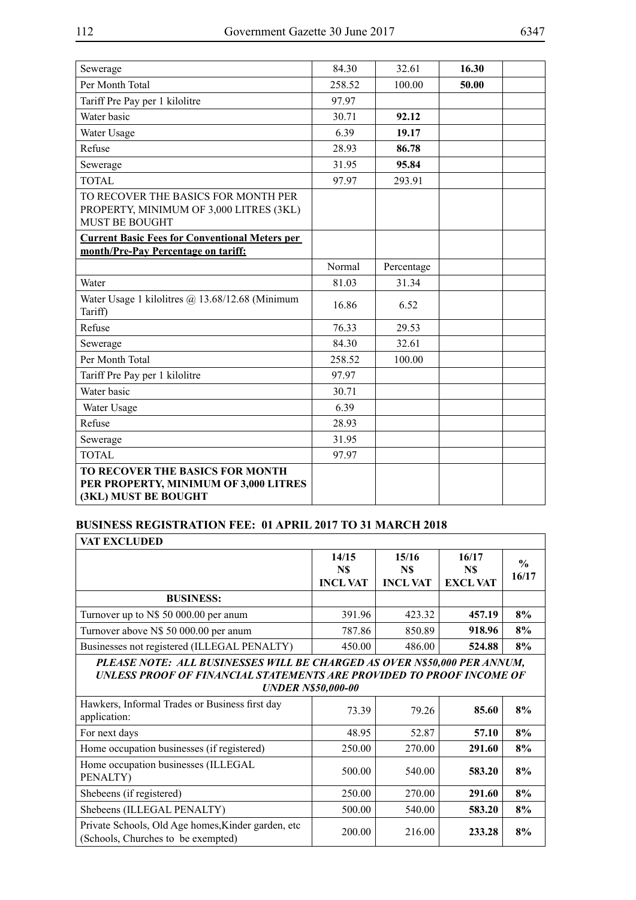| | | | | |
|---|---|---|---|---|
| Sewerage | 84.30 | 32.61 | **16.30** | |
| Per Month Total | 258.52 | 100.00 | **50.00** | |
| Tariff Pre Pay per 1 kilolitre | 97.97 | | | |
| Water basic | 30.71 | **92.12** | | |
| Water Usage | 6.39 | **19.17** | | |
| Refuse | 28.93 | **86.78** | | |
| Sewerage | 31.95 | **95.84** | | |
| TOTAL | 97.97 | 293.91 | | |
| TO RECOVER THE BASICS FOR MONTH PER PROPERTY, MINIMUM OF 3,000 LITRES (3KL) MUST BE BOUGHT | | | | |
| **Current Basic Fees for Conventional Meters per month/Pre-Pay Percentage on tariff:** | | | | |
| | Normal | Percentage | | |
| Water | 81.03 | 31.34 | | |
| Water Usage 1 kilolitres @ 13.68/12.68 (Minimum Tariff) | 16.86 | 6.52 | | |
| Refuse | 76.33 | 29.53 | | |
| Sewerage | 84.30 | 32.61 | | |
| Per Month Total | 258.52 | 100.00 | | |
| Tariff Pre Pay per 1 kilolitre | 97.97 | | | |
| Water basic | 30.71 | | | |
| Water Usage | 6.39 | | | |
| Refuse | 28.93 | | | |
| Sewerage | 31.95 | | | |
| TOTAL | 97.97 | | | |
| **TO RECOVER THE BASICS FOR MONTH PER PROPERTY, MINIMUM OF 3,000 LITRES (3KL) MUST BE BOUGHT** | | | | |

## BUSINESS REGISTRATION FEE: 01 APRIL 2017 TO 31 MARCH 2018

| VAT EXCLUDED | | | | |
|---|---|---|---|---|
| | 14/15 N$ INCL VAT | 15/16 N$ INCL VAT | 16/17 N$ EXCL VAT | % 16/17 |
| **BUSINESS:** | | | | |
| Turnover up to N$ 50 000.00 per anum | 391.96 | 423.32 | **457.19** | **8%** |
| Turnover above N$ 50 000.00 per anum | 787.86 | 850.89 | **918.96** | **8%** |
| Businesses not registered (ILLEGAL PENALTY) | 450.00 | 486.00 | **524.88** | **8%** |
| ***PLEASE NOTE: ALL BUSINESSES WILL BE CHARGED AS OVER N$50,000 PER ANNUM, UNLESS PROOF OF FINANCIAL STATEMENTS ARE PROVIDED TO PROOF INCOME OF UNDER N$50,000-00*** | | | | |
| Hawkers, Informal Trades or Business first day application: | 73.39 | 79.26 | **85.60** | **8%** |
| For next days | 48.95 | 52.87 | **57.10** | **8%** |
| Home occupation businesses (if registered) | 250.00 | 270.00 | **291.60** | **8%** |
| Home occupation businesses (ILLEGAL PENALTY) | 500.00 | 540.00 | **583.20** | **8%** |
| Shebeens (if registered) | 250.00 | 270.00 | **291.60** | **8%** |
| Shebeens (ILLEGAL PENALTY) | 500.00 | 540.00 | **583.20** | **8%** |
| Private Schools, Old Age homes, Kinder garden, etc (Schools, Churches to be exempted) | 200.00 | 216.00 | **233.28** | **8%** |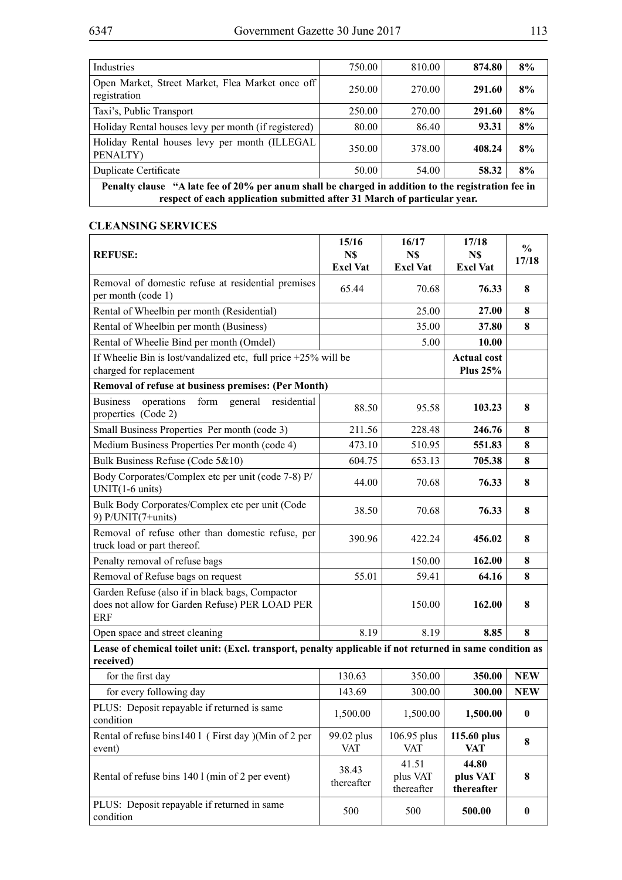| Industries | 750.00 | 810.00 | **874.80** | **8%** |
|---|---|---|---|---|
| Open Market, Street Market, Flea Market once off registration | 250.00 | 270.00 | **291.60** | **8%** |
| Taxi's, Public Transport | 250.00 | 270.00 | **291.60** | **8%** |
| Holiday Rental houses levy per month (if registered) | 80.00 | 86.40 | **93.31** | **8%** |
| Holiday Rental houses levy per month (ILLEGAL PENALTY) | 350.00 | 378.00 | **408.24** | **8%** |
| Duplicate Certificate | 50.00 | 54.00 | **58.32** | **8%** |
| **Penalty clause "A late fee of 20% per anum shall be charged in addition to the registration fee in respect of each application submitted after 31 March of particular year.** | | | | |

### CLEANSING SERVICES

| **REFUSE:** | **15/16 N$ Excl Vat** | **16/17 N$ Excl Vat** | **17/18 N$ Excl Vat** | **% 17/18** |
|---|---|---|---|---|
| Removal of domestic refuse at residential premises per month (code 1) | 65.44 | 70.68 | **76.33** | **8** |
| Rental of Wheelbin per month (Residential) | | 25.00 | **27.00** | **8** |
| Rental of Wheelbin per month (Business) | | 35.00 | **37.80** | **8** |
| Rental of Wheelie Bind per month (Omdel) | | 5.00 | **10.00** | |
| If Wheelie Bin is lost/vandalized etc, full price +25% will be charged for replacement | | | **Actual cost Plus 25%** | |
| **Removal of refuse at business premises: (Per Month)** | | | | |
| Business operations form general residential properties (Code 2) | 88.50 | 95.58 | **103.23** | **8** |
| Small Business Properties Per month (code 3) | 211.56 | 228.48 | **246.76** | **8** |
| Medium Business Properties Per month (code 4) | 473.10 | 510.95 | **551.83** | **8** |
| Bulk Business Refuse (Code 5&10) | 604.75 | 653.13 | **705.38** | **8** |
| Body Corporates/Complex etc per unit (code 7-8) P/UNIT(1-6 units) | 44.00 | 70.68 | **76.33** | **8** |
| Bulk Body Corporates/Complex etc per unit (Code 9) P/UNIT(7+units) | 38.50 | 70.68 | **76.33** | **8** |
| Removal of refuse other than domestic refuse, per truck load or part thereof. | 390.96 | 422.24 | **456.02** | **8** |
| Penalty removal of refuse bags | | 150.00 | **162.00** | **8** |
| Removal of Refuse bags on request | 55.01 | 59.41 | **64.16** | **8** |
| Garden Refuse (also if in black bags, Compactor does not allow for Garden Refuse) PER LOAD PER ERF | | 150.00 | **162.00** | **8** |
| Open space and street cleaning | 8.19 | 8.19 | **8.85** | **8** |
| **Lease of chemical toilet unit: (Excl. transport, penalty applicable if not returned in same condition as received)** | | | | |
| for the first day | 130.63 | 350.00 | **350.00** | **NEW** |
| for every following day | 143.69 | 300.00 | **300.00** | **NEW** |
| PLUS: Deposit repayable if returned is same condition | 1,500.00 | 1,500.00 | **1,500.00** | **0** |
| Rental of refuse bins140 l ( First day )(Min of 2 per event) | 99.02 plus VAT | 106.95 plus VAT | **115.60 plus VAT** | **8** |
| Rental of refuse bins 140 l (min of 2 per event) | 38.43 thereafter | 41.51 plus VAT thereafter | **44.80 plus VAT thereafter** | **8** |
| PLUS: Deposit repayable if returned in same condition | 500 | 500 | **500.00** | **0** |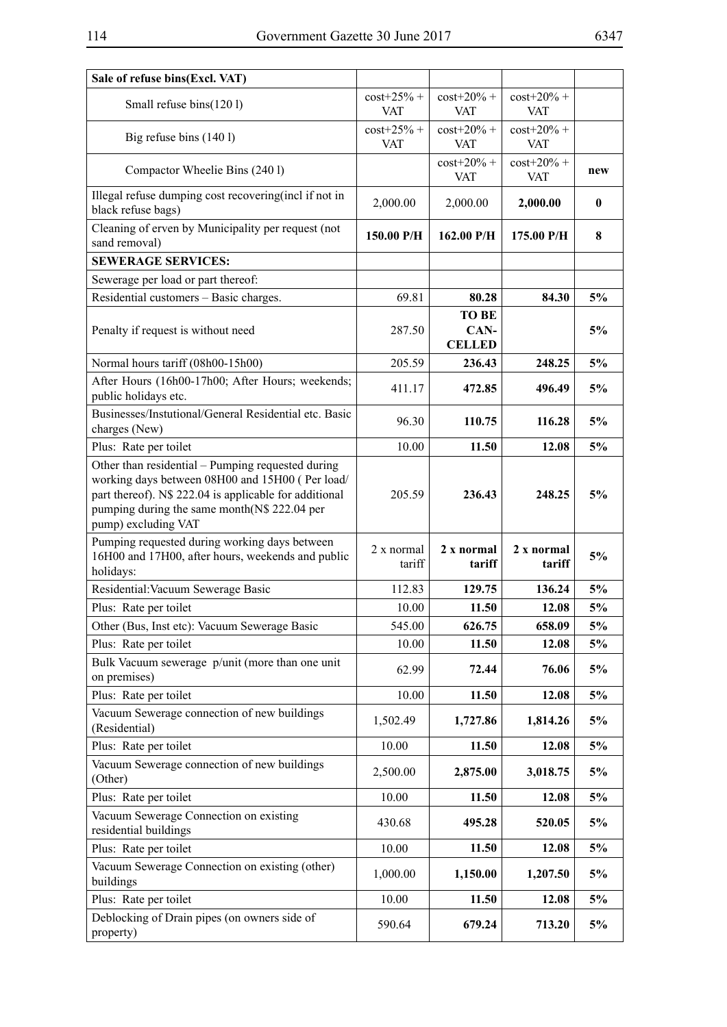| **Sale of refuse bins(Excl. VAT)** | | | | |
|---|---|---|---|---|
| Small refuse bins(120 l) | cost+25% + VAT | cost+20% + VAT | cost+20% + VAT | |
| Big refuse bins (140 l) | cost+25% + VAT | cost+20% + VAT | cost+20% + VAT | |
| Compactor Wheelie Bins (240 l) | | cost+20% + VAT | cost+20% + VAT | **new** |
| Illegal refuse dumping cost recovering(incl if not in black refuse bags) | 2,000.00 | 2,000.00 | **2,000.00** | **0** |
| Cleaning of erven by Municipality per request (not sand removal) | **150.00 P/H** | **162.00 P/H** | **175.00 P/H** | **8** |
| **SEWERAGE SERVICES:** | | | | |
| Sewerage per load or part thereof: | | | | |
| Residential customers – Basic charges. | 69.81 | **80.28** | **84.30** | **5%** |
| Penalty if request is without need | 287.50 | **TO BE CAN-CELLED** | | **5%** |
| Normal hours tariff (08h00-15h00) | 205.59 | **236.43** | **248.25** | **5%** |
| After Hours (16h00-17h00; After Hours; weekends; public holidays etc. | 411.17 | **472.85** | **496.49** | **5%** |
| Businesses/Instutional/General Residential etc. Basic charges (New) | 96.30 | **110.75** | **116.28** | **5%** |
| Plus: Rate per toilet | 10.00 | **11.50** | **12.08** | **5%** |
| Other than residential – Pumping requested during working days between 08H00 and 15H00 ( Per load/ part thereof). N$ 222.04 is applicable for additional pumping during the same month(N$ 222.04 per pump) excluding VAT | 205.59 | **236.43** | **248.25** | **5%** |
| Pumping requested during working days between 16H00 and 17H00, after hours, weekends and public holidays: | 2 x normal tariff | **2 x normal tariff** | **2 x normal tariff** | **5%** |
| Residential:Vacuum Sewerage Basic | 112.83 | **129.75** | **136.24** | **5%** |
| Plus: Rate per toilet | 10.00 | **11.50** | **12.08** | **5%** |
| Other (Bus, Inst etc): Vacuum Sewerage Basic | 545.00 | **626.75** | **658.09** | **5%** |
| Plus: Rate per toilet | 10.00 | **11.50** | **12.08** | **5%** |
| Bulk Vacuum sewerage p/unit (more than one unit on premises) | 62.99 | **72.44** | **76.06** | **5%** |
| Plus: Rate per toilet | 10.00 | **11.50** | **12.08** | **5%** |
| Vacuum Sewerage connection of new buildings (Residential) | 1,502.49 | **1,727.86** | **1,814.26** | **5%** |
| Plus: Rate per toilet | 10.00 | **11.50** | **12.08** | **5%** |
| Vacuum Sewerage connection of new buildings (Other) | 2,500.00 | **2,875.00** | **3,018.75** | **5%** |
| Plus: Rate per toilet | 10.00 | **11.50** | **12.08** | **5%** |
| Vacuum Sewerage Connection on existing residential buildings | 430.68 | **495.28** | **520.05** | **5%** |
| Plus: Rate per toilet | 10.00 | **11.50** | **12.08** | **5%** |
| Vacuum Sewerage Connection on existing (other) buildings | 1,000.00 | **1,150.00** | **1,207.50** | **5%** |
| Plus: Rate per toilet | 10.00 | **11.50** | **12.08** | **5%** |
| Deblocking of Drain pipes (on owners side of property) | 590.64 | **679.24** | **713.20** | **5%** |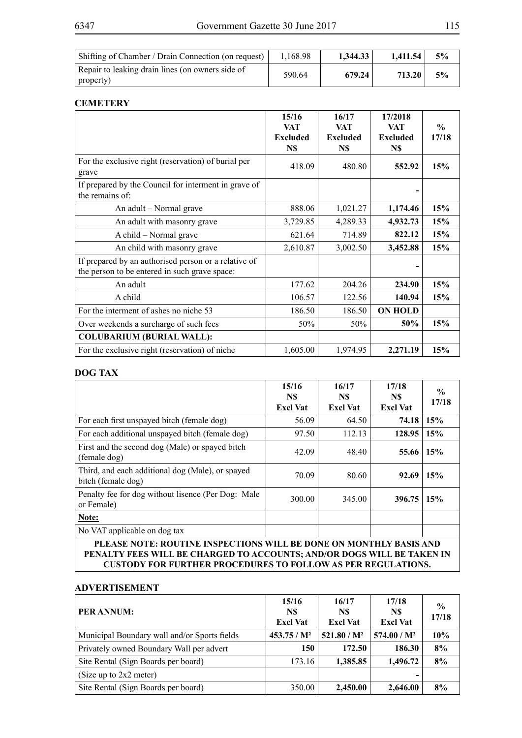| Shifting of Chamber / Drain Connection (on request) | 1,168.98 | **1,344.33** | **1,411.54** | **5%** |
|---|---|---|---|---|
| Repair to leaking drain lines (on owners side of property) | 590.64 | **679.24** | **713.20** | **5%** |

**CEMETERY**

| | 15/16 VAT Excluded N$ | 16/17 VAT Excluded N$ | 17/2018 VAT Excluded N$ | % 17/18 |
|---|---|---|---|---|
| For the exclusive right (reservation) of burial per grave | 418.09 | 480.80 | **552.92** | **15%** |
| If prepared by the Council for interment in grave of the remains of: | | | **-** | |
| An adult – Normal grave | 888.06 | 1,021.27 | **1,174.46** | **15%** |
| An adult with masonry grave | 3,729.85 | 4,289.33 | **4,932.73** | **15%** |
| A child – Normal grave | 621.64 | 714.89 | **822.12** | **15%** |
| An child with masonry grave | 2,610.87 | 3,002.50 | **3,452.88** | **15%** |
| If prepared by an authorised person or a relative of the person to be entered in such grave space: | | | **-** | |
| An adult | 177.62 | 204.26 | **234.90** | **15%** |
| A child | 106.57 | 122.56 | **140.94** | **15%** |
| For the interment of ashes no niche 53 | 186.50 | 186.50 | **ON HOLD** | |
| Over weekends a surcharge of such fees | 50% | 50% | **50%** | **15%** |
| **COLUBARIUM (BURIAL WALL):** | | | | |
| For the exclusive right (reservation) of niche | 1,605.00 | 1,974.95 | **2,271.19** | **15%** |

**DOG TAX**

| | 15/16 N$ Excl Vat | 16/17 N$ Excl Vat | 17/18 N$ Excl Vat | % 17/18 |
|---|---|---|---|---|
| For each first unspayed bitch (female dog) | 56.09 | 64.50 | **74.18** | **15%** |
| For each additional unspayed bitch (female dog) | 97.50 | 112.13 | **128.95** | **15%** |
| First and the second dog (Male) or spayed bitch (female dog) | 42.09 | 48.40 | **55.66** | **15%** |
| Third, and each additional dog (Male), or spayed bitch (female dog) | 70.09 | 80.60 | **92.69** | **15%** |
| Penalty fee for dog without lisence (Per Dog: Male or Female) | 300.00 | 345.00 | **396.75** | **15%** |
| **Note:** | | | | |
| No VAT applicable on dog tax | | | | |
| **PLEASE NOTE: ROUTINE INSPECTIONS WILL BE DONE ON MONTHLY BASIS AND PENALTY FEES WILL BE CHARGED TO ACCOUNTS; AND/OR DOGS WILL BE TAKEN IN CUSTODY FOR FURTHER PROCEDURES TO FOLLOW AS PER REGULATIONS.** | | | | |

**ADVERTISEMENT**

| **PER ANNUM:** | 15/16 N$ Excl Vat | 16/17 N$ Excl Vat | 17/18 N$ Excl Vat | % 17/18 |
|---|---|---|---|---|
| Municipal Boundary wall and/or Sports fields | **453.75 / M²** | **521.80 / M²** | **574.00 / M²** | **10%** |
| Privately owned Boundary Wall per advert | **150** | **172.50** | **186.30** | **8%** |
| Site Rental (Sign Boards per board) | 173.16 | **1,385.85** | **1,496.72** | **8%** |
| (Size up to 2x2 meter) | | | **-** | |
| Site Rental (Sign Boards per board) | 350.00 | **2,450.00** | **2,646.00** | **8%** |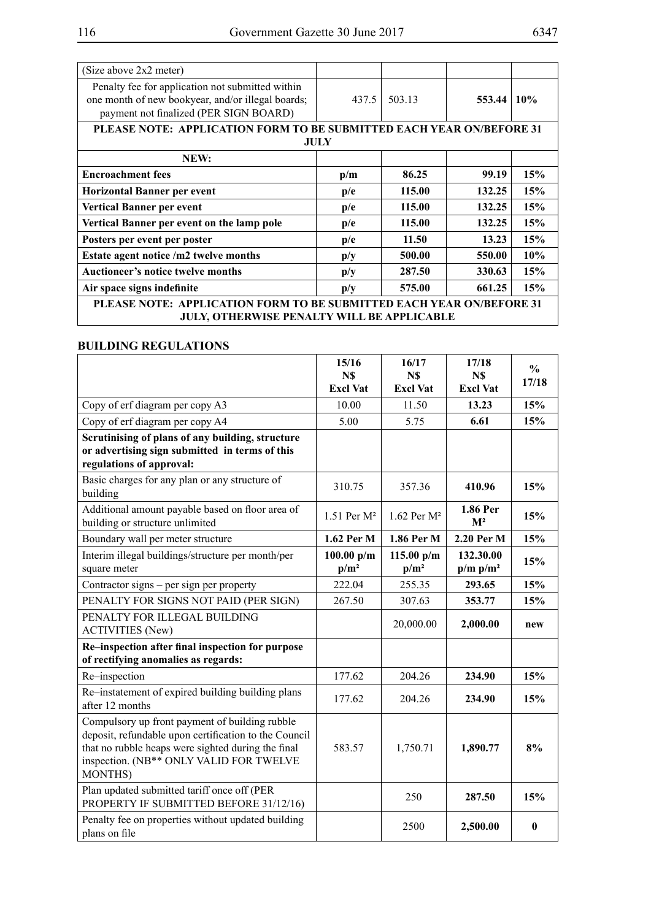| (Size above 2x2 meter) | | | | |
|---|---|---|---|---|
| Penalty fee for application not submitted within one month of new bookyear, and/or illegal boards; payment not finalized (PER SIGN BOARD) | 437.5 | 503.13 | **553.44** | **10%** |
| **PLEASE NOTE: APPLICATION FORM TO BE SUBMITTED EACH YEAR ON/BEFORE 31 JULY** | | | | |
| **NEW:** | | | | |
| **Encroachment fees** | **p/m** | **86.25** | **99.19** | **15%** |
| **Horizontal Banner per event** | **p/e** | **115.00** | **132.25** | **15%** |
| **Vertical Banner per event** | **p/e** | **115.00** | **132.25** | **15%** |
| **Vertical Banner per event on the lamp pole** | **p/e** | **115.00** | **132.25** | **15%** |
| **Posters per event per poster** | **p/e** | **11.50** | **13.23** | **15%** |
| **Estate agent notice /m2 twelve months** | **p/y** | **500.00** | **550.00** | **10%** |
| **Auctioneer's notice twelve months** | **p/y** | **287.50** | **330.63** | **15%** |
| **Air space signs indefinite** | **p/y** | **575.00** | **661.25** | **15%** |
| **PLEASE NOTE: APPLICATION FORM TO BE SUBMITTED EACH YEAR ON/BEFORE 31 JULY, OTHERWISE PENALTY WILL BE APPLICABLE** | | | | |

**BUILDING REGULATIONS**

| | 15/16 N$ Excl Vat | 16/17 N$ Excl Vat | 17/18 N$ Excl Vat | % 17/18 |
|---|---|---|---|---|
| Copy of erf diagram per copy A3 | 10.00 | 11.50 | **13.23** | **15%** |
| Copy of erf diagram per copy A4 | 5.00 | 5.75 | **6.61** | **15%** |
| **Scrutinising of plans of any building, structure or advertising sign submitted in terms of this regulations of approval:** | | | | |
| Basic charges for any plan or any structure of building | 310.75 | 357.36 | **410.96** | **15%** |
| Additional amount payable based on floor area of building or structure unlimited | 1.51 Per M² | 1.62 Per M² | **1.86 Per M²** | **15%** |
| Boundary wall per meter structure | **1.62 Per M** | **1.86 Per M** | **2.20 Per M** | **15%** |
| Interim illegal buildings/structure per month/per square meter | **100.00 p/m p/m²** | **115.00 p/m p/m²** | **132.30.00 p/m p/m²** | **15%** |
| Contractor signs – per sign per property | 222.04 | 255.35 | **293.65** | **15%** |
| PENALTY FOR SIGNS NOT PAID (PER SIGN) | 267.50 | 307.63 | **353.77** | **15%** |
| PENALTY FOR ILLEGAL BUILDING ACTIVITIES (New) | | 20,000.00 | **2,000.00** | **new** |
| **Re–inspection after final inspection for purpose of rectifying anomalies as regards:** | | | | |
| Re–inspection | 177.62 | 204.26 | **234.90** | **15%** |
| Re–instatement of expired building building plans after 12 months | 177.62 | 204.26 | **234.90** | **15%** |
| Compulsory up front payment of building rubble deposit, refundable upon certification to the Council that no rubble heaps were sighted during the final inspection. (NB** ONLY VALID FOR TWELVE MONTHS) | 583.57 | 1,750.71 | **1,890.77** | **8%** |
| Plan updated submitted tariff once off (PER PROPERTY IF SUBMITTED BEFORE 31/12/16) | | 250 | **287.50** | **15%** |
| Penalty fee on properties without updated building plans on file | | 2500 | **2,500.00** | **0** |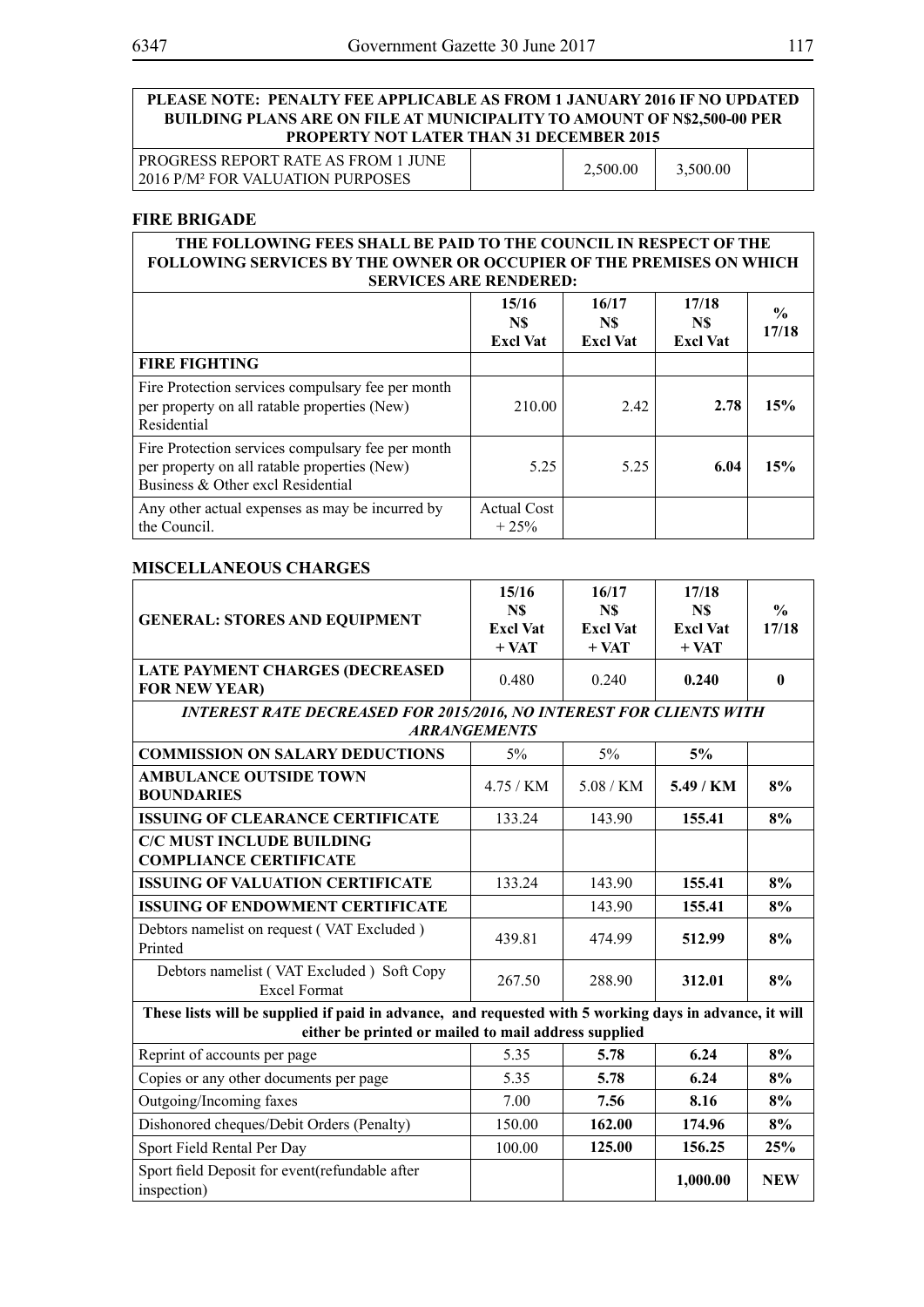| **PLEASE NOTE: PENALTY FEE APPLICABLE AS FROM 1 JANUARY 2016 IF NO UPDATED BUILDING PLANS ARE ON FILE AT MUNICIPALITY TO AMOUNT OF N$2,500-00 PER PROPERTY NOT LATER THAN 31 DECEMBER 2015** | | | | |
|---|---|---|---|---|
| PROGRESS REPORT RATE AS FROM 1 JUNE 2016 P/M² FOR VALUATION PURPOSES | | 2,500.00 | 3,500.00 | |

## FIRE BRIGADE

| **THE FOLLOWING FEES SHALL BE PAID TO THE COUNCIL IN RESPECT OF THE FOLLOWING SERVICES BY THE OWNER OR OCCUPIER OF THE PREMISES ON WHICH SERVICES ARE RENDERED:** | | | | |
|---|---|---|---|---|
| | **15/16 N$ Excl Vat** | **16/17 N$ Excl Vat** | **17/18 N$ Excl Vat** | **% 17/18** |
| **FIRE FIGHTING** | | | | |
| Fire Protection services compulsary fee per month per property on all ratable properties (New) Residential | 210.00 | 2.42 | **2.78** | **15%** |
| Fire Protection services compulsary fee per month per property on all ratable properties (New) Business & Other excl Residential | 5.25 | 5.25 | **6.04** | **15%** |
| Any other actual expenses as may be incurred by the Council. | Actual Cost + 25% | | | |

## MISCELLANEOUS CHARGES

| **GENERAL: STORES AND EQUIPMENT** | **15/16 N$ Excl Vat + VAT** | **16/17 N$ Excl Vat + VAT** | **17/18 N$ Excl Vat + VAT** | **% 17/18** |
|---|---|---|---|---|
| **LATE PAYMENT CHARGES (DECREASED FOR NEW YEAR)** | 0.480 | 0.240 | **0.240** | **0** |
| ***INTEREST RATE DECREASED FOR 2015/2016, NO INTEREST FOR CLIENTS WITH ARRANGEMENTS*** | | | | |
| **COMMISSION ON SALARY DEDUCTIONS** | 5% | 5% | **5%** | |
| **AMBULANCE OUTSIDE TOWN BOUNDARIES** | 4.75 / KM | 5.08 / KM | **5.49 / KM** | **8%** |
| **ISSUING OF CLEARANCE CERTIFICATE** | 133.24 | 143.90 | **155.41** | **8%** |
| **C/C MUST INCLUDE BUILDING COMPLIANCE CERTIFICATE** | | | | |
| **ISSUING OF VALUATION CERTIFICATE** | 133.24 | 143.90 | **155.41** | **8%** |
| **ISSUING OF ENDOWMENT CERTIFICATE** | | 143.90 | **155.41** | **8%** |
| Debtors namelist on request ( VAT Excluded ) Printed | 439.81 | 474.99 | **512.99** | **8%** |
| Debtors namelist ( VAT Excluded ) Soft Copy Excel Format | 267.50 | 288.90 | **312.01** | **8%** |
| **These lists will be supplied if paid in advance, and requested with 5 working days in advance, it will either be printed or mailed to mail address supplied** | | | | |
| Reprint of accounts per page | 5.35 | **5.78** | **6.24** | **8%** |
| Copies or any other documents per page | 5.35 | **5.78** | **6.24** | **8%** |
| Outgoing/Incoming faxes | 7.00 | **7.56** | **8.16** | **8%** |
| Dishonored cheques/Debit Orders (Penalty) | 150.00 | **162.00** | **174.96** | **8%** |
| Sport Field Rental Per Day | 100.00 | **125.00** | **156.25** | **25%** |
| Sport field Deposit for event(refundable after inspection) | | | **1,000.00** | **NEW** |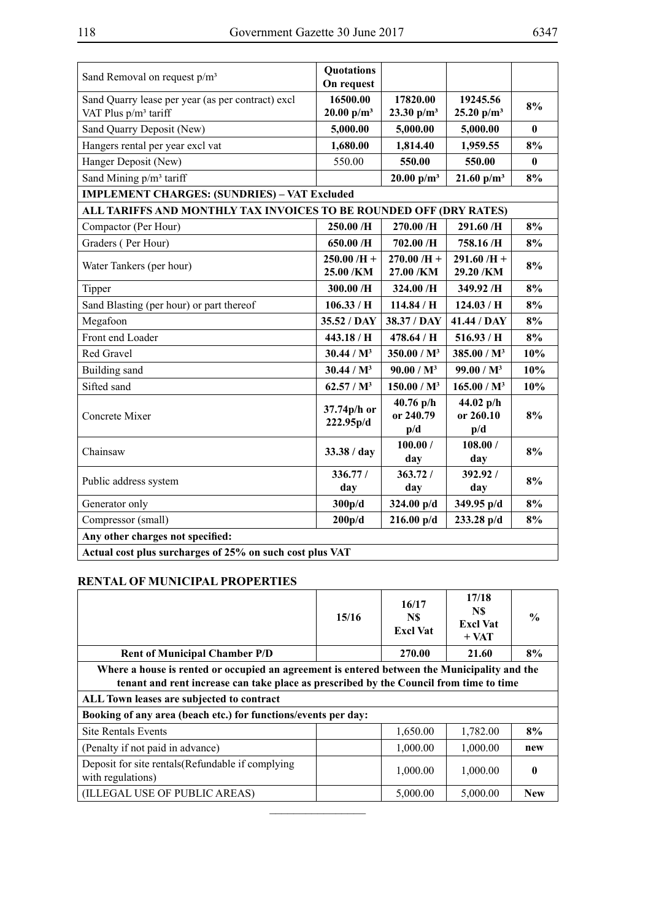| Sand Removal on request p/m³ | **Quotations On request** | | | |
|---|---|---|---|---|
| Sand Quarry lease per year (as per contract) excl VAT Plus p/m³ tariff | **16500.00 20.00 p/m³** | **17820.00 23.30 p/m³** | **19245.56 25.20 p/m³** | **8%** |
| Sand Quarry Deposit (New) | **5,000.00** | **5,000.00** | **5,000.00** | **0** |
| Hangers rental per year excl vat | **1,680.00** | **1,814.40** | **1,959.55** | **8%** |
| Hanger Deposit (New) | 550.00 | **550.00** | **550.00** | **0** |
| Sand Mining p/m³ tariff | | **20.00 p/m³** | **21.60 p/m³** | **8%** |
| **IMPLEMENT CHARGES: (SUNDRIES) – VAT Excluded** | | | | |
| **ALL TARIFFS AND MONTHLY TAX INVOICES TO BE ROUNDED OFF (DRY RATES)** | | | | |
| Compactor (Per Hour) | **250.00 /H** | **270.00 /H** | **291.60 /H** | **8%** |
| Graders ( Per Hour) | **650.00 /H** | **702.00 /H** | **758.16 /H** | **8%** |
| Water Tankers (per hour) | **250.00 /H + 25.00 /KM** | **270.00 /H + 27.00 /KM** | **291.60 /H + 29.20 /KM** | **8%** |
| Tipper | **300.00 /H** | **324.00 /H** | **349.92 /H** | **8%** |
| Sand Blasting (per hour) or part thereof | **106.33 / H** | **114.84 / H** | **124.03 / H** | **8%** |
| Megafoon | **35.52 / DAY** | **38.37 / DAY** | **41.44 / DAY** | **8%** |
| Front end Loader | **443.18 / H** | **478.64 / H** | **516.93 / H** | **8%** |
| Red Gravel | **30.44 / M³** | **350.00 / M³** | **385.00 / M³** | **10%** |
| Building sand | **30.44 / M³** | **90.00 / M³** | **99.00 / M³** | **10%** |
| Sifted sand | **62.57 / M³** | **150.00 / M³** | **165.00 / M³** | **10%** |
| Concrete Mixer | **37.74p/h or 222.95p/d** | **40.76 p/h or 240.79 p/d** | **44.02 p/h or 260.10 p/d** | **8%** |
| Chainsaw | **33.38 / day** | **100.00 / day** | **108.00 / day** | **8%** |
| Public address system | **336.77 / day** | **363.72 / day** | **392.92 / day** | **8%** |
| Generator only | **300p/d** | **324.00 p/d** | **349.95 p/d** | **8%** |
| Compressor (small) | **200p/d** | **216.00 p/d** | **233.28 p/d** | **8%** |
| **Any other charges not specified:** | | | | |
| **Actual cost plus surcharges of 25% on such cost plus VAT** | | | | |

## RENTAL OF MUNICIPAL PROPERTIES

| | 15/16 | 16/17 N$ Excl Vat | 17/18 N$ Excl Vat + VAT | % |
|---|---|---|---|---|
| **Rent of Municipal Chamber P/D** | | **270.00** | **21.60** | **8%** |
| **Where a house is rented or occupied an agreement is entered between the Municipality and the tenant and rent increase can take place as prescribed by the Council from time to time** | | | | |
| **ALL Town leases are subjected to contract** | | | | |
| **Booking of any area (beach etc.) for functions/events per day:** | | | | |
| Site Rentals Events | | 1,650.00 | 1,782.00 | **8%** |
| (Penalty if not paid in advance) | | 1,000.00 | 1,000.00 | **new** |
| Deposit for site rentals(Refundable if complying with regulations) | | 1,000.00 | 1,000.00 | **0** |
| (ILLEGAL USE OF PUBLIC AREAS) | | 5,000.00 | 5,000.00 | **New** |

________________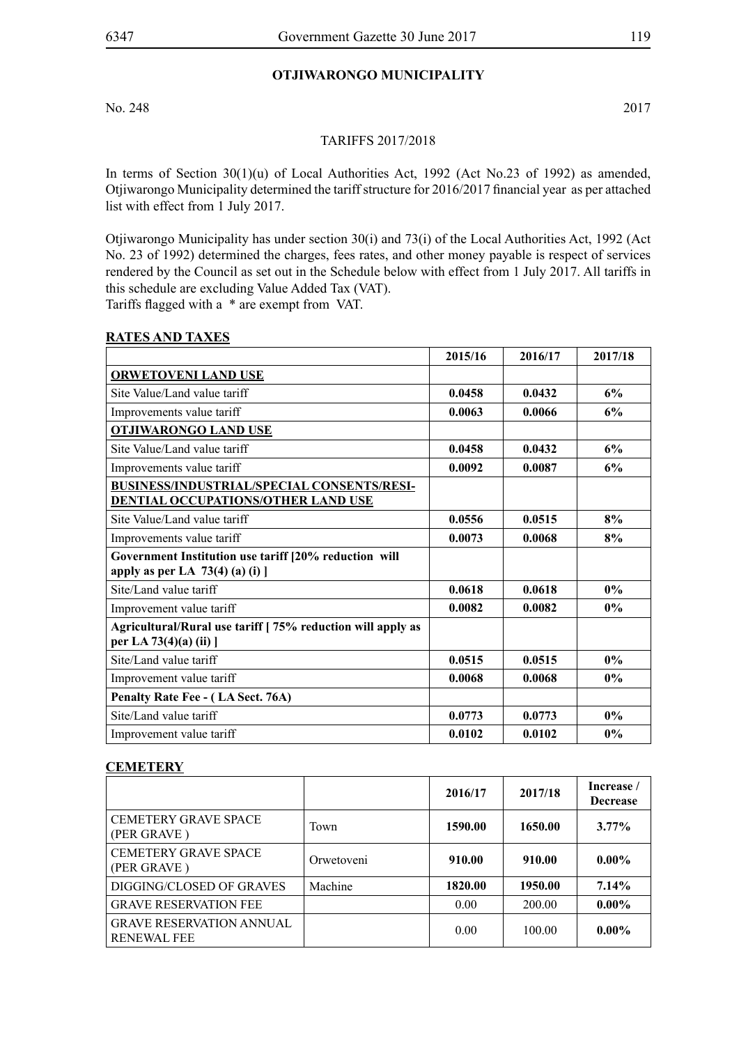## OTJIWARONGO MUNICIPALITY

No. 248 2017

TARIFFS 2017/2018

In terms of Section 30(1)(u) of Local Authorities Act, 1992 (Act No.23 of 1992) as amended, Otjiwarongo Municipality determined the tariff structure for 2016/2017 financial year as per attached list with effect from 1 July 2017.

Otjiwarongo Municipality has under section 30(i) and 73(i) of the Local Authorities Act, 1992 (Act No. 23 of 1992) determined the charges, fees rates, and other money payable is respect of services rendered by the Council as set out in the Schedule below with effect from 1 July 2017. All tariffs in this schedule are excluding Value Added Tax (VAT).
Tariffs flagged with a * are exempt from VAT.

**RATES AND TAXES**

| | 2015/16 | 2016/17 | 2017/18 |
|---|---|---|---|
| **ORWETOVENI LAND USE** | | | |
| Site Value/Land value tariff | **0.0458** | **0.0432** | **6%** |
| Improvements value tariff | **0.0063** | **0.0066** | **6%** |
| **OTJIWARONGO LAND USE** | | | |
| Site Value/Land value tariff | **0.0458** | **0.0432** | **6%** |
| Improvements value tariff | **0.0092** | **0.0087** | **6%** |
| **BUSINESS/INDUSTRIAL/SPECIAL CONSENTS/RESIDENTIAL OCCUPATIONS/OTHER LAND USE** | | | |
| Site Value/Land value tariff | **0.0556** | **0.0515** | **8%** |
| Improvements value tariff | **0.0073** | **0.0068** | **8%** |
| **Government Institution use tariff [20% reduction will apply as per LA 73(4) (a) (i) ]** | | | |
| Site/Land value tariff | **0.0618** | **0.0618** | **0%** |
| Improvement value tariff | **0.0082** | **0.0082** | **0%** |
| **Agricultural/Rural use tariff [ 75% reduction will apply as per LA 73(4)(a) (ii) ]** | | | |
| Site/Land value tariff | **0.0515** | **0.0515** | **0%** |
| Improvement value tariff | **0.0068** | **0.0068** | **0%** |
| **Penalty Rate Fee - ( LA Sect. 76A)** | | | |
| Site/Land value tariff | **0.0773** | **0.0773** | **0%** |
| Improvement value tariff | **0.0102** | **0.0102** | **0%** |

**CEMETERY**

| | | 2016/17 | 2017/18 | Increase / Decrease |
|---|---|---|---|---|
| CEMETERY GRAVE SPACE (PER GRAVE ) | Town | **1590.00** | **1650.00** | **3.77%** |
| CEMETERY GRAVE SPACE (PER GRAVE ) | Orwetoveni | **910.00** | **910.00** | **0.00%** |
| DIGGING/CLOSED OF GRAVES | Machine | **1820.00** | **1950.00** | **7.14%** |
| GRAVE RESERVATION FEE | | 0.00 | 200.00 | **0.00%** |
| GRAVE RESERVATION ANNUAL RENEWAL FEE | | 0.00 | 100.00 | **0.00%** |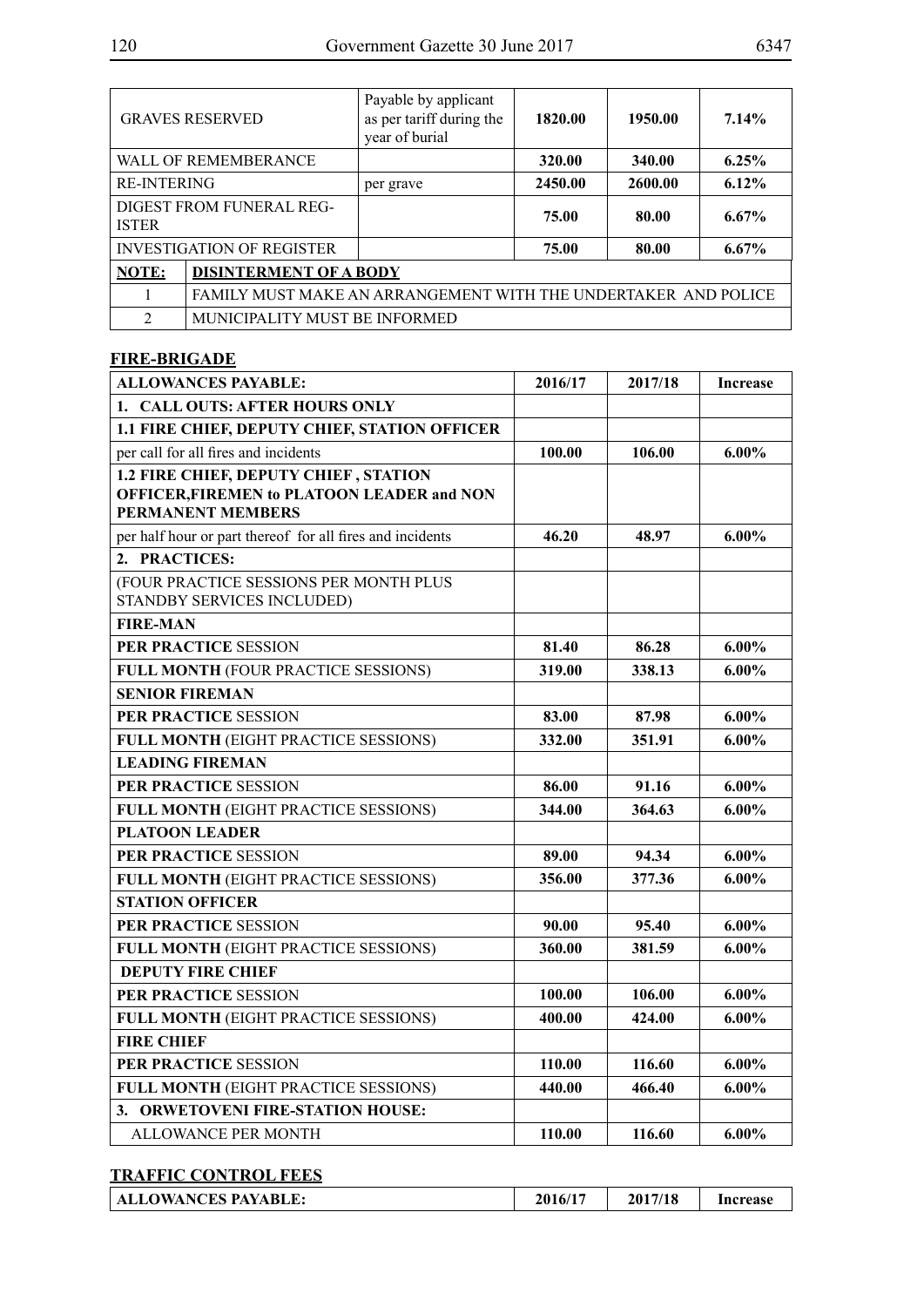| GRAVES RESERVED | | Payable by applicant as per tariff during the year of burial | **1820.00** | **1950.00** | **7.14%** |
|---|---|---|---|---|---|
| WALL OF REMEMBERANCE | | | **320.00** | **340.00** | **6.25%** |
| RE-INTERING | | per grave | **2450.00** | **2600.00** | **6.12%** |
| DIGEST FROM FUNERAL REGISTER | | | **75.00** | **80.00** | **6.67%** |
| INVESTIGATION OF REGISTER | | | **75.00** | **80.00** | **6.67%** |
| **NOTE:** | **DISINTERMENT OF A BODY** | | | | |
| 1 | FAMILY MUST MAKE AN ARRANGEMENT WITH THE UNDERTAKER AND POLICE | | | | |
| 2 | MUNICIPALITY MUST BE INFORMED | | | | |

**FIRE-BRIGADE**

| ALLOWANCES PAYABLE: | 2016/17 | 2017/18 | Increase |
|---|---|---|---|
| **1. CALL OUTS: AFTER HOURS ONLY** | | | |
| **1.1 FIRE CHIEF, DEPUTY CHIEF, STATION OFFICER** | | | |
| per call for all fires and incidents | **100.00** | **106.00** | **6.00%** |
| **1.2 FIRE CHIEF, DEPUTY CHIEF , STATION OFFICER,FIREMEN to PLATOON LEADER and NON PERMANENT MEMBERS** | | | |
| per half hour or part thereof for all fires and incidents | **46.20** | **48.97** | **6.00%** |
| **2. PRACTICES:** | | | |
| (FOUR PRACTICE SESSIONS PER MONTH PLUS STANDBY SERVICES INCLUDED) | | | |
| **FIRE-MAN** | | | |
| **PER PRACTICE** SESSION | **81.40** | **86.28** | **6.00%** |
| **FULL MONTH** (FOUR PRACTICE SESSIONS) | **319.00** | **338.13** | **6.00%** |
| **SENIOR FIREMAN** | | | |
| **PER PRACTICE** SESSION | **83.00** | **87.98** | **6.00%** |
| **FULL MONTH** (EIGHT PRACTICE SESSIONS) | **332.00** | **351.91** | **6.00%** |
| **LEADING FIREMAN** | | | |
| **PER PRACTICE** SESSION | **86.00** | **91.16** | **6.00%** |
| **FULL MONTH** (EIGHT PRACTICE SESSIONS) | **344.00** | **364.63** | **6.00%** |
| **PLATOON LEADER** | | | |
| **PER PRACTICE** SESSION | **89.00** | **94.34** | **6.00%** |
| **FULL MONTH** (EIGHT PRACTICE SESSIONS) | **356.00** | **377.36** | **6.00%** |
| **STATION OFFICER** | | | |
| **PER PRACTICE** SESSION | **90.00** | **95.40** | **6.00%** |
| **FULL MONTH** (EIGHT PRACTICE SESSIONS) | **360.00** | **381.59** | **6.00%** |
| **DEPUTY FIRE CHIEF** | | | |
| **PER PRACTICE** SESSION | **100.00** | **106.00** | **6.00%** |
| **FULL MONTH** (EIGHT PRACTICE SESSIONS) | **400.00** | **424.00** | **6.00%** |
| **FIRE CHIEF** | | | |
| **PER PRACTICE** SESSION | **110.00** | **116.60** | **6.00%** |
| **FULL MONTH** (EIGHT PRACTICE SESSIONS) | **440.00** | **466.40** | **6.00%** |
| **3. ORWETOVENI FIRE-STATION HOUSE:** | | | |
| ALLOWANCE PER MONTH | **110.00** | **116.60** | **6.00%** |

**TRAFFIC CONTROL FEES**

| ALLOWANCES PAYABLE: | 2016/17 | 2017/18 | Increase |
|---|---|---|---|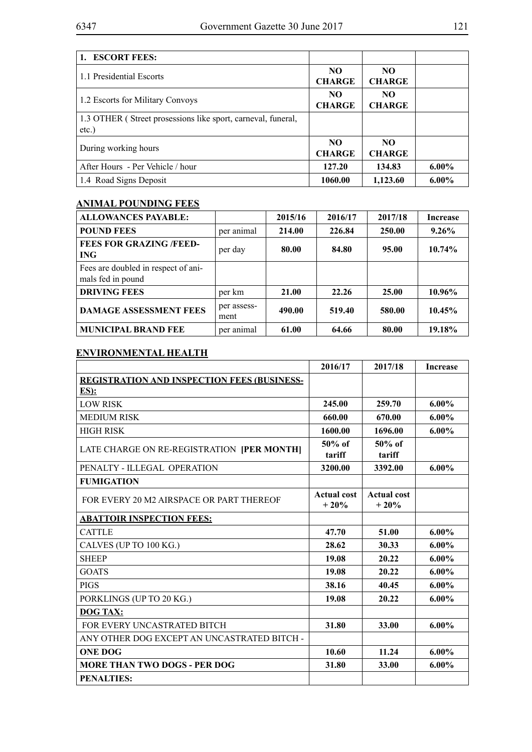| **1. ESCORT FEES:** | | | |
|---|---|---|---|
| 1.1 Presidential Escorts | **NO CHARGE** | **NO CHARGE** | |
| 1.2 Escorts for Military Convoys | **NO CHARGE** | **NO CHARGE** | |
| 1.3 OTHER ( Street prosessions like sport, carneval, funeral, etc.) | | | |
| During working hours | **NO CHARGE** | **NO CHARGE** | |
| After Hours - Per Vehicle / hour | **127.20** | **134.83** | **6.00%** |
| 1.4 Road Signs Deposit | **1060.00** | **1,123.60** | **6.00%** |

## ANIMAL POUNDING FEES

| **ALLOWANCES PAYABLE:** | | **2015/16** | **2016/17** | **2017/18** | **Increase** |
|---|---|---|---|---|---|
| **POUND FEES** | per animal | **214.00** | **226.84** | **250.00** | **9.26%** |
| **FEES FOR GRAZING /FEED-ING** | per day | **80.00** | **84.80** | **95.00** | **10.74%** |
| Fees are doubled in respect of animals fed in pound | | | | | |
| **DRIVING FEES** | per km | **21.00** | **22.26** | **25.00** | **10.96%** |
| **DAMAGE ASSESSMENT FEES** | per assessment | **490.00** | **519.40** | **580.00** | **10.45%** |
| **MUNICIPAL BRAND FEE** | per animal | **61.00** | **64.66** | **80.00** | **19.18%** |

## ENVIRONMENTAL HEALTH

| | **2016/17** | **2017/18** | **Increase** |
|---|---|---|---|
| **REGISTRATION AND INSPECTION FEES (BUSINESSES):** | | | |
| LOW RISK | **245.00** | **259.70** | **6.00%** |
| MEDIUM RISK | **660.00** | **670.00** | **6.00%** |
| HIGH RISK | **1600.00** | **1696.00** | **6.00%** |
| LATE CHARGE ON RE-REGISTRATION **[PER MONTH]** | **50% of tariff** | **50% of tariff** | |
| PENALTY - ILLEGAL OPERATION | **3200.00** | **3392.00** | **6.00%** |
| **FUMIGATION** | | | |
| FOR EVERY 20 M2 AIRSPACE OR PART THEREOF | **Actual cost + 20%** | **Actual cost + 20%** | |
| **ABATTOIR INSPECTION FEES:** | | | |
| CATTLE | **47.70** | **51.00** | **6.00%** |
| CALVES (UP TO 100 KG.) | **28.62** | **30.33** | **6.00%** |
| SHEEP | **19.08** | **20.22** | **6.00%** |
| GOATS | **19.08** | **20.22** | **6.00%** |
| PIGS | **38.16** | **40.45** | **6.00%** |
| PORKLINGS (UP TO 20 KG.) | **19.08** | **20.22** | **6.00%** |
| **DOG TAX:** | | | |
| FOR EVERY UNCASTRATED BITCH | **31.80** | **33.00** | **6.00%** |
| ANY OTHER DOG EXCEPT AN UNCASTRATED BITCH - | | | |
| **ONE DOG** | **10.60** | **11.24** | **6.00%** |
| **MORE THAN TWO DOGS - PER DOG** | **31.80** | **33.00** | **6.00%** |
| **PENALTIES:** | | | |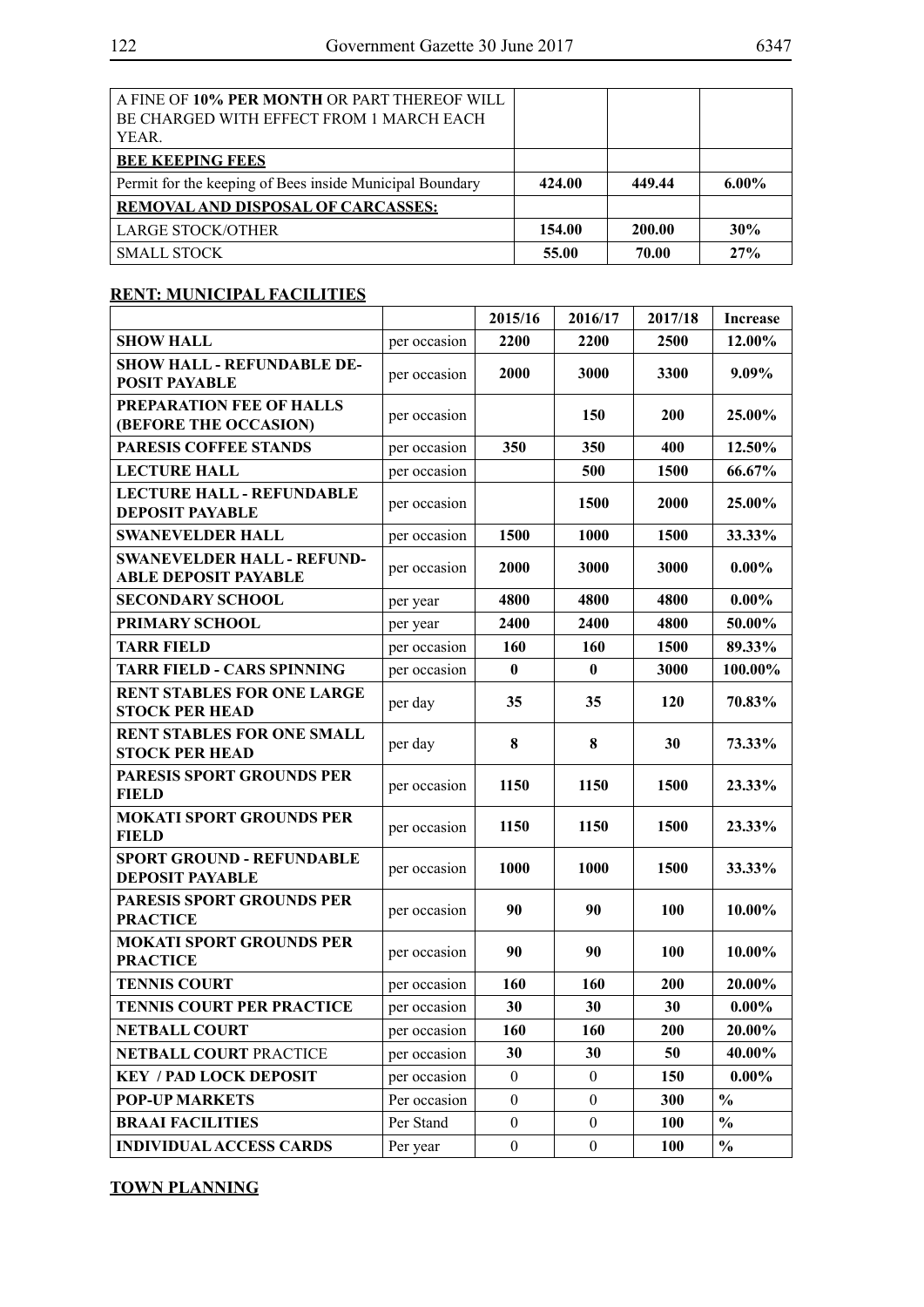| A FINE OF **10% PER MONTH** OR PART THEREOF WILL BE CHARGED WITH EFFECT FROM 1 MARCH EACH YEAR. | | | |
|---|---|---|---|
| **BEE KEEPING FEES** | | | |
| Permit for the keeping of Bees inside Municipal Boundary | **424.00** | **449.44** | **6.00%** |
| **REMOVAL AND DISPOSAL OF CARCASSES:** | | | |
| LARGE STOCK/OTHER | **154.00** | **200.00** | **30%** |
| SMALL STOCK | **55.00** | **70.00** | **27%** |

## RENT: MUNICIPAL FACILITIES

| | | 2015/16 | 2016/17 | 2017/18 | Increase |
|---|---|---|---|---|---|
| **SHOW HALL** | per occasion | **2200** | **2200** | **2500** | **12.00%** |
| **SHOW HALL - REFUNDABLE DEPOSIT PAYABLE** | per occasion | **2000** | **3000** | **3300** | **9.09%** |
| **PREPARATION FEE OF HALLS (BEFORE THE OCCASION)** | per occasion | | **150** | **200** | **25.00%** |
| **PARESIS COFFEE STANDS** | per occasion | **350** | **350** | **400** | **12.50%** |
| **LECTURE HALL** | per occasion | | **500** | **1500** | **66.67%** |
| **LECTURE HALL - REFUNDABLE DEPOSIT PAYABLE** | per occasion | | **1500** | **2000** | **25.00%** |
| **SWANEVELDER HALL** | per occasion | **1500** | **1000** | **1500** | **33.33%** |
| **SWANEVELDER HALL - REFUNDABLE DEPOSIT PAYABLE** | per occasion | **2000** | **3000** | **3000** | **0.00%** |
| **SECONDARY SCHOOL** | per year | **4800** | **4800** | **4800** | **0.00%** |
| **PRIMARY SCHOOL** | per year | **2400** | **2400** | **4800** | **50.00%** |
| **TARR FIELD** | per occasion | **160** | **160** | **1500** | **89.33%** |
| **TARR FIELD - CARS SPINNING** | per occasion | **0** | **0** | **3000** | **100.00%** |
| **RENT STABLES FOR ONE LARGE STOCK PER HEAD** | per day | **35** | **35** | **120** | **70.83%** |
| **RENT STABLES FOR ONE SMALL STOCK PER HEAD** | per day | **8** | **8** | **30** | **73.33%** |
| **PARESIS SPORT GROUNDS PER FIELD** | per occasion | **1150** | **1150** | **1500** | **23.33%** |
| **MOKATI SPORT GROUNDS PER FIELD** | per occasion | **1150** | **1150** | **1500** | **23.33%** |
| **SPORT GROUND - REFUNDABLE DEPOSIT PAYABLE** | per occasion | **1000** | **1000** | **1500** | **33.33%** |
| **PARESIS SPORT GROUNDS PER PRACTICE** | per occasion | **90** | **90** | **100** | **10.00%** |
| **MOKATI SPORT GROUNDS PER PRACTICE** | per occasion | **90** | **90** | **100** | **10.00%** |
| **TENNIS COURT** | per occasion | **160** | **160** | **200** | **20.00%** |
| **TENNIS COURT PER PRACTICE** | per occasion | **30** | **30** | **30** | **0.00%** |
| **NETBALL COURT** | per occasion | **160** | **160** | **200** | **20.00%** |
| **NETBALL COURT** PRACTICE | per occasion | **30** | **30** | **50** | **40.00%** |
| **KEY / PAD LOCK DEPOSIT** | per occasion | 0 | 0 | **150** | **0.00%** |
| **POP-UP MARKETS** | Per occasion | 0 | 0 | **300** | **%** |
| **BRAAI FACILITIES** | Per Stand | 0 | 0 | **100** | **%** |
| **INDIVIDUAL ACCESS CARDS** | Per year | 0 | 0 | **100** | **%** |

## TOWN PLANNING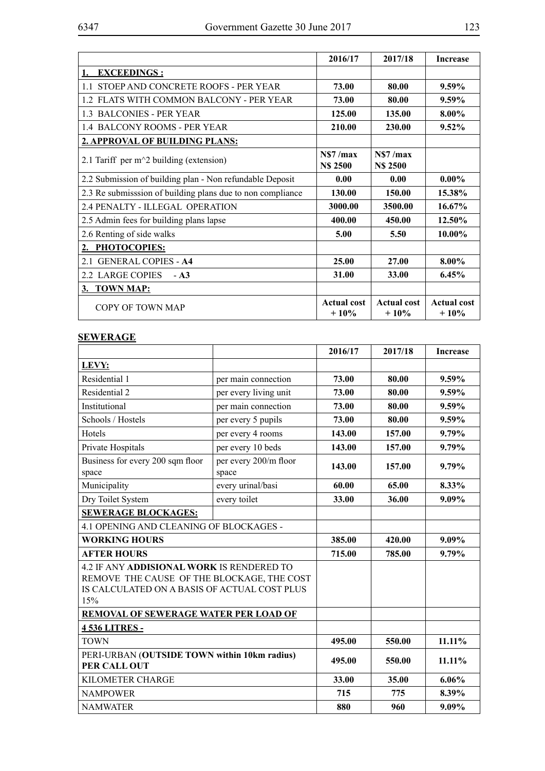| | 2016/17 | 2017/18 | Increase |
|---|---|---|---|
| **1. EXCEEDINGS :** | | | |
| 1.1 STOEP AND CONCRETE ROOFS - PER YEAR | **73.00** | **80.00** | **9.59%** |
| 1.2 FLATS WITH COMMON BALCONY - PER YEAR | **73.00** | **80.00** | **9.59%** |
| 1.3 BALCONIES - PER YEAR | **125.00** | **135.00** | **8.00%** |
| 1.4 BALCONY ROOMS - PER YEAR | **210.00** | **230.00** | **9.52%** |
| **2. APPROVAL OF BUILDING PLANS:** | | | |
| 2.1 Tariff per m^2 building (extension) | **N$7 /max N$ 2500** | **N$7 /max N$ 2500** | |
| 2.2 Submission of building plan - Non refundable Deposit | **0.00** | **0.00** | **0.00%** |
| 2.3 Re submisssion of building plans due to non compliance | **130.00** | **150.00** | **15.38%** |
| 2.4 PENALTY - ILLEGAL OPERATION | **3000.00** | **3500.00** | **16.67%** |
| 2.5 Admin fees for building plans lapse | **400.00** | **450.00** | **12.50%** |
| 2.6 Renting of side walks | **5.00** | **5.50** | **10.00%** |
| **2. PHOTOCOPIES:** | | | |
| 2.1 GENERAL COPIES - **A4** | **25.00** | **27.00** | **8.00%** |
| 2.2 LARGE COPIES - **A3** | **31.00** | **33.00** | **6.45%** |
| **3. TOWN MAP:** | | | |
| COPY OF TOWN MAP | **Actual cost + 10%** | **Actual cost + 10%** | **Actual cost + 10%** |

**SEWERAGE**

| | | 2016/17 | 2017/18 | Increase |
|---|---|---|---|---|
| **LEVY:** | | | | |
| Residential 1 | per main connection | **73.00** | **80.00** | **9.59%** |
| Residential 2 | per every living unit | **73.00** | **80.00** | **9.59%** |
| Institutional | per main connection | **73.00** | **80.00** | **9.59%** |
| Schools / Hostels | per every 5 pupils | **73.00** | **80.00** | **9.59%** |
| Hotels | per every 4 rooms | **143.00** | **157.00** | **9.79%** |
| Private Hospitals | per every 10 beds | **143.00** | **157.00** | **9.79%** |
| Business for every 200 sqm floor space | per every 200/m floor space | **143.00** | **157.00** | **9.79%** |
| Municipality | every urinal/basi | **60.00** | **65.00** | **8.33%** |
| Dry Toilet System | every toilet | **33.00** | **36.00** | **9.09%** |
| **SEWERAGE BLOCKAGES:** | | | | |
| 4.1 OPENING AND CLEANING OF BLOCKAGES - | | | | |
| **WORKING HOURS** | | **385.00** | **420.00** | **9.09%** |
| **AFTER HOURS** | | **715.00** | **785.00** | **9.79%** |
| 4.2 IF ANY **ADDISIONAL WORK** IS RENDERED TO REMOVE THE CAUSE OF THE BLOCKAGE, THE COST IS CALCULATED ON A BASIS OF ACTUAL COST PLUS 15% | | | | |
| **REMOVAL OF SEWERAGE WATER PER LOAD OF** | | | | |
| **4 536 LITRES -** | | | | |
| TOWN | | **495.00** | **550.00** | **11.11%** |
| PERI-URBAN (**OUTSIDE TOWN within 10km radius) PER CALL OUT** | | **495.00** | **550.00** | **11.11%** |
| KILOMETER CHARGE | | **33.00** | **35.00** | **6.06%** |
| NAMPOWER | | **715** | **775** | **8.39%** |
| NAMWATER | | **880** | **960** | **9.09%** |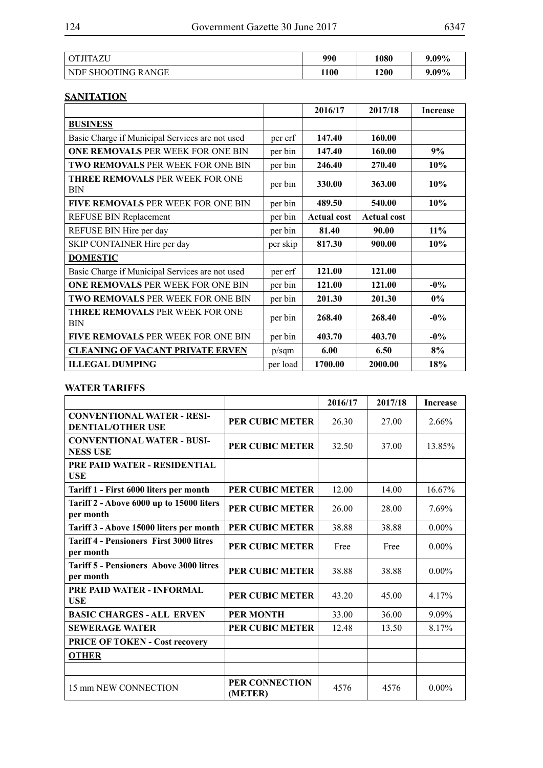| OTJITAZU | 990 | 1080 | 9.09% |
|---|---|---|---|
| NDF SHOOTING RANGE | 1100 | 1200 | 9.09% |

## SANITATION

| | | 2016/17 | 2017/18 | Increase |
|---|---|---|---|---|
| **BUSINESS** | | | | |
| Basic Charge if Municipal Services are not used | per erf | **147.40** | **160.00** | |
| **ONE REMOVALS** PER WEEK FOR ONE BIN | per bin | **147.40** | **160.00** | **9%** |
| **TWO REMOVALS** PER WEEK FOR ONE BIN | per bin | **246.40** | **270.40** | **10%** |
| **THREE REMOVALS** PER WEEK FOR ONE BIN | per bin | **330.00** | **363.00** | **10%** |
| **FIVE REMOVALS** PER WEEK FOR ONE BIN | per bin | **489.50** | **540.00** | **10%** |
| REFUSE BIN Replacement | per bin | **Actual cost** | **Actual cost** | |
| REFUSE BIN Hire per day | per bin | **81.40** | **90.00** | **11%** |
| SKIP CONTAINER Hire per day | per skip | **817.30** | **900.00** | **10%** |
| **DOMESTIC** | | | | |
| Basic Charge if Municipal Services are not used | per erf | **121.00** | **121.00** | |
| **ONE REMOVALS** PER WEEK FOR ONE BIN | per bin | **121.00** | **121.00** | **-0%** |
| **TWO REMOVALS** PER WEEK FOR ONE BIN | per bin | **201.30** | **201.30** | **0%** |
| **THREE REMOVALS** PER WEEK FOR ONE BIN | per bin | **268.40** | **268.40** | **-0%** |
| **FIVE REMOVALS** PER WEEK FOR ONE BIN | per bin | **403.70** | **403.70** | **-0%** |
| **CLEANING OF VACANT PRIVATE ERVEN** | p/sqm | **6.00** | **6.50** | **8%** |
| **ILLEGAL DUMPING** | per load | **1700.00** | **2000.00** | **18%** |

## WATER TARIFFS

| | | 2016/17 | 2017/18 | Increase |
|---|---|---|---|---|
| **CONVENTIONAL WATER - RESIDENTIAL/OTHER USE** | **PER CUBIC METER** | 26.30 | 27.00 | 2.66% |
| **CONVENTIONAL WATER - BUSINESS USE** | **PER CUBIC METER** | 32.50 | 37.00 | 13.85% |
| **PRE PAID WATER - RESIDENTIAL USE** | | | | |
| **Tariff 1 - First 6000 liters per month** | **PER CUBIC METER** | 12.00 | 14.00 | 16.67% |
| **Tariff 2 - Above 6000 up to 15000 liters per month** | **PER CUBIC METER** | 26.00 | 28.00 | 7.69% |
| **Tariff 3 - Above 15000 liters per month** | **PER CUBIC METER** | 38.88 | 38.88 | 0.00% |
| **Tariff 4 - Pensioners First 3000 litres per month** | **PER CUBIC METER** | Free | Free | 0.00% |
| **Tariff 5 - Pensioners Above 3000 litres per month** | **PER CUBIC METER** | 38.88 | 38.88 | 0.00% |
| **PRE PAID WATER - INFORMAL USE** | **PER CUBIC METER** | 43.20 | 45.00 | 4.17% |
| **BASIC CHARGES - ALL ERVEN** | **PER MONTH** | 33.00 | 36.00 | 9.09% |
| **SEWERAGE WATER** | **PER CUBIC METER** | 12.48 | 13.50 | 8.17% |
| **PRICE OF TOKEN - Cost recovery** | | | | |
| **OTHER** | | | | |
| | | | | |
| 15 mm NEW CONNECTION | **PER CONNECTION (METER)** | 4576 | 4576 | 0.00% |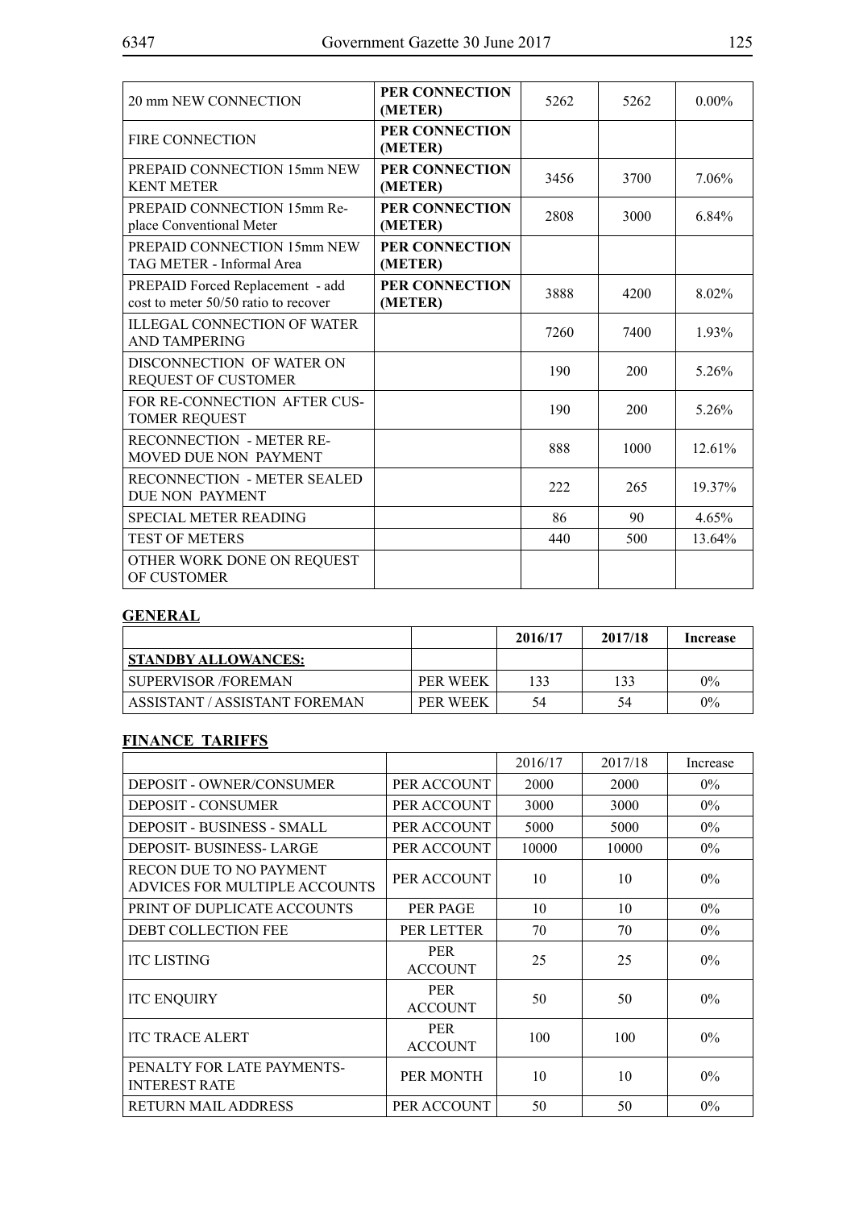| | | | | |
|---|---|---|---|---|
| 20 mm NEW CONNECTION | **PER CONNECTION (METER)** | 5262 | 5262 | 0.00% |
| FIRE CONNECTION | **PER CONNECTION (METER)** | | | |
| PREPAID CONNECTION 15mm NEW KENT METER | **PER CONNECTION (METER)** | 3456 | 3700 | 7.06% |
| PREPAID CONNECTION 15mm Replace Conventional Meter | **PER CONNECTION (METER)** | 2808 | 3000 | 6.84% |
| PREPAID CONNECTION 15mm NEW TAG METER - Informal Area | **PER CONNECTION (METER)** | | | |
| PREPAID Forced Replacement - add cost to meter 50/50 ratio to recover | **PER CONNECTION (METER)** | 3888 | 4200 | 8.02% |
| ILLEGAL CONNECTION OF WATER AND TAMPERING | | 7260 | 7400 | 1.93% |
| DISCONNECTION OF WATER ON REQUEST OF CUSTOMER | | 190 | 200 | 5.26% |
| FOR RE-CONNECTION AFTER CUSTOMER REQUEST | | 190 | 200 | 5.26% |
| RECONNECTION - METER REMOVED DUE NON PAYMENT | | 888 | 1000 | 12.61% |
| RECONNECTION - METER SEALED DUE NON PAYMENT | | 222 | 265 | 19.37% |
| SPECIAL METER READING | | 86 | 90 | 4.65% |
| TEST OF METERS | | 440 | 500 | 13.64% |
| OTHER WORK DONE ON REQUEST OF CUSTOMER | | | | |

## GENERAL

| | | **2016/17** | **2017/18** | **Increase** |
|---|---|---|---|---|
| **STANDBY ALLOWANCES:** | | | | |
| SUPERVISOR /FOREMAN | PER WEEK | 133 | 133 | 0% |
| ASSISTANT / ASSISTANT FOREMAN | PER WEEK | 54 | 54 | 0% |

## FINANCE TARIFFS

| | | 2016/17 | 2017/18 | Increase |
|---|---|---|---|---|
| DEPOSIT - OWNER/CONSUMER | PER ACCOUNT | 2000 | 2000 | 0% |
| DEPOSIT - CONSUMER | PER ACCOUNT | 3000 | 3000 | 0% |
| DEPOSIT - BUSINESS - SMALL | PER ACCOUNT | 5000 | 5000 | 0% |
| DEPOSIT- BUSINESS- LARGE | PER ACCOUNT | 10000 | 10000 | 0% |
| RECON DUE TO NO PAYMENT ADVICES FOR MULTIPLE ACCOUNTS | PER ACCOUNT | 10 | 10 | 0% |
| PRINT OF DUPLICATE ACCOUNTS | PER PAGE | 10 | 10 | 0% |
| DEBT COLLECTION FEE | PER LETTER | 70 | 70 | 0% |
| ITC LISTING | PER ACCOUNT | 25 | 25 | 0% |
| ITC ENQUIRY | PER ACCOUNT | 50 | 50 | 0% |
| ITC TRACE ALERT | PER ACCOUNT | 100 | 100 | 0% |
| PENALTY FOR LATE PAYMENTS-INTEREST RATE | PER MONTH | 10 | 10 | 0% |
| RETURN MAIL ADDRESS | PER ACCOUNT | 50 | 50 | 0% |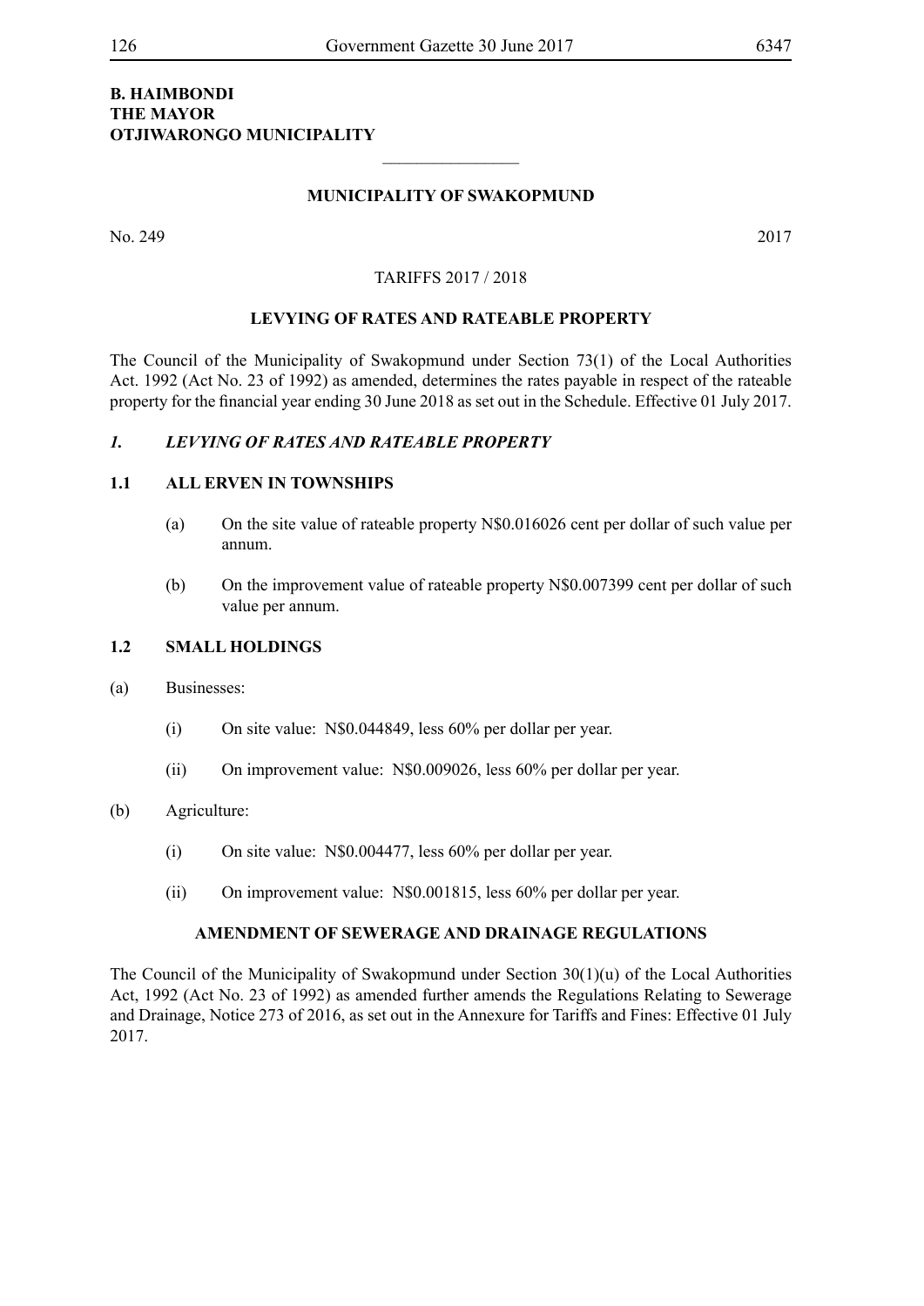**B. HAIMBONDI**
**THE MAYOR**
**OTJIWARONGO MUNICIPALITY**

________________

## MUNICIPALITY OF SWAKOPMUND

No. 249 2017

TARIFFS 2017 / 2018

### LEVYING OF RATES AND RATEABLE PROPERTY

The Council of the Municipality of Swakopmund under Section 73(1) of the Local Authorities Act. 1992 (Act No. 23 of 1992) as amended, determines the rates payable in respect of the rateable property for the financial year ending 30 June 2018 as set out in the Schedule. Effective 01 July 2017.

### *1. LEVYING OF RATES AND RATEABLE PROPERTY*

**1.1 ALL ERVEN IN TOWNSHIPS**

(a) On the site value of rateable property N$0.016026 cent per dollar of such value per annum.

(b) On the improvement value of rateable property N$0.007399 cent per dollar of such value per annum.

**1.2 SMALL HOLDINGS**

(a) Businesses:

(i) On site value: N$0.044849, less 60% per dollar per year.

(ii) On improvement value: N$0.009026, less 60% per dollar per year.

(b) Agriculture:

(i) On site value: N$0.004477, less 60% per dollar per year.

(ii) On improvement value: N$0.001815, less 60% per dollar per year.

### AMENDMENT OF SEWERAGE AND DRAINAGE REGULATIONS

The Council of the Municipality of Swakopmund under Section 30(1)(u) of the Local Authorities Act, 1992 (Act No. 23 of 1992) as amended further amends the Regulations Relating to Sewerage and Drainage, Notice 273 of 2016, as set out in the Annexure for Tariffs and Fines: Effective 01 July 2017.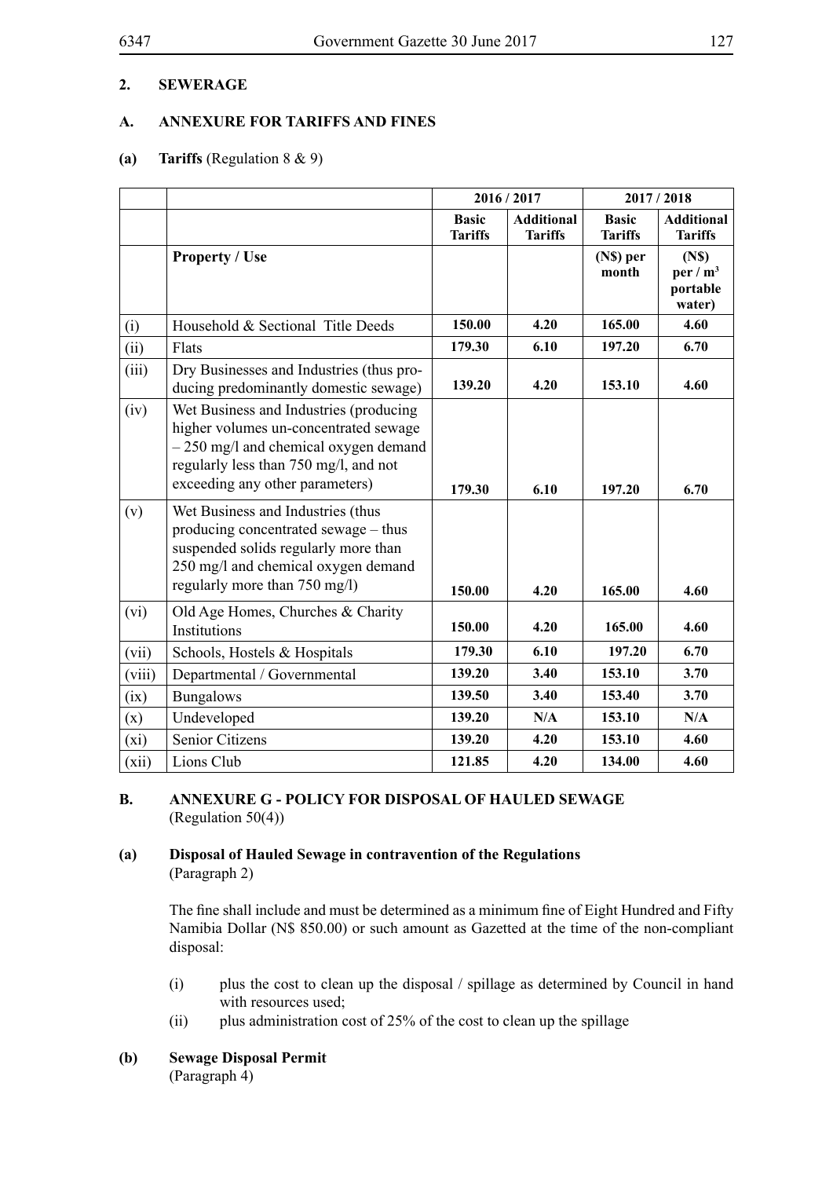## 2. SEWERAGE

### A. ANNEXURE FOR TARIFFS AND FINES

**(a) Tariffs** (Regulation 8 & 9)

| | | 2016 / 2017 | | 2017 / 2018 | |
|---|---|---|---|---|---|
| | | **Basic Tariffs** | **Additional Tariffs** | **Basic Tariffs** | **Additional Tariffs** |
| | **Property / Use** | | | **(N$) per month** | **(N$) per / $m^3$ portable water)** |
| (i) | Household & Sectional Title Deeds | **150.00** | **4.20** | **165.00** | **4.60** |
| (ii) | Flats | **179.30** | **6.10** | **197.20** | **6.70** |
| (iii) | Dry Businesses and Industries (thus producing predominantly domestic sewage) | **139.20** | **4.20** | **153.10** | **4.60** |
| (iv) | Wet Business and Industries (producing higher volumes un-concentrated sewage – 250 mg/l and chemical oxygen demand regularly less than 750 mg/l, and not exceeding any other parameters) | **179.30** | **6.10** | **197.20** | **6.70** |
| (v) | Wet Business and Industries (thus producing concentrated sewage – thus suspended solids regularly more than 250 mg/l and chemical oxygen demand regularly more than 750 mg/l) | **150.00** | **4.20** | **165.00** | **4.60** |
| (vi) | Old Age Homes, Churches & Charity Institutions | **150.00** | **4.20** | **165.00** | **4.60** |
| (vii) | Schools, Hostels & Hospitals | **179.30** | **6.10** | **197.20** | **6.70** |
| (viii) | Departmental / Governmental | **139.20** | **3.40** | **153.10** | **3.70** |
| (ix) | Bungalows | **139.50** | **3.40** | **153.40** | **3.70** |
| (x) | Undeveloped | **139.20** | **N/A** | **153.10** | **N/A** |
| (xi) | Senior Citizens | **139.20** | **4.20** | **153.10** | **4.60** |
| (xii) | Lions Club | **121.85** | **4.20** | **134.00** | **4.60** |

### B. ANNEXURE G - POLICY FOR DISPOSAL OF HAULED SEWAGE
(Regulation 50(4))

**(a) Disposal of Hauled Sewage in contravention of the Regulations**
(Paragraph 2)

The fine shall include and must be determined as a minimum fine of Eight Hundred and Fifty Namibia Dollar (N$ 850.00) or such amount as Gazetted at the time of the non-compliant disposal:

(i) plus the cost to clean up the disposal / spillage as determined by Council in hand with resources used;

(ii) plus administration cost of 25% of the cost to clean up the spillage

**(b) Sewage Disposal Permit**
(Paragraph 4)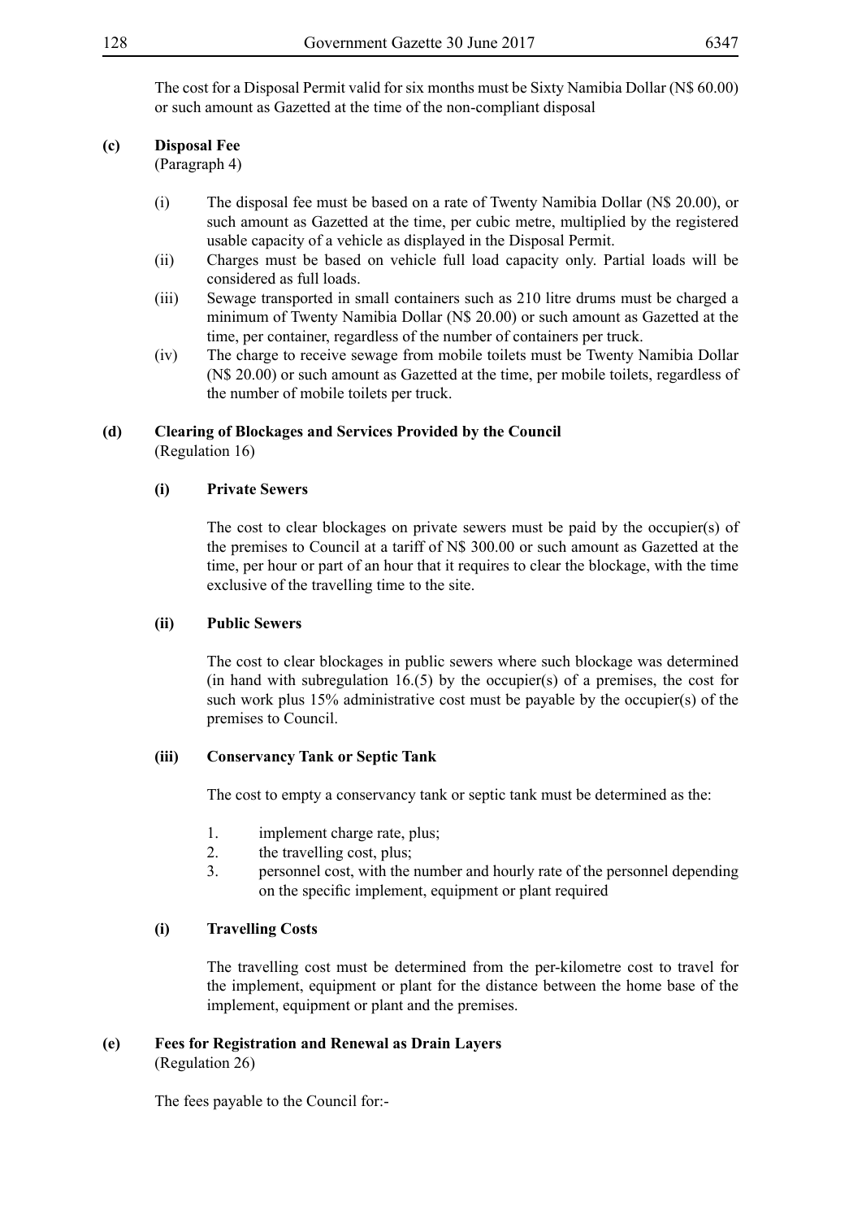The cost for a Disposal Permit valid for six months must be Sixty Namibia Dollar (N$ 60.00) or such amount as Gazetted at the time of the non-compliant disposal

**(c) Disposal Fee**
(Paragraph 4)

(i) The disposal fee must be based on a rate of Twenty Namibia Dollar (N$ 20.00), or such amount as Gazetted at the time, per cubic metre, multiplied by the registered usable capacity of a vehicle as displayed in the Disposal Permit.

(ii) Charges must be based on vehicle full load capacity only. Partial loads will be considered as full loads.

(iii) Sewage transported in small containers such as 210 litre drums must be charged a minimum of Twenty Namibia Dollar (N$ 20.00) or such amount as Gazetted at the time, per container, regardless of the number of containers per truck.

(iv) The charge to receive sewage from mobile toilets must be Twenty Namibia Dollar (N$ 20.00) or such amount as Gazetted at the time, per mobile toilets, regardless of the number of mobile toilets per truck.

**(d) Clearing of Blockages and Services Provided by the Council**
(Regulation 16)

**(i) Private Sewers**

The cost to clear blockages on private sewers must be paid by the occupier(s) of the premises to Council at a tariff of N$ 300.00 or such amount as Gazetted at the time, per hour or part of an hour that it requires to clear the blockage, with the time exclusive of the travelling time to the site.

**(ii) Public Sewers**

The cost to clear blockages in public sewers where such blockage was determined (in hand with subregulation 16.(5) by the occupier(s) of a premises, the cost for such work plus 15% administrative cost must be payable by the occupier(s) of the premises to Council.

**(iii) Conservancy Tank or Septic Tank**

The cost to empty a conservancy tank or septic tank must be determined as the:

1. implement charge rate, plus;
2. the travelling cost, plus;
3. personnel cost, with the number and hourly rate of the personnel depending on the specific implement, equipment or plant required

**(i) Travelling Costs**

The travelling cost must be determined from the per-kilometre cost to travel for the implement, equipment or plant for the distance between the home base of the implement, equipment or plant and the premises.

**(e) Fees for Registration and Renewal as Drain Layers**
(Regulation 26)

The fees payable to the Council for:-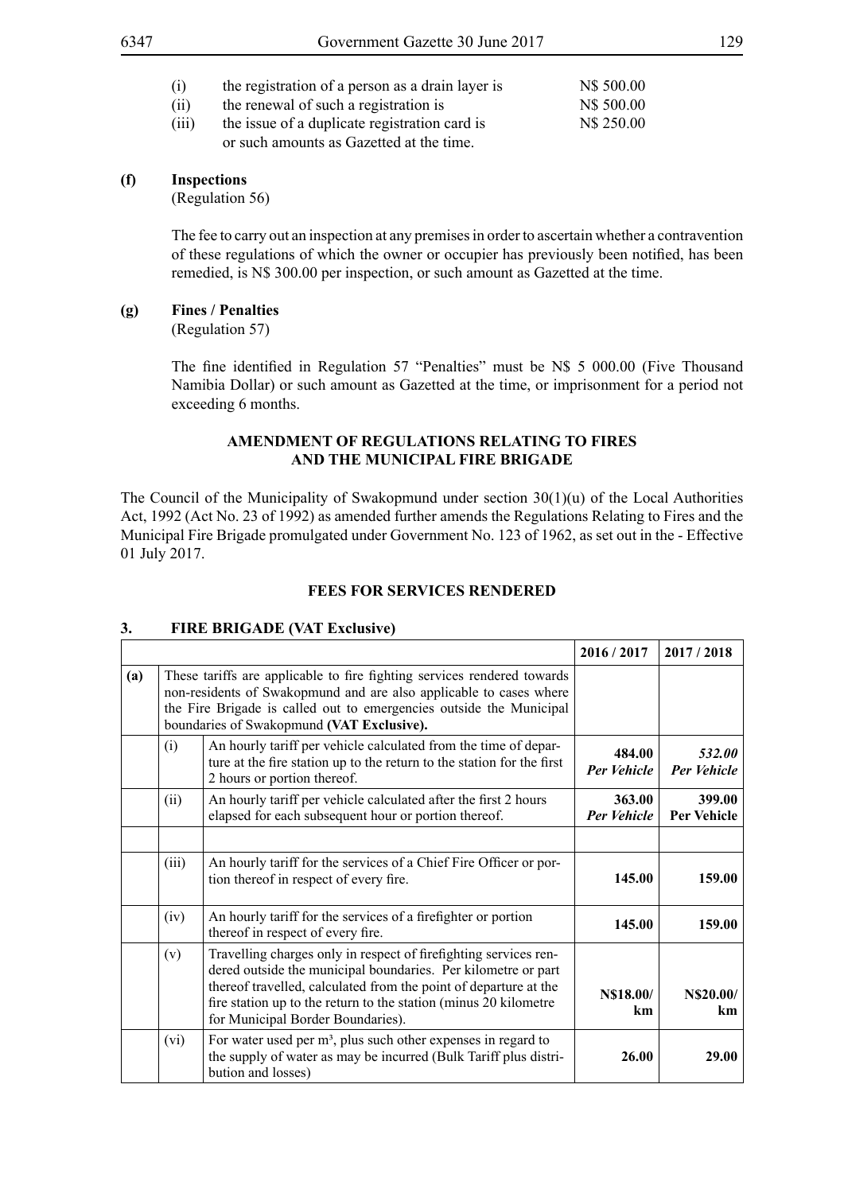(i) the registration of a person as a drain layer is N$ 500.00

(ii) the renewal of such a registration is N$ 500.00

(iii) the issue of a duplicate registration card is N$ 250.00
or such amounts as Gazetted at the time.

**(f) Inspections**
(Regulation 56)

The fee to carry out an inspection at any premises in order to ascertain whether a contravention of these regulations of which the owner or occupier has previously been notified, has been remedied, is N$ 300.00 per inspection, or such amount as Gazetted at the time.

**(g) Fines / Penalties**
(Regulation 57)

The fine identified in Regulation 57 "Penalties" must be N$ 5 000.00 (Five Thousand Namibia Dollar) or such amount as Gazetted at the time, or imprisonment for a period not exceeding 6 months.

**AMENDMENT OF REGULATIONS RELATING TO FIRES AND THE MUNICIPAL FIRE BRIGADE**

The Council of the Municipality of Swakopmund under section 30(1)(u) of the Local Authorities Act, 1992 (Act No. 23 of 1992) as amended further amends the Regulations Relating to Fires and the Municipal Fire Brigade promulgated under Government No. 123 of 1962, as set out in the - Effective 01 July 2017.

**FEES FOR SERVICES RENDERED**

**3. FIRE BRIGADE (VAT Exclusive)**

| | | | 2016 / 2017 | 2017 / 2018 |
|---|---|---|---|---|
| **(a)** | These tariffs are applicable to fire fighting services rendered towards non-residents of Swakopmund and are also applicable to cases where the Fire Brigade is called out to emergencies outside the Municipal boundaries of Swakopmund **(VAT Exclusive).** | | | |
| | (i) | An hourly tariff per vehicle calculated from the time of departure at the fire station up to the return to the station for the first 2 hours or portion thereof. | **484.00** ***Per Vehicle*** | ***532.00 Per Vehicle*** |
| | (ii) | An hourly tariff per vehicle calculated after the first 2 hours elapsed for each subsequent hour or portion thereof. | **363.00** ***Per Vehicle*** | **399.00 Per Vehicle** |
| | | | | |
| | (iii) | An hourly tariff for the services of a Chief Fire Officer or portion thereof in respect of every fire. | **145.00** | **159.00** |
| | (iv) | An hourly tariff for the services of a firefighter or portion thereof in respect of every fire. | **145.00** | **159.00** |
| | (v) | Travelling charges only in respect of firefighting services rendered outside the municipal boundaries. Per kilometre or part thereof travelled, calculated from the point of departure at the fire station up to the return to the station (minus 20 kilometre for Municipal Border Boundaries). | **N$18.00/ km** | **N$20.00/ km** |
| | (vi) | For water used per m³, plus such other expenses in regard to the supply of water as may be incurred (Bulk Tariff plus distribution and losses) | **26.00** | **29.00** |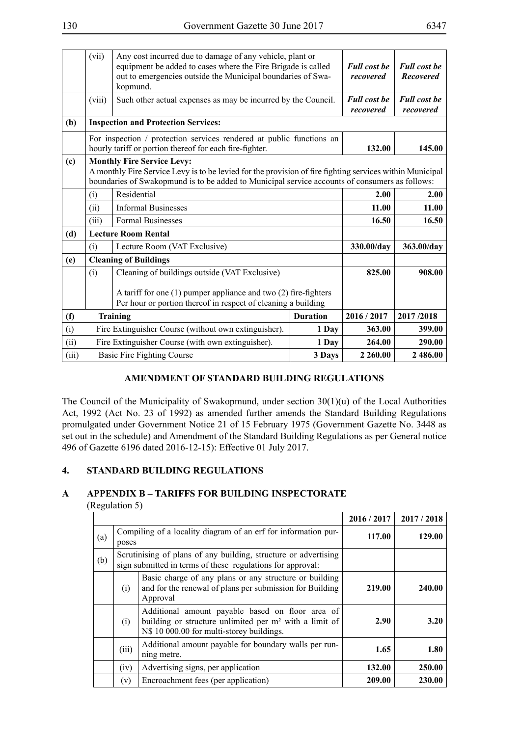| | | | | | |
|---|---|---|---|---|---|
| | (vii) | Any cost incurred due to damage of any vehicle, plant or equipment be added to cases where the Fire Brigade is called out to emergencies outside the Municipal boundaries of Swakopmund. | | ***Full cost be recovered*** | ***Full cost be Recovered*** |
| | (viii) | Such other actual expenses as may be incurred by the Council. | | ***Full cost be recovered*** | ***Full cost be recovered*** |
| **(b)** | **Inspection and Protection Services:** | | | | |
| | For inspection / protection services rendered at public functions an hourly tariff or portion thereof for each fire-fighter. | | | **132.00** | **145.00** |
| **(c)** | **Monthly Fire Service Levy:** A monthly Fire Service Levy is to be levied for the provision of fire fighting services within Municipal boundaries of Swakopmund is to be added to Municipal service accounts of consumers as follows: | | | | |
| | (i) | Residential | | **2.00** | **2.00** |
| | (ii) | Informal Businesses | | **11.00** | **11.00** |
| | (iii) | Formal Businesses | | **16.50** | **16.50** |
| **(d)** | **Lecture Room Rental** | | | | |
| | (i) | Lecture Room (VAT Exclusive) | | **330.00/day** | **363.00/day** |
| **(e)** | **Cleaning of Buildings** | | | | |
| | (i) | Cleaning of buildings outside (VAT Exclusive)<br><br>A tariff for one (1) pumper appliance and two (2) fire-fighters Per hour or portion thereof in respect of cleaning a building | | **825.00** | **908.00** |
| **(f)** | **Training** | | **Duration** | **2016 / 2017** | **2017 /2018** |
| (i) | Fire Extinguisher Course (without own extinguisher). | | **1 Day** | **363.00** | **399.00** |
| (ii) | Fire Extinguisher Course (with own extinguisher). | | **1 Day** | **264.00** | **290.00** |
| (iii) | Basic Fire Fighting Course | | **3 Days** | **2 260.00** | **2 486.00** |

## AMENDMENT OF STANDARD BUILDING REGULATIONS

The Council of the Municipality of Swakopmund, under section 30(1)(u) of the Local Authorities Act, 1992 (Act No. 23 of 1992) as amended further amends the Standard Building Regulations promulgated under Government Notice 21 of 15 February 1975 (Government Gazette No. 3448 as set out in the schedule) and Amendment of the Standard Building Regulations as per General notice 496 of Gazette 6196 dated 2016-12-15): Effective 01 July 2017.

## 4. STANDARD BUILDING REGULATIONS

### A APPENDIX B – TARIFFS FOR BUILDING INSPECTORATE

(Regulation 5)

| | | | **2016 / 2017** | **2017 / 2018** |
|---|---|---|---|---|
| (a) | Compiling of a locality diagram of an erf for information purposes | | **117.00** | **129.00** |
| (b) | Scrutinising of plans of any building, structure or advertising sign submitted in terms of these regulations for approval: | | | |
| | (i) | Basic charge of any plans or any structure or building and for the renewal of plans per submission for Building Approval | **219.00** | **240.00** |
| | (i) | Additional amount payable based on floor area of building or structure unlimited per m² with a limit of N$ 10 000.00 for multi-storey buildings. | **2.90** | **3.20** |
| | (iii) | Additional amount payable for boundary walls per running metre. | **1.65** | **1.80** |
| | (iv) | Advertising signs, per application | **132.00** | **250.00** |
| | (v) | Encroachment fees (per application) | **209.00** | **230.00** |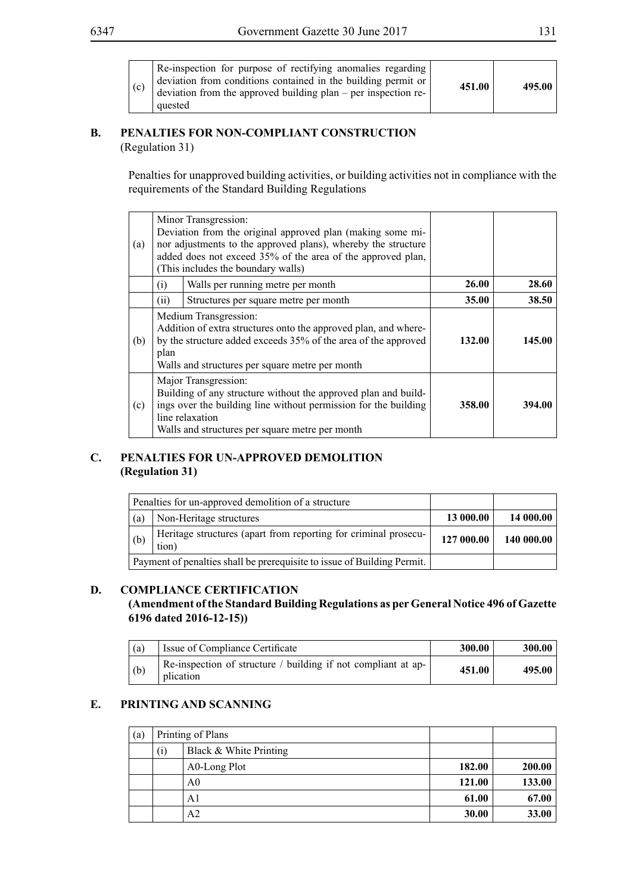| | | | |
|---|---|---|---|
| (c) | Re-inspection for purpose of rectifying anomalies regarding deviation from conditions contained in the building permit or deviation from the approved building plan – per inspection requested | **451.00** | **495.00** |

## B. PENALTIES FOR NON-COMPLIANT CONSTRUCTION

(Regulation 31)

Penalties for unapproved building activities, or building activities not in compliance with the requirements of the Standard Building Regulations

| | | | | |
|---|---|---|---|---|
| (a) | Minor Transgression: Deviation from the original approved plan (making some minor adjustments to the approved plans), whereby the structure added does not exceed 35% of the area of the approved plan, (This includes the boundary walls) | | | |
| | (i) | Walls per running metre per month | **26.00** | **28.60** |
| | (ii) | Structures per square metre per month | **35.00** | **38.50** |
| (b) | Medium Transgression: Addition of extra structures onto the approved plan, and whereby the structure added exceeds 35% of the area of the approved plan Walls and structures per square metre per month | | **132.00** | **145.00** |
| (c) | Major Transgression: Building of any structure without the approved plan and buildings over the building line without permission for the building line relaxation Walls and structures per square metre per month | | **358.00** | **394.00** |

## C. PENALTIES FOR UN-APPROVED DEMOLITION (Regulation 31)

| | | | |
|---|---|---|---|
| Penalties for un-approved demolition of a structure | | | |
| (a) | Non-Heritage structures | **13 000.00** | **14 000.00** |
| (b) | Heritage structures (apart from reporting for criminal prosecution) | **127 000.00** | **140 000.00** |
| Payment of penalties shall be prerequisite to issue of Building Permit. | | | |

## D. COMPLIANCE CERTIFICATION

**(Amendment of the Standard Building Regulations as per General Notice 496 of Gazette 6196 dated 2016-12-15))**

| | | | |
|---|---|---|---|
| (a) | Issue of Compliance Certificate | **300.00** | **300.00** |
| (b) | Re-inspection of structure / building if not compliant at application | **451.00** | **495.00** |

## E. PRINTING AND SCANNING

| | | | | |
|---|---|---|---|---|
| (a) | Printing of Plans | | | |
| | (i) | Black & White Printing | | |
| | | A0-Long Plot | **182.00** | **200.00** |
| | | A0 | **121.00** | **133.00** |
| | | A1 | **61.00** | **67.00** |
| | | A2 | **30.00** | **33.00** |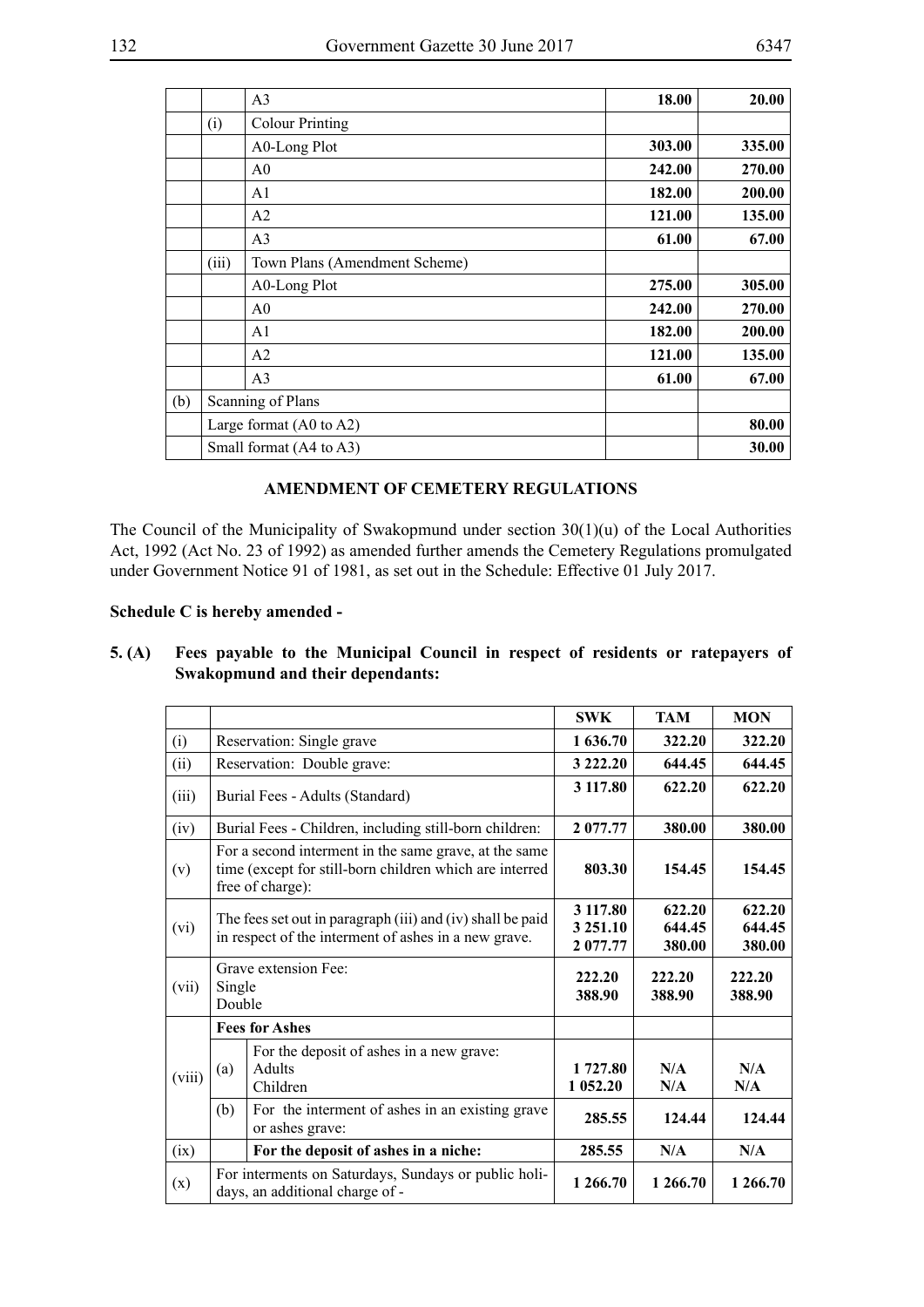| | | | | |
|---|---|---|---|---|
| | | A3 | **18.00** | **20.00** |
| | (i) | Colour Printing | | |
| | | A0-Long Plot | **303.00** | **335.00** |
| | | A0 | **242.00** | **270.00** |
| | | A1 | **182.00** | **200.00** |
| | | A2 | **121.00** | **135.00** |
| | | A3 | **61.00** | **67.00** |
| | (iii) | Town Plans (Amendment Scheme) | | |
| | | A0-Long Plot | **275.00** | **305.00** |
| | | A0 | **242.00** | **270.00** |
| | | A1 | **182.00** | **200.00** |
| | | A2 | **121.00** | **135.00** |
| | | A3 | **61.00** | **67.00** |
| (b) | Scanning of Plans | | | |
| | Large format (A0 to A2) | | | **80.00** |
| | Small format (A4 to A3) | | | **30.00** |

**AMENDMENT OF CEMETERY REGULATIONS**

The Council of the Municipality of Swakopmund under section 30(1)(u) of the Local Authorities Act, 1992 (Act No. 23 of 1992) as amended further amends the Cemetery Regulations promulgated under Government Notice 91 of 1981, as set out in the Schedule: Effective 01 July 2017.

**Schedule C is hereby amended -**

**5. (A) Fees payable to the Municipal Council in respect of residents or ratepayers of Swakopmund and their dependants:**

| | | | SWK | TAM | MON |
|---|---|---|---|---|---|
| (i) | Reservation: Single grave | | **1 636.70** | **322.20** | **322.20** |
| (ii) | Reservation: Double grave: | | **3 222.20** | **644.45** | **644.45** |
| (iii) | Burial Fees - Adults (Standard) | | **3 117.80** | **622.20** | **622.20** |
| (iv) | Burial Fees - Children, including still-born children: | | **2 077.77** | **380.00** | **380.00** |
| (v) | For a second interment in the same grave, at the same time (except for still-born children which are interred free of charge): | | **803.30** | **154.45** | **154.45** |
| (vi) | The fees set out in paragraph (iii) and (iv) shall be paid in respect of the interment of ashes in a new grave. | | **3 117.80**<br>**3 251.10**<br>**2 077.77** | **622.20**<br>**644.45**<br>**380.00** | **622.20**<br>**644.45**<br>**380.00** |
| (vii) | Grave extension Fee:<br>Single<br>Double | | **222.20**<br>**388.90** | **222.20**<br>**388.90** | **222.20**<br>**388.90** |
| (viii) | **Fees for Ashes** | | | | |
| | (a) | For the deposit of ashes in a new grave:<br>Adults<br>Children | **1 727.80**<br>**1 052.20** | **N/A**<br>**N/A** | **N/A**<br>**N/A** |
| | (b) | For the interment of ashes in an existing grave or ashes grave: | **285.55** | **124.44** | **124.44** |
| (ix) | | **For the deposit of ashes in a niche:** | **285.55** | **N/A** | **N/A** |
| (x) | For interments on Saturdays, Sundays or public holidays, an additional charge of - | | **1 266.70** | **1 266.70** | **1 266.70** |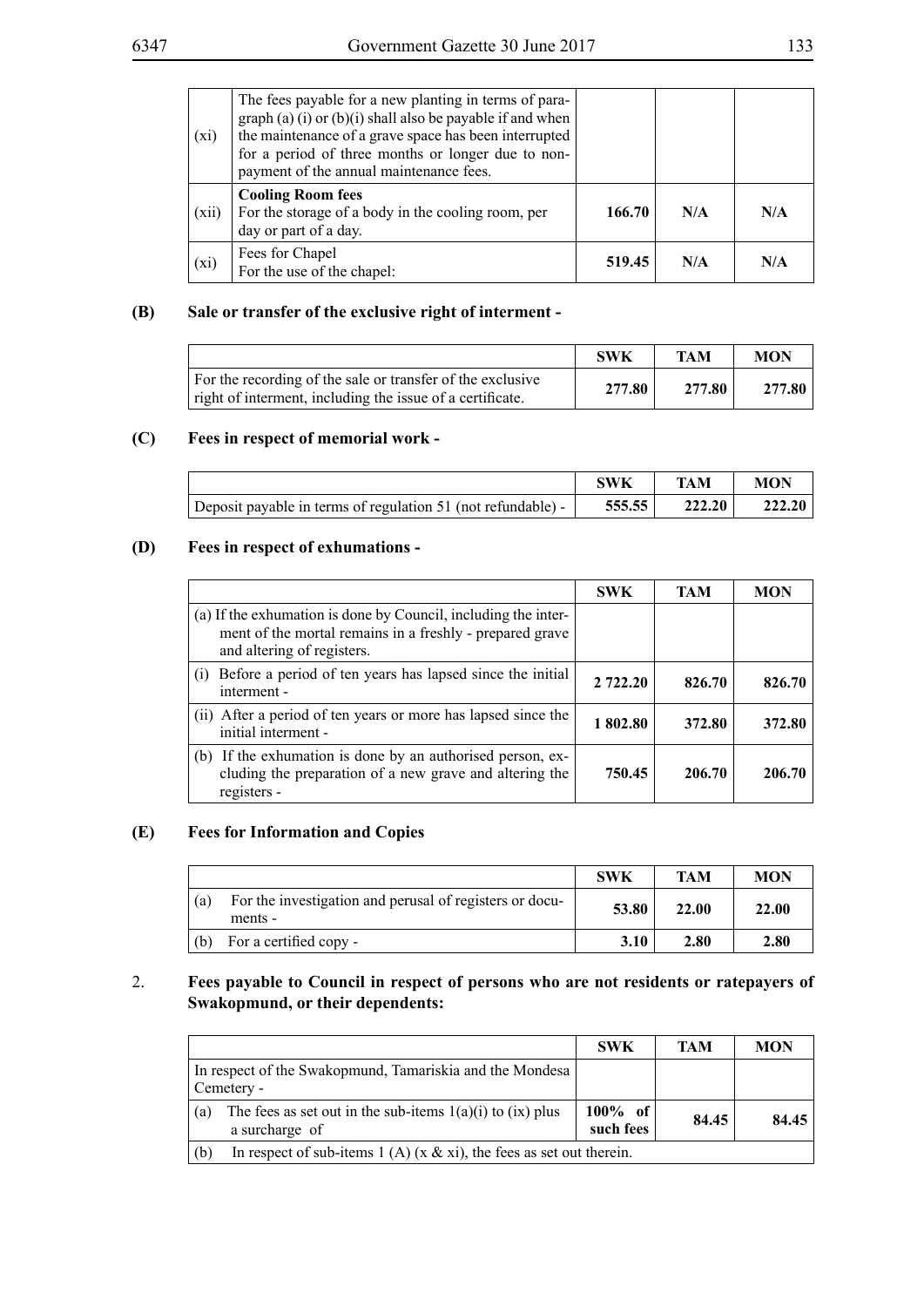| | | | | |
|---|---|---|---|---|
| (xi) | The fees payable for a new planting in terms of paragraph (a) (i) or (b)(i) shall also be payable if and when the maintenance of a grave space has been interrupted for a period of three months or longer due to non-payment of the annual maintenance fees. | | | |
| (xii) | **Cooling Room fees**<br>For the storage of a body in the cooling room, per day or part of a day. | **166.70** | **N/A** | **N/A** |
| (xi) | Fees for Chapel<br>For the use of the chapel: | **519.45** | **N/A** | **N/A** |

**(B) Sale or transfer of the exclusive right of interment -**

| | SWK | TAM | MON |
|---|---|---|---|
| For the recording of the sale or transfer of the exclusive right of interment, including the issue of a certificate. | **277.80** | **277.80** | **277.80** |

**(C) Fees in respect of memorial work -**

| | SWK | TAM | MON |
|---|---|---|---|
| Deposit payable in terms of regulation 51 (not refundable) - | **555.55** | **222.20** | **222.20** |

**(D) Fees in respect of exhumations -**

| | SWK | TAM | MON |
|---|---|---|---|
| (a) If the exhumation is done by Council, including the interment of the mortal remains in a freshly - prepared grave and altering of registers. | | | |
| (i) Before a period of ten years has lapsed since the initial interment - | **2 722.20** | **826.70** | **826.70** |
| (ii) After a period of ten years or more has lapsed since the initial interment - | **1 802.80** | **372.80** | **372.80** |
| (b) If the exhumation is done by an authorised person, excluding the preparation of a new grave and altering the registers - | **750.45** | **206.70** | **206.70** |

**(E) Fees for Information and Copies**

| | SWK | TAM | MON |
|---|---|---|---|
| (a) For the investigation and perusal of registers or documents - | **53.80** | **22.00** | **22.00** |
| (b) For a certified copy - | **3.10** | **2.80** | **2.80** |

2. **Fees payable to Council in respect of persons who are not residents or ratepayers of Swakopmund, or their dependents:**

| | SWK | TAM | MON |
|---|---|---|---|
| In respect of the Swakopmund, Tamariskia and the Mondesa Cemetery - | | | |
| (a) The fees as set out in the sub-items 1(a)(i) to (ix) plus a surcharge of | **100% of such fees** | **84.45** | **84.45** |
| (b) In respect of sub-items 1 (A) (x & xi), the fees as set out therein. | | | |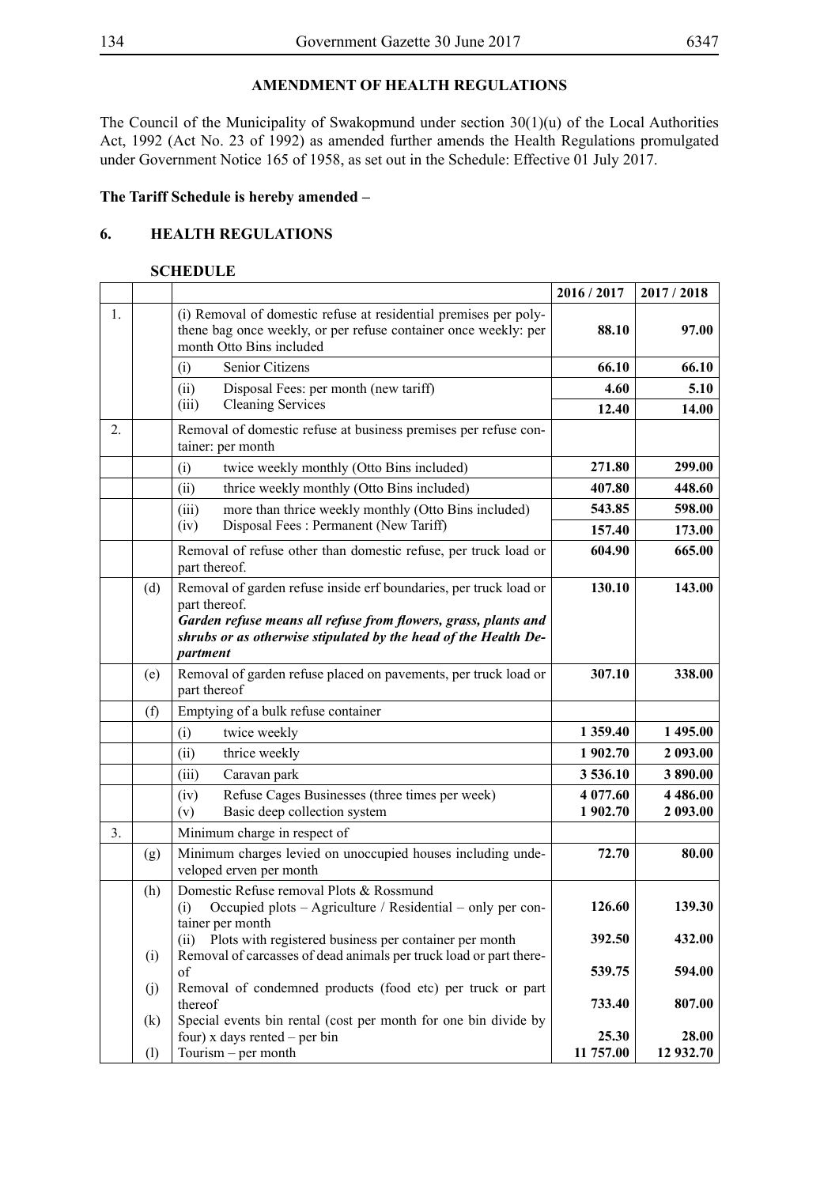## AMENDMENT OF HEALTH REGULATIONS

The Council of the Municipality of Swakopmund under section 30(1)(u) of the Local Authorities Act, 1992 (Act No. 23 of 1992) as amended further amends the Health Regulations promulgated under Government Notice 165 of 1958, as set out in the Schedule: Effective 01 July 2017.

**The Tariff Schedule is hereby amended –**

### 6. HEALTH REGULATIONS

**SCHEDULE**

| | | | 2016 / 2017 | 2017 / 2018 |
|---|---|---|---|---|
| 1. | | (i) Removal of domestic refuse at residential premises per polythene bag once weekly, or per refuse container once weekly: per month Otto Bins included | **88.10** | **97.00** |
| | | (i) Senior Citizens | **66.10** | **66.10** |
| | | (ii) Disposal Fees: per month (new tariff) | **4.60** | **5.10** |
| | | (iii) Cleaning Services | **12.40** | **14.00** |
| 2. | | Removal of domestic refuse at business premises per refuse container: per month | | |
| | | (i) twice weekly monthly (Otto Bins included) | **271.80** | **299.00** |
| | | (ii) thrice weekly monthly (Otto Bins included) | **407.80** | **448.60** |
| | | (iii) more than thrice weekly monthly (Otto Bins included) | **543.85** | **598.00** |
| | | (iv) Disposal Fees : Permanent (New Tariff) | **157.40** | **173.00** |
| | | Removal of refuse other than domestic refuse, per truck load or part thereof. | **604.90** | **665.00** |
| | (d) | Removal of garden refuse inside erf boundaries, per truck load or part thereof. ***Garden refuse means all refuse from flowers, grass, plants and shrubs or as otherwise stipulated by the head of the Health Department*** | **130.10** | **143.00** |
| | (e) | Removal of garden refuse placed on pavements, per truck load or part thereof | **307.10** | **338.00** |
| | (f) | Emptying of a bulk refuse container | | |
| | | (i) twice weekly | **1 359.40** | **1 495.00** |
| | | (ii) thrice weekly | **1 902.70** | **2 093.00** |
| | | (iii) Caravan park | **3 536.10** | **3 890.00** |
| | | (iv) Refuse Cages Businesses (three times per week) | **4 077.60** | **4 486.00** |
| | | (v) Basic deep collection system | **1 902.70** | **2 093.00** |
| 3. | | Minimum charge in respect of | | |
| | (g) | Minimum charges levied on unoccupied houses including undeveloped erven per month | **72.70** | **80.00** |
| | (h) | Domestic Refuse removal Plots & Rossmund | | |
| | | (i) Occupied plots – Agriculture / Residential – only per container per month | **126.60** | **139.30** |
| | | (ii) Plots with registered business per container per month | **392.50** | **432.00** |
| | (i) | Removal of carcasses of dead animals per truck load or part thereof | **539.75** | **594.00** |
| | (j) | Removal of condemned products (food etc) per truck or part thereof | **733.40** | **807.00** |
| | (k) | Special events bin rental (cost per month for one bin divide by four) x days rented – per bin | **25.30** | **28.00** |
| | (l) | Tourism – per month | **11 757.00** | **12 932.70** |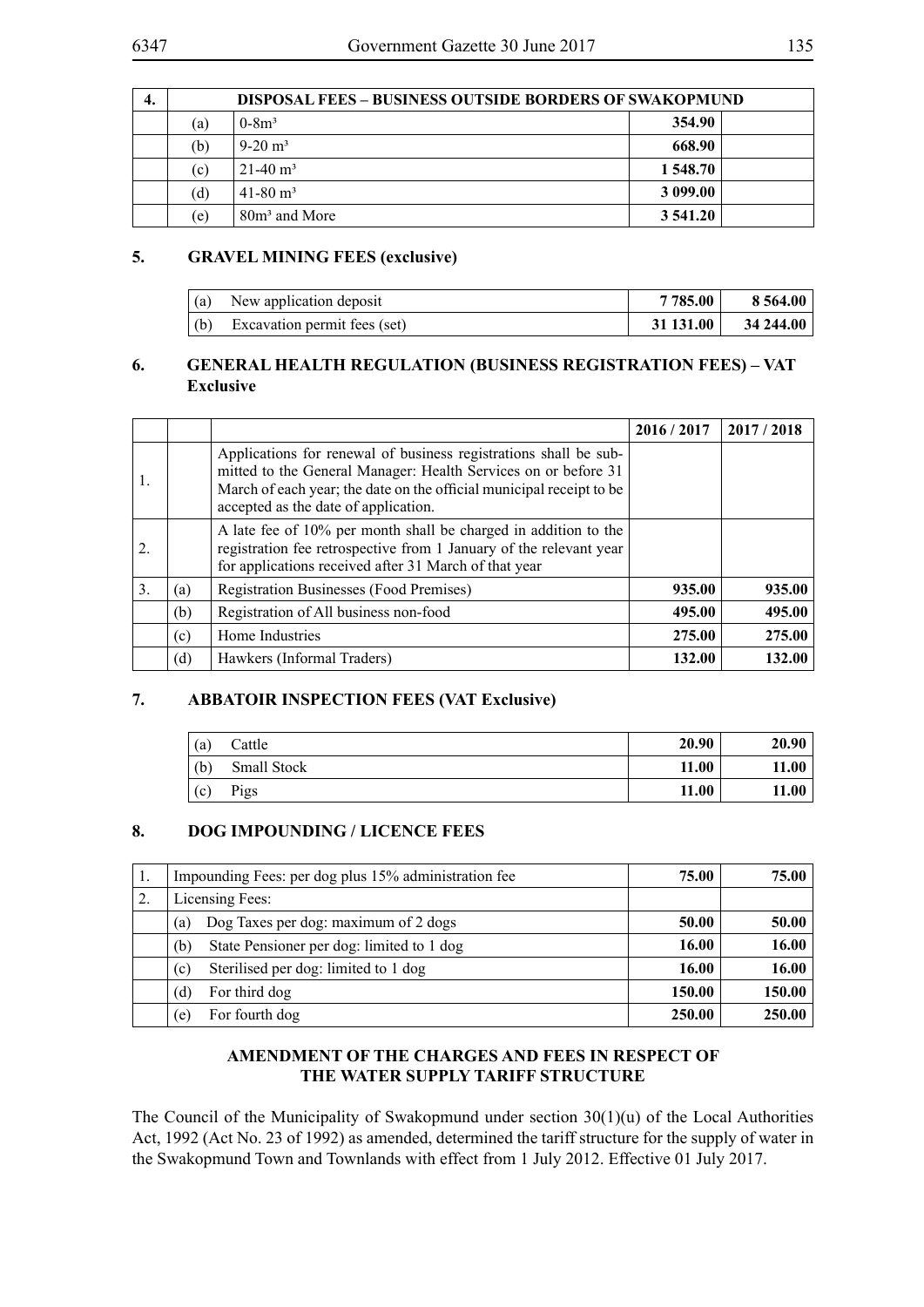| 4. | DISPOSAL FEES – BUSINESS OUTSIDE BORDERS OF SWAKOPMUND | | | |
|---|---|---|---|---|
| | (a) | 0-8m³ | **354.90** | |
| | (b) | 9-20 m³ | **668.90** | |
| | (c) | 21-40 m³ | **1 548.70** | |
| | (d) | 41-80 m³ | **3 099.00** | |
| | (e) | 80m³ and More | **3 541.20** | |

## 5. GRAVEL MINING FEES (exclusive)

| | | | |
|---|---|---|---|
| (a) | New application deposit | **7 785.00** | **8 564.00** |
| (b) | Excavation permit fees (set) | **31 131.00** | **34 244.00** |

## 6. GENERAL HEALTH REGULATION (BUSINESS REGISTRATION FEES) – VAT Exclusive

| | | | 2016 / 2017 | 2017 / 2018 |
|---|---|---|---|---|
| 1. | | Applications for renewal of business registrations shall be submitted to the General Manager: Health Services on or before 31 March of each year; the date on the official municipal receipt to be accepted as the date of application. | | |
| 2. | | A late fee of 10% per month shall be charged in addition to the registration fee retrospective from 1 January of the relevant year for applications received after 31 March of that year | | |
| 3. | (a) | Registration Businesses (Food Premises) | **935.00** | **935.00** |
| | (b) | Registration of All business non-food | **495.00** | **495.00** |
| | (c) | Home Industries | **275.00** | **275.00** |
| | (d) | Hawkers (Informal Traders) | **132.00** | **132.00** |

## 7. ABBATOIR INSPECTION FEES (VAT Exclusive)

| | | | |
|---|---|---|---|
| (a) | Cattle | **20.90** | **20.90** |
| (b) | Small Stock | **11.00** | **11.00** |
| (c) | Pigs | **11.00** | **11.00** |

## 8. DOG IMPOUNDING / LICENCE FEES

| | | | |
|---|---|---|---|
| 1. | Impounding Fees: per dog plus 15% administration fee | **75.00** | **75.00** |
| 2. | Licensing Fees: | | |
| | (a) Dog Taxes per dog: maximum of 2 dogs | **50.00** | **50.00** |
| | (b) State Pensioner per dog: limited to 1 dog | **16.00** | **16.00** |
| | (c) Sterilised per dog: limited to 1 dog | **16.00** | **16.00** |
| | (d) For third dog | **150.00** | **150.00** |
| | (e) For fourth dog | **250.00** | **250.00** |

## AMENDMENT OF THE CHARGES AND FEES IN RESPECT OF THE WATER SUPPLY TARIFF STRUCTURE

The Council of the Municipality of Swakopmund under section 30(1)(u) of the Local Authorities Act, 1992 (Act No. 23 of 1992) as amended, determined the tariff structure for the supply of water in the Swakopmund Town and Townlands with effect from 1 July 2012. Effective 01 July 2017.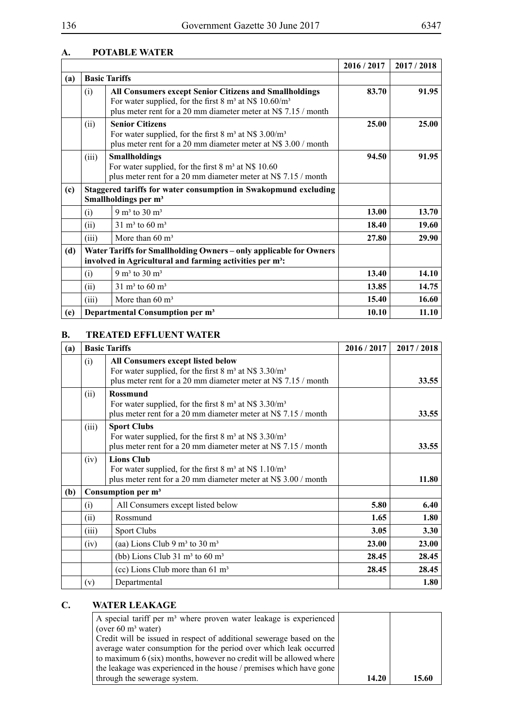## A. POTABLE WATER

| | | | 2016 / 2017 | 2017 / 2018 |
|---|---|---|---|---|
| **(a)** | **Basic Tariffs** | | | |
| | (i) | **All Consumers except Senior Citizens and Smallholdings**<br>For water supplied, for the first 8 m³ at N$ 10.60/m³<br>plus meter rent for a 20 mm diameter meter at N$ 7.15 / month | **83.70** | **91.95** |
| | (ii) | **Senior Citizens**<br>For water supplied, for the first 8 m³ at N$ 3.00/m³<br>plus meter rent for a 20 mm diameter meter at N$ 3.00 / month | **25.00** | **25.00** |
| | (iii) | **Smallholdings**<br>For water supplied, for the first 8 m³ at N$ 10.60<br>plus meter rent for a 20 mm diameter meter at N$ 7.15 / month | **94.50** | **91.95** |
| **(c)** | **Staggered tariffs for water consumption in Swakopmund excluding Smallholdings per m³** | | | |
| | (i) | 9 m³ to 30 m³ | **13.00** | **13.70** |
| | (ii) | 31 m³ to 60 m³ | **18.40** | **19.60** |
| | (iii) | More than 60 m³ | **27.80** | **29.90** |
| **(d)** | **Water Tariffs for Smallholding Owners – only applicable for Owners involved in Agricultural and farming activities per m³:** | | | |
| | (i) | 9 m³ to 30 m³ | **13.40** | **14.10** |
| | (ii) | 31 m³ to 60 m³ | **13.85** | **14.75** |
| | (iii) | More than 60 m³ | **15.40** | **16.60** |
| **(e)** | **Departmental Consumption per m³** | | **10.10** | **11.10** |

## B. TREATED EFFLUENT WATER

| **(a)** | **Basic Tariffs** | | 2016 / 2017 | 2017 / 2018 |
|---|---|---|---|---|
| | (i) | **All Consumers except listed below**<br>For water supplied, for the first 8 m³ at N$ 3.30/m³<br>plus meter rent for a 20 mm diameter meter at N$ 7.15 / month | | **33.55** |
| | (ii) | **Rossmund**<br>For water supplied, for the first 8 m³ at N$ 3.30/m³<br>plus meter rent for a 20 mm diameter meter at N$ 7.15 / month | | **33.55** |
| | (iii) | **Sport Clubs**<br>For water supplied, for the first 8 m³ at N$ 3.30/m³<br>plus meter rent for a 20 mm diameter meter at N$ 7.15 / month | | **33.55** |
| | (iv) | **Lions Club**<br>For water supplied, for the first 8 m³ at N$ 1.10/m³<br>plus meter rent for a 20 mm diameter meter at N$ 3.00 / month | | **11.80** |
| **(b)** | **Consumption per m³** | | | |
| | (i) | All Consumers except listed below | **5.80** | **6.40** |
| | (ii) | Rossmund | **1.65** | **1.80** |
| | (iii) | Sport Clubs | **3.05** | **3.30** |
| | (iv) | (aa) Lions Club 9 m³ to 30 m³ | **23.00** | **23.00** |
| | | (bb) Lions Club 31 m³ to 60 m³ | **28.45** | **28.45** |
| | | (cc) Lions Club more than 61 m³ | **28.45** | **28.45** |
| | (v) | Departmental | | **1.80** |

## C. WATER LEAKAGE

| | | |
|---|---|---|
| A special tariff per m³ where proven water leakage is experienced (over 60 m³ water)<br>Credit will be issued in respect of additional sewerage based on the average water consumption for the period over which leak occurred to maximum 6 (six) months, however no credit will be allowed where the leakage was experienced in the house / premises which have gone through the sewerage system. | **14.20** | **15.60** |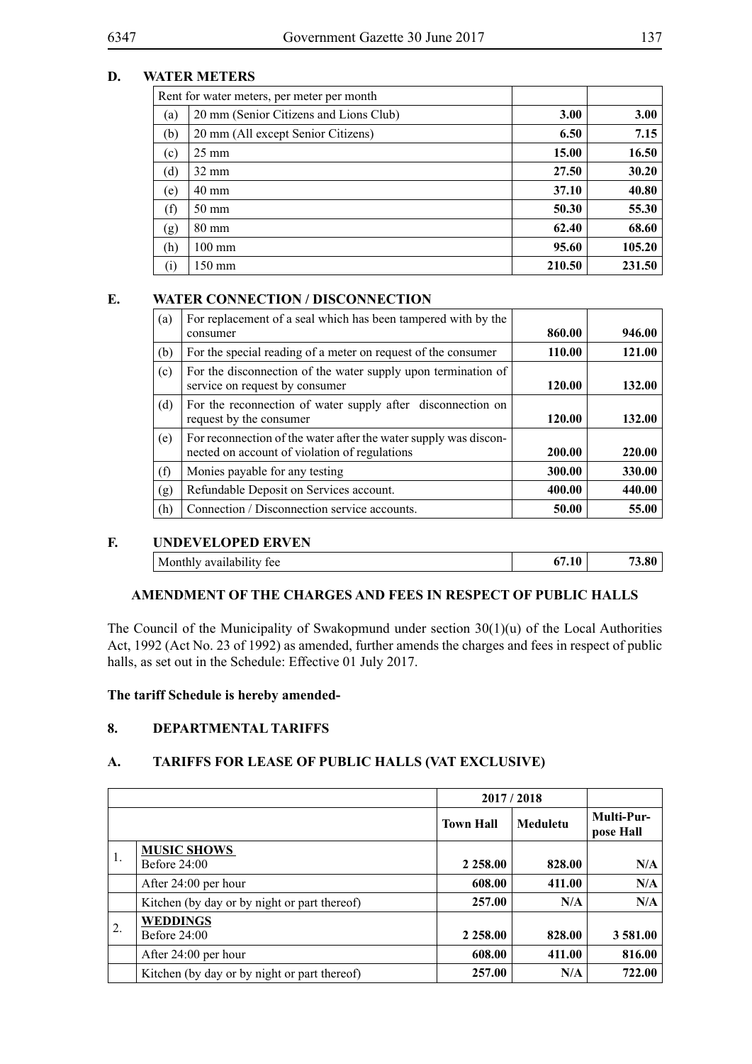## D. WATER METERS

| | Rent for water meters, per meter per month | | |
|---|---|---|---|
| (a) | 20 mm (Senior Citizens and Lions Club) | **3.00** | **3.00** |
| (b) | 20 mm (All except Senior Citizens) | **6.50** | **7.15** |
| (c) | 25 mm | **15.00** | **16.50** |
| (d) | 32 mm | **27.50** | **30.20** |
| (e) | 40 mm | **37.10** | **40.80** |
| (f) | 50 mm | **50.30** | **55.30** |
| (g) | 80 mm | **62.40** | **68.60** |
| (h) | 100 mm | **95.60** | **105.20** |
| (i) | 150 mm | **210.50** | **231.50** |

## E. WATER CONNECTION / DISCONNECTION

| | | | |
|---|---|---|---|
| (a) | For replacement of a seal which has been tampered with by the consumer | **860.00** | **946.00** |
| (b) | For the special reading of a meter on request of the consumer | **110.00** | **121.00** |
| (c) | For the disconnection of the water supply upon termination of service on request by consumer | **120.00** | **132.00** |
| (d) | For the reconnection of water supply after disconnection on request by the consumer | **120.00** | **132.00** |
| (e) | For reconnection of the water after the water supply was disconnected on account of violation of regulations | **200.00** | **220.00** |
| (f) | Monies payable for any testing | **300.00** | **330.00** |
| (g) | Refundable Deposit on Services account. | **400.00** | **440.00** |
| (h) | Connection / Disconnection service accounts. | **50.00** | **55.00** |

## F. UNDEVELOPED ERVEN

| | | |
|---|---|---|
| Monthly availability fee | **67.10** | **73.80** |

### AMENDMENT OF THE CHARGES AND FEES IN RESPECT OF PUBLIC HALLS

The Council of the Municipality of Swakopmund under section 30(1)(u) of the Local Authorities Act, 1992 (Act No. 23 of 1992) as amended, further amends the charges and fees in respect of public halls, as set out in the Schedule: Effective 01 July 2017.

**The tariff Schedule is hereby amended-**

## 8. DEPARTMENTAL TARIFFS

## A. TARIFFS FOR LEASE OF PUBLIC HALLS (VAT EXCLUSIVE)

| | | 2017 / 2018 | | |
|---|---|---|---|---|
| | | **Town Hall** | **Meduletu** | **Multi-Purpose Hall** |
| 1. | **MUSIC SHOWS** Before 24:00 | **2 258.00** | **828.00** | **N/A** |
| | After 24:00 per hour | **608.00** | **411.00** | **N/A** |
| | Kitchen (by day or by night or part thereof) | **257.00** | **N/A** | **N/A** |
| 2. | **WEDDINGS** Before 24:00 | **2 258.00** | **828.00** | **3 581.00** |
| | After 24:00 per hour | **608.00** | **411.00** | **816.00** |
| | Kitchen (by day or by night or part thereof) | **257.00** | **N/A** | **722.00** |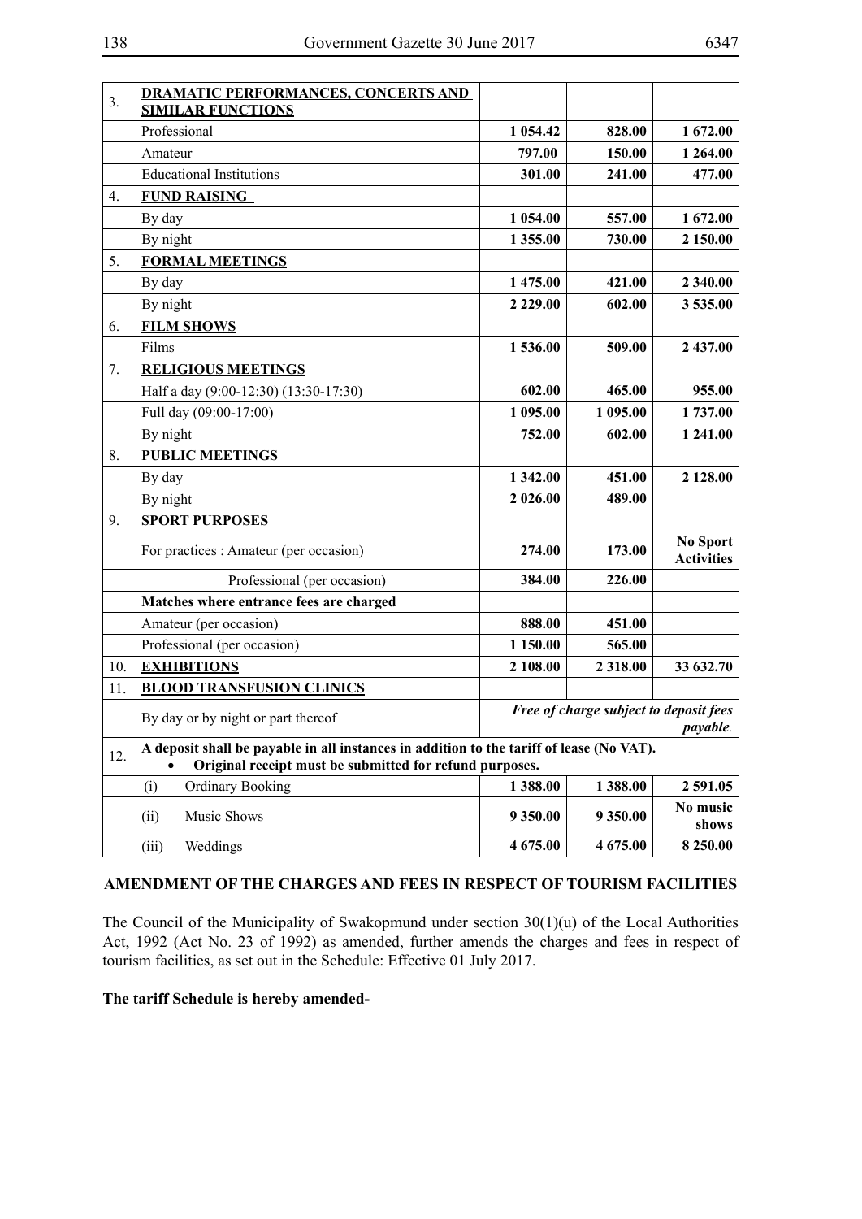| 3. | **DRAMATIC PERFORMANCES, CONCERTS AND SIMILAR FUNCTIONS** | | | |
|---|---|---|---|---|
| | Professional | **1 054.42** | **828.00** | **1 672.00** |
| | Amateur | **797.00** | **150.00** | **1 264.00** |
| | Educational Institutions | **301.00** | **241.00** | **477.00** |
| 4. | **FUND RAISING** | | | |
| | By day | **1 054.00** | **557.00** | **1 672.00** |
| | By night | **1 355.00** | **730.00** | **2 150.00** |
| 5. | **FORMAL MEETINGS** | | | |
| | By day | **1 475.00** | **421.00** | **2 340.00** |
| | By night | **2 229.00** | **602.00** | **3 535.00** |
| 6. | **FILM SHOWS** | | | |
| | Films | **1 536.00** | **509.00** | **2 437.00** |
| 7. | **RELIGIOUS MEETINGS** | | | |
| | Half a day (9:00-12:30) (13:30-17:30) | **602.00** | **465.00** | **955.00** |
| | Full day (09:00-17:00) | **1 095.00** | **1 095.00** | **1 737.00** |
| | By night | **752.00** | **602.00** | **1 241.00** |
| 8. | **PUBLIC MEETINGS** | | | |
| | By day | **1 342.00** | **451.00** | **2 128.00** |
| | By night | **2 026.00** | **489.00** | |
| 9. | **SPORT PURPOSES** | | | |
| | For practices : Amateur (per occasion) | **274.00** | **173.00** | **No Sport Activities** |
| | Professional (per occasion) | **384.00** | **226.00** | |
| | **Matches where entrance fees are charged** | | | |
| | Amateur (per occasion) | **888.00** | **451.00** | |
| | Professional (per occasion) | **1 150.00** | **565.00** | |
| 10. | **EXHIBITIONS** | **2 108.00** | **2 318.00** | **33 632.70** |
| 11. | **BLOOD TRANSFUSION CLINICS** | | | |
| | By day or by night or part thereof | ***Free of charge subject to deposit fees payable.*** | | |
| 12. | **A deposit shall be payable in all instances in addition to the tariff of lease (No VAT).** • **Original receipt must be submitted for refund purposes.** | | | |
| | (i) Ordinary Booking | **1 388.00** | **1 388.00** | **2 591.05** |
| | (ii) Music Shows | **9 350.00** | **9 350.00** | **No music shows** |
| | (iii) Weddings | **4 675.00** | **4 675.00** | **8 250.00** |

**AMENDMENT OF THE CHARGES AND FEES IN RESPECT OF TOURISM FACILITIES**

The Council of the Municipality of Swakopmund under section 30(1)(u) of the Local Authorities Act, 1992 (Act No. 23 of 1992) as amended, further amends the charges and fees in respect of tourism facilities, as set out in the Schedule: Effective 01 July 2017.

**The tariff Schedule is hereby amended-**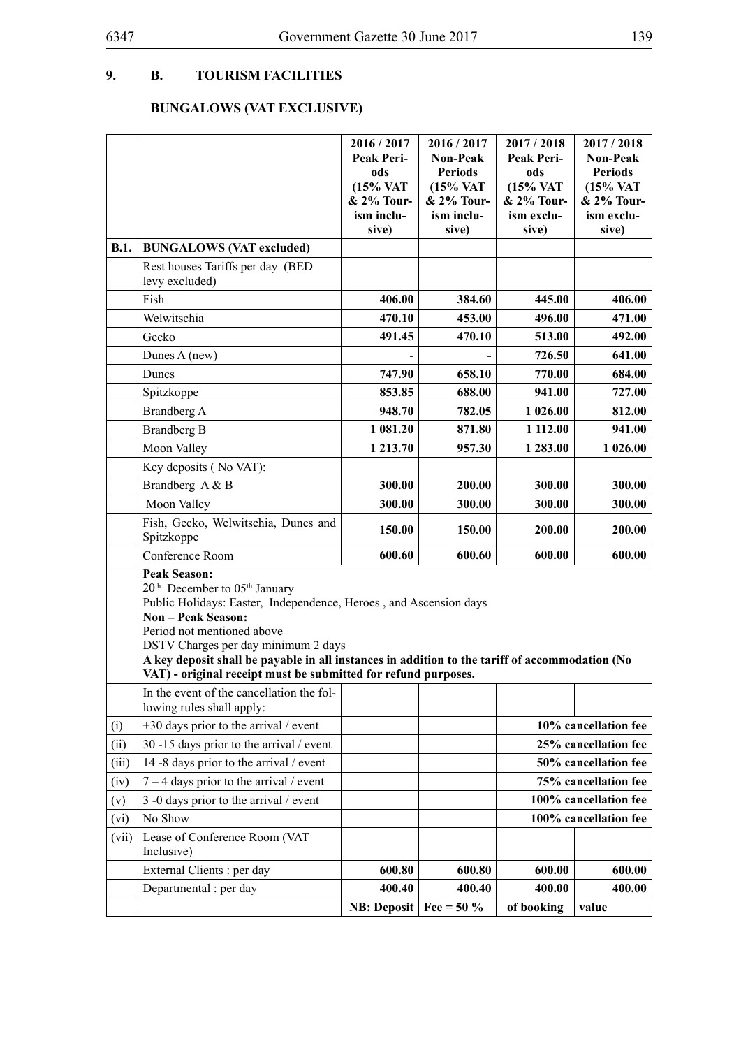## 9. B. TOURISM FACILITIES

### BUNGALOWS (VAT EXCLUSIVE)

| | | 2016 / 2017 Peak Periods (15% VAT & 2% Tourism inclusive) | 2016 / 2017 Non-Peak Periods (15% VAT & 2% Tourism inclusive) | 2017 / 2018 Peak Periods (15% VAT & 2% Tourism exclusive) | 2017 / 2018 Non-Peak Periods (15% VAT & 2% Tourism exclusive) |
|---|---|---|---|---|---|
| **B.1.** | **BUNGALOWS (VAT excluded)** | | | | |
| | Rest houses Tariffs per day (BED levy excluded) | | | | |
| | Fish | **406.00** | **384.60** | **445.00** | **406.00** |
| | Welwitschia | **470.10** | **453.00** | **496.00** | **471.00** |
| | Gecko | **491.45** | **470.10** | **513.00** | **492.00** |
| | Dunes A (new) | **-** | **-** | **726.50** | **641.00** |
| | Dunes | **747.90** | **658.10** | **770.00** | **684.00** |
| | Spitzkoppe | **853.85** | **688.00** | **941.00** | **727.00** |
| | Brandberg A | **948.70** | **782.05** | **1 026.00** | **812.00** |
| | Brandberg B | **1 081.20** | **871.80** | **1 112.00** | **941.00** |
| | Moon Valley | **1 213.70** | **957.30** | **1 283.00** | **1 026.00** |
| | Key deposits ( No VAT): | | | | |
| | Brandberg A & B | **300.00** | **200.00** | **300.00** | **300.00** |
| | Moon Valley | **300.00** | **300.00** | **300.00** | **300.00** |
| | Fish, Gecko, Welwitschia, Dunes and Spitzkoppe | **150.00** | **150.00** | **200.00** | **200.00** |
| | Conference Room | **600.60** | **600.60** | **600.00** | **600.00** |
| | **Peak Season:** 20th December to 05th January Public Holidays: Easter, Independence, Heroes , and Ascension days **Non – Peak Season:** Period not mentioned above DSTV Charges per day minimum 2 days **A key deposit shall be payable in all instances in addition to the tariff of accommodation (No VAT) - original receipt must be submitted for refund purposes.** | | | | |
| | In the event of the cancellation the following rules shall apply: | | | | |
| (i) | +30 days prior to the arrival / event | | | | **10% cancellation fee** |
| (ii) | 30 -15 days prior to the arrival / event | | | | **25% cancellation fee** |
| (iii) | 14 -8 days prior to the arrival / event | | | | **50% cancellation fee** |
| (iv) | 7 – 4 days prior to the arrival / event | | | | **75% cancellation fee** |
| (v) | 3 -0 days prior to the arrival / event | | | | **100% cancellation fee** |
| (vi) | No Show | | | | **100% cancellation fee** |
| (vii) | Lease of Conference Room (VAT Inclusive) | | | | |
| | External Clients : per day | **600.80** | **600.80** | **600.00** | **600.00** |
| | Departmental : per day | **400.40** | **400.40** | **400.00** | **400.00** |
| | | **NB: Deposit** | **Fee = 50 %** | **of booking** | **value** |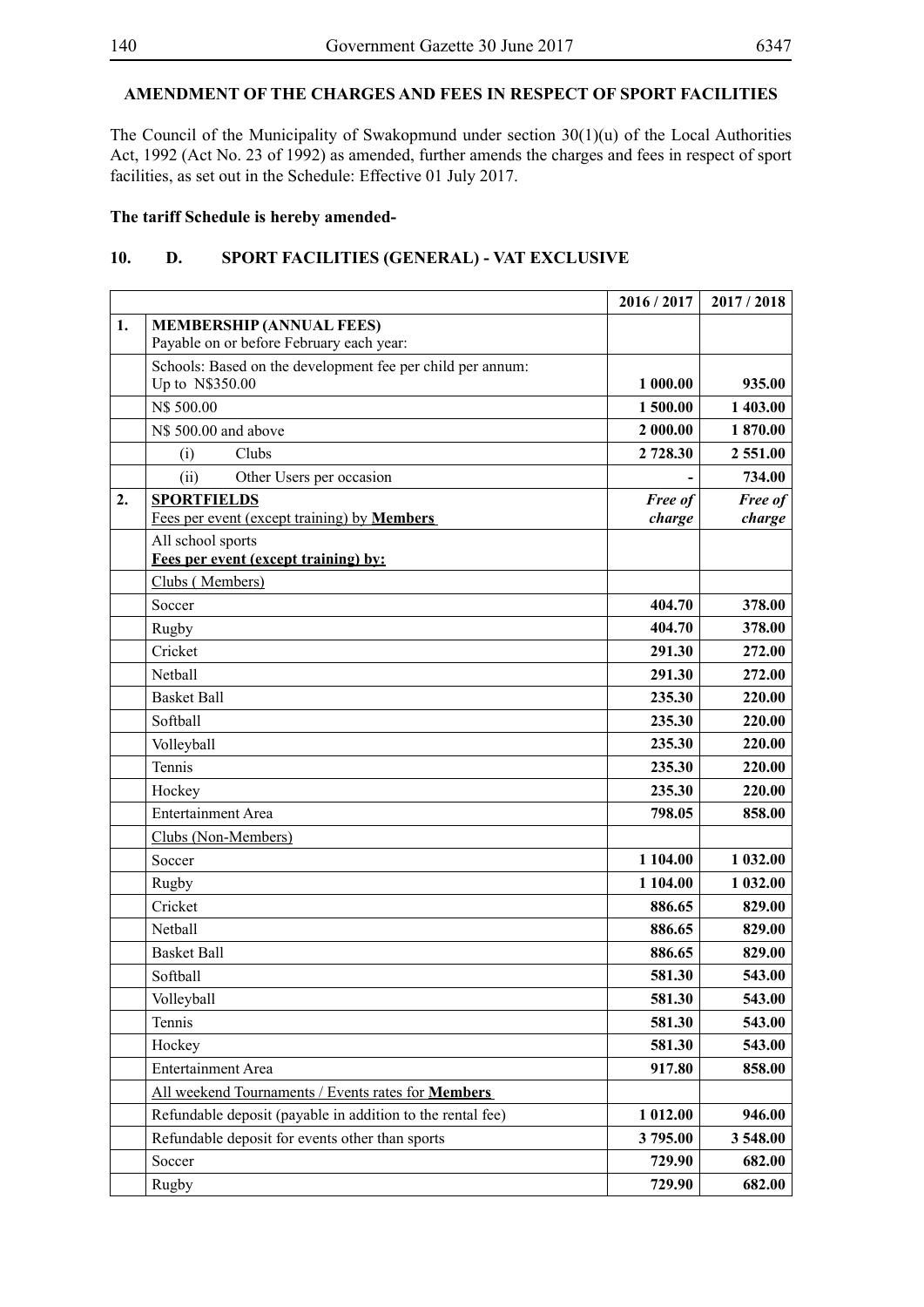## AMENDMENT OF THE CHARGES AND FEES IN RESPECT OF SPORT FACILITIES

The Council of the Municipality of Swakopmund under section 30(1)(u) of the Local Authorities Act, 1992 (Act No. 23 of 1992) as amended, further amends the charges and fees in respect of sport facilities, as set out in the Schedule: Effective 01 July 2017.

**The tariff Schedule is hereby amended-**

### 10. D. SPORT FACILITIES (GENERAL) - VAT EXCLUSIVE

| | | 2016 / 2017 | 2017 / 2018 |
|---|---|---|---|
| **1.** | **MEMBERSHIP (ANNUAL FEES)**<br>Payable on or before February each year: | | |
| | Schools: Based on the development fee per child per annum:<br>Up to N$350.00 | **1 000.00** | **935.00** |
| | N$ 500.00 | **1 500.00** | **1 403.00** |
| | N$ 500.00 and above | **2 000.00** | **1 870.00** |
| | (i) Clubs | **2 728.30** | **2 551.00** |
| | (ii) Other Users per occasion | **-** | **734.00** |
| **2.** | **SPORTFIELDS**<br>Fees per event (except training) by **Members** | ***Free of charge*** | ***Free of charge*** |
| | All school sports<br>**Fees per event (except training) by:** | | |
| | Clubs ( Members) | | |
| | Soccer | **404.70** | **378.00** |
| | Rugby | **404.70** | **378.00** |
| | Cricket | **291.30** | **272.00** |
| | Netball | **291.30** | **272.00** |
| | Basket Ball | **235.30** | **220.00** |
| | Softball | **235.30** | **220.00** |
| | Volleyball | **235.30** | **220.00** |
| | Tennis | **235.30** | **220.00** |
| | Hockey | **235.30** | **220.00** |
| | Entertainment Area | **798.05** | **858.00** |
| | Clubs (Non-Members) | | |
| | Soccer | **1 104.00** | **1 032.00** |
| | Rugby | **1 104.00** | **1 032.00** |
| | Cricket | **886.65** | **829.00** |
| | Netball | **886.65** | **829.00** |
| | Basket Ball | **886.65** | **829.00** |
| | Softball | **581.30** | **543.00** |
| | Volleyball | **581.30** | **543.00** |
| | Tennis | **581.30** | **543.00** |
| | Hockey | **581.30** | **543.00** |
| | Entertainment Area | **917.80** | **858.00** |
| | All weekend Tournaments / Events rates for **Members** | | |
| | Refundable deposit (payable in addition to the rental fee) | **1 012.00** | **946.00** |
| | Refundable deposit for events other than sports | **3 795.00** | **3 548.00** |
| | Soccer | **729.90** | **682.00** |
| | Rugby | **729.90** | **682.00** |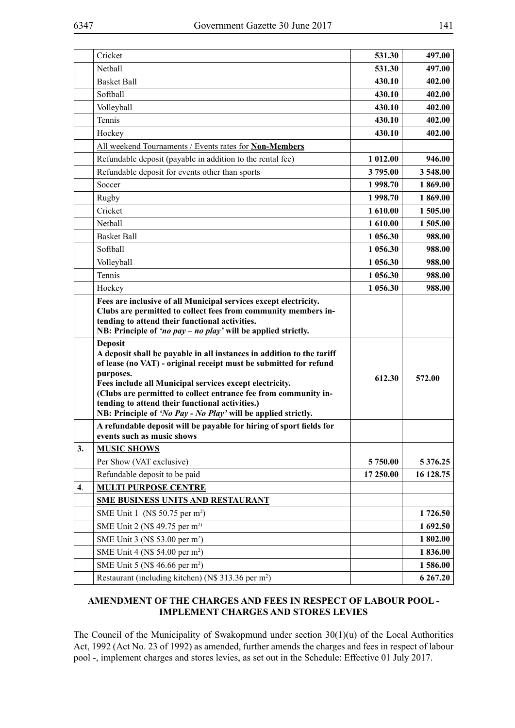| | | | |
|---|---|---|---|
| | Cricket | **531.30** | **497.00** |
| | Netball | **531.30** | **497.00** |
| | Basket Ball | **430.10** | **402.00** |
| | Softball | **430.10** | **402.00** |
| | Volleyball | **430.10** | **402.00** |
| | Tennis | **430.10** | **402.00** |
| | Hockey | **430.10** | **402.00** |
| | All weekend Tournaments / Events rates for **Non-Members** | | |
| | Refundable deposit (payable in addition to the rental fee) | **1 012.00** | **946.00** |
| | Refundable deposit for events other than sports | **3 795.00** | **3 548.00** |
| | Soccer | **1 998.70** | **1 869.00** |
| | Rugby | **1 998.70** | **1 869.00** |
| | Cricket | **1 610.00** | **1 505.00** |
| | Netball | **1 610.00** | **1 505.00** |
| | Basket Ball | **1 056.30** | **988.00** |
| | Softball | **1 056.30** | **988.00** |
| | Volleyball | **1 056.30** | **988.00** |
| | Tennis | **1 056.30** | **988.00** |
| | Hockey | **1 056.30** | **988.00** |
| | **Fees are inclusive of all Municipal services except electricity. Clubs are permitted to collect fees from community members intending to attend their functional activities. NB: Principle of *'no pay – no play'* will be applied strictly.** | | |
| | **Deposit** **A deposit shall be payable in all instances in addition to the tariff of lease (no VAT) - original receipt must be submitted for refund purposes. Fees include all Municipal services except electricity. (Clubs are permitted to collect entrance fee from community intending to attend their functional activities.) NB: Principle of *'No Pay - No Play'* will be applied strictly.** | **612.30** | **572.00** |
| | **A refundable deposit will be payable for hiring of sport fields for events such as music shows** | | |
| **3.** | **MUSIC SHOWS** | | |
| | Per Show (VAT exclusive) | **5 750.00** | **5 376.25** |
| | Refundable deposit to be paid | **17 250.00** | **16 128.75** |
| **4**. | **MULTI PURPOSE CENTRE** | | |
| | **SME BUSINESS UNITS AND RESTAURANT** | | |
| | SME Unit 1 (N$ 50.75 per m²) | | **1 726.50** |
| | SME Unit 2 (N$ 49.75 per m²) | | **1 692.50** |
| | SME Unit 3 (N$ 53.00 per m²) | | **1 802.00** |
| | SME Unit 4 (N$ 54.00 per m²) | | **1 836.00** |
| | SME Unit 5 (N$ 46.66 per m²) | | **1 586.00** |
| | Restaurant (including kitchen) (N$ 313.36 per m²) | | **6 267.20** |

## AMENDMENT OF THE CHARGES AND FEES IN RESPECT OF LABOUR POOL - IMPLEMENT CHARGES AND STORES LEVIES

The Council of the Municipality of Swakopmund under section 30(1)(u) of the Local Authorities Act, 1992 (Act No. 23 of 1992) as amended, further amends the charges and fees in respect of labour pool -, implement charges and stores levies, as set out in the Schedule: Effective 01 July 2017.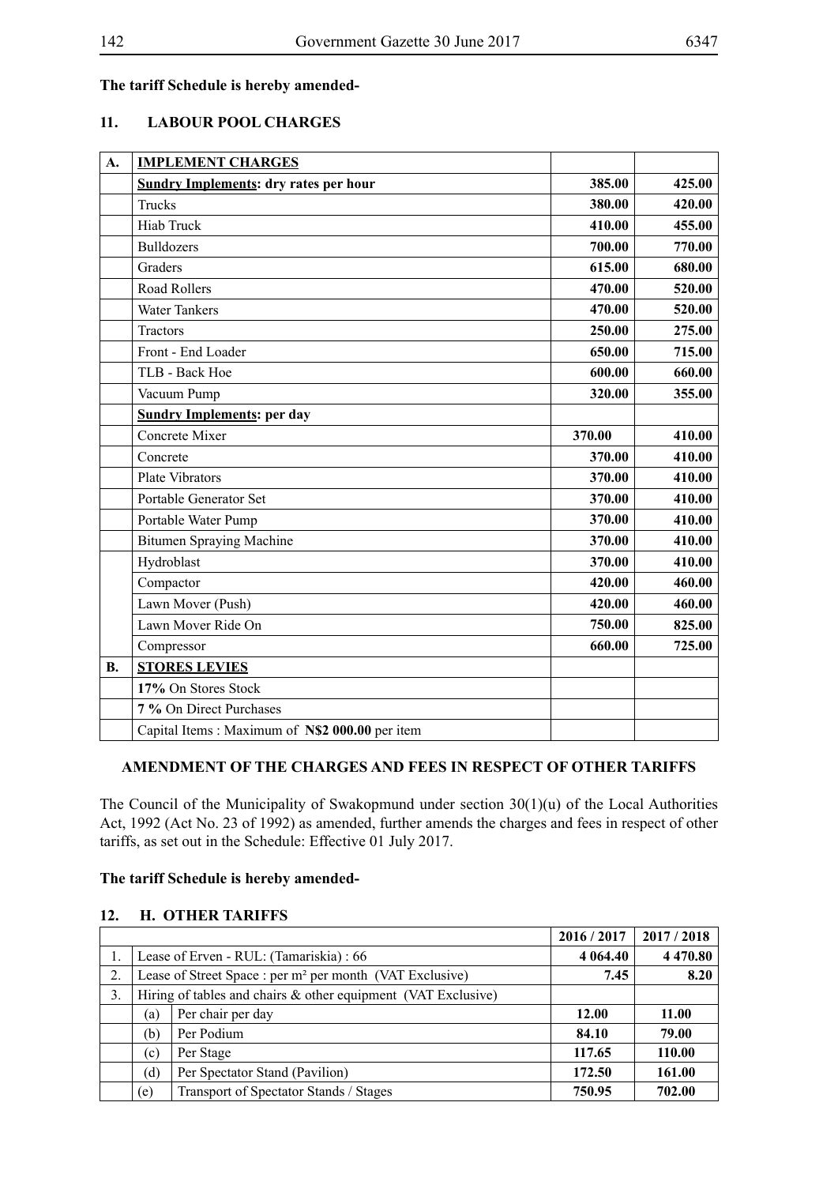**The tariff Schedule is hereby amended-**

## 11. LABOUR POOL CHARGES

| A. | IMPLEMENT CHARGES | | |
|---|---|---|---|
| | **Sundry Implements: dry rates per hour** | **385.00** | **425.00** |
| | Trucks | **380.00** | **420.00** |
| | Hiab Truck | **410.00** | **455.00** |
| | Bulldozers | **700.00** | **770.00** |
| | Graders | **615.00** | **680.00** |
| | Road Rollers | **470.00** | **520.00** |
| | Water Tankers | **470.00** | **520.00** |
| | Tractors | **250.00** | **275.00** |
| | Front - End Loader | **650.00** | **715.00** |
| | TLB - Back Hoe | **600.00** | **660.00** |
| | Vacuum Pump | **320.00** | **355.00** |
| | **Sundry Implements: per day** | | |
| | Concrete Mixer | **370.00** | **410.00** |
| | Concrete | **370.00** | **410.00** |
| | Plate Vibrators | **370.00** | **410.00** |
| | Portable Generator Set | **370.00** | **410.00** |
| | Portable Water Pump | **370.00** | **410.00** |
| | Bitumen Spraying Machine | **370.00** | **410.00** |
| | Hydroblast | **370.00** | **410.00** |
| | Compactor | **420.00** | **460.00** |
| | Lawn Mover (Push) | **420.00** | **460.00** |
| | Lawn Mover Ride On | **750.00** | **825.00** |
| | Compressor | **660.00** | **725.00** |
| **B.** | **STORES LEVIES** | | |
| | **17%** On Stores Stock | | |
| | **7 %** On Direct Purchases | | |
| | Capital Items : Maximum of **N$2 000.00** per item | | |

**AMENDMENT OF THE CHARGES AND FEES IN RESPECT OF OTHER TARIFFS**

The Council of the Municipality of Swakopmund under section 30(1)(u) of the Local Authorities Act, 1992 (Act No. 23 of 1992) as amended, further amends the charges and fees in respect of other tariffs, as set out in the Schedule: Effective 01 July 2017.

**The tariff Schedule is hereby amended-**

## 12. H. OTHER TARIFFS

| | | | 2016 / 2017 | 2017 / 2018 |
|---|---|---|---|---|
| 1. | Lease of Erven - RUL: (Tamariskia) : 66 | | **4 064.40** | **4 470.80** |
| 2. | Lease of Street Space : per m² per month (VAT Exclusive) | | **7.45** | **8.20** |
| 3. | Hiring of tables and chairs & other equipment (VAT Exclusive) | | | |
| | (a) | Per chair per day | **12.00** | **11.00** |
| | (b) | Per Podium | **84.10** | **79.00** |
| | (c) | Per Stage | **117.65** | **110.00** |
| | (d) | Per Spectator Stand (Pavilion) | **172.50** | **161.00** |
| | (e) | Transport of Spectator Stands / Stages | **750.95** | **702.00** |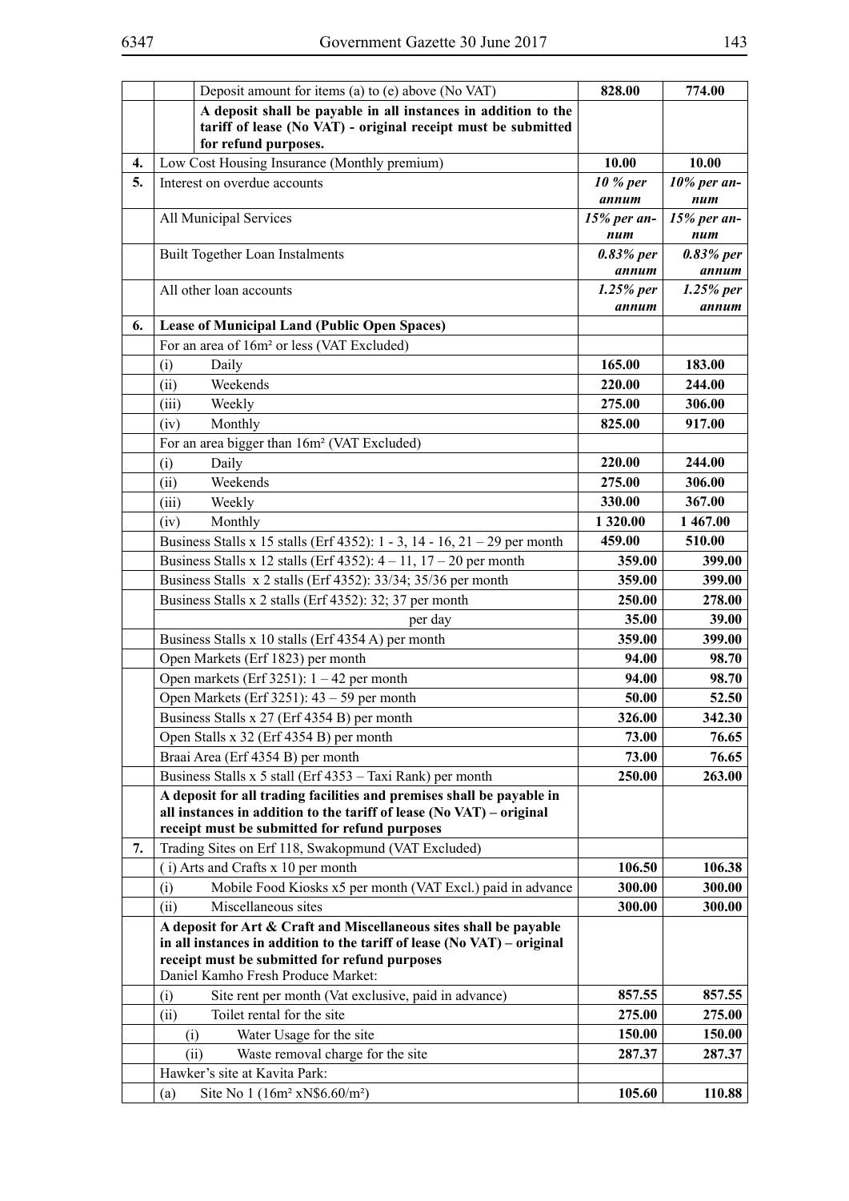| | | | | |
|---|---|---|---|---|
| | | Deposit amount for items (a) to (e) above (No VAT) | **828.00** | **774.00** |
| | | **A deposit shall be payable in all instances in addition to the tariff of lease (No VAT) - original receipt must be submitted for refund purposes.** | | |
| **4.** | Low Cost Housing Insurance (Monthly premium) | | **10.00** | **10.00** |
| **5.** | Interest on overdue accounts | | ***10 % per annum*** | ***10% per annum*** |
| | All Municipal Services | | ***15% per annum*** | ***15% per annum*** |
| | Built Together Loan Instalments | | ***0.83% per annum*** | ***0.83% per annum*** |
| | All other loan accounts | | ***1.25% per annum*** | ***1.25% per annum*** |
| **6.** | **Lease of Municipal Land (Public Open Spaces)** | | | |
| | For an area of 16m² or less (VAT Excluded) | | | |
| | (i) | Daily | **165.00** | **183.00** |
| | (ii) | Weekends | **220.00** | **244.00** |
| | (iii) | Weekly | **275.00** | **306.00** |
| | (iv) | Monthly | **825.00** | **917.00** |
| | For an area bigger than 16m² (VAT Excluded) | | | |
| | (i) | Daily | **220.00** | **244.00** |
| | (ii) | Weekends | **275.00** | **306.00** |
| | (iii) | Weekly | **330.00** | **367.00** |
| | (iv) | Monthly | **1 320.00** | **1 467.00** |
| | Business Stalls x 15 stalls (Erf 4352): 1 - 3, 14 - 16, 21 – 29 per month | | **459.00** | **510.00** |
| | Business Stalls x 12 stalls (Erf 4352): 4 – 11, 17 – 20 per month | | **359.00** | **399.00** |
| | Business Stalls x 2 stalls (Erf 4352): 33/34; 35/36 per month | | **359.00** | **399.00** |
| | Business Stalls x 2 stalls (Erf 4352): 32; 37 per month | | **250.00** | **278.00** |
| | per day | | **35.00** | **39.00** |
| | Business Stalls x 10 stalls (Erf 4354 A) per month | | **359.00** | **399.00** |
| | Open Markets (Erf 1823) per month | | **94.00** | **98.70** |
| | Open markets (Erf 3251): 1 – 42 per month | | **94.00** | **98.70** |
| | Open Markets (Erf 3251): 43 – 59 per month | | **50.00** | **52.50** |
| | Business Stalls x 27 (Erf 4354 B) per month | | **326.00** | **342.30** |
| | Open Stalls x 32 (Erf 4354 B) per month | | **73.00** | **76.65** |
| | Braai Area (Erf 4354 B) per month | | **73.00** | **76.65** |
| | Business Stalls x 5 stall (Erf 4353 – Taxi Rank) per month | | **250.00** | **263.00** |
| | **A deposit for all trading facilities and premises shall be payable in all instances in addition to the tariff of lease (No VAT) – original receipt must be submitted for refund purposes** | | | |
| **7.** | Trading Sites on Erf 118, Swakopmund (VAT Excluded) | | | |
| | ( i) Arts and Crafts x 10 per month | | **106.50** | **106.38** |
| | (i) | Mobile Food Kiosks x5 per month (VAT Excl.) paid in advance | **300.00** | **300.00** |
| | (ii) | Miscellaneous sites | **300.00** | **300.00** |
| | **A deposit for Art & Craft and Miscellaneous sites shall be payable in all instances in addition to the tariff of lease (No VAT) – original receipt must be submitted for refund purposes** Daniel Kamho Fresh Produce Market: | | | |
| | (i) | Site rent per month (Vat exclusive, paid in advance) | **857.55** | **857.55** |
| | (ii) | Toilet rental for the site | **275.00** | **275.00** |
| | (i) | Water Usage for the site | **150.00** | **150.00** |
| | (ii) | Waste removal charge for the site | **287.37** | **287.37** |
| | Hawker's site at Kavita Park: | | | |
| | (a) | Site No 1 (16m² xN$6.60/m²) | **105.60** | **110.88** |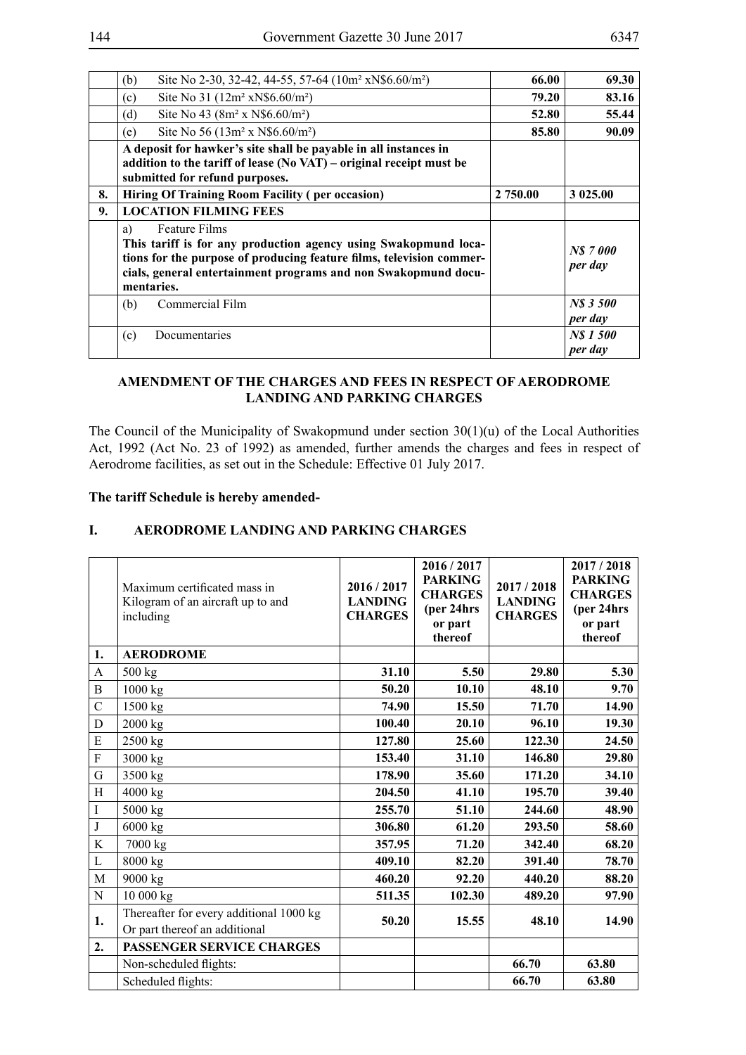| | | | |
|---|---|---|---|
| | (b) Site No 2-30, 32-42, 44-55, 57-64 (10m² xN$6.60/m²) | **66.00** | **69.30** |
| | (c) Site No 31 (12m² xN$6.60/m²) | **79.20** | **83.16** |
| | (d) Site No 43 (8m² x N$6.60/m²) | **52.80** | **55.44** |
| | (e) Site No 56 (13m² x N$6.60/m²) | **85.80** | **90.09** |
| | **A deposit for hawker's site shall be payable in all instances in addition to the tariff of lease (No VAT) – original receipt must be submitted for refund purposes.** | | |
| **8.** | **Hiring Of Training Room Facility ( per occasion)** | **2 750.00** | **3 025.00** |
| **9.** | **LOCATION FILMING FEES** | | |
| | a) Feature Films **This tariff is for any production agency using Swakopmund locations for the purpose of producing feature films, television commercials, general entertainment programs and non Swakopmund documentaries.** | | ***N$ 7 000 per day*** |
| | (b) Commercial Film | | ***N$ 3 500 per day*** |
| | (c) Documentaries | | ***N$ 1 500 per day*** |

## AMENDMENT OF THE CHARGES AND FEES IN RESPECT OF AERODROME LANDING AND PARKING CHARGES

The Council of the Municipality of Swakopmund under section 30(1)(u) of the Local Authorities Act, 1992 (Act No. 23 of 1992) as amended, further amends the charges and fees in respect of Aerodrome facilities, as set out in the Schedule: Effective 01 July 2017.

**The tariff Schedule is hereby amended-**

### I. AERODROME LANDING AND PARKING CHARGES

| | Maximum certificated mass in Kilogram of an aircraft up to and including | 2016 / 2017 LANDING CHARGES | 2016 / 2017 PARKING CHARGES (per 24hrs or part thereof | 2017 / 2018 LANDING CHARGES | 2017 / 2018 PARKING CHARGES (per 24hrs or part thereof |
|---|---|---|---|---|---|
| **1.** | **AERODROME** | | | | |
| A | 500 kg | **31.10** | **5.50** | **29.80** | **5.30** |
| B | 1000 kg | **50.20** | **10.10** | **48.10** | **9.70** |
| C | 1500 kg | **74.90** | **15.50** | **71.70** | **14.90** |
| D | 2000 kg | **100.40** | **20.10** | **96.10** | **19.30** |
| E | 2500 kg | **127.80** | **25.60** | **122.30** | **24.50** |
| F | 3000 kg | **153.40** | **31.10** | **146.80** | **29.80** |
| G | 3500 kg | **178.90** | **35.60** | **171.20** | **34.10** |
| H | 4000 kg | **204.50** | **41.10** | **195.70** | **39.40** |
| I | 5000 kg | **255.70** | **51.10** | **244.60** | **48.90** |
| J | 6000 kg | **306.80** | **61.20** | **293.50** | **58.60** |
| K | 7000 kg | **357.95** | **71.20** | **342.40** | **68.20** |
| L | 8000 kg | **409.10** | **82.20** | **391.40** | **78.70** |
| M | 9000 kg | **460.20** | **92.20** | **440.20** | **88.20** |
| N | 10 000 kg | **511.35** | **102.30** | **489.20** | **97.90** |
| **1.** | Thereafter for every additional 1000 kg Or part thereof an additional | **50.20** | **15.55** | **48.10** | **14.90** |
| **2.** | **PASSENGER SERVICE CHARGES** | | | | |
| | Non-scheduled flights: | | | **66.70** | **63.80** |
| | Scheduled flights: | | | **66.70** | **63.80** |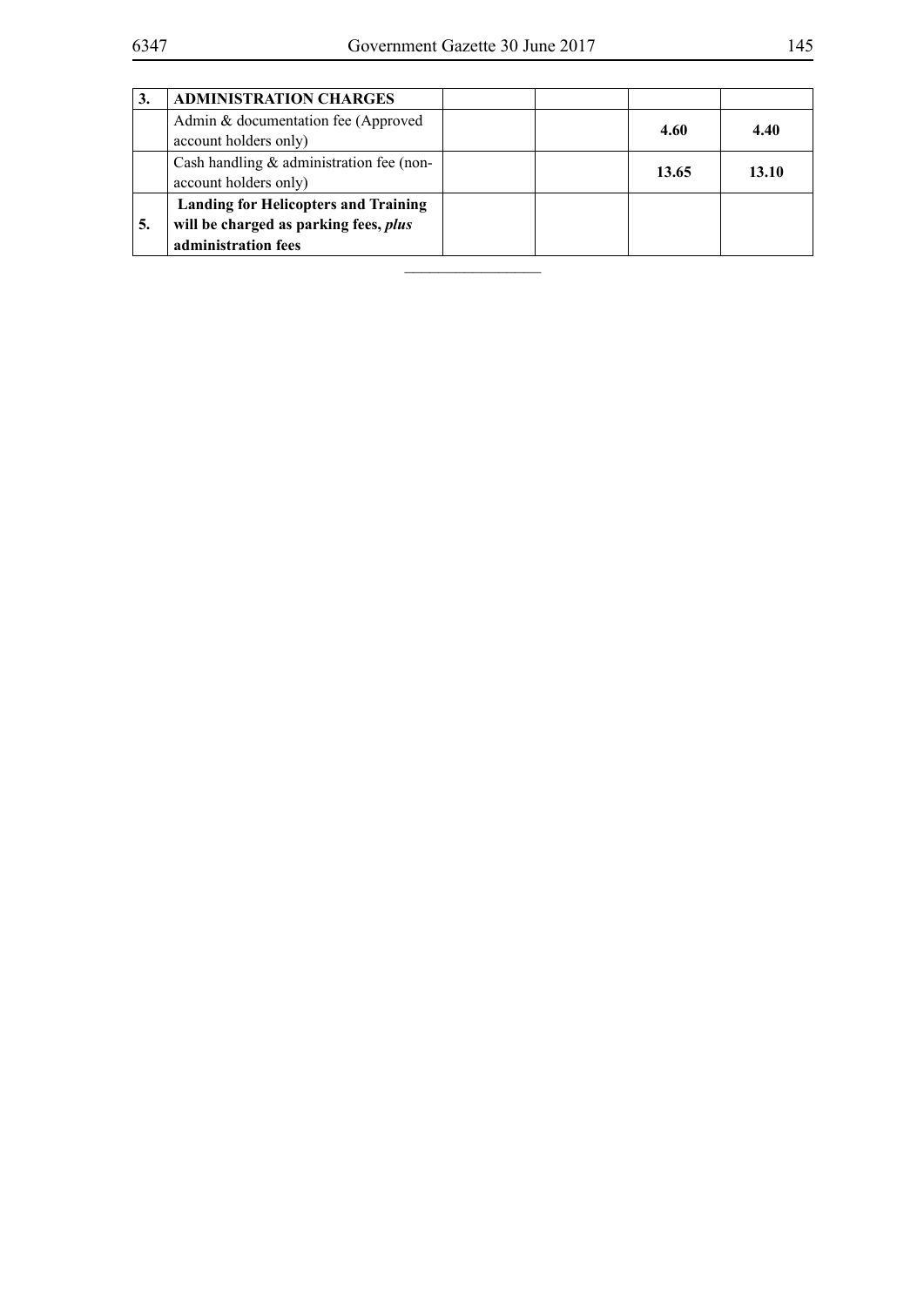| | | | | | |
|---|---|---|---|---|---|
| **3.** | **ADMINISTRATION CHARGES** | | | | |
| | Admin & documentation fee (Approved account holders only) | | | **4.60** | **4.40** |
| | Cash handling & administration fee (non-account holders only) | | | **13.65** | **13.10** |
| **5.** | **Landing for Helicopters and Training will be charged as parking fees, *plus* administration fees** | | | | |